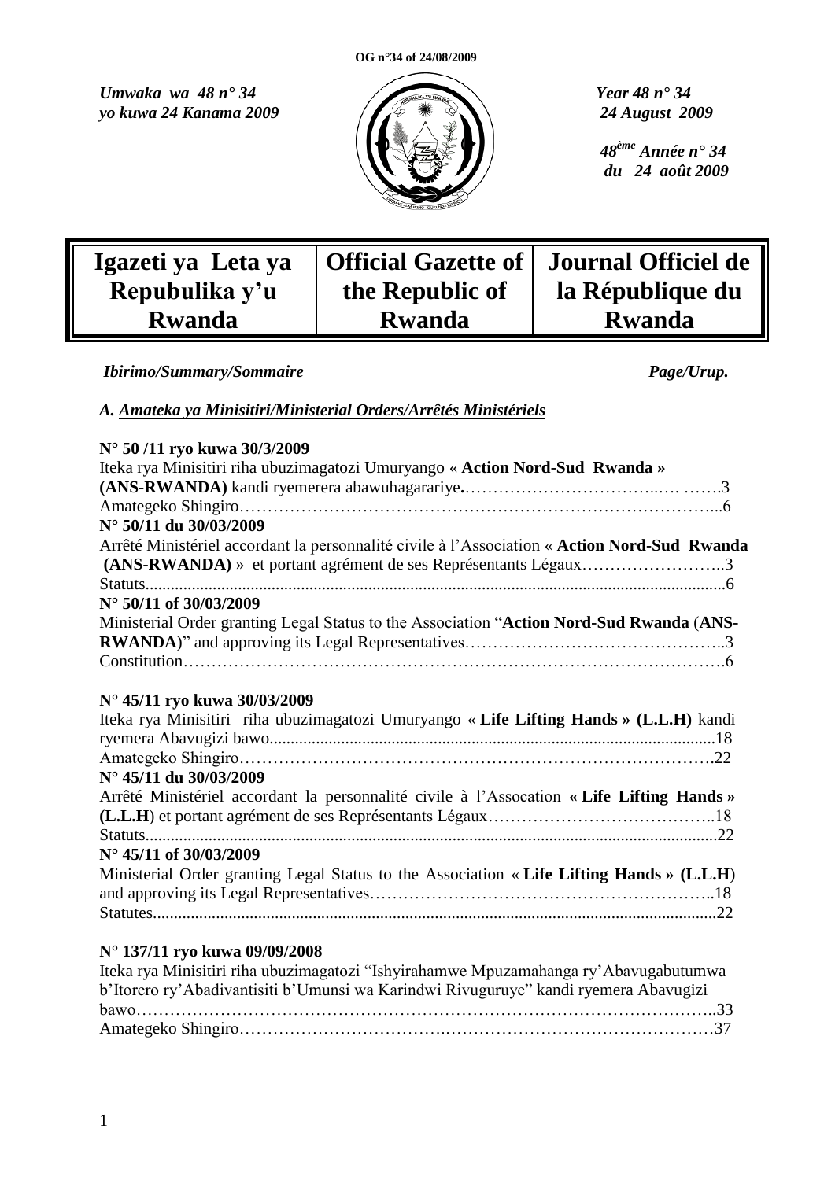OG n°34 of 24/08/2009

*Umwaka wa 48 n° 34*
*yo kuwa 24 Kanama 2009*

*Year 48 n° 34*
*24 August 2009*

*48ème Année n° 34*
*du 24 août 2009*

| Igazeti ya Leta ya Repubulika y'u Rwanda | Official Gazette of the Republic of Rwanda | Journal Officiel de la République du Rwanda |
|---|---|---|

*Ibirimo/Summary/Sommaire* *Page/Urup.*

## *A. Amateka ya Minisitiri/Ministerial Orders/Arrêtés Ministériels*

**N° 50 /11 ryo kuwa 30/3/2009**
Iteka rya Minisitiri riha ubuzimagatozi Umuryango « **Action Nord-Sud Rwanda » (ANS-RWANDA)** kandi ryemerera abawuhagarariye**.**……………………………..…. …….3
Amategeko Shingiro……………………………………………………………………...6

**N° 50/11 du 30/03/2009**
Arrêté Ministériel accordant la personnalité civile à l'Association « **Action Nord-Sud Rwanda (ANS-RWANDA)** » et portant agrément de ses Représentants Légaux……………………..3
Statuts........................................................................................................................................6

**N° 50/11 of 30/03/2009**
Ministerial Order granting Legal Status to the Association "**Action Nord-Sud Rwanda** (**ANS-RWANDA**)" and approving its Legal Representatives………………………………………..3
Constitution……………………………………………………………………………….6

**N° 45/11 ryo kuwa 30/03/2009**
Iteka rya Minisitiri riha ubuzimagatozi Umuryango « **Life Lifting Hands » (L.L.H)** kandi ryemera Abavugizi bawo...........................................................................................................18
Amategeko Shingiro……………………………………………………………………….22

**N° 45/11 du 30/03/2009**
Arrêté Ministériel accordant la personnalité civile à l'Assocation **« Life Lifting Hands » (L.L.H**) et portant agrément de ses Représentants Légaux…………………………………..18
Statuts.......................................................................................................................................22

**N° 45/11 of 30/03/2009**
Ministerial Order granting Legal Status to the Association « **Life Lifting Hands » (L.L.H**) and approving its Legal Representatives…………………………………………………..18
Statutes.....................................................................................................................................22

**N° 137/11 ryo kuwa 09/09/2008**
Iteka rya Minisitiri riha ubuzimagatozi "Ishyirahamwe Mpuzamahanga ry'Abavugabutumwa b'Itorero ry'Abadivantisiti b'Umunsi wa Karindwi Rivuguruye" kandi ryemera Abavugizi bawo………………………………………………………………………………………..33
Amategeko Shingiro………………………….……………………………………………37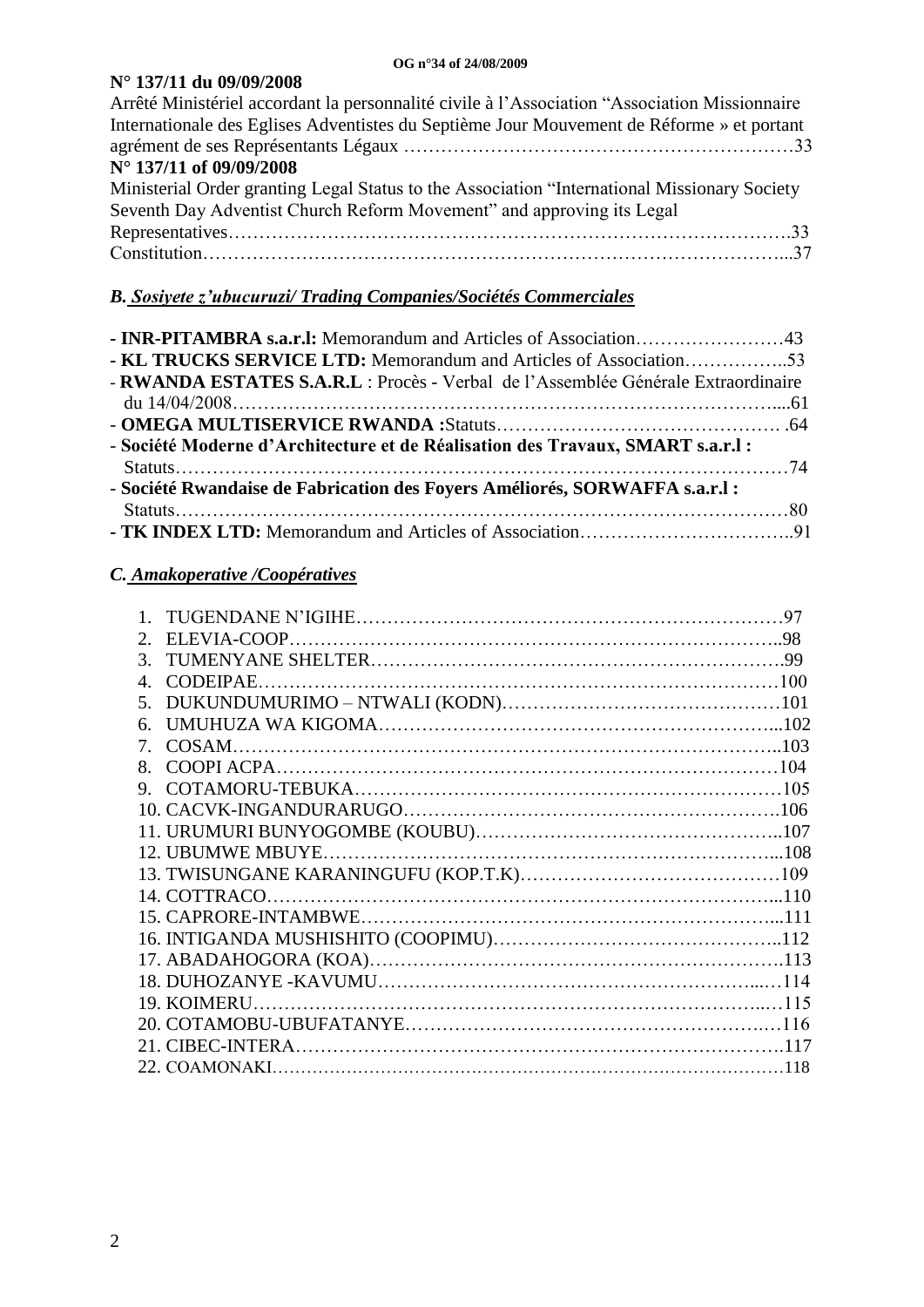**N° 137/11 du 09/09/2008**

Arrêté Ministériel accordant la personnalité civile à l'Association "Association Missionnaire Internationale des Eglises Adventistes du Septième Jour Mouvement de Réforme » et portant agrément de ses Représentants Légaux ……………………………………………………33

**N° 137/11 of 09/09/2008**

Ministerial Order granting Legal Status to the Association "International Missionary Society Seventh Day Adventist Church Reform Movement" and approving its Legal Representatives…………………………………………………………………………….33

Constitution………………………………………………………………………………...37

## *B. Sosiyete z'ubucuruzi/ Trading Companies/Sociétés Commerciales*

- **INR-PITAMBRA s.a.r.l:** Memorandum and Articles of Association……………………43
- **KL TRUCKS SERVICE LTD:** Memorandum and Articles of Association……………..53
- **RWANDA ESTATES S.A.R.L** : Procès - Verbal de l'Assemblée Générale Extraordinaire du 14/04/2008………………………………………………………………………....61
- **OMEGA MULTISERVICE RWANDA :**Statuts………………………………………. .64
- **Société Moderne d'Architecture et de Réalisation des Travaux, SMART s.a.r.l :** Statuts……………………………………………………………………………………74
- **Société Rwandaise de Fabrication des Foyers Améliorés, SORWAFFA s.a.r.l :** Statuts……………………………………………………………………………………80
- **TK INDEX LTD:** Memorandum and Articles of Association……………………………..91

## *C. Amakoperative /Coopératives*

1. TUGENDANE N'IGIHE……………………………………………………………97
2. ELEVIA-COOP……………………………………………………………………..98
3. TUMENYANE SHELTER………………………………………………………….99
4. CODEIPAE………………………………………………………………………100
5. DUKUNDUMURIMO – NTWALI (KODN)………………………………………101
6. UMUHUZA WA KIGOMA………………………………………………………...102
7. COSAM…………………………………………………………………………..103
8. COOPI ACPA……………………………………………………………………104
9. COTAMORU-TEBUKA…………………………………………………………105
10. CACVK-INGANDURARUGO…………………………………………………….106
11. URUMURI BUNYOGOMBE (KOUBU)…………………………………………..107
12. UBUMWE MBUYE……………………………………………………………...108
13. TWISUNGANE KARANINGUFU (KOP.T.K)……………………………………109
14. COTTRACO……………………………………………………………………...110
15. CAPRORE-INTAMBWE………………………………………………………...111
16. INTIGANDA MUSHISHITO (COOPIMU)………………………………………..112
17. ABADAHOGORA (KOA)……………………………………………………….113
18. DUHOZANYE -KAVUMU……………………………………………………...…114
19. KOIMERU………………………………………………………………………..…115
20. COTAMOBU-UBUFATANYE……………………………………………………..…116
21. CIBEC-INTERA…………………………………………………………………….117
22. COAMONAKI……………………………………………………………………….118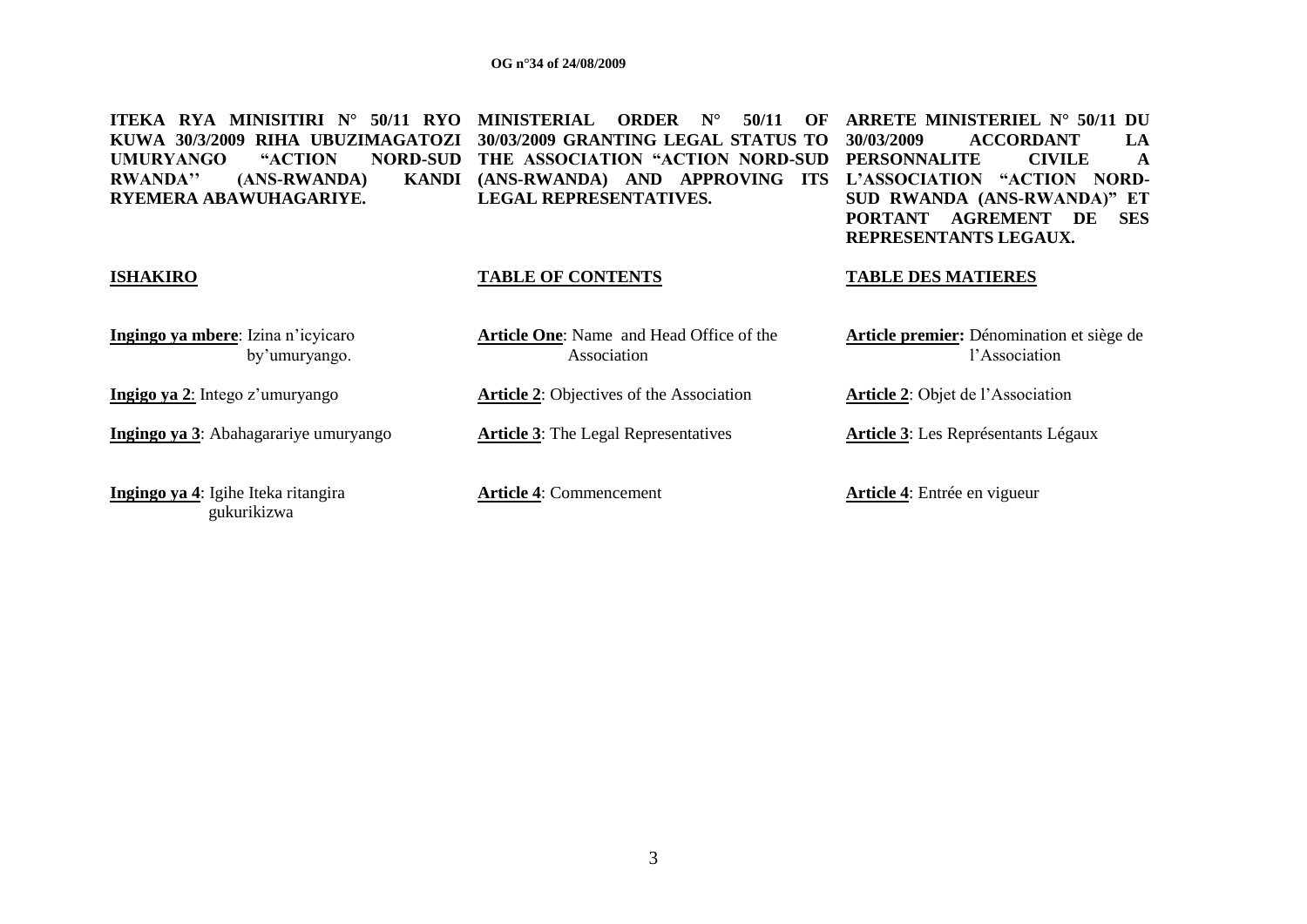**ITEKA RYA MINISITIRI N° 50/11 RYO KUWA 30/3/2009 RIHA UBUZIMAGATOZI UMURYANGO "ACTION NORD-SUD RWANDA'' (ANS-RWANDA) KANDI RYEMERA ABAWUHAGARIYE.**

**ISHAKIRO**

**Ingingo ya mbere**: Izina n'icyicaro by'umuryango.

**Ingigo ya 2**: Intego z'umuryango

**Ingingo ya 3**: Abahagarariye umuryango

**Ingingo ya 4**: Igihe Iteka ritangira gukurikizwa

**MINISTERIAL ORDER N° 50/11 OF 30/03/2009 GRANTING LEGAL STATUS TO THE ASSOCIATION "ACTION NORD-SUD (ANS-RWANDA) AND APPROVING ITS LEGAL REPRESENTATIVES.**

**TABLE OF CONTENTS**

**Article One**: Name and Head Office of the Association

**Article 2**: Objectives of the Association

**Article 3**: The Legal Representatives

**Article 4**: Commencement

**ARRETE MINISTERIEL N° 50/11 DU 30/03/2009 ACCORDANT LA PERSONNALITE CIVILE A L'ASSOCIATION "ACTION NORD-SUD RWANDA (ANS-RWANDA)" ET PORTANT AGREMENT DE SES REPRESENTANTS LEGAUX.**

**TABLE DES MATIERES**

**Article premier:** Dénomination et siège de l'Association

**Article 2**: Objet de l'Association

**Article 3**: Les Représentants Légaux

**Article 4**: Entrée en vigueur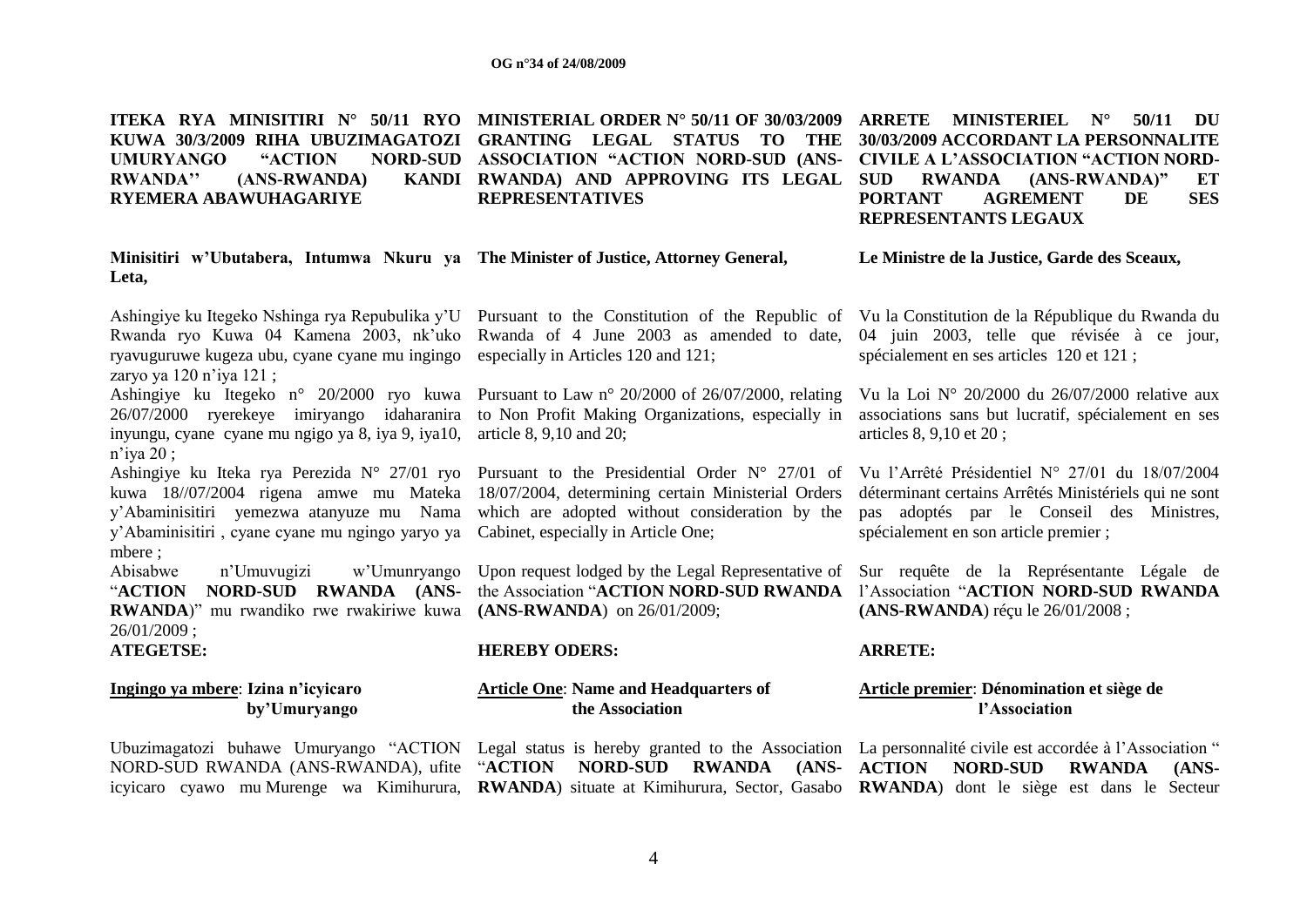**ITEKA RYA MINISITIRI N° 50/11 RYO KUWA 30/3/2009 RIHA UBUZIMAGATOZI UMURYANGO "ACTION NORD-SUD RWANDA'' (ANS-RWANDA) KANDI RYEMERA ABAWUHAGARIYE**

**Minisitiri w'Ubutabera, Intumwa Nkuru ya Leta,**

Ashingiye ku Itegeko Nshinga rya Repubulika y'U Rwanda ryo Kuwa 04 Kamena 2003, nk'uko ryavuguruwe kugeza ubu, cyane cyane mu ingingo zaryo ya 120 n'iya 121 ;

Ashingiye ku Itegeko n° 20/2000 ryo kuwa 26/07/2000 ryerekeye imiryango idaharanira inyungu, cyane cyane mu ngigo ya 8, iya 9, iya10, n'iya 20 ;

Ashingiye ku Iteka rya Perezida N° 27/01 ryo kuwa 18//07/2004 rigena amwe mu Mateka y'Abaminisitiri yemezwa atanyuze mu Nama y'Abaminisitiri , cyane cyane mu ngingo yaryo ya mbere ;

Abisabwe n'Umuvugizi w'Umunryango "**ACTION NORD-SUD RWANDA (ANS-RWANDA**)" mu rwandiko rwe rwakiriwe kuwa 26/01/2009 ;

**ATEGETSE:**

**Ingingo ya mbere**: **Izina n'icyicaro by'Umuryango**

Ubuzimagatozi buhawe Umuryango "ACTION NORD-SUD RWANDA (ANS-RWANDA), ufite icyicaro cyawo mu Murenge wa Kimihurura,

**MINISTERIAL ORDER N° 50/11 OF 30/03/2009 GRANTING LEGAL STATUS TO THE ASSOCIATION "ACTION NORD-SUD (ANS-RWANDA) AND APPROVING ITS LEGAL REPRESENTATIVES**

**The Minister of Justice, Attorney General,**

Pursuant to the Constitution of the Republic of Rwanda of 4 June 2003 as amended to date, especially in Articles 120 and 121;

Pursuant to Law n° 20/2000 of 26/07/2000, relating to Non Profit Making Organizations, especially in article 8, 9,10 and 20;

Pursuant to the Presidential Order N° 27/01 of 18/07/2004, determining certain Ministerial Orders which are adopted without consideration by the Cabinet, especially in Article One;

Upon request lodged by the Legal Representative of the Association "**ACTION NORD-SUD RWANDA (ANS-RWANDA**) on 26/01/2009;

**HEREBY ODERS:**

**Article One**: **Name and Headquarters of the Association**

Legal status is hereby granted to the Association "**ACTION NORD-SUD RWANDA (ANS-RWANDA**) situate at Kimihurura, Sector, Gasabo

**ARRETE MINISTERIEL N° 50/11 DU 30/03/2009 ACCORDANT LA PERSONNALITE CIVILE A L'ASSOCIATION "ACTION NORD-SUD RWANDA (ANS-RWANDA)" ET PORTANT AGREMENT DE SES REPRESENTANTS LEGAUX**

**Le Ministre de la Justice, Garde des Sceaux,**

Vu la Constitution de la République du Rwanda du 04 juin 2003, telle que révisée à ce jour, spécialement en ses articles 120 et 121 ;

Vu la Loi N° 20/2000 du 26/07/2000 relative aux associations sans but lucratif, spécialement en ses articles 8, 9,10 et 20 ;

Vu l'Arrêté Présidentiel N° 27/01 du 18/07/2004 déterminant certains Arrêtés Ministériels qui ne sont pas adoptés par le Conseil des Ministres, spécialement en son article premier ;

Sur requête de la Représentante Légale de l'Association "**ACTION NORD-SUD RWANDA (ANS-RWANDA**) réçu le 26/01/2008 ;

**ARRETE:**

**Article premier**: **Dénomination et siège de l'Association**

La personnalité civile est accordée à l'Association " **ACTION NORD-SUD RWANDA (ANS-RWANDA**) dont le siège est dans le Secteur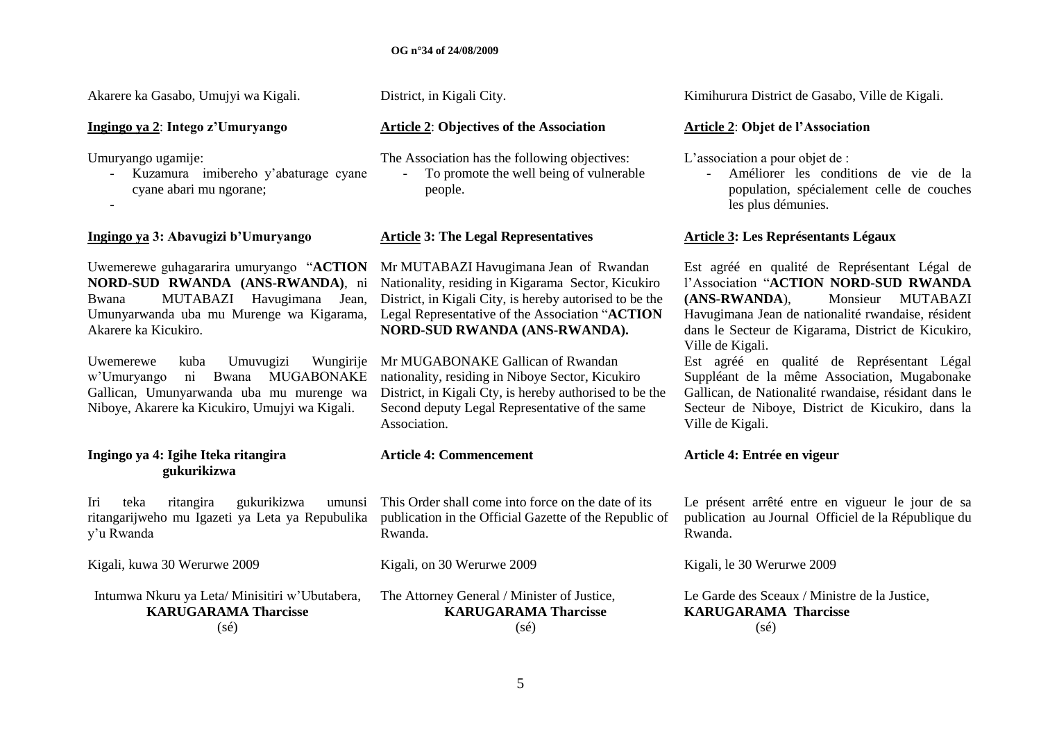Akarere ka Gasabo, Umujyi wa Kigali.

**Ingingo ya 2**: **Intego z'Umuryango**

Umuryango ugamije:

- Kuzamura imibereho y'abaturage cyane cyane abari mu ngorane;
-

**Ingingo ya 3: Abavugizi b'Umuryango**

Uwemerewe guhagararira umuryango "**ACTION NORD-SUD RWANDA (ANS-RWANDA)**, ni Bwana MUTABAZI Havugimana Jean, Umunyarwanda uba mu Murenge wa Kigarama, Akarere ka Kicukiro.

Uwemerewe kuba Umuvugizi Wungirije w'Umuryango ni Bwana MUGABONAKE Gallican, Umunyarwanda uba mu murenge wa Niboye, Akarere ka Kicukiro, Umujyi wa Kigali.

**Ingingo ya 4: Igihe Iteka ritangira gukurikizwa**

Iri teka ritangira gukurikizwa umunsi ritangarijweho mu Igazeti ya Leta ya Repubulika y'u Rwanda

Kigali, kuwa 30 Werurwe 2009

Intumwa Nkuru ya Leta/ Minisitiri w'Ubutabera,
**KARUGARAMA Tharcisse**
(sé)

District, in Kigali City.

**Article 2**: **Objectives of the Association**

The Association has the following objectives:

- To promote the well being of vulnerable people.

**Article 3: The Legal Representatives**

Mr MUTABAZI Havugimana Jean of Rwandan Nationality, residing in Kigarama Sector, Kicukiro District, in Kigali City, is hereby autorised to be the Legal Representative of the Association "**ACTION NORD-SUD RWANDA (ANS-RWANDA).**

Mr MUGABONAKE Gallican of Rwandan nationality, residing in Niboye Sector, Kicukiro District, in Kigali Cty, is hereby authorised to be the Second deputy Legal Representative of the same Association.

**Article 4: Commencement**

This Order shall come into force on the date of its publication in the Official Gazette of the Republic of Rwanda.

Kigali, on 30 Werurwe 2009

The Attorney General / Minister of Justice,
**KARUGARAMA Tharcisse**
(sé)

Kimihurura District de Gasabo, Ville de Kigali.

**Article 2**: **Objet de l'Association**

L'association a pour objet de :

- Améliorer les conditions de vie de la population, spécialement celle de couches les plus démunies.

**Article 3: Les Représentants Légaux**

Est agréé en qualité de Représentant Légal de l'Association "**ACTION NORD-SUD RWANDA (ANS-RWANDA**), Monsieur MUTABAZI Havugimana Jean de nationalité rwandaise, résident dans le Secteur de Kigarama, District de Kicukiro, Ville de Kigali.

Est agréé en qualité de Représentant Légal Suppléant de la même Association, Mugabonake Gallican, de Nationalité rwandaise, résidant dans le Secteur de Niboye, District de Kicukiro, dans la Ville de Kigali.

**Article 4: Entrée en vigeur**

Le présent arrêté entre en vigueur le jour de sa publication au Journal Officiel de la République du Rwanda.

Kigali, le 30 Werurwe 2009

Le Garde des Sceaux / Ministre de la Justice,
**KARUGARAMA Tharcisse**
(sé)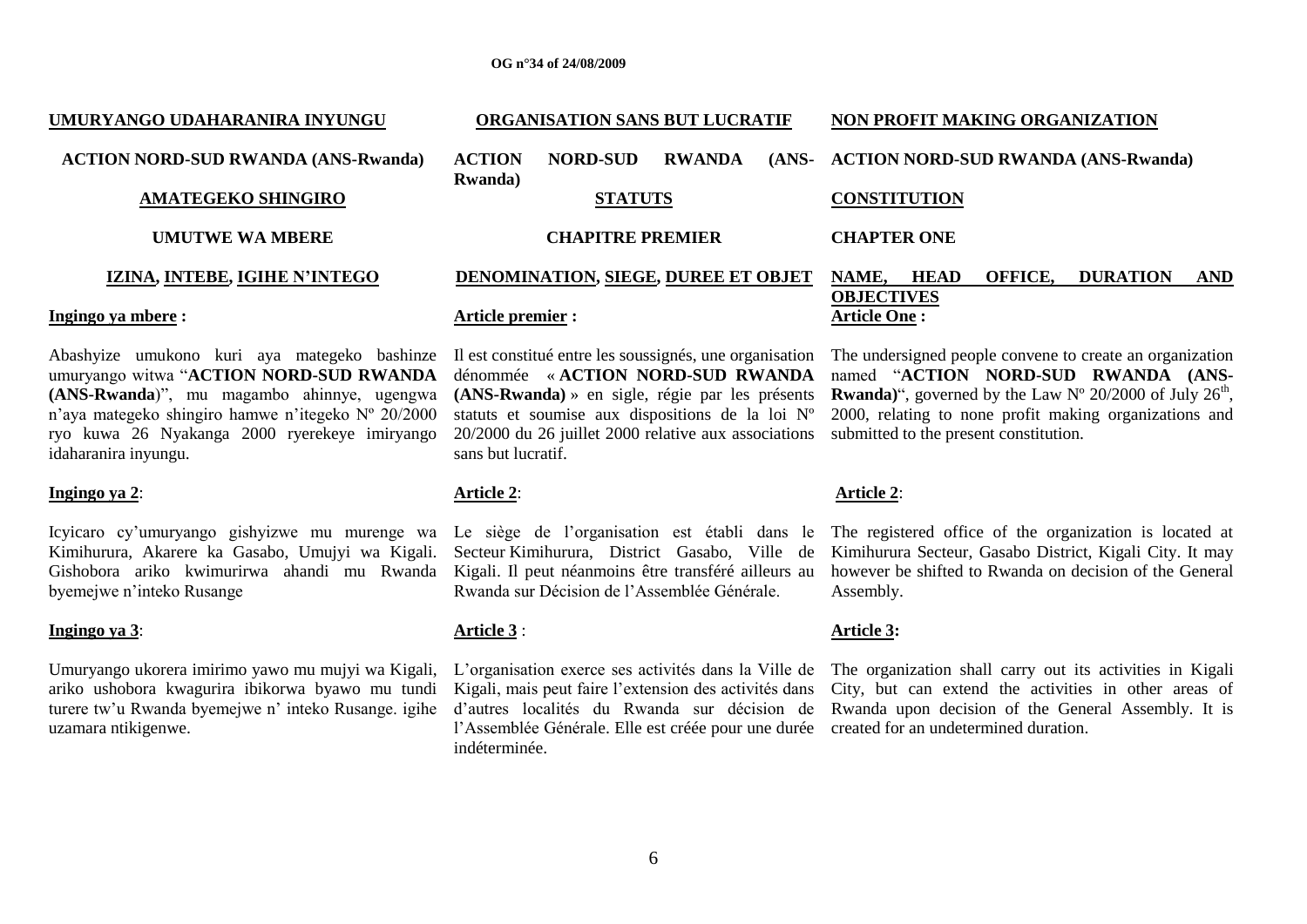**UMURYANGO UDAHARANIRA INYUNGU**

**ACTION NORD-SUD RWANDA (ANS-Rwanda)**

**AMATEGEKO SHINGIRO**

**UMUTWE WA MBERE**

**IZINA, INTEBE, IGIHE N'INTEGO**

**Ingingo ya mbere :**

Abashyize umukono kuri aya mategeko bashinze umuryango witwa "**ACTION NORD-SUD RWANDA (ANS-Rwanda**)", mu magambo ahinnye, ugengwa n'aya mategeko shingiro hamwe n'itegeko Nº 20/2000 ryo kuwa 26 Nyakanga 2000 ryerekeye imiryango idaharanira inyungu.

**Ingingo ya 2**:

Icyicaro cy'umuryango gishyizwe mu murenge wa Kimihurura, Akarere ka Gasabo, Umujyi wa Kigali. Gishobora ariko kwimurirwa ahandi mu Rwanda byemejwe n'inteko Rusange

**Ingingo ya 3**:

Umuryango ukorera imirimo yawo mu mujyi wa Kigali, ariko ushobora kwagurira ibikorwa byawo mu tundi turere tw'u Rwanda byemejwe n' inteko Rusange. igihe uzamara ntikigenwe.

**ORGANISATION SANS BUT LUCRATIF**

**ACTION NORD-SUD RWANDA (ANS-Rwanda)**

**STATUTS**

**CHAPITRE PREMIER**

**DENOMINATION, SIEGE, DUREE ET OBJET**

**Article premier :**

Il est constitué entre les soussignés, une organisation dénommée « **ACTION NORD-SUD RWANDA (ANS-Rwanda)** » en sigle, régie par les présents statuts et soumise aux dispositions de la loi Nº 20/2000 du 26 juillet 2000 relative aux associations sans but lucratif.

**Article 2**:

Le siège de l'organisation est établi dans le Secteur Kimihurura, District Gasabo, Ville de Kigali. Il peut néanmoins être transféré ailleurs au Rwanda sur Décision de l'Assemblée Générale.

**Article 3** :

L'organisation exerce ses activités dans la Ville de Kigali, mais peut faire l'extension des activités dans d'autres localités du Rwanda sur décision de l'Assemblée Générale. Elle est créée pour une durée indéterminée.

**NON PROFIT MAKING ORGANIZATION**

**ACTION NORD-SUD RWANDA (ANS-Rwanda)**

**CONSTITUTION**

**CHAPTER ONE**

**NAME, HEAD OFFICE, DURATION AND OBJECTIVES**

**Article One :**

The undersigned people convene to create an organization named "**ACTION NORD-SUD RWANDA (ANS-Rwanda)**", governed by the Law Nº 20/2000 of July 26th, 2000, relating to none profit making organizations and submitted to the present constitution.

**Article 2**:

The registered office of the organization is located at Kimihurura Secteur, Gasabo District, Kigali City. It may however be shifted to Rwanda on decision of the General Assembly.

**Article 3:**

The organization shall carry out its activities in Kigali City, but can extend the activities in other areas of Rwanda upon decision of the General Assembly. It is created for an undetermined duration.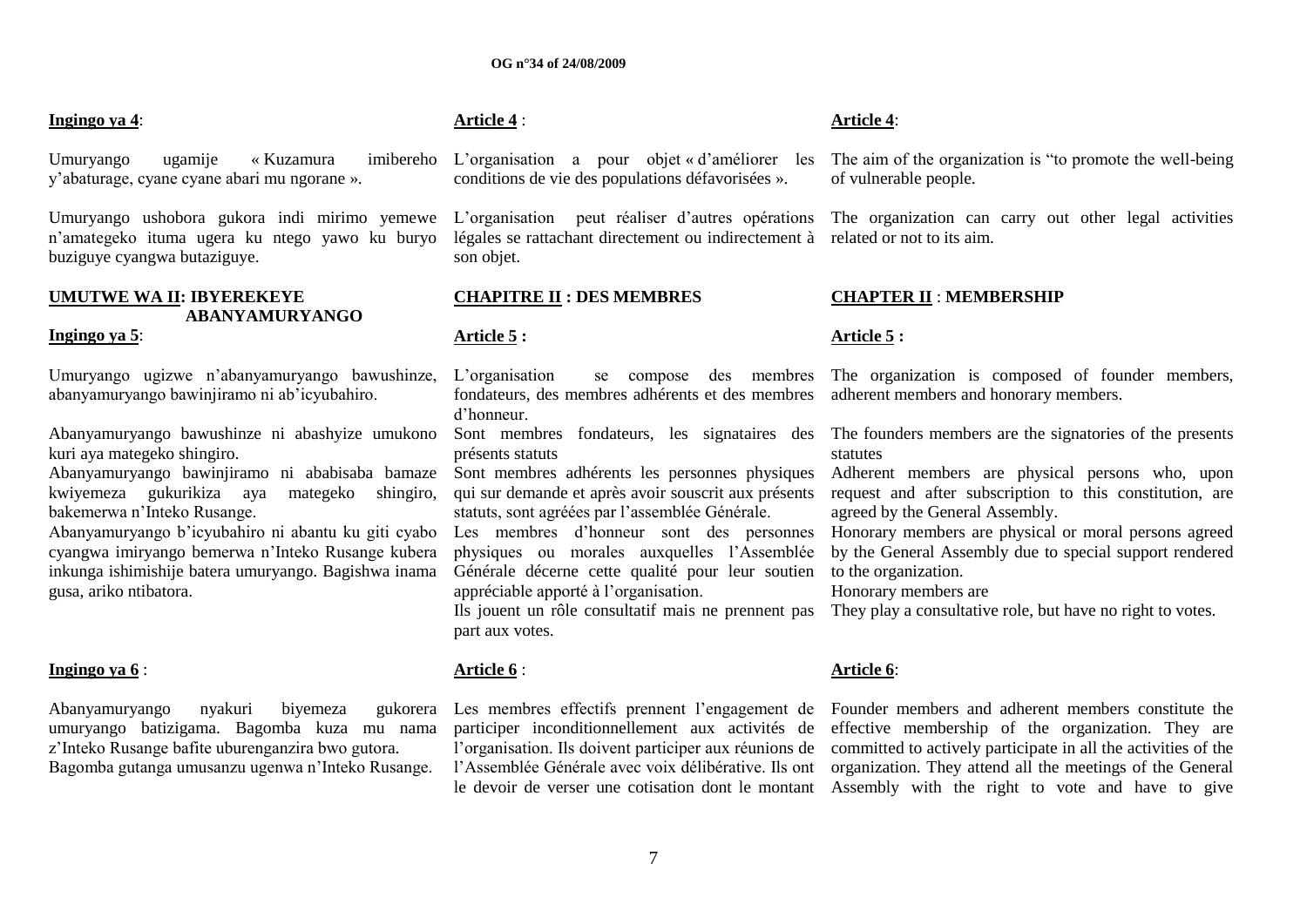**Ingingo ya 4**:

Umuryango ugamije « Kuzamura imibereho y'abaturage, cyane cyane abari mu ngorane ».

Umuryango ushobora gukora indi mirimo yemewe n'amategeko ituma ugera ku ntego yawo ku buryo buziguye cyangwa butaziguye.

**UMUTWE WA II: IBYEREKEYE ABANYAMURYANGO**

**Ingingo ya 5**:

Umuryango ugizwe n'abanyamuryango bawushinze, abanyamuryango bawinjiramo ni ab'icyubahiro.

Abanyamuryango bawushinze ni abashyize umukono kuri aya mategeko shingiro.

Abanyamuryango bawinjiramo ni ababisaba bamaze kwiyemeza gukurikiza aya mategeko shingiro, bakemerwa n'Inteko Rusange.

Abanyamuryango b'icyubahiro ni abantu ku giti cyabo cyangwa imiryango bemerwa n'Inteko Rusange kubera inkunga ishimishije batera umuryango. Bagishwa inama gusa, ariko ntibatora.

**Ingingo ya 6** :

Abanyamuryango nyakuri biyemeza gukorera umuryango batizigama. Bagomba kuza mu nama z'Inteko Rusange bafite uburenganzira bwo gutora.

Bagomba gutanga umusanzu ugenwa n'Inteko Rusange.

**Article 4** :

L'organisation a pour objet « d'améliorer les conditions de vie des populations défavorisées ».

L'organisation peut réaliser d'autres opérations légales se rattachant directement ou indirectement à son objet.

**CHAPITRE II : DES MEMBRES**

**Article 5 :**

L'organisation se compose des membres fondateurs, des membres adhérents et des membres d'honneur.

Sont membres fondateurs, les signataires des présents statuts

Sont membres adhérents les personnes physiques qui sur demande et après avoir souscrit aux présents statuts, sont agréées par l'assemblée Générale.

Les membres d'honneur sont des personnes physiques ou morales auxquelles l'Assemblée Générale décerne cette qualité pour leur soutien appréciable apporté à l'organisation.

Ils jouent un rôle consultatif mais ne prennent pas part aux votes.

**Article 6** :

Les membres effectifs prennent l'engagement de participer inconditionnellement aux activités de l'organisation. Ils doivent participer aux réunions de l'Assemblée Générale avec voix délibérative. Ils ont le devoir de verser une cotisation dont le montant

**Article 4**:

The aim of the organization is "to promote the well-being of vulnerable people.

The organization can carry out other legal activities related or not to its aim.

**CHAPTER II** : **MEMBERSHIP**

**Article 5 :**

The organization is composed of founder members, adherent members and honorary members.

The founders members are the signatories of the presents statutes

Adherent members are physical persons who, upon request and after subscription to this constitution, are agreed by the General Assembly.

Honorary members are physical or moral persons agreed by the General Assembly due to special support rendered to the organization.

Honorary members are

They play a consultative role, but have no right to votes.

**Article 6**:

Founder members and adherent members constitute the effective membership of the organization. They are committed to actively participate in all the activities of the organization. They attend all the meetings of the General Assembly with the right to vote and have to give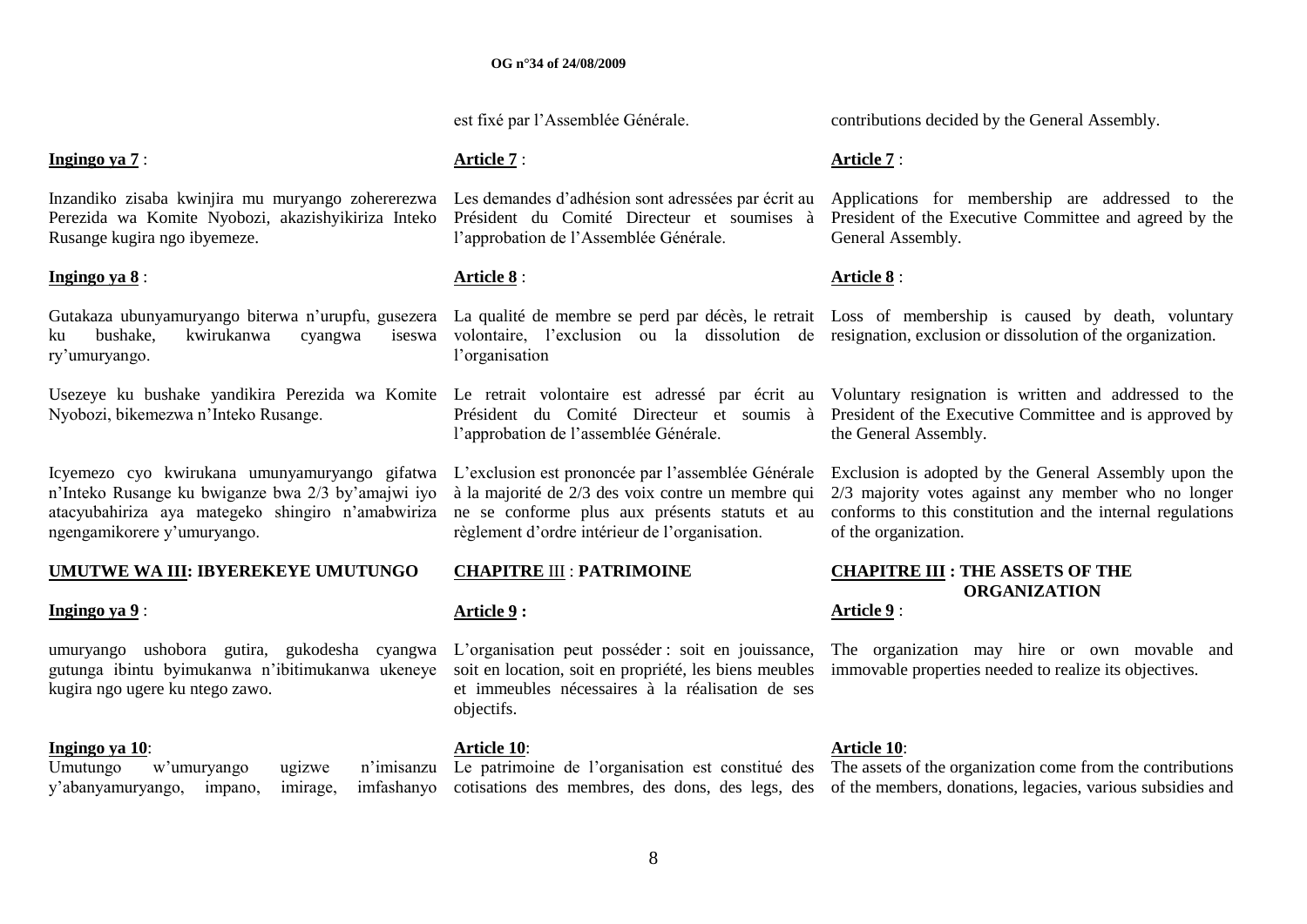est fixé par l'Assemblée Générale.

contributions decided by the General Assembly.

**Ingingo ya 7** :

Inzandiko zisaba kwinjira mu muryango zohererezwa Perezida wa Komite Nyobozi, akazishyikiriza Inteko Rusange kugira ngo ibyemeze.

**Ingingo ya 8** :

Gutakaza ubunyamuryango biterwa n'urupfu, gusezera ku bushake, kwirukanwa cyangwa iseswa ry'umuryango.

Usezeye ku bushake yandikira Perezida wa Komite Nyobozi, bikemezwa n'Inteko Rusange.

Icyemezo cyo kwirukana umunyamuryango gifatwa n'Inteko Rusange ku bwiganze bwa 2/3 by'amajwi iyo atacyubahiriza aya mategeko shingiro n'amabwiriza ngengamikorere y'umuryango.

**UMUTWE WA III: IBYEREKEYE UMUTUNGO**

**Ingingo ya 9** :

umuryango ushobora gutira, gukodesha cyangwa gutunga ibintu byimukanwa n'ibitimukanwa ukeneye kugira ngo ugere ku ntego zawo.

**Ingingo ya 10**:

Umutungo w'umuryango ugizwe n'imisanzu y'abanyamuryango, impano, imirage, imfashanyo

**Article 7** :

Les demandes d'adhésion sont adressées par écrit au Président du Comité Directeur et soumises à l'approbation de l'Assemblée Générale.

**Article 8** :

La qualité de membre se perd par décès, le retrait volontaire, l'exclusion ou la dissolution de l'organisation

Le retrait volontaire est adressé par écrit au Président du Comité Directeur et soumis à l'approbation de l'assemblée Générale.

L'exclusion est prononcée par l'assemblée Générale à la majorité de 2/3 des voix contre un membre qui ne se conforme plus aux présents statuts et au règlement d'ordre intérieur de l'organisation.

**CHAPITRE III : PATRIMOINE**

**Article 9 :**

L'organisation peut posséder : soit en jouissance, soit en location, soit en propriété, les biens meubles et immeubles nécessaires à la réalisation de ses objectifs.

**Article 10**:

Le patrimoine de l'organisation est constitué des cotisations des membres, des dons, des legs, des

**Article 7** :

Applications for membership are addressed to the President of the Executive Committee and agreed by the General Assembly.

**Article 8** :

Loss of membership is caused by death, voluntary resignation, exclusion or dissolution of the organization.

Voluntary resignation is written and addressed to the President of the Executive Committee and is approved by the General Assembly.

Exclusion is adopted by the General Assembly upon the 2/3 majority votes against any member who no longer conforms to this constitution and the internal regulations of the organization.

**CHAPITRE III : THE ASSETS OF THE ORGANIZATION**

**Article 9** :

The organization may hire or own movable and immovable properties needed to realize its objectives.

**Article 10**:

The assets of the organization come from the contributions of the members, donations, legacies, various subsidies and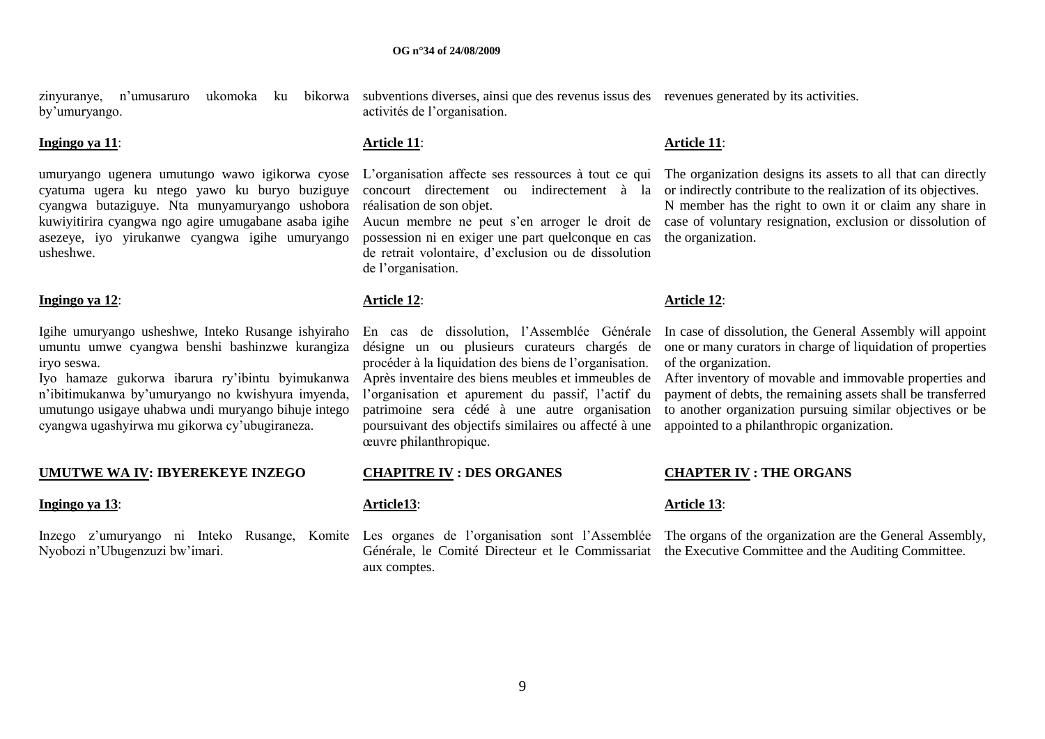zinyuranye, n'umusaruro ukomoka ku bikorwa by'umuryango.

**Ingingo ya 11**:

umuryango ugenera umutungo wawo igikorwa cyose cyatuma ugera ku ntego yawo ku buryo buziguye cyangwa butaziguye. Nta munyamuryango ushobora kuwiyitirira cyangwa ngo agire umugabane asaba igihe asezeye, iyo yirukanwe cyangwa igihe umuryango usheshwe.

**Ingingo ya 12**:

Igihe umuryango usheshwe, Inteko Rusange ishyiraho umuntu umwe cyangwa benshi bashinzwe kurangiza iryo seswa.

Iyo hamaze gukorwa ibarura ry'ibintu byimukanwa n'ibitimukanwa by'umuryango no kwishyura imyenda, umutungo usigaye uhabwa undi muryango bihuje intego cyangwa ugashyirwa mu gikorwa cy'ubugiraneza.

**UMUTWE WA IV: IBYEREKEYE INZEGO**

**Ingingo ya 13**:

Inzego z'umuryango ni Inteko Rusange, Komite Nyobozi n'Ubugenzuzi bw'imari.

subventions diverses, ainsi que des revenus issus des activités de l'organisation.

**Article 11**:

L'organisation affecte ses ressources à tout ce qui concourt directement ou indirectement à la réalisation de son objet.

Aucun membre ne peut s'en arroger le droit de possession ni en exiger une part quelconque en cas de retrait volontaire, d'exclusion ou de dissolution de l'organisation.

**Article 12**:

En cas de dissolution, l'Assemblée Générale désigne un ou plusieurs curateurs chargés de procéder à la liquidation des biens de l'organisation.

Après inventaire des biens meubles et immeubles de l'organisation et apurement du passif, l'actif du patrimoine sera cédé à une autre organisation poursuivant des objectifs similaires ou affecté à une œuvre philanthropique.

**CHAPITRE IV : DES ORGANES**

**Article13**:

Les organes de l'organisation sont l'Assemblée Générale, le Comité Directeur et le Commissariat aux comptes.

revenues generated by its activities.

**Article 11**:

The organization designs its assets to all that can directly or indirectly contribute to the realization of its objectives.

N member has the right to own it or claim any share in case of voluntary resignation, exclusion or dissolution of the organization.

**Article 12**:

In case of dissolution, the General Assembly will appoint one or many curators in charge of liquidation of properties of the organization.

After inventory of movable and immovable properties and payment of debts, the remaining assets shall be transferred to another organization pursuing similar objectives or be appointed to a philanthropic organization.

**CHAPTER IV : THE ORGANS**

**Article 13**:

The organs of the organization are the General Assembly, the Executive Committee and the Auditing Committee.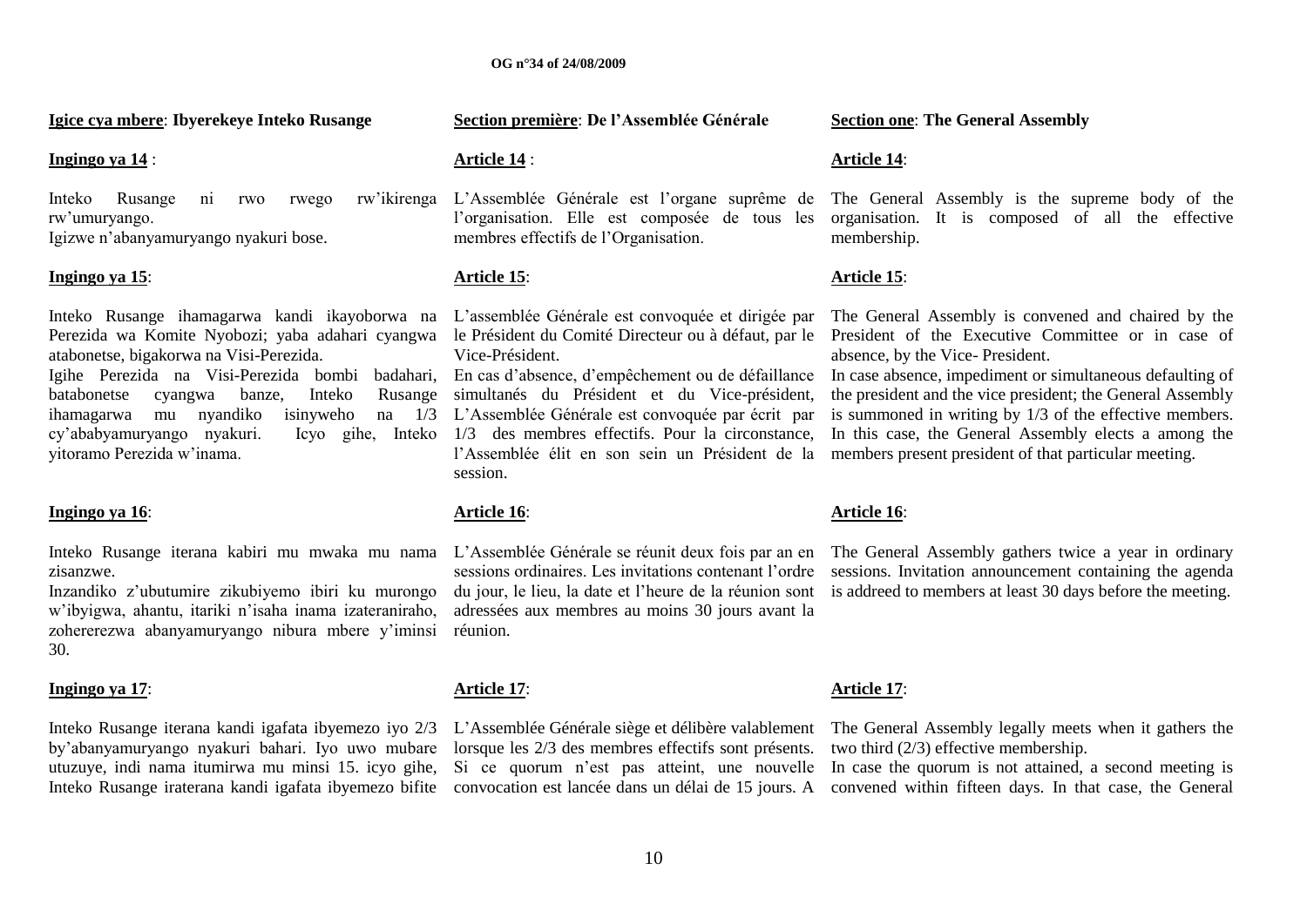**Igice cya mbere**: **Ibyerekeye Inteko Rusange**

**Ingingo ya 14** :

Inteko Rusange ni rwo rwego rw'ikirenga rw'umuryango.
Igizwe n'abanyamuryango nyakuri bose.

**Ingingo ya 15**:

Inteko Rusange ihamagarwa kandi ikayoborwa na Perezida wa Komite Nyobozi; yaba adahari cyangwa atabonetse, bigakorwa na Visi-Perezida.
Igihe Perezida na Visi-Perezida bombi badahari, batabonetse cyangwa banze, Inteko Rusange ihamagarwa mu nyandiko isinyweho na 1/3 cy'ababyamuryango nyakuri. Icyo gihe, Inteko yitoramo Perezida w'inama.

**Ingingo ya 16**:

Inteko Rusange iterana kabiri mu mwaka mu nama zisanzwe.
Inzandiko z'ubutumire zikubiyemo ibiri ku murongo w'ibyigwa, ahantu, itariki n'isaha inama izateraniraho, zohererezwa abanyamuryango nibura mbere y'iminsi 30.

**Ingingo ya 17**:

Inteko Rusange iterana kandi igafata ibyemezo iyo 2/3 by'abanyamuryango nyakuri bahari. Iyo uwo mubare utuzuye, indi nama itumirwa mu minsi 15. icyo gihe, Inteko Rusange iraterana kandi igafata ibyemezo bifite

**Section première**: **De l'Assemblée Générale**

**Article 14** :

L'Assemblée Générale est l'organe suprême de l'organisation. Elle est composée de tous les membres effectifs de l'Organisation.

**Article 15**:

L'assemblée Générale est convoquée et dirigée par le Président du Comité Directeur ou à défaut, par le Vice-Président.
En cas d'absence, d'empêchement ou de défaillance simultanés du Président et du Vice-président, L'Assemblée Générale est convoquée par écrit par 1/3 des membres effectifs. Pour la circonstance, l'Assemblée élit en son sein un Président de la session.

**Article 16**:

L'Assemblée Générale se réunit deux fois par an en sessions ordinaires. Les invitations contenant l'ordre du jour, le lieu, la date et l'heure de la réunion sont adressées aux membres au moins 30 jours avant la réunion.

**Article 17**:

L'Assemblée Générale siège et délibère valablement lorsque les 2/3 des membres effectifs sont présents. Si ce quorum n'est pas atteint, une nouvelle convocation est lancée dans un délai de 15 jours. A

**Section one**: **The General Assembly**

**Article 14**:

The General Assembly is the supreme body of the organisation. It is composed of all the effective membership.

**Article 15**:

The General Assembly is convened and chaired by the President of the Executive Committee or in case of absence, by the Vice- President.
In case absence, impediment or simultaneous defaulting of the president and the vice president; the General Assembly is summoned in writing by 1/3 of the effective members. In this case, the General Assembly elects a among the members present president of that particular meeting.

**Article 16**:

The General Assembly gathers twice a year in ordinary sessions. Invitation announcement containing the agenda is addreed to members at least 30 days before the meeting.

**Article 17**:

The General Assembly legally meets when it gathers the two third (2/3) effective membership.
In case the quorum is not attained, a second meeting is convened within fifteen days. In that case, the General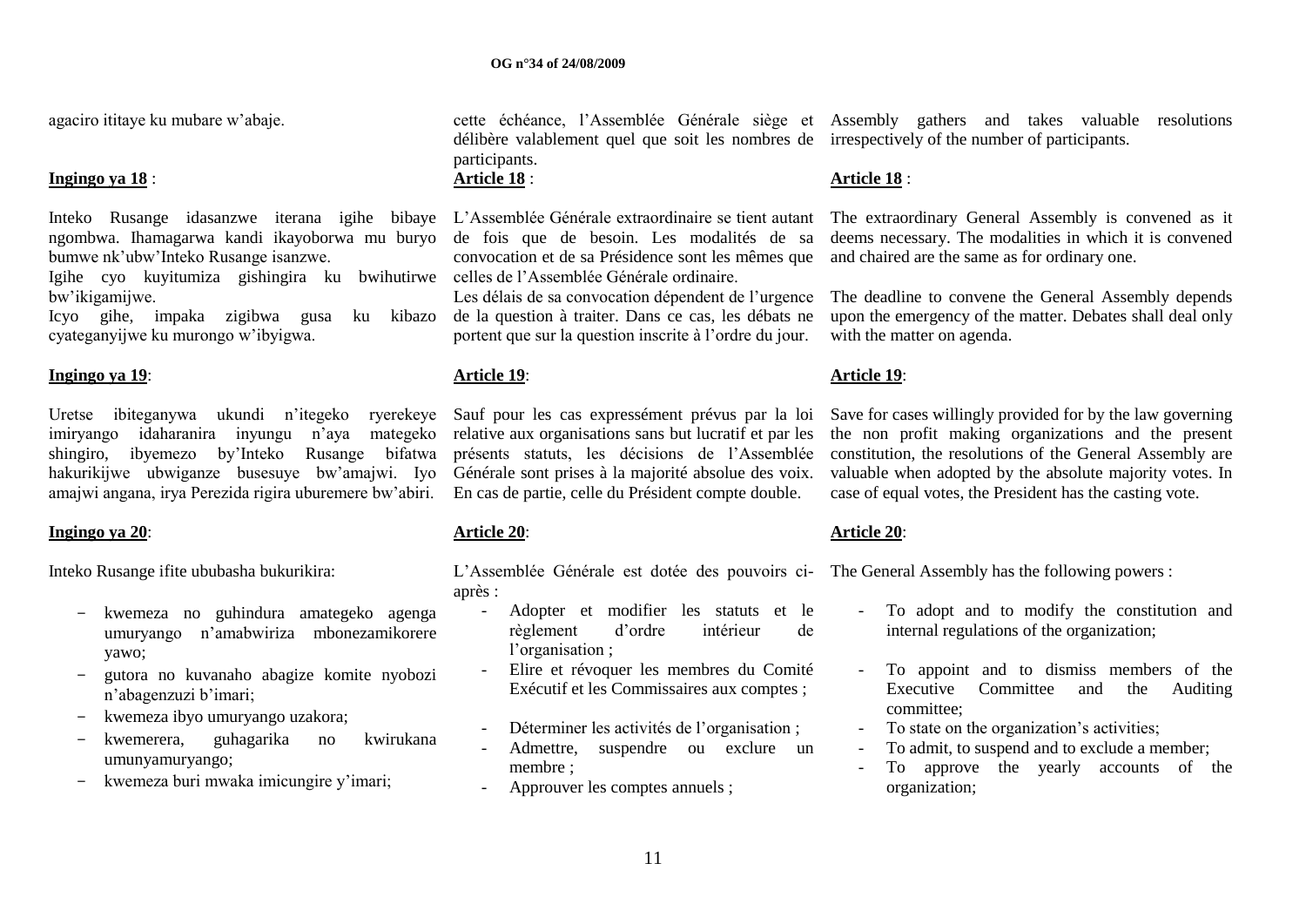agaciro ititaye ku mubare w'abaje.

**Ingingo ya 18** :

Inteko Rusange idasanzwe iterana igihe bibaye ngombwa. Ihamagarwa kandi ikayoborwa mu buryo bumwe nk'ubw'Inteko Rusange isanzwe.

Igihe cyo kuyitumiza gishingira ku bwihutirwe bw'ikigamijwe.

Icyo gihe, impaka zigibwa gusa ku kibazo cyateganyijwe ku murongo w'ibyigwa.

**Ingingo ya 19**:

Uretse ibiteganywa ukundi n'itegeko ryerekeye imiryango idaharanira inyungu n'aya mategeko shingiro, ibyemezo by'Inteko Rusange bifatwa hakurikijwe ubwiganze busesuye bw'amajwi. Iyo amajwi angana, irya Perezida rigira uburemere bw'abiri.

**Ingingo ya 20**:

Inteko Rusange ifite ububasha bukurikira:

- kwemeza no guhindura amategeko agenga umuryango n'amabwiriza mbonezamikorere yawo;
- gutora no kuvanaho abagize komite nyobozi n'abagenzuzi b'imari;
- kwemeza ibyo umuryango uzakora;
- kwemerera, guhagarika no kwirukana umunyamuryango;
- kwemeza buri mwaka imicungire y'imari;

cette échéance, l'Assemblée Générale siège et délibère valablement quel que soit les nombres de participants.

**Article 18** :

L'Assemblée Générale extraordinaire se tient autant de fois que de besoin. Les modalités de sa convocation et de sa Présidence sont les mêmes que celles de l'Assemblée Générale ordinaire.

Les délais de sa convocation dépendent de l'urgence de la question à traiter. Dans ce cas, les débats ne portent que sur la question inscrite à l'ordre du jour.

**Article 19**:

Sauf pour les cas expressément prévus par la loi relative aux organisations sans but lucratif et par les présents statuts, les décisions de l'Assemblée Générale sont prises à la majorité absolue des voix. En cas de partie, celle du Président compte double.

**Article 20**:

L'Assemblée Générale est dotée des pouvoirs ci-après :

- Adopter et modifier les statuts et le règlement d'ordre intérieur de l'organisation ;
- Elire et révoquer les membres du Comité Exécutif et les Commissaires aux comptes ;
- Déterminer les activités de l'organisation ;
- Admettre, suspendre ou exclure un membre ;
- Approuver les comptes annuels ;

Assembly gathers and takes valuable resolutions irrespectively of the number of participants.

**Article 18** :

The extraordinary General Assembly is convened as it deems necessary. The modalities in which it is convened and chaired are the same as for ordinary one.

The deadline to convene the General Assembly depends upon the emergency of the matter. Debates shall deal only with the matter on agenda.

**Article 19**:

Save for cases willingly provided for by the law governing the non profit making organizations and the present constitution, the resolutions of the General Assembly are valuable when adopted by the absolute majority votes. In case of equal votes, the President has the casting vote.

**Article 20**:

The General Assembly has the following powers :

- To adopt and to modify the constitution and internal regulations of the organization;
- To appoint and to dismiss members of the Executive Committee and the Auditing committee;
- To state on the organization's activities;
- To admit, to suspend and to exclude a member;
- To approve the yearly accounts of the organization;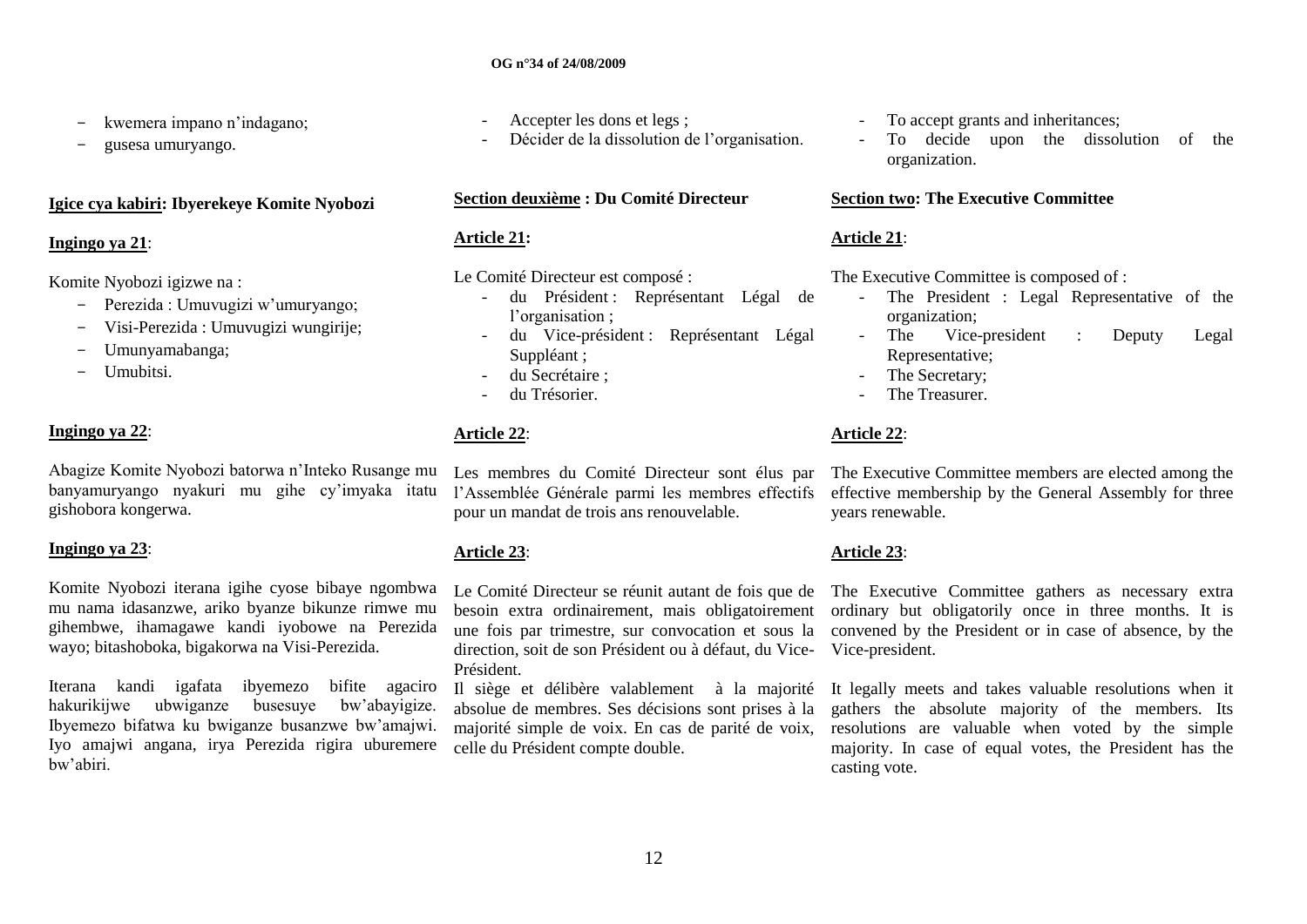- kwemera impano n'indagano;
- gusesa umuryango.

**Igice cya kabiri: Ibyerekeye Komite Nyobozi**

**Ingingo ya 21**:

Komite Nyobozi igizwe na :

- Perezida : Umuvugizi w'umuryango;
- Visi-Perezida : Umuvugizi wungirije;
- Umunyamabanga;
- Umubitsi.

**Ingingo ya 22**:

Abagize Komite Nyobozi batorwa n'Inteko Rusange mu banyamuryango nyakuri mu gihe cy'imyaka itatu gishobora kongerwa.

**Ingingo ya 23**:

Komite Nyobozi iterana igihe cyose bibaye ngombwa mu nama idasanzwe, ariko byanze bikunze rimwe mu gihembwe, ihamagawe kandi iyobowe na Perezida wayo; bitashoboka, bigakorwa na Visi-Perezida.

Iterana kandi igafata ibyemezo bifite agaciro hakurikijwe ubwiganze busesuye bw'abayigize. Ibyemezo bifatwa ku bwiganze busanzwe bw'amajwi. Iyo amajwi angana, irya Perezida rigira uburemere bw'abiri.

- Accepter les dons et legs ;
- Décider de la dissolution de l'organisation.

**Section deuxième : Du Comité Directeur**

**Article 21:**

Le Comité Directeur est composé :

- du Président : Représentant Légal de l'organisation ;
- du Vice-président : Représentant Légal Suppléant ;
- du Secrétaire ;
- du Trésorier.

**Article 22**:

Les membres du Comité Directeur sont élus par l'Assemblée Générale parmi les membres effectifs pour un mandat de trois ans renouvelable.

**Article 23**:

Le Comité Directeur se réunit autant de fois que de besoin extra ordinairement, mais obligatoirement une fois par trimestre, sur convocation et sous la direction, soit de son Président ou à défaut, du Vice-Président.

Il siège et délibère valablement à la majorité absolue de membres. Ses décisions sont prises à la majorité simple de voix. En cas de parité de voix, celle du Président compte double.

- To accept grants and inheritances;
- To decide upon the dissolution of the organization.

**Section two: The Executive Committee**

**Article 21**:

The Executive Committee is composed of :

- The President : Legal Representative of the organization;
- The Vice-president : Deputy Legal Representative;
- The Secretary;
- The Treasurer.

**Article 22**:

The Executive Committee members are elected among the effective membership by the General Assembly for three years renewable.

**Article 23**:

The Executive Committee gathers as necessary extra ordinary but obligatorily once in three months. It is convened by the President or in case of absence, by the Vice-president.

It legally meets and takes valuable resolutions when it gathers the absolute majority of the members. Its resolutions are valuable when voted by the simple majority. In case of equal votes, the President has the casting vote.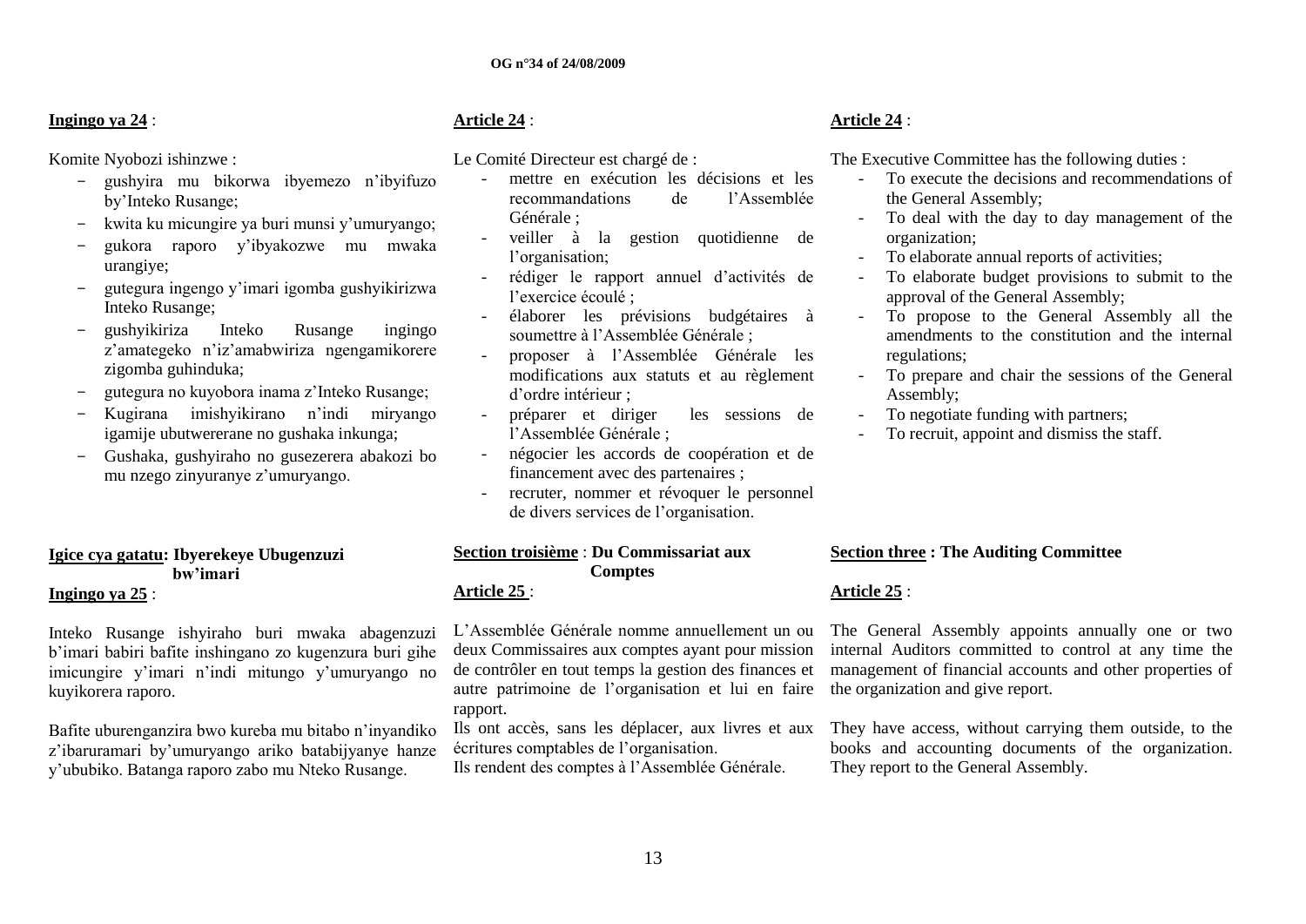**Ingingo ya 24** :

Komite Nyobozi ishinzwe :

- gushyira mu bikorwa ibyemezo n'ibyifuzo by'Inteko Rusange;
- kwita ku micungire ya buri munsi y'umuryango;
- gukora raporo y'ibyakozwe mu mwaka urangiye;
- gutegura ingengo y'imari igomba gushyikirizwa Inteko Rusange;
- gushyikiriza Inteko Rusange ingingo z'amategeko n'iz'amabwiriza ngengamikorere zigomba guhinduka;
- gutegura no kuyobora inama z'Inteko Rusange;
- Kugirana imishyikirano n'indi miryango igamije ubutwererane no gushaka inkunga;
- Gushaka, gushyiraho no gusezerera abakozi bo mu nzego zinyuranye z'umuryango.

**Igice cya gatatu: Ibyerekeye Ubugenzuzi bw'imari**

**Ingingo ya 25** :

Inteko Rusange ishyiraho buri mwaka abagenzuzi b'imari babiri bafite inshingano zo kugenzura buri gihe imicungire y'imari n'indi mitungo y'umuryango no kuyikorera raporo.

Bafite uburenganzira bwo kureba mu bitabo n'inyandiko z'ibaruramari by'umuryango ariko batabijyanye hanze y'ububiko. Batanga raporo zabo mu Nteko Rusange.

**Article 24** :

Le Comité Directeur est chargé de :

- mettre en exécution les décisions et les recommandations de l'Assemblée Générale ;
- veiller à la gestion quotidienne de l'organisation;
- rédiger le rapport annuel d'activités de l'exercice écoulé ;
- élaborer les prévisions budgétaires à soumettre à l'Assemblée Générale ;
- proposer à l'Assemblée Générale les modifications aux statuts et au règlement d'ordre intérieur ;
- préparer et diriger les sessions de l'Assemblée Générale ;
- négocier les accords de coopération et de financement avec des partenaires ;
- recruter, nommer et révoquer le personnel de divers services de l'organisation.

**Section troisième : Du Commissariat aux Comptes**

**Article 25** :

L'Assemblée Générale nomme annuellement un ou deux Commissaires aux comptes ayant pour mission de contrôler en tout temps la gestion des finances et autre patrimoine de l'organisation et lui en faire rapport.

Ils ont accès, sans les déplacer, aux livres et aux écritures comptables de l'organisation.
Ils rendent des comptes à l'Assemblée Générale.

**Article 24** :

The Executive Committee has the following duties :

- To execute the decisions and recommendations of the General Assembly;
- To deal with the day to day management of the organization;
- To elaborate annual reports of activities;
- To elaborate budget provisions to submit to the approval of the General Assembly;
- To propose to the General Assembly all the amendments to the constitution and the internal regulations;
- To prepare and chair the sessions of the General Assembly;
- To negotiate funding with partners;
- To recruit, appoint and dismiss the staff.

**Section three : The Auditing Committee**

**Article 25** :

The General Assembly appoints annually one or two internal Auditors committed to control at any time the management of financial accounts and other properties of the organization and give report.

They have access, without carrying them outside, to the books and accounting documents of the organization. They report to the General Assembly.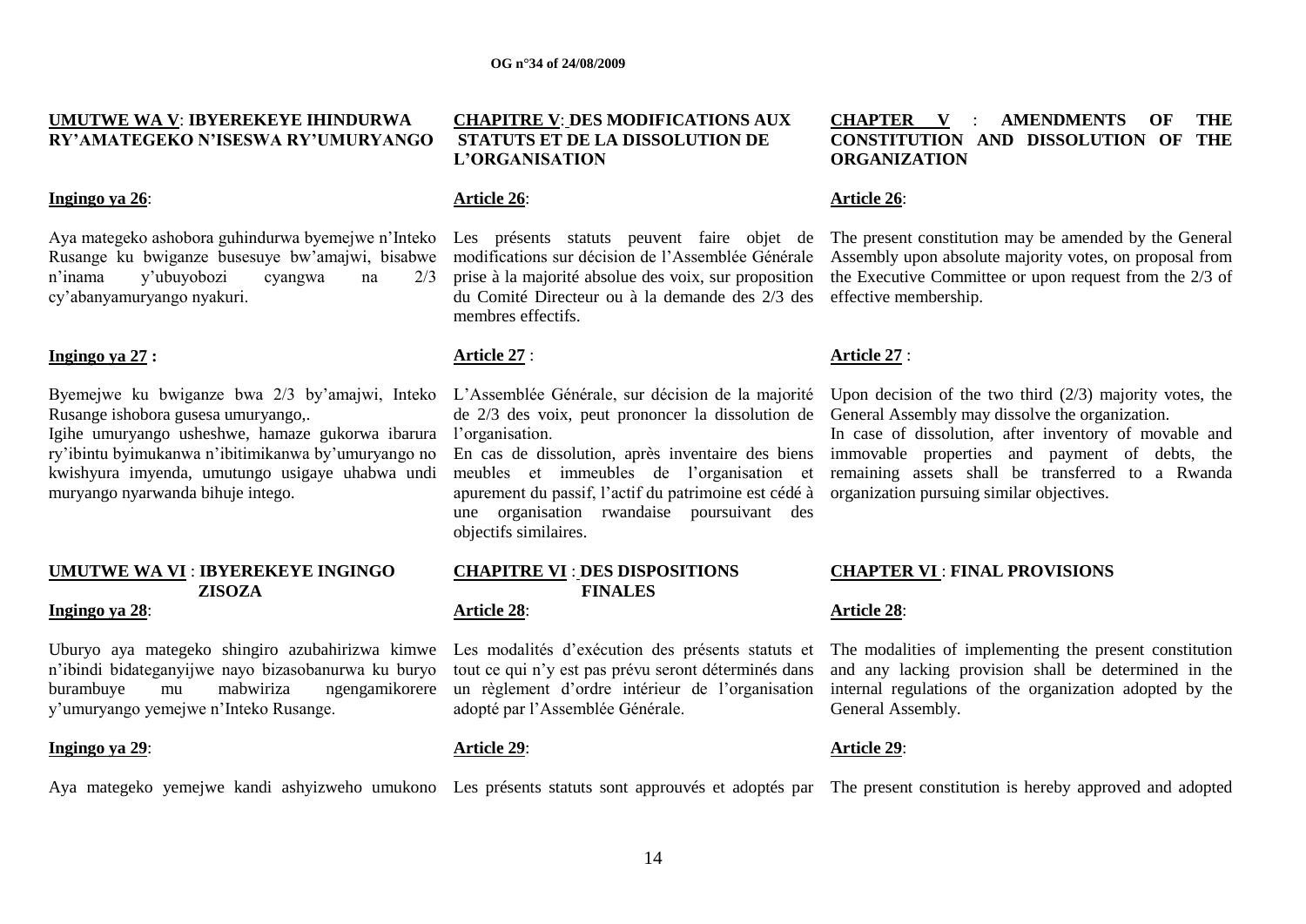**UMUTWE WA V**: **IBYEREKEYE IHINDURWA RY'AMATEGEKO N'ISESWA RY'UMURYANGO**

**Ingingo ya 26**:

Aya mategeko ashobora guhindurwa byemejwe n'Inteko Rusange ku bwiganze busesuye bw'amajwi, bisabwe n'inama y'ubuyobozi cyangwa na 2/3 cy'abanyamuryango nyakuri.

**Ingingo ya 27 :**

Byemejwe ku bwiganze bwa 2/3 by'amajwi, Inteko Rusange ishobora gusesa umuryango,.

Igihe umuryango usheshwe, hamaze gukorwa ibarura ry'ibintu byimukanwa n'ibitimukanwa by'umuryango no kwishyura imyenda, umutungo usigaye uhabwa undi muryango nyarwanda bihuje intego.

**UMUTWE WA VI** : **IBYEREKEYE INGINGO ZISOZA**

**Ingingo ya 28**:

Uburyo aya mategeko shingiro azubahirizwa kimwe n'ibindi bidateganyijwe nayo bizasobanurwa ku buryo burambuye mu mabwiriza ngengamikorere y'umuryango yemejwe n'Inteko Rusange.

**Ingingo ya 29**:

Aya mategeko yemejwe kandi ashyizweho umukono

**CHAPITRE V**: **DES MODIFICATIONS AUX STATUTS ET DE LA DISSOLUTION DE L'ORGANISATION**

**Article 26**:

Les présents statuts peuvent faire objet de modifications sur décision de l'Assemblée Générale prise à la majorité absolue des voix, sur proposition du Comité Directeur ou à la demande des 2/3 des membres effectifs.

**Article 27** :

L'Assemblée Générale, sur décision de la majorité de 2/3 des voix, peut prononcer la dissolution de l'organisation.

En cas de dissolution, après inventaire des biens meubles et immeubles de l'organisation et apurement du passif, l'actif du patrimoine est cédé à une organisation rwandaise poursuivant des objectifs similaires.

**CHAPITRE VI** : **DES DISPOSITIONS FINALES**

**Article 28**:

Les modalités d'exécution des présents statuts et tout ce qui n'y est pas prévu seront déterminés dans un règlement d'ordre intérieur de l'organisation adopté par l'Assemblée Générale.

**Article 29**:

Les présents statuts sont approuvés et adoptés par

**CHAPTER V** : **AMENDMENTS OF THE CONSTITUTION AND DISSOLUTION OF THE ORGANIZATION**

**Article 26**:

The present constitution may be amended by the General Assembly upon absolute majority votes, on proposal from the Executive Committee or upon request from the 2/3 of effective membership.

**Article 27** :

Upon decision of the two third (2/3) majority votes, the General Assembly may dissolve the organization.

In case of dissolution, after inventory of movable and immovable properties and payment of debts, the remaining assets shall be transferred to a Rwanda organization pursuing similar objectives.

**CHAPTER VI** : **FINAL PROVISIONS**

**Article 28**:

The modalities of implementing the present constitution and any lacking provision shall be determined in the internal regulations of the organization adopted by the General Assembly.

**Article 29**:

The present constitution is hereby approved and adopted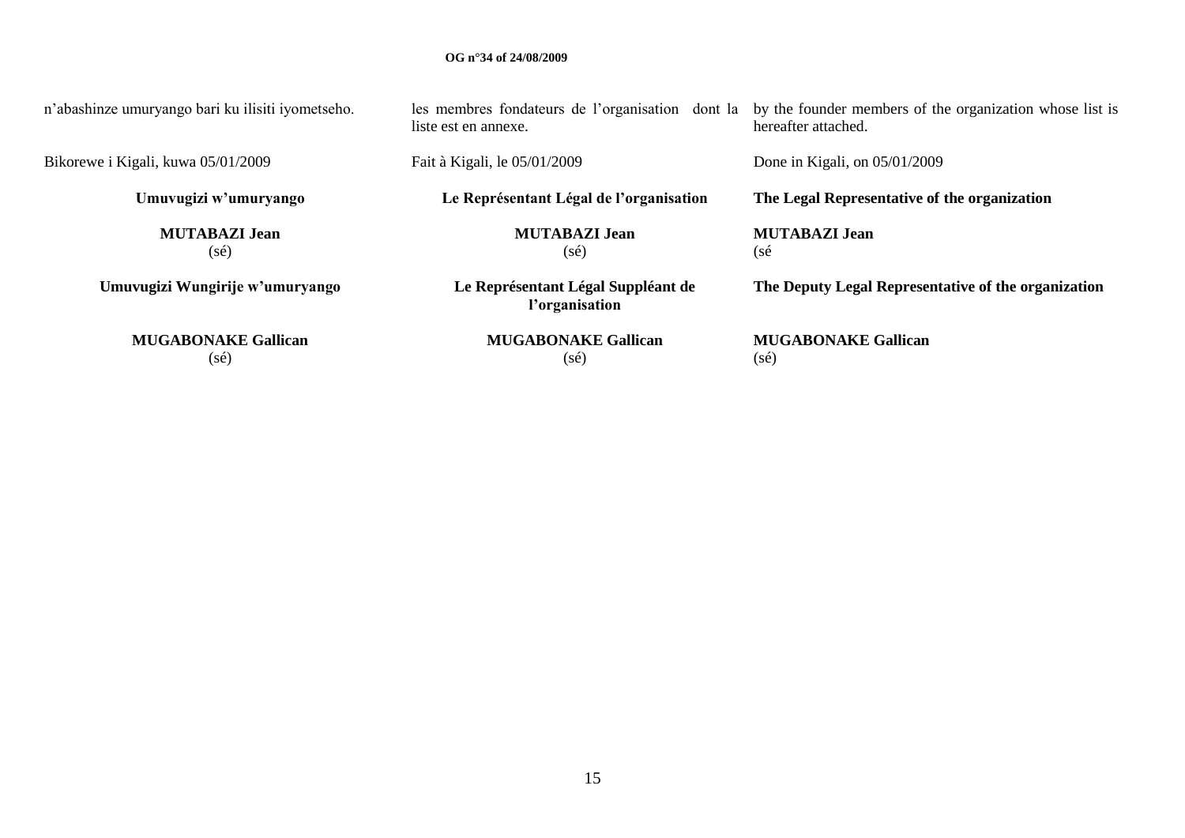n'abashinze umuryango bari ku ilisiti iyometseho.

Bikorewe i Kigali, kuwa 05/01/2009

**Umuvugizi w'umuryango**

**MUTABAZI Jean**
(sé)

**Umuvugizi Wungirije w'umuryango**

**MUGABONAKE Gallican**
(sé)

les membres fondateurs de l'organisation dont la liste est en annexe.

Fait à Kigali, le 05/01/2009

**Le Représentant Légal de l'organisation**

**MUTABAZI Jean**
(sé)

**Le Représentant Légal Suppléant de l'organisation**

**MUGABONAKE Gallican**
(sé)

by the founder members of the organization whose list is hereafter attached.

Done in Kigali, on 05/01/2009

**The Legal Representative of the organization**

**MUTABAZI Jean**
(sé

**The Deputy Legal Representative of the organization**

**MUGABONAKE Gallican**
(sé)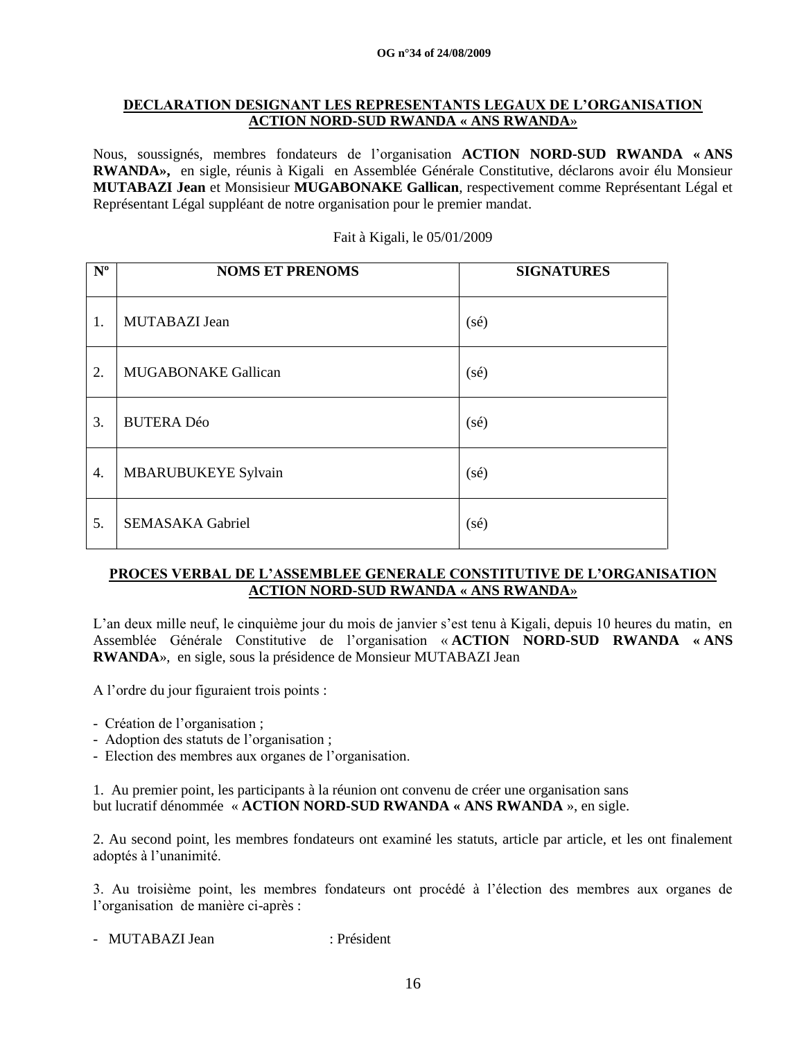**DECLARATION DESIGNANT LES REPRESENTANTS LEGAUX DE L'ORGANISATION ACTION NORD-SUD RWANDA « ANS RWANDA»**

Nous, soussignés, membres fondateurs de l'organisation **ACTION NORD-SUD RWANDA « ANS RWANDA»,** en sigle, réunis à Kigali en Assemblée Générale Constitutive, déclarons avoir élu Monsieur **MUTABAZI Jean** et Monsisieur **MUGABONAKE Gallican**, respectivement comme Représentant Légal et Représentant Légal suppléant de notre organisation pour le premier mandat.

Fait à Kigali, le 05/01/2009

| Nº | NOMS ET PRENOMS | SIGNATURES |
|---|---|---|
| 1. | MUTABAZI Jean | (sé) |
| 2. | MUGABONAKE Gallican | (sé) |
| 3. | BUTERA Déo | (sé) |
| 4. | MBARUBUKEYE Sylvain | (sé) |
| 5. | SEMASAKA Gabriel | (sé) |

**PROCES VERBAL DE L'ASSEMBLEE GENERALE CONSTITUTIVE DE L'ORGANISATION ACTION NORD-SUD RWANDA « ANS RWANDA»**

L'an deux mille neuf, le cinquième jour du mois de janvier s'est tenu à Kigali, depuis 10 heures du matin, en Assemblée Générale Constitutive de l'organisation « **ACTION NORD-SUD RWANDA « ANS RWANDA**», en sigle, sous la présidence de Monsieur MUTABAZI Jean

A l'ordre du jour figuraient trois points :

- Création de l'organisation ;
- Adoption des statuts de l'organisation ;
- Election des membres aux organes de l'organisation.

1. Au premier point, les participants à la réunion ont convenu de créer une organisation sans but lucratif dénommée « **ACTION NORD-SUD RWANDA « ANS RWANDA** », en sigle.

2. Au second point, les membres fondateurs ont examiné les statuts, article par article, et les ont finalement adoptés à l'unanimité.

3. Au troisième point, les membres fondateurs ont procédé à l'élection des membres aux organes de l'organisation de manière ci-après :

- MUTABAZI Jean : Président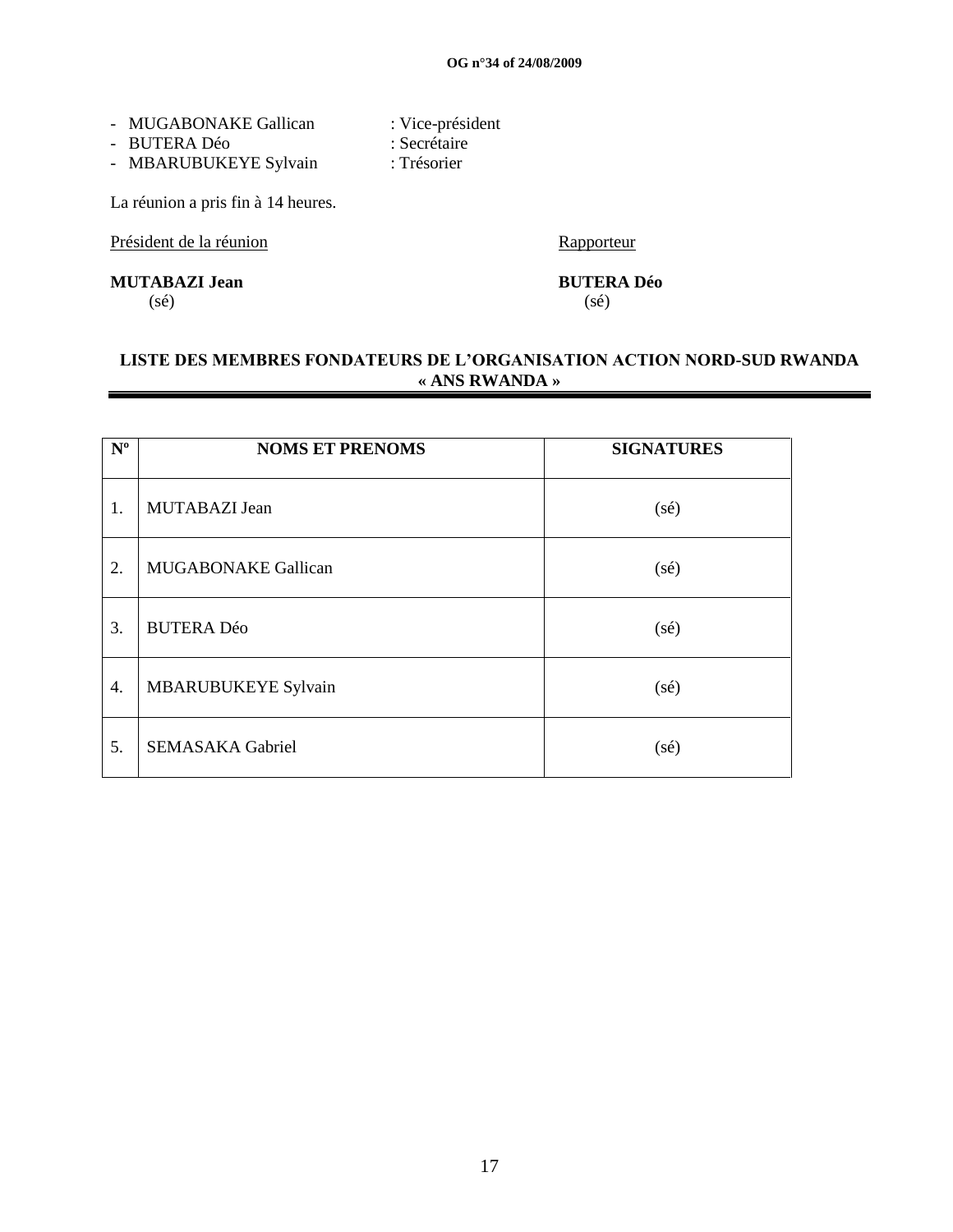- MUGABONAKE Gallican : Vice-président
- BUTERA Déo : Secrétaire
- MBARUBUKEYE Sylvain : Trésorier

La réunion a pris fin à 14 heures.

Président de la réunion

**MUTABAZI Jean**
(sé)

Rapporteur

**BUTERA Déo**
(sé)

## LISTE DES MEMBRES FONDATEURS DE L'ORGANISATION ACTION NORD-SUD RWANDA « ANS RWANDA »

| Nº | NOMS ET PRENOMS | SIGNATURES |
|---|---|---|
| 1. | MUTABAZI Jean | (sé) |
| 2. | MUGABONAKE Gallican | (sé) |
| 3. | BUTERA Déo | (sé) |
| 4. | MBARUBUKEYE Sylvain | (sé) |
| 5. | SEMASAKA Gabriel | (sé) |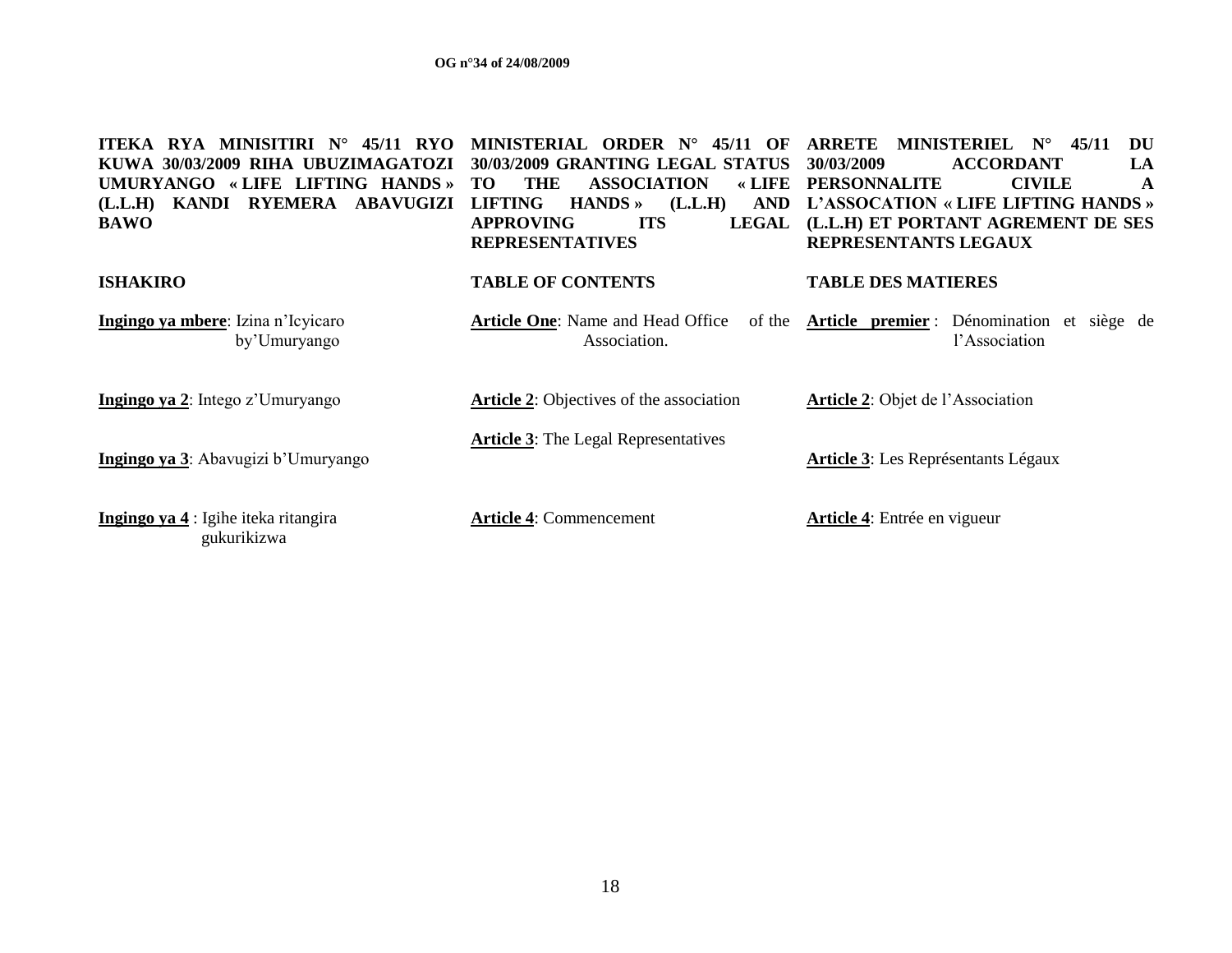**ITEKA RYA MINISITIRI N° 45/11 RYO KUWA 30/03/2009 RIHA UBUZIMAGATOZI UMURYANGO « LIFE LIFTING HANDS » (L.L.H) KANDI RYEMERA ABAVUGIZI BAWO**

**ISHAKIRO**

**Ingingo ya mbere**: Izina n'Icyicaro by'Umuryango

**Ingingo ya 2**: Intego z'Umuryango

**Ingingo ya 3**: Abavugizi b'Umuryango

**Ingingo ya 4** : Igihe iteka ritangira gukurikizwa

**MINISTERIAL ORDER N° 45/11 OF 30/03/2009 GRANTING LEGAL STATUS TO THE ASSOCIATION « LIFE LIFTING HANDS » (L.L.H) AND APPROVING ITS LEGAL REPRESENTATIVES**

**TABLE OF CONTENTS**

**Article One**: Name and Head Office of the Association.

**Article 2**: Objectives of the association

**Article 3**: The Legal Representatives

**Article 4**: Commencement

**ARRETE MINISTERIEL N° 45/11 DU 30/03/2009 ACCORDANT LA PERSONNALITE CIVILE A L'ASSOCATION « LIFE LIFTING HANDS » (L.L.H) ET PORTANT AGREMENT DE SES REPRESENTANTS LEGAUX**

**TABLE DES MATIERES**

**Article premier** : Dénomination et siège de l'Association

**Article 2**: Objet de l'Association

**Article 3**: Les Représentants Légaux

**Article 4**: Entrée en vigueur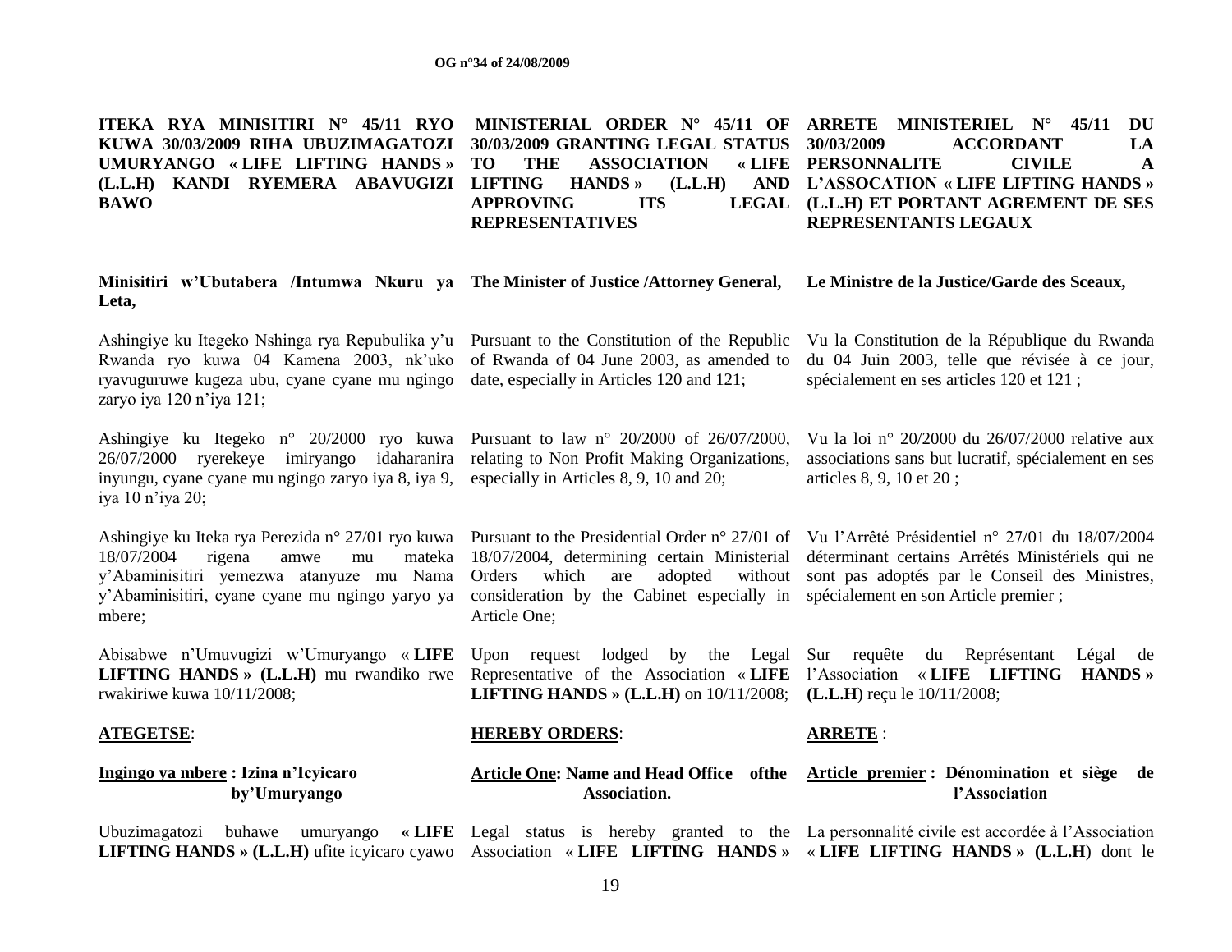**ITEKA RYA MINISITIRI N° 45/11 RYO KUWA 30/03/2009 RIHA UBUZIMAGATOZI UMURYANGO « LIFE LIFTING HANDS » (L.L.H) KANDI RYEMERA ABAVUGIZI BAWO**

**Minisitiri w'Ubutabera /Intumwa Nkuru ya Leta,**

Ashingiye ku Itegeko Nshinga rya Repubulika y'u Rwanda ryo kuwa 04 Kamena 2003, nk'uko ryavuguruwe kugeza ubu, cyane cyane mu ngingo zaryo iya 120 n'iya 121;

Ashingiye ku Itegeko n° 20/2000 ryo kuwa 26/07/2000 ryerekeye imiryango idaharanira inyungu, cyane cyane mu ngingo zaryo iya 8, iya 9, iya 10 n'iya 20;

Ashingiye ku Iteka rya Perezida n° 27/01 ryo kuwa 18/07/2004 rigena amwe mu mateka y'Abaminisitiri yemezwa atanyuze mu Nama y'Abaminisitiri, cyane cyane mu ngingo yaryo ya mbere;

Abisabwe n'Umuvugizi w'Umuryango « **LIFE LIFTING HANDS » (L.L.H)** mu rwandiko rwe rwakiriwe kuwa 10/11/2008;

**ATEGETSE**:

**Ingingo ya mbere : Izina n'Icyicaro by'Umuryango**

Ubuzimagatozi buhawe umuryango **« LIFE LIFTING HANDS » (L.L.H)** ufite icyicaro cyawo

**MINISTERIAL ORDER N° 45/11 OF 30/03/2009 GRANTING LEGAL STATUS TO THE ASSOCIATION « LIFE LIFTING HANDS » (L.L.H) AND APPROVING ITS LEGAL REPRESENTATIVES**

**The Minister of Justice /Attorney General,**

Pursuant to the Constitution of the Republic of Rwanda of 04 June 2003, as amended to date, especially in Articles 120 and 121;

Pursuant to law n° 20/2000 of 26/07/2000, relating to Non Profit Making Organizations, especially in Articles 8, 9, 10 and 20;

Pursuant to the Presidential Order n° 27/01 of 18/07/2004, determining certain Ministerial Orders which are adopted without consideration by the Cabinet especially in Article One;

Upon request lodged by the Legal Representative of the Association « **LIFE LIFTING HANDS » (L.L.H)** on 10/11/2008;

**HEREBY ORDERS**:

**Article One: Name and Head Office ofthe Association.**

Legal status is hereby granted to the Association « **LIFE LIFTING HANDS »**

**ARRETE MINISTERIEL N° 45/11 DU 30/03/2009 ACCORDANT LA PERSONNALITE CIVILE A L'ASSOCATION « LIFE LIFTING HANDS » (L.L.H) ET PORTANT AGREMENT DE SES REPRESENTANTS LEGAUX**

**Le Ministre de la Justice/Garde des Sceaux,**

Vu la Constitution de la République du Rwanda du 04 Juin 2003, telle que révisée à ce jour, spécialement en ses articles 120 et 121 ;

Vu la loi n° 20/2000 du 26/07/2000 relative aux associations sans but lucratif, spécialement en ses articles 8, 9, 10 et 20 ;

Vu l'Arrêté Présidentiel n° 27/01 du 18/07/2004 déterminant certains Arrêtés Ministériels qui ne sont pas adoptés par le Conseil des Ministres, spécialement en son Article premier ;

Sur requête du Représentant Légal de l'Association « **LIFE LIFTING HANDS » (L.L.H**) reçu le 10/11/2008;

**ARRETE** :

**Article premier : Dénomination et siège de l'Association**

La personnalité civile est accordée à l'Association « **LIFE LIFTING HANDS » (L.L.H**) dont le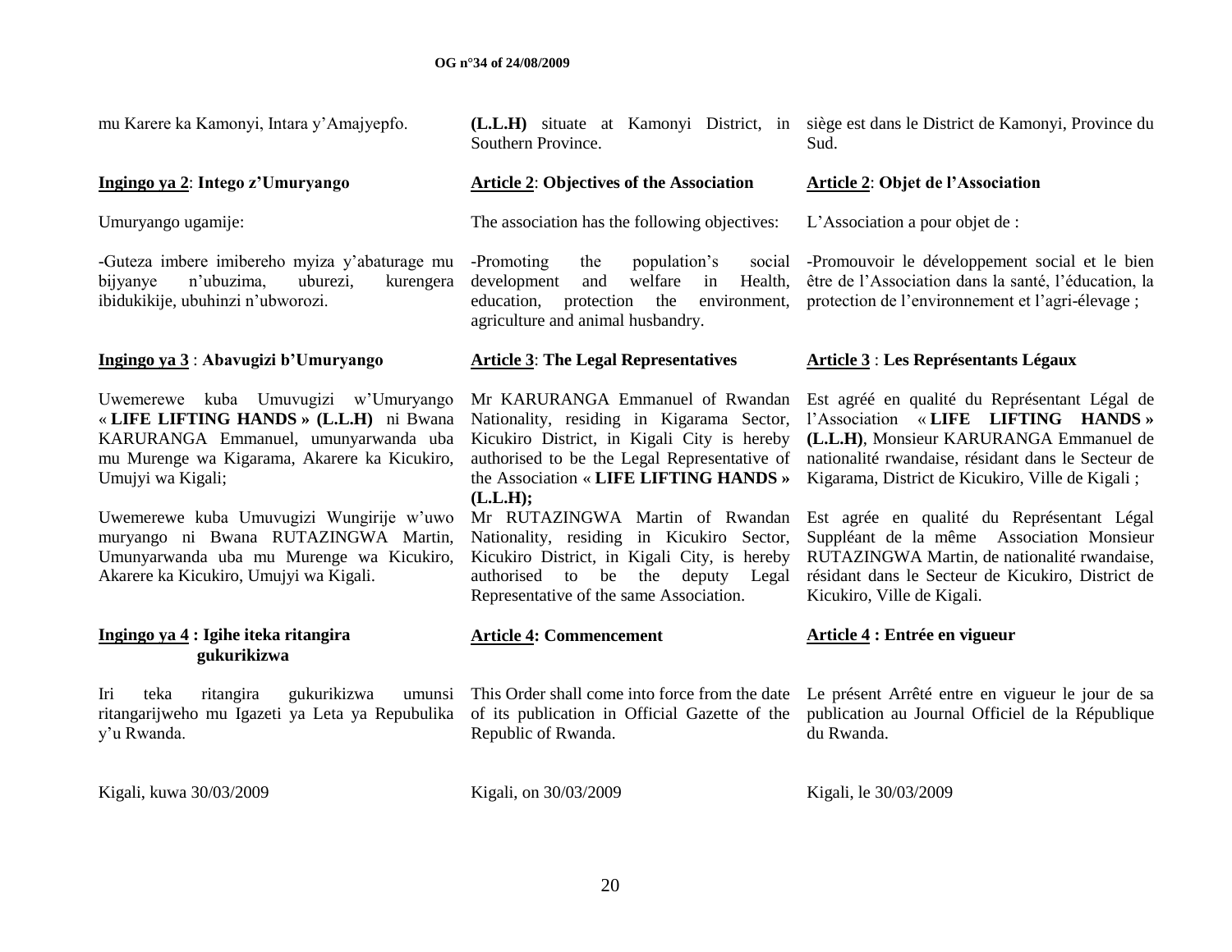mu Karere ka Kamonyi, Intara y'Amajyepfo.

**Ingingo ya 2**: **Intego z'Umuryango**

Umuryango ugamije:

-Guteza imbere imibereho myiza y'abaturage mu bijyanye n'ubuzima, uburezi, kurengera ibidukikije, ubuhinzi n'ubworozi.

**Ingingo ya 3** : **Abavugizi b'Umuryango**

Uwemerewe kuba Umuvugizi w'Umuryango « **LIFE LIFTING HANDS » (L.L.H)** ni Bwana KARURANGA Emmanuel, umunyarwanda uba mu Murenge wa Kigarama, Akarere ka Kicukiro, Umujyi wa Kigali;

Uwemerewe kuba Umuvugizi Wungirije w'uwo muryango ni Bwana RUTAZINGWA Martin, Umunyarwanda uba mu Murenge wa Kicukiro, Akarere ka Kicukiro, Umujyi wa Kigali.

**Ingingo ya 4 : Igihe iteka ritangira gukurikizwa**

Iri teka ritangira gukurikizwa umunsi ritangarijweho mu Igazeti ya Leta ya Repubulika y'u Rwanda.

Kigali, kuwa 30/03/2009

**(L.L.H)** situate at Kamonyi District, in Southern Province.

**Article 2**: **Objectives of the Association**

The association has the following objectives:

-Promoting the population's social development and welfare in Health, education, protection the environment, agriculture and animal husbandry.

**Article 3**: **The Legal Representatives**

Mr KARURANGA Emmanuel of Rwandan Nationality, residing in Kigarama Sector, Kicukiro District, in Kigali City is hereby authorised to be the Legal Representative of the Association « **LIFE LIFTING HANDS » (L.L.H);**

Mr RUTAZINGWA Martin of Rwandan Nationality, residing in Kicukiro Sector, Kicukiro District, in Kigali City, is hereby authorised to be the deputy Legal Representative of the same Association.

**Article 4: Commencement**

This Order shall come into force from the date of its publication in Official Gazette of the Republic of Rwanda.

Kigali, on 30/03/2009

siège est dans le District de Kamonyi, Province du Sud.

**Article 2**: **Objet de l'Association**

L'Association a pour objet de :

-Promouvoir le développement social et le bien être de l'Association dans la santé, l'éducation, la protection de l'environnement et l'agri-élevage ;

**Article 3** : **Les Représentants Légaux**

Est agréé en qualité du Représentant Légal de l'Association « **LIFE LIFTING HANDS » (L.L.H)**, Monsieur KARURANGA Emmanuel de nationalité rwandaise, résidant dans le Secteur de Kigarama, District de Kicukiro, Ville de Kigali ;

Est agrée en qualité du Représentant Légal Suppléant de la même Association Monsieur RUTAZINGWA Martin, de nationalité rwandaise, résidant dans le Secteur de Kicukiro, District de Kicukiro, Ville de Kigali.

**Article 4 : Entrée en vigueur**

Le présent Arrêté entre en vigueur le jour de sa publication au Journal Officiel de la République du Rwanda.

Kigali, le 30/03/2009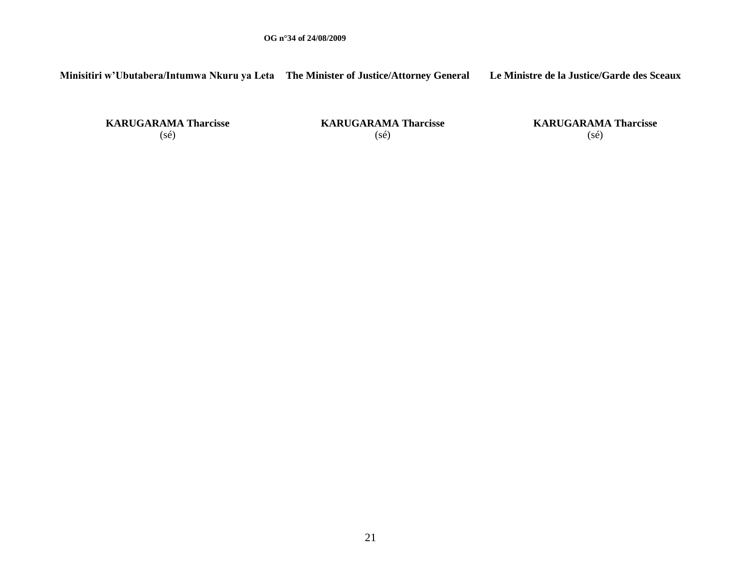Minisitiri w'Ubutabera/Intumwa Nkuru ya Leta

**KARUGARAMA Tharcisse**
(sé)

**The Minister of Justice/Attorney General**

**KARUGARAMA Tharcisse**
(sé)

**Le Ministre de la Justice/Garde des Sceaux**

**KARUGARAMA Tharcisse**
(sé)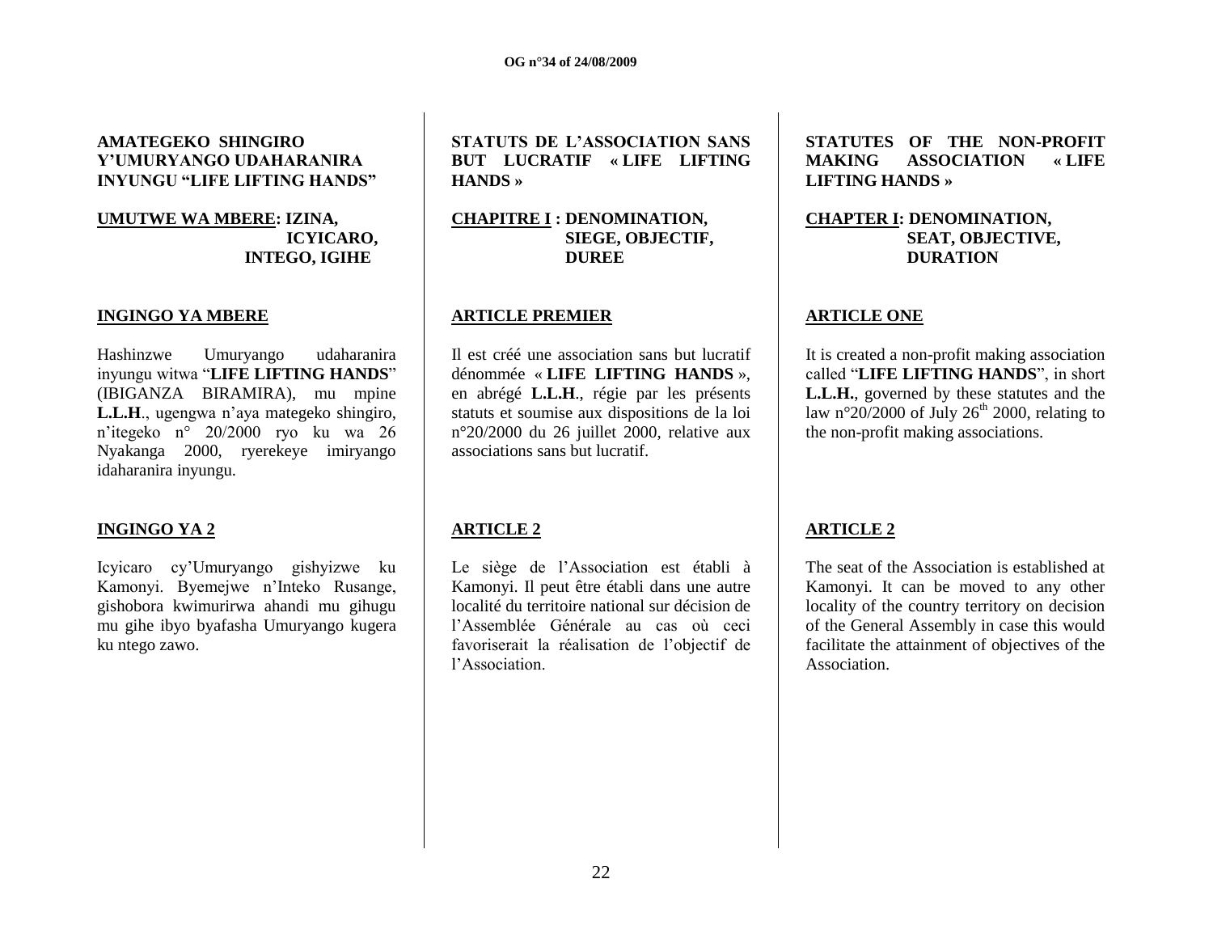**AMATEGEKO SHINGIRO Y'UMURYANGO UDAHARANIRA INYUNGU "LIFE LIFTING HANDS"**

**UMUTWE WA MBERE: IZINA, ICYICARO, INTEGO, IGIHE**

**INGINGO YA MBERE**

Hashinzwe Umuryango udaharanira inyungu witwa "**LIFE LIFTING HANDS**" (IBIGANZA BIRAMIRA), mu mpine **L.L.H**., ugengwa n'aya mategeko shingiro, n'itegeko n° 20/2000 ryo ku wa 26 Nyakanga 2000, ryerekeye imiryango idaharanira inyungu.

**INGINGO YA 2**

Icyicaro cy'Umuryango gishyizwe ku Kamonyi. Byemejwe n'Inteko Rusange, gishobora kwimurirwa ahandi mu gihugu mu gihe ibyo byafasha Umuryango kugera ku ntego zawo.

**STATUTS DE L'ASSOCIATION SANS BUT LUCRATIF « LIFE LIFTING HANDS »**

**CHAPITRE I : DENOMINATION, SIEGE, OBJECTIF, DUREE**

**ARTICLE PREMIER**

Il est créé une association sans but lucratif dénommée « **LIFE LIFTING HANDS** », en abrégé **L.L.H**., régie par les présents statuts et soumise aux dispositions de la loi n°20/2000 du 26 juillet 2000, relative aux associations sans but lucratif.

**ARTICLE 2**

Le siège de l'Association est établi à Kamonyi. Il peut être établi dans une autre localité du territoire national sur décision de l'Assemblée Générale au cas où ceci favoriserait la réalisation de l'objectif de l'Association.

**STATUTES OF THE NON-PROFIT MAKING ASSOCIATION « LIFE LIFTING HANDS »**

**CHAPTER I: DENOMINATION, SEAT, OBJECTIVE, DURATION**

**ARTICLE ONE**

It is created a non-profit making association called "**LIFE LIFTING HANDS**", in short **L.L.H.**, governed by these statutes and the law n°20/2000 of July 26th 2000, relating to the non-profit making associations.

**ARTICLE 2**

The seat of the Association is established at Kamonyi. It can be moved to any other locality of the country territory on decision of the General Assembly in case this would facilitate the attainment of objectives of the Association.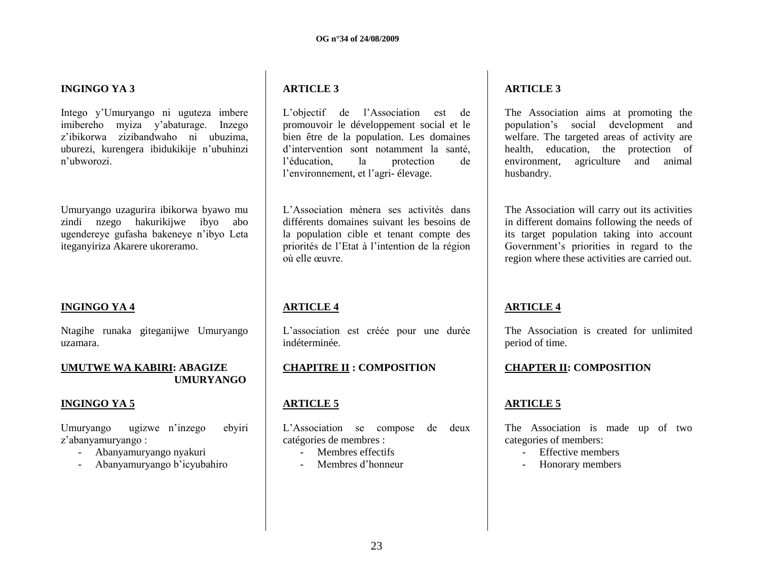**INGINGO YA 3**

Intego y'Umuryango ni uguteza imbere imibereho myiza y'abaturage. Inzego z'ibikorwa zizibandwaho ni ubuzima, uburezi, kurengera ibidukikije n'ubuhinzi n'ubworozi.

Umuryango uzagurira ibikorwa byawo mu zindi nzego hakurikijwe ibyo abo ugendereye gufasha bakeneye n'ibyo Leta iteganyiriza Akarere ukoreramo.

**INGINGO YA 4**

Ntagihe runaka giteganijwe Umuryango uzamara.

**UMUTWE WA KABIRI: ABAGIZE UMURYANGO**

**INGINGO YA 5**

Umuryango ugizwe n'inzego ebyiri z'abanyamuryango :

- Abanyamuryango nyakuri
- Abanyamuryango b'icyubahiro

**ARTICLE 3**

L'objectif de l'Association est de promouvoir le développement social et le bien être de la population. Les domaines d'intervention sont notamment la santé, l'éducation, la protection de l'environnement, et l'agri- élevage.

L'Association mènera ses activités dans différents domaines suivant les besoins de la population cible et tenant compte des priorités de l'Etat à l'intention de la région où elle œuvre.

**ARTICLE 4**

L'association est créée pour une durée indéterminée.

**CHAPITRE II : COMPOSITION**

**ARTICLE 5**

L'Association se compose de deux catégories de membres :

- Membres effectifs
- Membres d'honneur

**ARTICLE 3**

The Association aims at promoting the population's social development and welfare. The targeted areas of activity are health, education, the protection of environment, agriculture and animal husbandry.

The Association will carry out its activities in different domains following the needs of its target population taking into account Government's priorities in regard to the region where these activities are carried out.

**ARTICLE 4**

The Association is created for unlimited period of time.

**CHAPTER II: COMPOSITION**

**ARTICLE 5**

The Association is made up of two categories of members:

- Effective members
- Honorary members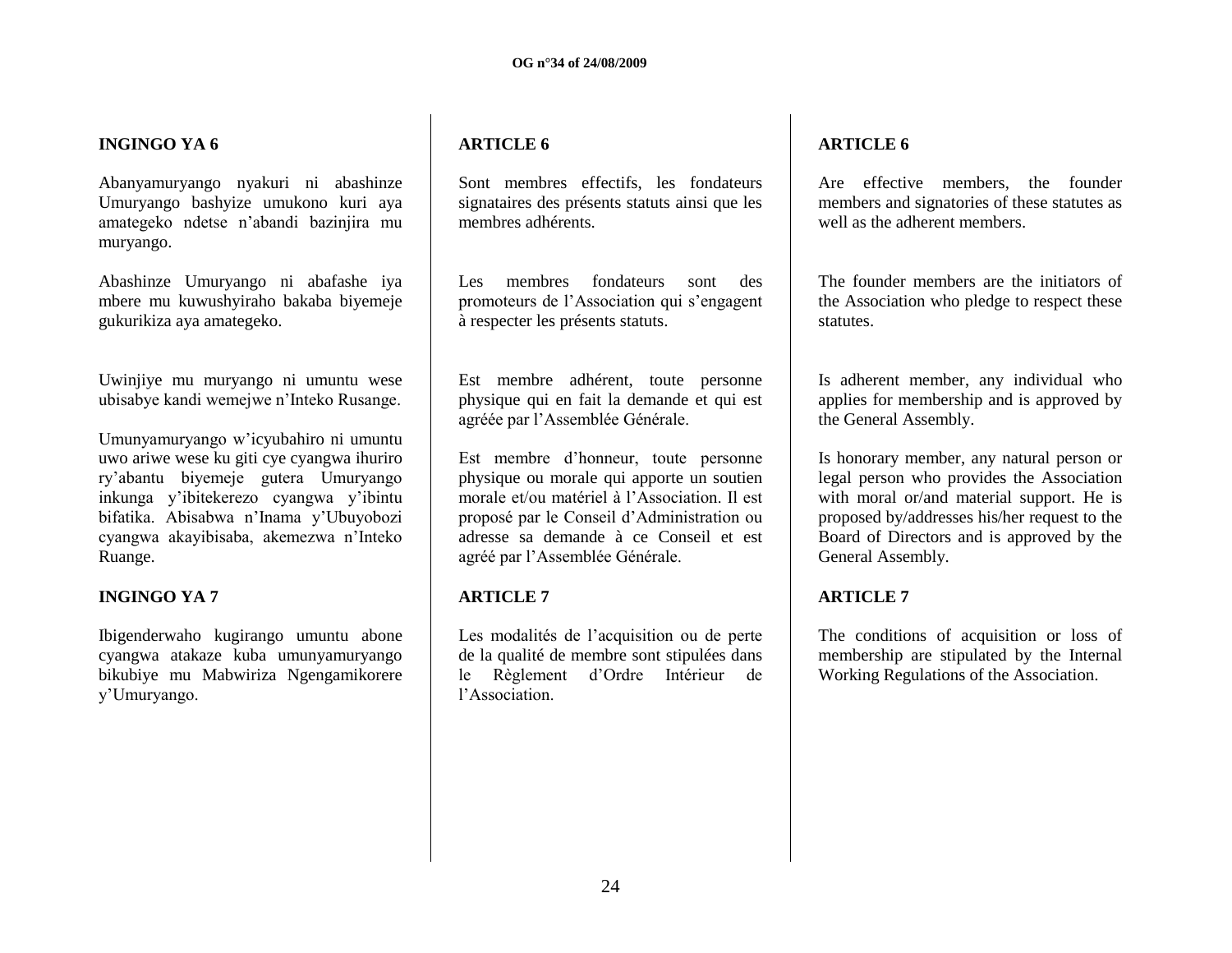### INGINGO YA 6

Abanyamuryango nyakuri ni abashinze Umuryango bashyize umukono kuri aya amategeko ndetse n'abandi bazinjira mu muryango.

Abashinze Umuryango ni abafashe iya mbere mu kuwushyiraho bakaba biyemeje gukurikiza aya amategeko.

Uwinjiye mu muryango ni umuntu wese ubisabye kandi wemejwe n'Inteko Rusange.

Umunyamuryango w'icyubahiro ni umuntu uwo ariwe wese ku giti cye cyangwa ihuriro ry'abantu biyemeje gutera Umuryango inkunga y'ibitekerezo cyangwa y'ibintu bifatika. Abisabwa n'Inama y'Ubuyobozi cyangwa akayibisaba, akemezwa n'Inteko Ruange.

### INGINGO YA 7

Ibigenderwaho kugirango umuntu abone cyangwa atakaze kuba umunyamuryango bikubiye mu Mabwiriza Ngengamikorere y'Umuryango.

### ARTICLE 6

Sont membres effectifs, les fondateurs signataires des présents statuts ainsi que les membres adhérents.

Les membres fondateurs sont des promoteurs de l'Association qui s'engagent à respecter les présents statuts.

Est membre adhérent, toute personne physique qui en fait la demande et qui est agréée par l'Assemblée Générale.

Est membre d'honneur, toute personne physique ou morale qui apporte un soutien morale et/ou matériel à l'Association. Il est proposé par le Conseil d'Administration ou adresse sa demande à ce Conseil et est agréé par l'Assemblée Générale.

### ARTICLE 7

Les modalités de l'acquisition ou de perte de la qualité de membre sont stipulées dans le Règlement d'Ordre Intérieur de l'Association.

### ARTICLE 6

Are effective members, the founder members and signatories of these statutes as well as the adherent members.

The founder members are the initiators of the Association who pledge to respect these statutes.

Is adherent member, any individual who applies for membership and is approved by the General Assembly.

Is honorary member, any natural person or legal person who provides the Association with moral or/and material support. He is proposed by/addresses his/her request to the Board of Directors and is approved by the General Assembly.

### ARTICLE 7

The conditions of acquisition or loss of membership are stipulated by the Internal Working Regulations of the Association.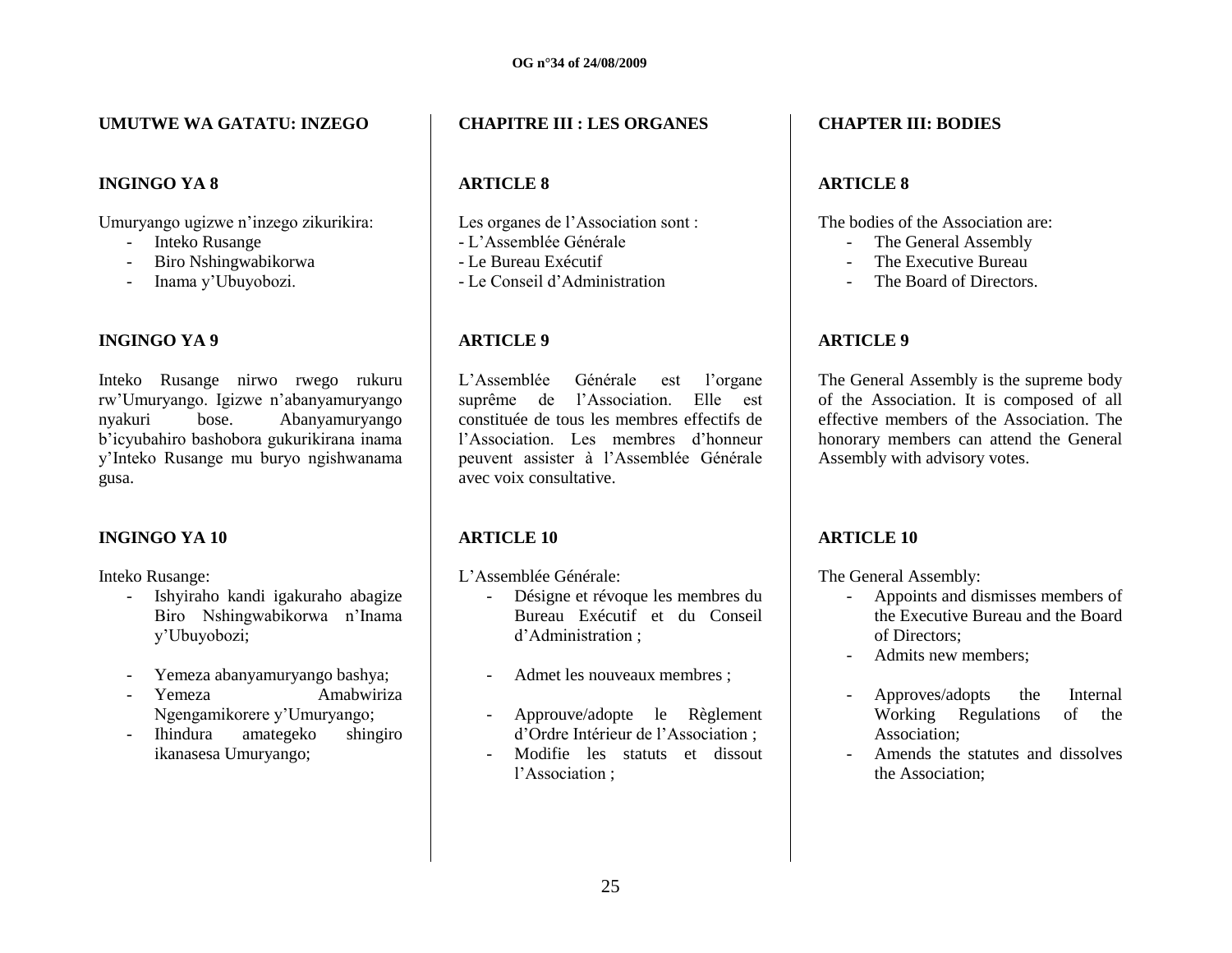**UMUTWE WA GATATU: INZEGO**

**INGINGO YA 8**

Umuryango ugizwe n'inzego zikurikira:

- Inteko Rusange
- Biro Nshingwabikorwa
- Inama y'Ubuyobozi.

**INGINGO YA 9**

Inteko Rusange nirwo rwego rukuru rw'Umuryango. Igizwe n'abanyamuryango nyakuri bose. Abanyamuryango b'icyubahiro bashobora gukurikirana inama y'Inteko Rusange mu buryo ngishwanama gusa.

**INGINGO YA 10**

Inteko Rusange:

- Ishyiraho kandi igakuraho abagize Biro Nshingwabikorwa n'Inama y'Ubuyobozi;
- Yemeza abanyamuryango bashya;
- Yemeza Amabwiriza Ngengamikorere y'Umuryango;
- Ihindura amategeko shingiro ikanasesa Umuryango;

**CHAPITRE III : LES ORGANES**

**ARTICLE 8**

Les organes de l'Association sont :

- L'Assemblée Générale
- Le Bureau Exécutif
- Le Conseil d'Administration

**ARTICLE 9**

L'Assemblée Générale est l'organe suprême de l'Association. Elle est constituée de tous les membres effectifs de l'Association. Les membres d'honneur peuvent assister à l'Assemblée Générale avec voix consultative.

**ARTICLE 10**

L'Assemblée Générale:

- Désigne et révoque les membres du Bureau Exécutif et du Conseil d'Administration ;
- Admet les nouveaux membres ;
- Approuve/adopte le Règlement d'Ordre Intérieur de l'Association ;
- Modifie les statuts et dissout l'Association ;

**CHAPTER III: BODIES**

**ARTICLE 8**

The bodies of the Association are:

- The General Assembly
- The Executive Bureau
- The Board of Directors.

**ARTICLE 9**

The General Assembly is the supreme body of the Association. It is composed of all effective members of the Association. The honorary members can attend the General Assembly with advisory votes.

**ARTICLE 10**

The General Assembly:

- Appoints and dismisses members of the Executive Bureau and the Board of Directors;
- Admits new members;
- Approves/adopts the Internal Working Regulations of the Association;
- Amends the statutes and dissolves the Association;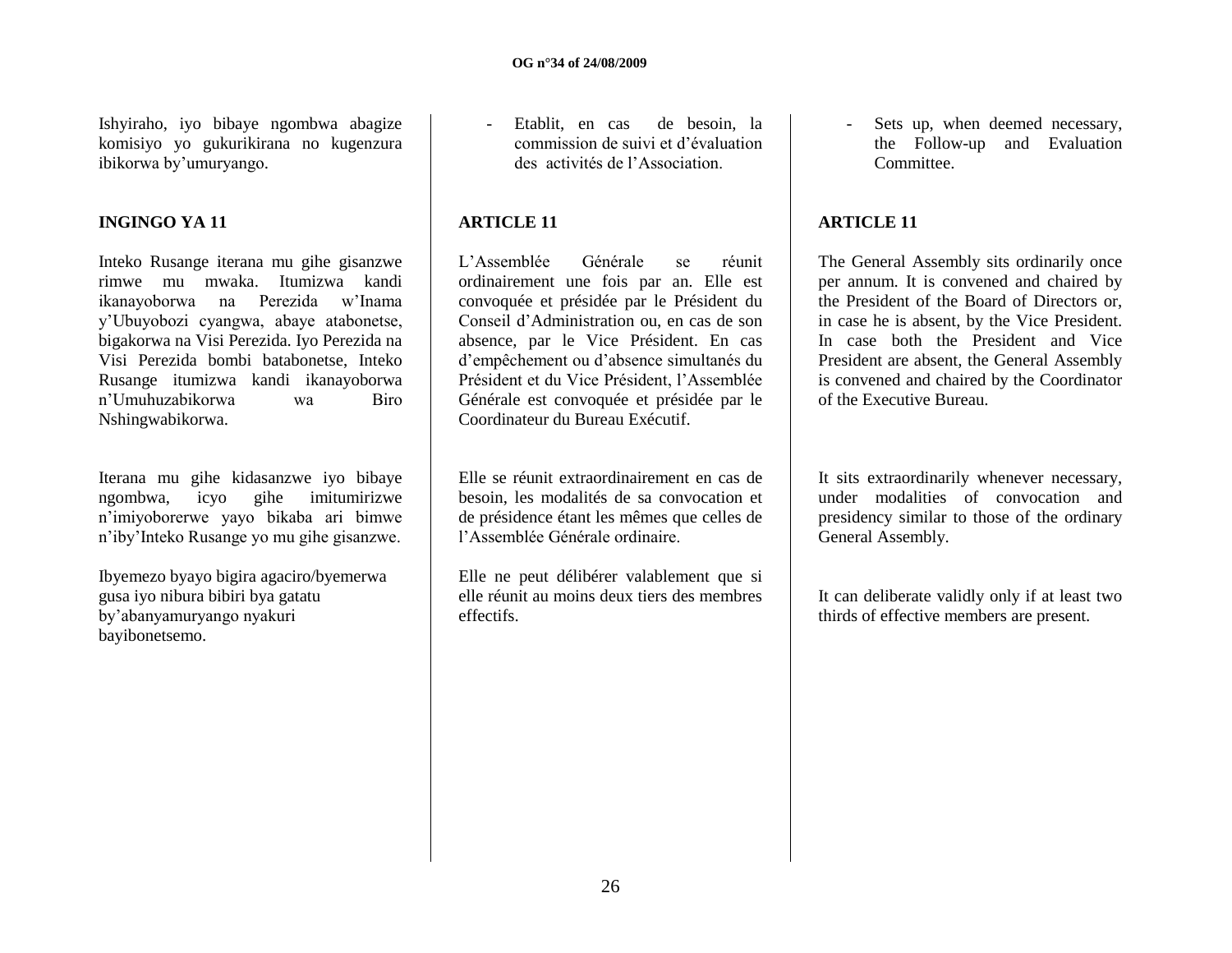Ishyiraho, iyo bibaye ngombwa abagize komisiyo yo gukurikirana no kugenzura ibikorwa by'umuryango.

**INGINGO YA 11**

Inteko Rusange iterana mu gihe gisanzwe rimwe mu mwaka. Itumizwa kandi ikanayoborwa na Perezida w'Inama y'Ubuyobozi cyangwa, abaye atabonetse, bigakorwa na Visi Perezida. Iyo Perezida na Visi Perezida bombi batabonetse, Inteko Rusange itumizwa kandi ikanayoborwa n'Umuhuzabikorwa wa Biro Nshingwabikorwa.

Iterana mu gihe kidasanzwe iyo bibaye ngombwa, icyo gihe imitumirizwe n'imiyoborerwe yayo bikaba ari bimwe n'iby'Inteko Rusange yo mu gihe gisanzwe.

Ibyemezo byayo bigira agaciro/byemerwa gusa iyo nibura bibiri bya gatatu by'abanyamuryango nyakuri bayibonetsemo.

- Etablit, en cas de besoin, la commission de suivi et d'évaluation des activités de l'Association.

**ARTICLE 11**

L'Assemblée Générale se réunit ordinairement une fois par an. Elle est convoquée et présidée par le Président du Conseil d'Administration ou, en cas de son absence, par le Vice Président. En cas d'empêchement ou d'absence simultanés du Président et du Vice Président, l'Assemblée Générale est convoquée et présidée par le Coordinateur du Bureau Exécutif.

Elle se réunit extraordinairement en cas de besoin, les modalités de sa convocation et de présidence étant les mêmes que celles de l'Assemblée Générale ordinaire.

Elle ne peut délibérer valablement que si elle réunit au moins deux tiers des membres effectifs.

- Sets up, when deemed necessary, the Follow-up and Evaluation Committee.

**ARTICLE 11**

The General Assembly sits ordinarily once per annum. It is convened and chaired by the President of the Board of Directors or, in case he is absent, by the Vice President. In case both the President and Vice President are absent, the General Assembly is convened and chaired by the Coordinator of the Executive Bureau.

It sits extraordinarily whenever necessary, under modalities of convocation and presidency similar to those of the ordinary General Assembly.

It can deliberate validly only if at least two thirds of effective members are present.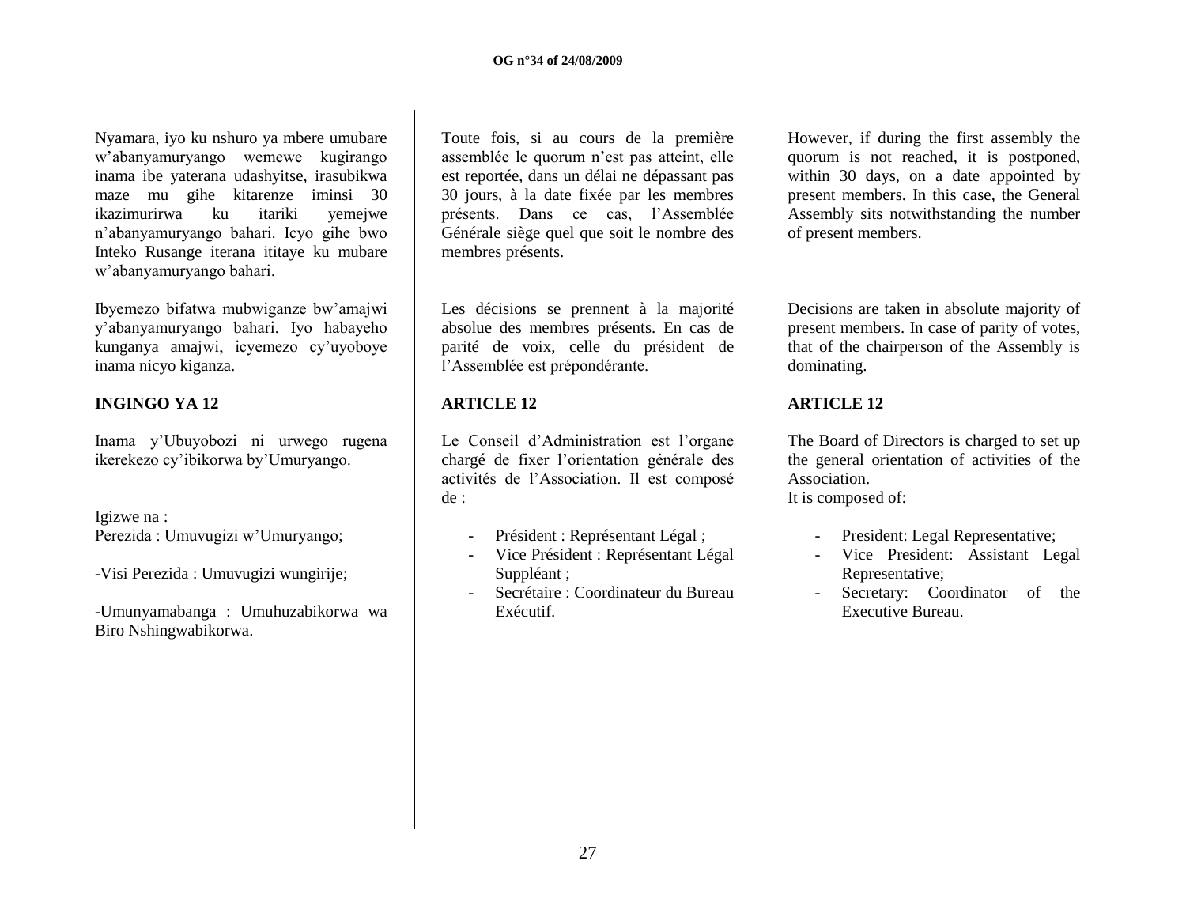Nyamara, iyo ku nshuro ya mbere umubare w'abanyamuryango wemewe kugirango inama ibe yaterana udashyitse, irasubikwa maze mu gihe kitarenze iminsi 30 ikazimurirwa ku itariki yemejwe n'abanyamuryango bahari. Icyo gihe bwo Inteko Rusange iterana ititaye ku mubare w'abanyamuryango bahari.

Ibyemezo bifatwa mubwiganze bw'amajwi y'abanyamuryango bahari. Iyo habayeho kunganya amajwi, icyemezo cy'uyoboye inama nicyo kiganza.

**INGINGO YA 12**

Inama y'Ubuyobozi ni urwego rugena ikerekezo cy'ibikorwa by'Umuryango.

Igizwe na :
Perezida : Umuvugizi w'Umuryango;

-Visi Perezida : Umuvugizi wungirije;

-Umunyamabanga : Umuhuzabikorwa wa Biro Nshingwabikorwa.

Toute fois, si au cours de la première assemblée le quorum n'est pas atteint, elle est reportée, dans un délai ne dépassant pas 30 jours, à la date fixée par les membres présents. Dans ce cas, l'Assemblée Générale siège quel que soit le nombre des membres présents.

Les décisions se prennent à la majorité absolue des membres présents. En cas de parité de voix, celle du président de l'Assemblée est prépondérante.

**ARTICLE 12**

Le Conseil d'Administration est l'organe chargé de fixer l'orientation générale des activités de l'Association. Il est composé de :

- Président : Représentant Légal ;
- Vice Président : Représentant Légal Suppléant ;
- Secrétaire : Coordinateur du Bureau Exécutif.

However, if during the first assembly the quorum is not reached, it is postponed, within 30 days, on a date appointed by present members. In this case, the General Assembly sits notwithstanding the number of present members.

Decisions are taken in absolute majority of present members. In case of parity of votes, that of the chairperson of the Assembly is dominating.

**ARTICLE 12**

The Board of Directors is charged to set up the general orientation of activities of the Association.
It is composed of:

- President: Legal Representative;
- Vice President: Assistant Legal Representative;
- Secretary: Coordinator of the Executive Bureau.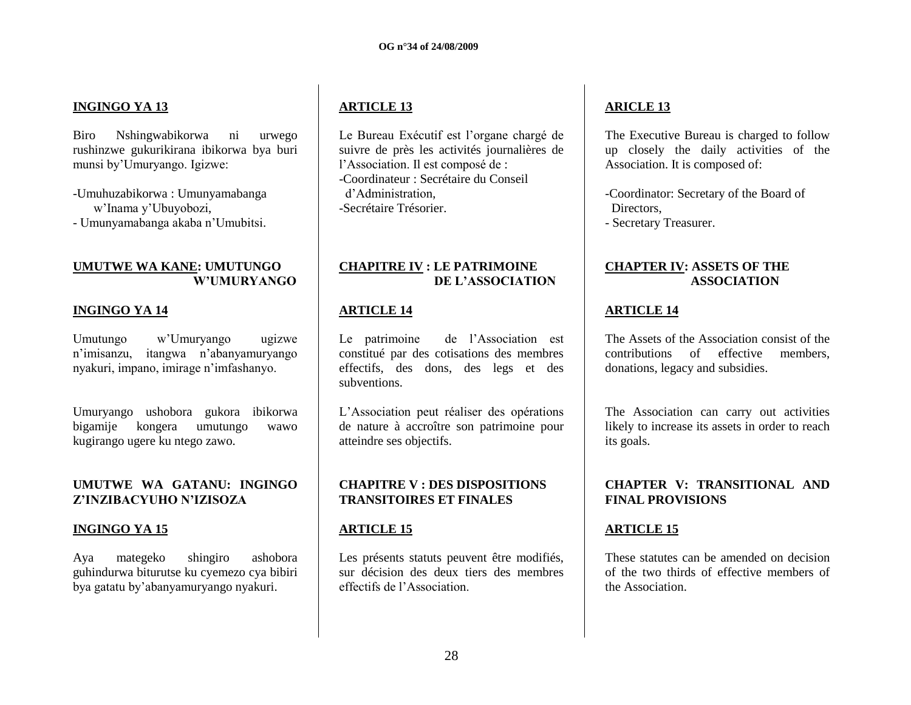**INGINGO YA 13**

Biro Nshingwabikorwa ni urwego rushinzwe gukurikirana ibikorwa bya buri munsi by'Umuryango. Igizwe:

-Umuhuzabikorwa : Umunyamabanga w'Inama y'Ubuyobozi,
- Umunyamabanga akaba n'Umubitsi.

**UMUTWE WA KANE: UMUTUNGO W'UMURYANGO**

**INGINGO YA 14**

Umutungo w'Umuryango ugizwe n'imisanzu, itangwa n'abanyamuryango nyakuri, impano, imirage n'imfashanyo.

Umuryango ushobora gukora ibikorwa bigamije kongera umutungo wawo kugirango ugere ku ntego zawo.

**UMUTWE WA GATANU: INGINGO Z'INZIBACYUHO N'IZISOZA**

**INGINGO YA 15**

Aya mategeko shingiro ashobora guhindurwa biturutse ku cyemezo cya bibiri bya gatatu by'abanyamuryango nyakuri.

**ARTICLE 13**

Le Bureau Exécutif est l'organe chargé de suivre de près les activités journalières de l'Association. Il est composé de :
-Coordinateur : Secrétaire du Conseil d'Administration,
-Secrétaire Trésorier.

**CHAPITRE IV : LE PATRIMOINE DE L'ASSOCIATION**

**ARTICLE 14**

Le patrimoine de l'Association est constitué par des cotisations des membres effectifs, des dons, des legs et des subventions.

L'Association peut réaliser des opérations de nature à accroître son patrimoine pour atteindre ses objectifs.

**CHAPITRE V : DES DISPOSITIONS TRANSITOIRES ET FINALES**

**ARTICLE 15**

Les présents statuts peuvent être modifiés, sur décision des deux tiers des membres effectifs de l'Association.

**ARICLE 13**

The Executive Bureau is charged to follow up closely the daily activities of the Association. It is composed of:

-Coordinator: Secretary of the Board of Directors,
- Secretary Treasurer.

**CHAPTER IV: ASSETS OF THE ASSOCIATION**

**ARTICLE 14**

The Assets of the Association consist of the contributions of effective members, donations, legacy and subsidies.

The Association can carry out activities likely to increase its assets in order to reach its goals.

**CHAPTER V: TRANSITIONAL AND FINAL PROVISIONS**

**ARTICLE 15**

These statutes can be amended on decision of the two thirds of effective members of the Association.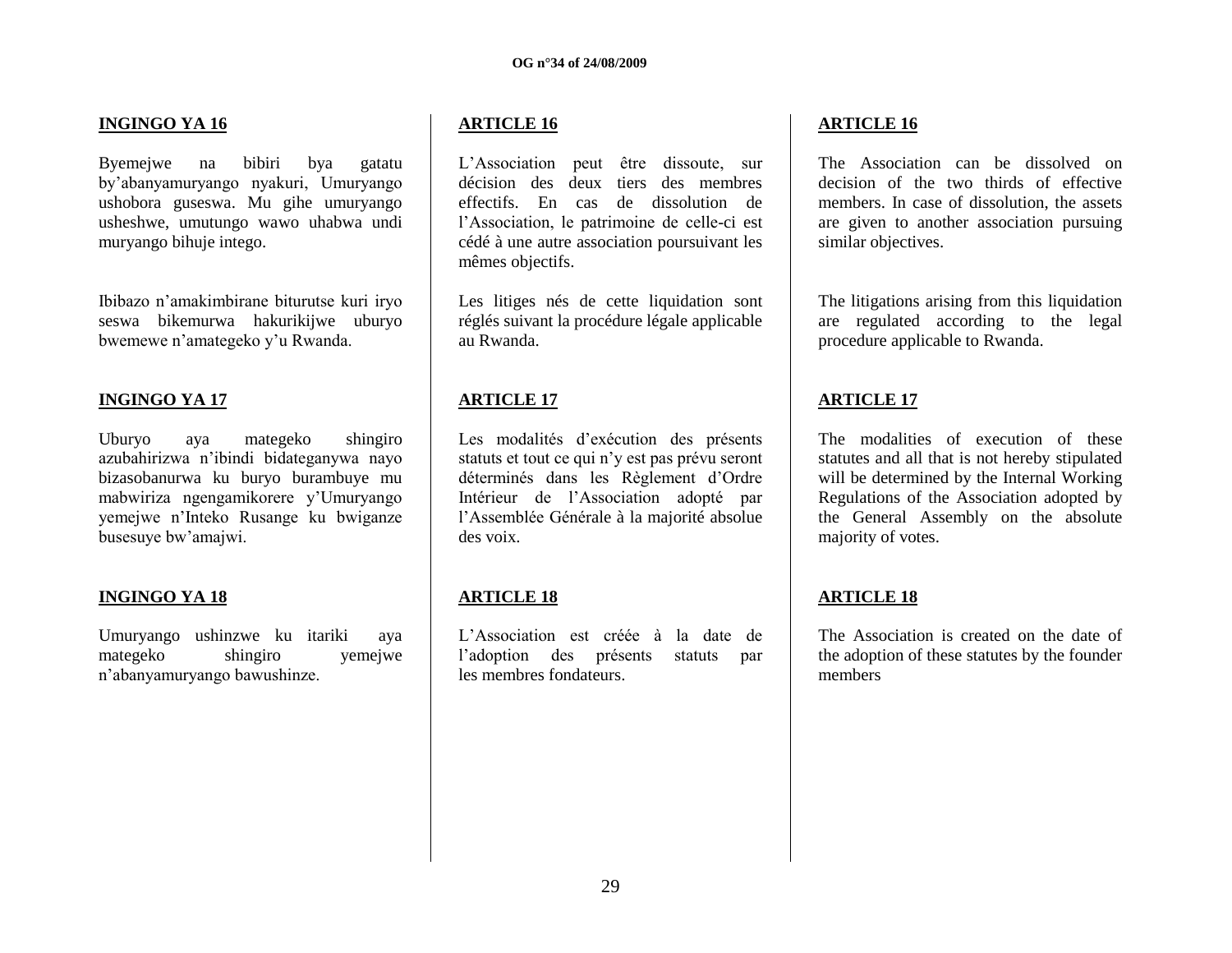**INGINGO YA 16**

Byemejwe na bibiri bya gatatu by'abanyamuryango nyakuri, Umuryango ushobora guseswa. Mu gihe umuryango usheshwe, umutungo wawo uhabwa undi muryango bihuje intego.

Ibibazo n'amakimbirane biturutse kuri iryo seswa bikemurwa hakurikijwe uburyo bwemewe n'amategeko y'u Rwanda.

**INGINGO YA 17**

Uburyo aya mategeko shingiro azubahirizwa n'ibindi bidateganywa nayo bizasobanurwa ku buryo burambuye mu mabwiriza ngengamikorere y'Umuryango yemejwe n'Inteko Rusange ku bwiganze busesuye bw'amajwi.

**INGINGO YA 18**

Umuryango ushinzwe ku itariki aya mategeko shingiro yemejwe n'abanyamuryango bawushinze.

**ARTICLE 16**

L'Association peut être dissoute, sur décision des deux tiers des membres effectifs. En cas de dissolution de l'Association, le patrimoine de celle-ci est cédé à une autre association poursuivant les mêmes objectifs.

Les litiges nés de cette liquidation sont réglés suivant la procédure légale applicable au Rwanda.

**ARTICLE 17**

Les modalités d'exécution des présents statuts et tout ce qui n'y est pas prévu seront déterminés dans les Règlement d'Ordre Intérieur de l'Association adopté par l'Assemblée Générale à la majorité absolue des voix.

**ARTICLE 18**

L'Association est créée à la date de l'adoption des présents statuts par les membres fondateurs.

**ARTICLE 16**

The Association can be dissolved on decision of the two thirds of effective members. In case of dissolution, the assets are given to another association pursuing similar objectives.

The litigations arising from this liquidation are regulated according to the legal procedure applicable to Rwanda.

**ARTICLE 17**

The modalities of execution of these statutes and all that is not hereby stipulated will be determined by the Internal Working Regulations of the Association adopted by the General Assembly on the absolute majority of votes.

**ARTICLE 18**

The Association is created on the date of the adoption of these statutes by the founder members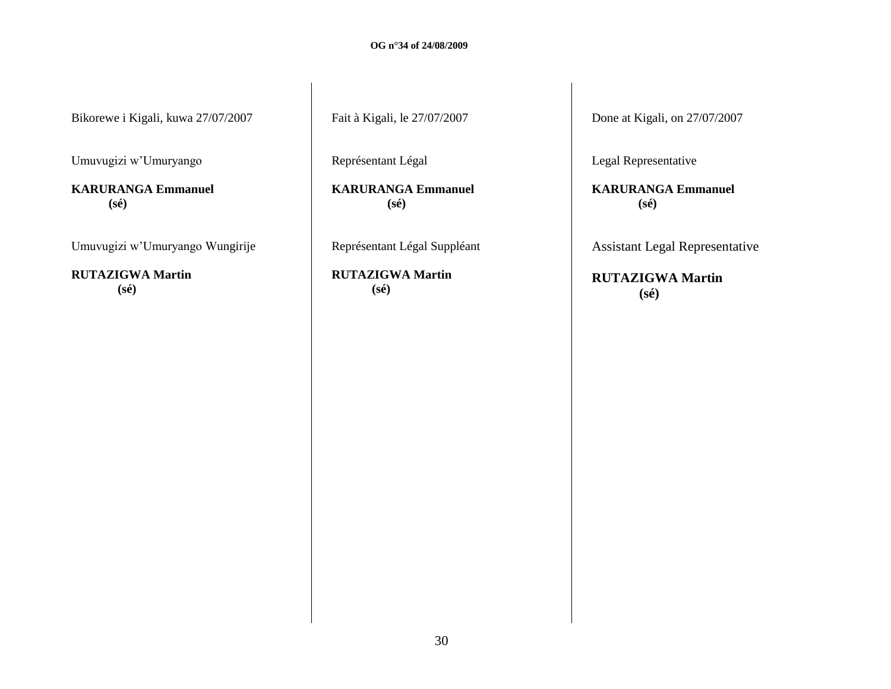Bikorewe i Kigali, kuwa 27/07/2007

Umuvugizi w'Umuryango

**KARURANGA Emmanuel**
**(sé)**

Umuvugizi w'Umuryango Wungirije

**RUTAZIGWA Martin**
**(sé)**

Fait à Kigali, le 27/07/2007

Représentant Légal

**KARURANGA Emmanuel**
**(sé)**

Représentant Légal Suppléant

**RUTAZIGWA Martin**
**(sé)**

Done at Kigali, on 27/07/2007

Legal Representative

**KARURANGA Emmanuel**
**(sé)**

Assistant Legal Representative

**RUTAZIGWA Martin**
**(sé)**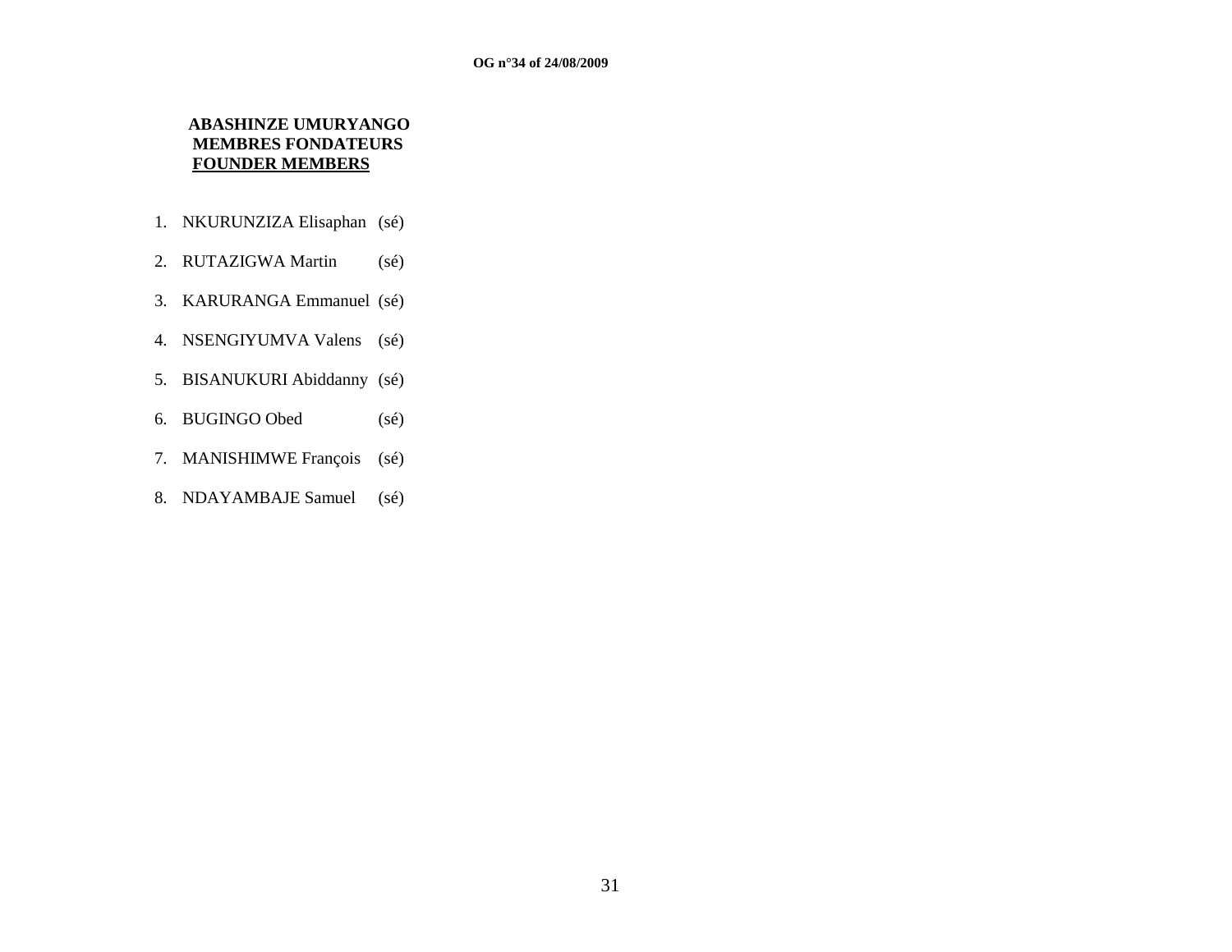**ABASHINZE UMURYANGO**
**MEMBRES FONDATEURS**
**FOUNDER MEMBERS**

1. NKURUNZIZA Elisaphan (sé)
2. RUTAZIGWA Martin (sé)
3. KARURANGA Emmanuel (sé)
4. NSENGIYUMVA Valens (sé)
5. BISANUKURI Abiddanny (sé)
6. BUGINGO Obed (sé)
7. MANISHIMWE François (sé)
8. NDAYAMBAJE Samuel (sé)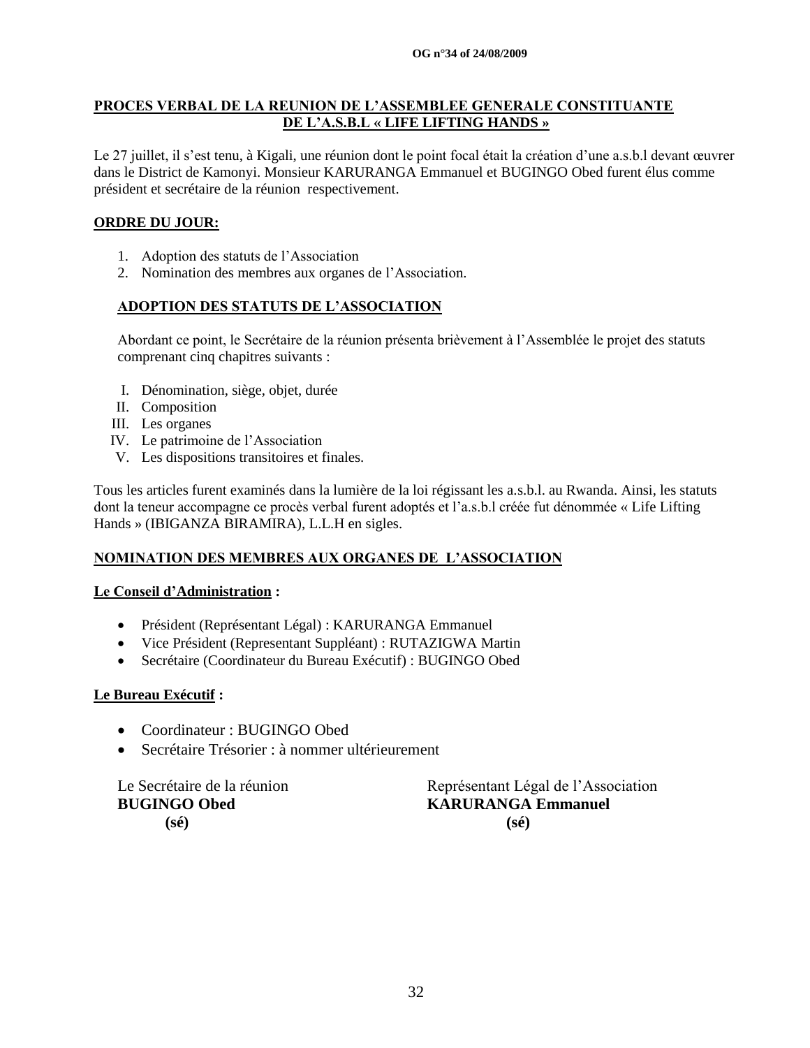## PROCES VERBAL DE LA REUNION DE L'ASSEMBLEE GENERALE CONSTITUANTE DE L'A.S.B.L « LIFE LIFTING HANDS »

Le 27 juillet, il s'est tenu, à Kigali, une réunion dont le point focal était la création d'une a.s.b.l devant œuvrer dans le District de Kamonyi. Monsieur KARURANGA Emmanuel et BUGINGO Obed furent élus comme président et secrétaire de la réunion respectivement.

### ORDRE DU JOUR:

1. Adoption des statuts de l'Association
2. Nomination des membres aux organes de l'Association.

### ADOPTION DES STATUTS DE L'ASSOCIATION

Abordant ce point, le Secrétaire de la réunion présenta brièvement à l'Assemblée le projet des statuts comprenant cinq chapitres suivants :

I. Dénomination, siège, objet, durée
II. Composition
III. Les organes
IV. Le patrimoine de l'Association
V. Les dispositions transitoires et finales.

Tous les articles furent examinés dans la lumière de la loi régissant les a.s.b.l. au Rwanda. Ainsi, les statuts dont la teneur accompagne ce procès verbal furent adoptés et l'a.s.b.l créée fut dénommée « Life Lifting Hands » (IBIGANZA BIRAMIRA), L.L.H en sigles.

### NOMINATION DES MEMBRES AUX ORGANES DE L'ASSOCIATION

**Le Conseil d'Administration :**

- Président (Représentant Légal) : KARURANGA Emmanuel
- Vice Président (Representant Suppléant) : RUTAZIGWA Martin
- Secrétaire (Coordinateur du Bureau Exécutif) : BUGINGO Obed

**Le Bureau Exécutif :**

- Coordinateur : BUGINGO Obed
- Secrétaire Trésorier : à nommer ultérieurement

Le Secrétaire de la réunion
**BUGINGO Obed**
**(sé)**

Représentant Légal de l'Association
**KARURANGA Emmanuel**
**(sé)**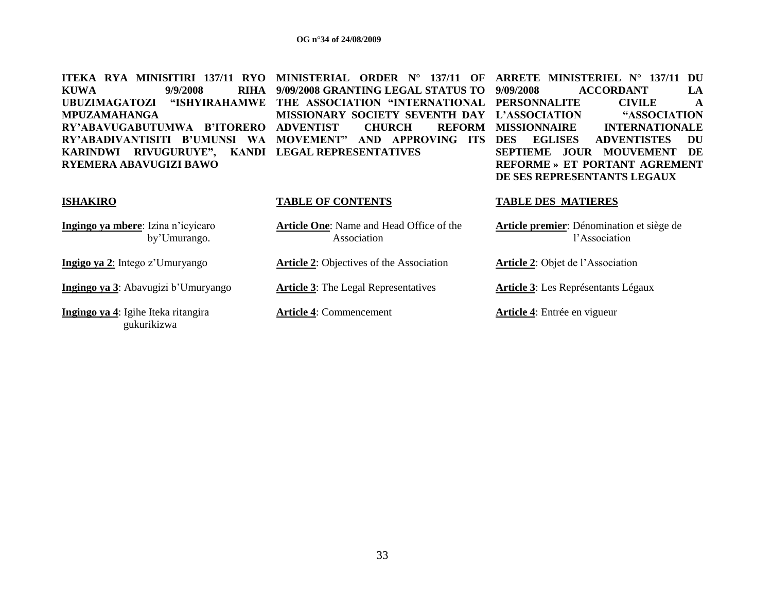**ITEKA RYA MINISITIRI 137/11 RYO KUWA 9/9/2008 RIHA UBUZIMAGATOZI "ISHYIRAHAMWE MPUZAMAHANGA RY'ABAVUGABUTUMWA B'ITORERO RY'ABADIVANTISITI B'UMUNSI WA KARINDWI RIVUGURUYE", KANDI RYEMERA ABAVUGIZI BAWO**

**ISHAKIRO**

**Ingingo ya mbere**: Izina n'icyicaro by'Umurango.

**Ingigo ya 2**: Intego z'Umuryango

**Ingingo ya 3**: Abavugizi b'Umuryango

**Ingingo ya 4**: Igihe Iteka ritangira gukurikizwa

**MINISTERIAL ORDER N° 137/11 OF 9/09/2008 GRANTING LEGAL STATUS TO THE ASSOCIATION "INTERNATIONAL MISSIONARY SOCIETY SEVENTH DAY ADVENTIST CHURCH REFORM MOVEMENT" AND APPROVING ITS LEGAL REPRESENTATIVES**

**TABLE OF CONTENTS**

**Article One**: Name and Head Office of the Association

**Article 2**: Objectives of the Association

**Article 3**: The Legal Representatives

**Article 4**: Commencement

**ARRETE MINISTERIEL N° 137/11 DU 9/09/2008 ACCORDANT LA PERSONNALITE CIVILE A L'ASSOCIATION "ASSOCIATION MISSIONNAIRE INTERNATIONALE DES EGLISES ADVENTISTES DU SEPTIEME JOUR MOUVEMENT DE REFORME » ET PORTANT AGREMENT DE SES REPRESENTANTS LEGAUX**

**TABLE DES MATIERES**

**Article premier**: Dénomination et siège de l'Association

**Article 2**: Objet de l'Association

**Article 3**: Les Représentants Légaux

**Article 4**: Entrée en vigueur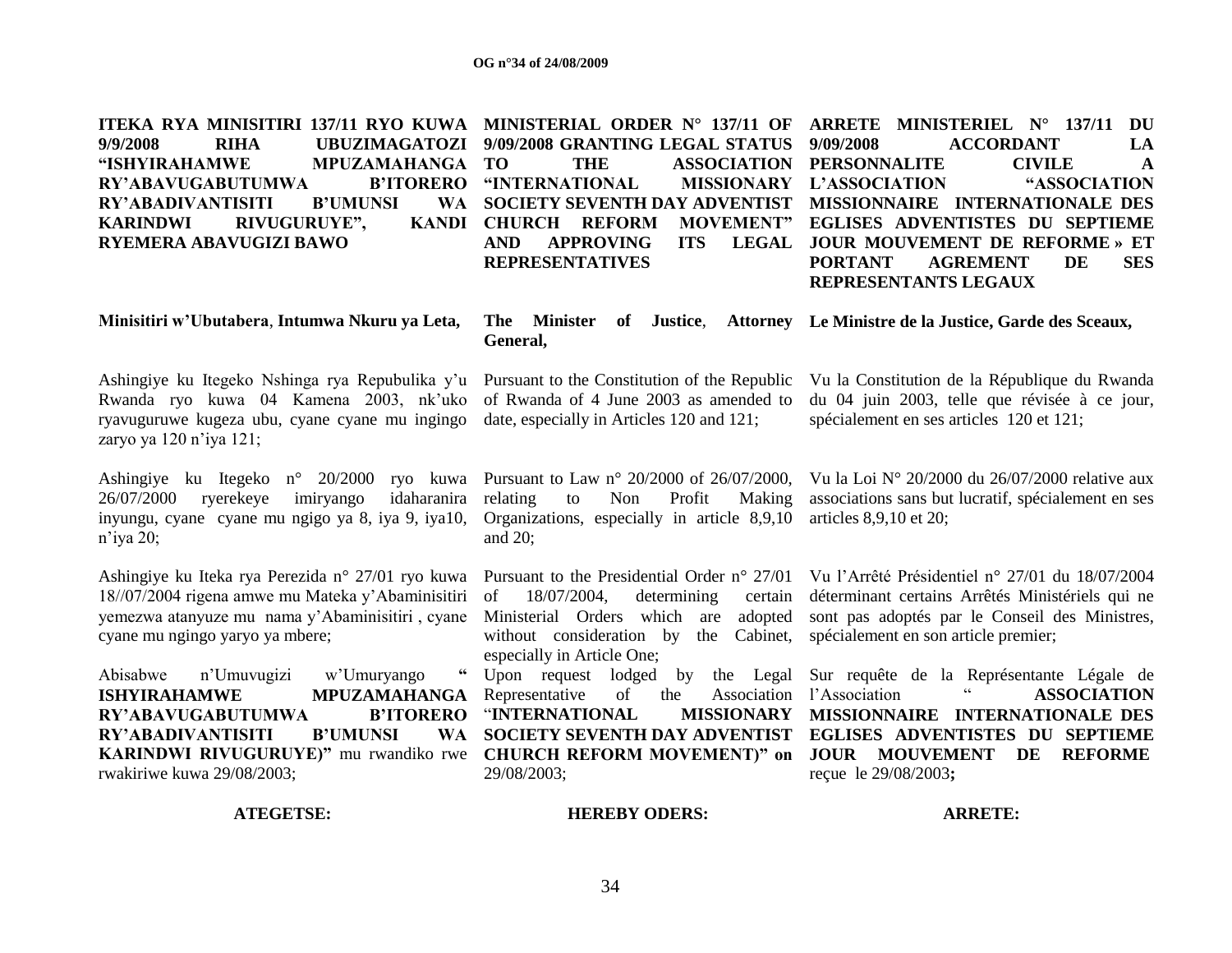**ITEKA RYA MINISITIRI 137/11 RYO KUWA 9/9/2008 RIHA UBUZIMAGATOZI "ISHYIRAHAMWE MPUZAMAHANGA RY'ABAVUGABUTUMWA B'ITORERO RY'ABADIVANTISITI B'UMUNSI WA KARINDWI RIVUGURUYE", KANDI RYEMERA ABAVUGIZI BAWO**

**Minisitiri w'Ubutabera**, **Intumwa Nkuru ya Leta,**

Ashingiye ku Itegeko Nshinga rya Repubulika y'u Rwanda ryo kuwa 04 Kamena 2003, nk'uko ryavuguruwe kugeza ubu, cyane cyane mu ingingo zaryo ya 120 n'iya 121;

Ashingiye ku Itegeko n° 20/2000 ryo kuwa 26/07/2000 ryerekeye imiryango idaharanira inyungu, cyane cyane mu ngigo ya 8, iya 9, iya10, n'iya 20;

Ashingiye ku Iteka rya Perezida n° 27/01 ryo kuwa 18//07/2004 rigena amwe mu Mateka y'Abaminisitiri yemezwa atanyuze mu nama y'Abaminisitiri , cyane cyane mu ngingo yaryo ya mbere;

Abisabwe n'Umuvugizi w'Umuryango "**ISHYIRAHAMWE MPUZAMAHANGA RY'ABAVUGABUTUMWA B'ITORERO RY'ABADIVANTISITI B'UMUNSI WA KARINDWI RIVUGURUYE)"** mu rwandiko rwe rwakiriwe kuwa 29/08/2003;

**ATEGETSE:**

**MINISTERIAL ORDER N° 137/11 OF 9/09/2008 GRANTING LEGAL STATUS TO THE ASSOCIATION "INTERNATIONAL MISSIONARY SOCIETY SEVENTH DAY ADVENTIST CHURCH REFORM MOVEMENT" AND APPROVING ITS LEGAL REPRESENTATIVES**

**The Minister of Justice**, **Attorney General,**

Pursuant to the Constitution of the Republic of Rwanda of 4 June 2003 as amended to date, especially in Articles 120 and 121;

Pursuant to Law n° 20/2000 of 26/07/2000, relating to Non Profit Making Organizations, especially in article 8,9,10 and 20;

Pursuant to the Presidential Order n° 27/01 of 18/07/2004, determining certain Ministerial Orders which are adopted without consideration by the Cabinet, especially in Article One;

Upon request lodged by the Legal Representative of the Association "**INTERNATIONAL MISSIONARY SOCIETY SEVENTH DAY ADVENTIST CHURCH REFORM MOVEMENT)" on** 29/08/2003;

**HEREBY ODERS:**

**ARRETE MINISTERIEL N° 137/11 DU 9/09/2008 ACCORDANT LA PERSONNALITE CIVILE A L'ASSOCIATION "ASSOCIATION MISSIONNAIRE INTERNATIONALE DES EGLISES ADVENTISTES DU SEPTIEME JOUR MOUVEMENT DE REFORME » ET PORTANT AGREMENT DE SES REPRESENTANTS LEGAUX**

**Le Ministre de la Justice, Garde des Sceaux,**

Vu la Constitution de la République du Rwanda du 04 juin 2003, telle que révisée à ce jour, spécialement en ses articles 120 et 121;

Vu la Loi N° 20/2000 du 26/07/2000 relative aux associations sans but lucratif, spécialement en ses articles 8,9,10 et 20;

Vu l'Arrêté Présidentiel n° 27/01 du 18/07/2004 déterminant certains Arrêtés Ministériels qui ne sont pas adoptés par le Conseil des Ministres, spécialement en son article premier;

Sur requête de la Représentante Légale de l'Association " **ASSOCIATION MISSIONNAIRE INTERNATIONALE DES EGLISES ADVENTISTES DU SEPTIEME JOUR MOUVEMENT DE REFORME** reçue le 29/08/2003**;**

**ARRETE:**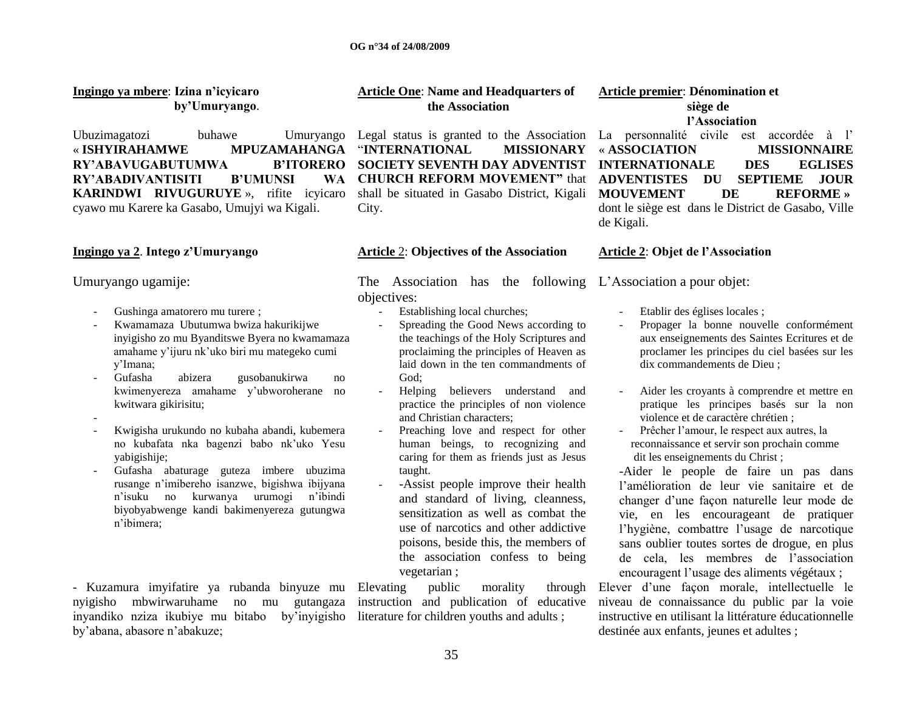**Ingingo ya mbere**: **Izina n'icyicaro by'Umuryango**.

Ubuzimagatozi buhawe Umuryango « **ISHYIRAHAMWE MPUZAMAHANGA RY'ABAVUGABUTUMWA B'ITORERO RY'ABADIVANTISITI B'UMUNSI WA KARINDWI RIVUGURUYE** », rifite icyicaro cyawo mu Karere ka Gasabo, Umujyi wa Kigali.

**Ingingo ya 2**. **Intego z'Umuryango**

Umuryango ugamije:

- Gushinga amatorero mu turere ;
- Kwamamaza Ubutumwa bwiza hakurikijwe inyigisho zo mu Byanditswe Byera no kwamamaza amahame y'ijuru nk'uko biri mu mategeko cumi y'Imana;
- Gufasha abizera gusobanukirwa no kwimenyereza amahame y'ubworoherane no kwitwara gikirisitu;
-
- Kwigisha urukundo no kubaha abandi, kubemera no kubafata nka bagenzi babo nk'uko Yesu yabigishije;
- Gufasha abaturage guteza imbere ubuzima rusange n'imibereho isanzwe, bigishwa ibijyana n'isuku no kurwanya urumogi n'ibindi biyobyabwenge kandi bakimenyereza gutungwa n'ibimera;

- Kuzamura imyifatire ya rubanda binyuze mu nyigisho mbwirwaruhame no mu gutangaza inyandiko nziza ikubiye mu bitabo by'inyigisho by'abana, abasore n'abakuze;

**Article One**: **Name and Headquarters of the Association**

Legal status is granted to the Association "**INTERNATIONAL MISSIONARY SOCIETY SEVENTH DAY ADVENTIST CHURCH REFORM MOVEMENT"** that shall be situated in Gasabo District, Kigali City.

**Article 2**: **Objectives of the Association**

The Association has the following objectives:

- Establishing local churches;
- Spreading the Good News according to the teachings of the Holy Scriptures and proclaiming the principles of Heaven as laid down in the ten commandments of God;
- Helping believers understand and practice the principles of non violence and Christian characters;
- Preaching love and respect for other human beings, to recognizing and caring for them as friends just as Jesus taught.
- -Assist people improve their health and standard of living, cleanness, sensitization as well as combat the use of narcotics and other addictive poisons, beside this, the members of the association confess to being vegetarian ;

Elevating public morality through instruction and publication of educative literature for children youths and adults ;

**Article premier**: **Dénomination et siège de l'Association**

La personnalité civile est accordée à l' « **ASSOCIATION MISSIONNAIRE INTERNATIONALE DES EGLISES ADVENTISTES DU SEPTIEME JOUR MOUVEMENT DE REFORME »** dont le siège est dans le District de Gasabo, Ville de Kigali.

**Article 2**: **Objet de l'Association**

L'Association a pour objet:

- Etablir des églises locales ;
- Propager la bonne nouvelle conformément aux enseignements des Saintes Ecritures et de proclamer les principes du ciel basées sur les dix commandements de Dieu ;
- Aider les croyants à comprendre et mettre en pratique les principes basés sur la non violence et de caractère chrétien ;
- Prêcher l'amour, le respect aux autres, la reconnaissance et servir son prochain comme dit les enseignements du Christ ;

-Aider le people de faire un pas dans l'amélioration de leur vie sanitaire et de changer d'une façon naturelle leur mode de vie, en les encourageant de pratiquer l'hygiène, combattre l'usage de narcotique sans oublier toutes sortes de drogue, en plus de cela, les membres de l'association encouragent l'usage des aliments végétaux ;

Elever d'une façon morale, intellectuelle le niveau de connaissance du public par la voie instructive en utilisant la littérature éducationnelle destinée aux enfants, jeunes et adultes ;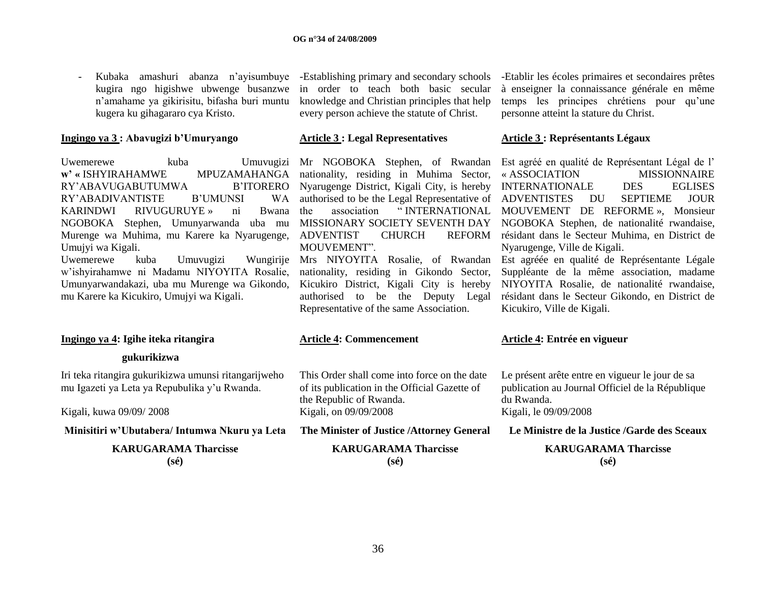- Kubaka amashuri abanza n'ayisumbuye kugira ngo higishwe ubwenge busanzwe n'amahame ya gikirisitu, bifasha buri muntu kugera ku gihagararo cya Kristo.

**Ingingo ya 3 : Abavugizi b'Umuryango**

Uwemerewe kuba Umuvugizi **w' «** ISHYIRAHAMWE MPUZAMAHANGA RY'ABAVUGABUTUMWA B'ITORERO RY'ABADIVANTISTE B'UMUNSI WA KARINDWI RIVUGURUYE » ni Bwana NGOBOKA Stephen, Umunyarwanda uba mu Murenge wa Muhima, mu Karere ka Nyarugenge, Umujyi wa Kigali.

Uwemerewe kuba Umuvugizi Wungirije w'ishyirahamwe ni Madamu NIYOYITA Rosalie, Umunyarwandakazi, uba mu Murenge wa Gikondo, mu Karere ka Kicukiro, Umujyi wa Kigali.

**Ingingo ya 4: Igihe iteka ritangira gukurikizwa**

Iri teka ritangira gukurikizwa umunsi ritangarijweho mu Igazeti ya Leta ya Repubulika y'u Rwanda.

Kigali, kuwa 09/09/ 2008

**Minisitiri w'Ubutabera/ Intumwa Nkuru ya Leta**

**KARUGARAMA Tharcisse**
**(sé)**

-Establishing primary and secondary schools in order to teach both basic secular knowledge and Christian principles that help every person achieve the statute of Christ.

**Article 3 : Legal Representatives**

Mr NGOBOKA Stephen, of Rwandan nationality, residing in Muhima Sector, Nyarugenge District, Kigali City, is hereby authorised to be the Legal Representative of the association " INTERNATIONAL MISSIONARY SOCIETY SEVENTH DAY ADVENTIST CHURCH REFORM MOUVEMENT".

Mrs NIYOYITA Rosalie, of Rwandan nationality, residing in Gikondo Sector, Kicukiro District, Kigali City is hereby authorised to be the Deputy Legal Representative of the same Association.

**Article 4: Commencement**

This Order shall come into force on the date of its publication in the Official Gazette of the Republic of Rwanda.

Kigali, on 09/09/2008

**The Minister of Justice /Attorney General**

**KARUGARAMA Tharcisse**
**(sé)**

-Etablir les écoles primaires et secondaires prêtes à enseigner la connaissance générale en même temps les principes chrétiens pour qu'une personne atteint la stature du Christ.

**Article 3 : Représentants Légaux**

Est agréé en qualité de Représentant Légal de l' « ASSOCIATION MISSIONNAIRE INTERNATIONALE DES EGLISES ADVENTISTES DU SEPTIEME JOUR MOUVEMENT DE REFORME », Monsieur NGOBOKA Stephen, de nationalité rwandaise, résidant dans le Secteur Muhima, en District de Nyarugenge, Ville de Kigali.

Est agréée en qualité de Représentante Légale Suppléante de la même association, madame NIYOYITA Rosalie, de nationalité rwandaise, résidant dans le Secteur Gikondo, en District de Kicukiro, Ville de Kigali.

**Article 4: Entrée en vigueur**

Le présent arête entre en vigueur le jour de sa publication au Journal Officiel de la République du Rwanda.

Kigali, le 09/09/2008

**Le Ministre de la Justice /Garde des Sceaux**

**KARUGARAMA Tharcisse**
**(sé)**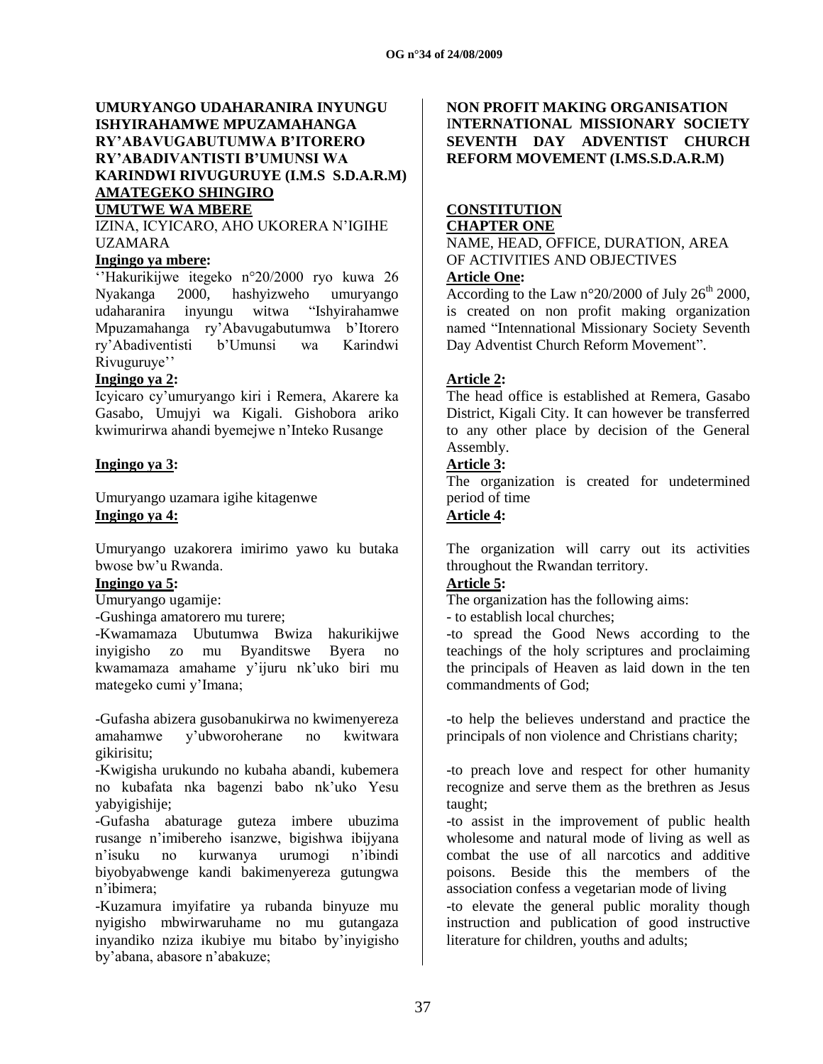**UMURYANGO UDAHARANIRA INYUNGU ISHYIRAHAMWE MPUZAMAHANGA RY'ABAVUGABUTUMWA B'ITORERO RY'ABADIVANTISTI B'UMUNSI WA KARINDWI RIVUGURUYE (I.M.S S.D.A.R.M)**

**AMATEGEKO SHINGIRO**

**UMUTWE WA MBERE**

IZINA, ICYICARO, AHO UKORERA N'IGIHE UZAMARA

**Ingingo ya mbere:**

''Hakurikijwe itegeko n°20/2000 ryo kuwa 26 Nyakanga 2000, hashyizweho umuryango udaharanira inyungu witwa "Ishyirahamwe Mpuzamahanga ry'Abavugabutumwa b'Itorero ry'Abadiventisti b'Umunsi wa Karindwi Rivuguruye''

**Ingingo ya 2:**

Icyicaro cy'umuryango kiri i Remera, Akarere ka Gasabo, Umujyi wa Kigali. Gishobora ariko kwimurirwa ahandi byemejwe n'Inteko Rusange

**Ingingo ya 3:**

Umuryango uzamara igihe kitagenwe

**Ingingo ya 4:**

Umuryango uzakorera imirimo yawo ku butaka bwose bw'u Rwanda.

**Ingingo ya 5:**

Umuryango ugamije:

-Gushinga amatorero mu turere;

-Kwamamaza Ubutumwa Bwiza hakurikijwe inyigisho zo mu Byanditswe Byera no kwamamaza amahame y'ijuru nk'uko biri mu mategeko cumi y'Imana;

-Gufasha abizera gusobanukirwa no kwimenyereza amahamwe y'ubworoherane no kwitwara gikirisitu;

-Kwigisha urukundo no kubaha abandi, kubemera no kubafata nka bagenzi babo nk'uko Yesu yabyigishije;

-Gufasha abaturage guteza imbere ubuzima rusange n'imibereho isanzwe, bigishwa ibijyana n'isuku no kurwanya urumogi n'ibindi biyobyabwenge kandi bakimenyereza gutungwa n'ibimera;

-Kuzamura imyifatire ya rubanda binyuze mu nyigisho mbwirwaruhame no mu gutangaza inyandiko nziza ikubiye mu bitabo by'inyigisho by'abana, abasore n'abakuze;

**NON PROFIT MAKING ORGANISATION INTERNATIONAL MISSIONARY SOCIETY SEVENTH DAY ADVENTIST CHURCH REFORM MOVEMENT (I.MS.S.D.A.R.M)**

**CONSTITUTION**

**CHAPTER ONE**

NAME, HEAD, OFFICE, DURATION, AREA OF ACTIVITIES AND OBJECTIVES

**Article One:**

According to the Law n°20/2000 of July 26th 2000, is created on non profit making organization named "Intennational Missionary Society Seventh Day Adventist Church Reform Movement".

**Article 2:**

The head office is established at Remera, Gasabo District, Kigali City. It can however be transferred to any other place by decision of the General Assembly.

**Article 3:**

The organization is created for undetermined period of time

**Article 4:**

The organization will carry out its activities throughout the Rwandan territory.

**Article 5:**

The organization has the following aims:

- to establish local churches;

-to spread the Good News according to the teachings of the holy scriptures and proclaiming the principals of Heaven as laid down in the ten commandments of God;

-to help the believes understand and practice the principals of non violence and Christians charity;

-to preach love and respect for other humanity recognize and serve them as the brethren as Jesus taught;

-to assist in the improvement of public health wholesome and natural mode of living as well as combat the use of all narcotics and additive poisons. Beside this the members of the association confess a vegetarian mode of living

-to elevate the general public morality though instruction and publication of good instructive literature for children, youths and adults;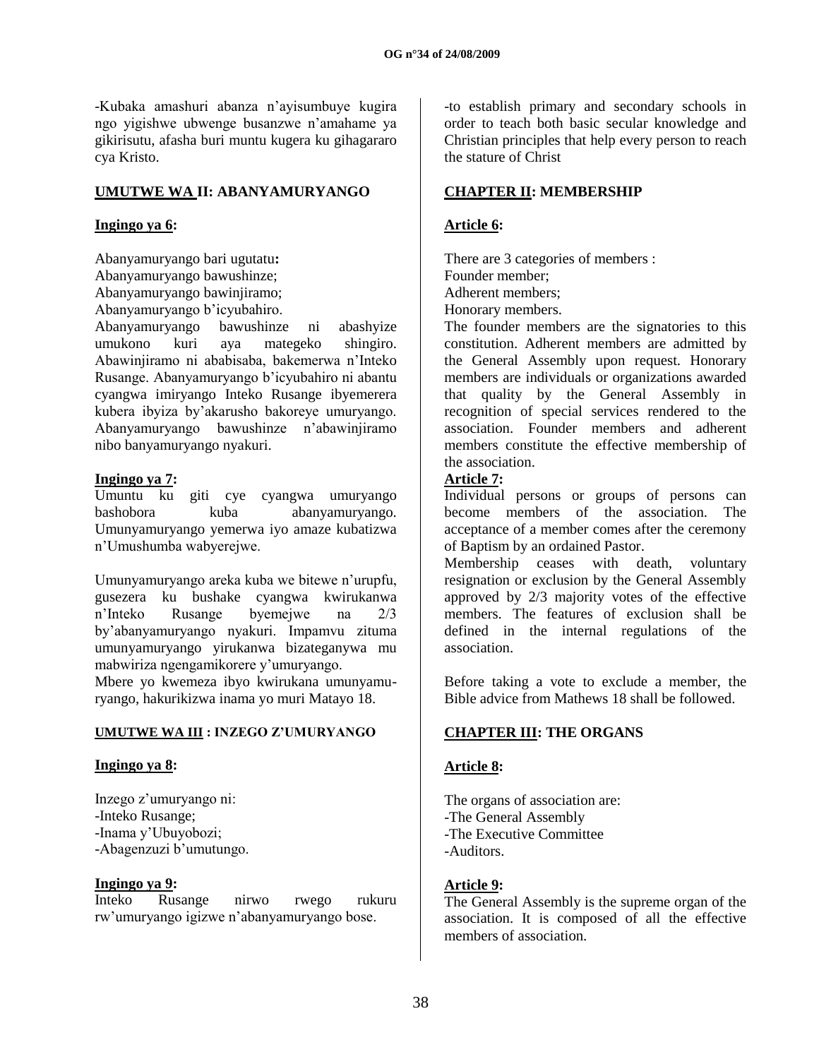-Kubaka amashuri abanza n'ayisumbuye kugira ngo yigishwe ubwenge busanzwe n'amahame ya gikirisutu, afasha buri muntu kugera ku gihagararo cya Kristo.

## UMUTWE WA II: ABANYAMURYANGO

**Ingingo ya 6:**

Abanyamuryango bari ugutatu**:**
Abanyamuryango bawushinze;
Abanyamuryango bawinjiramo;
Abanyamuryango b'icyubahiro.
Abanyamuryango bawushinze ni abashyize umukono kuri aya mategeko shingiro. Abawinjiramo ni ababisaba, bakemerwa n'Inteko Rusange. Abanyamuryango b'icyubahiro ni abantu cyangwa imiryango Inteko Rusange ibyemerera kubera ibyiza by'akarusho bakoreye umuryango. Abanyamuryango bawushinze n'abawinjiramo nibo banyamuryango nyakuri.

**Ingingo ya 7:**
Umuntu ku giti cye cyangwa umuryango bashobora kuba abanyamuryango. Umunyamuryango yemerwa iyo amaze kubatizwa n'Umushumba wabyerejwe.

Umunyamuryango areka kuba we bitewe n'urupfu, gusezera ku bushake cyangwa kwirukanwa n'Inteko Rusange byemejwe na 2/3 by'abanyamuryango nyakuri. Impamvu zituma umunyamuryango yirukanwa bizateganywa mu mabwiriza ngengamikorere y'umuryango.
Mbere yo kwemeza ibyo kwirukana umunyamuryango, hakurikizwa inama yo muri Matayo 18.

## UMUTWE WA III : INZEGO Z'UMURYANGO

**Ingingo ya 8:**

Inzego z'umuryango ni:
-Inteko Rusange;
-Inama y'Ubuyobozi;
-Abagenzuzi b'umutungo.

**Ingingo ya 9:**
Inteko Rusange nirwo rwego rukuru rw'umuryango igizwe n'abanyamuryango bose.

-to establish primary and secondary schools in order to teach both basic secular knowledge and Christian principles that help every person to reach the stature of Christ

## CHAPTER II: MEMBERSHIP

**Article 6:**

There are 3 categories of members :
Founder member;
Adherent members;
Honorary members.
The founder members are the signatories to this constitution. Adherent members are admitted by the General Assembly upon request. Honorary members are individuals or organizations awarded that quality by the General Assembly in recognition of special services rendered to the association. Founder members and adherent members constitute the effective membership of the association.

**Article 7:**
Individual persons or groups of persons can become members of the association. The acceptance of a member comes after the ceremony of Baptism by an ordained Pastor.
Membership ceases with death, voluntary resignation or exclusion by the General Assembly approved by 2/3 majority votes of the effective members. The features of exclusion shall be defined in the internal regulations of the association.

Before taking a vote to exclude a member, the Bible advice from Mathews 18 shall be followed.

## CHAPTER III: THE ORGANS

**Article 8:**

The organs of association are:
-The General Assembly
-The Executive Committee
-Auditors.

**Article 9:**
The General Assembly is the supreme organ of the association. It is composed of all the effective members of association.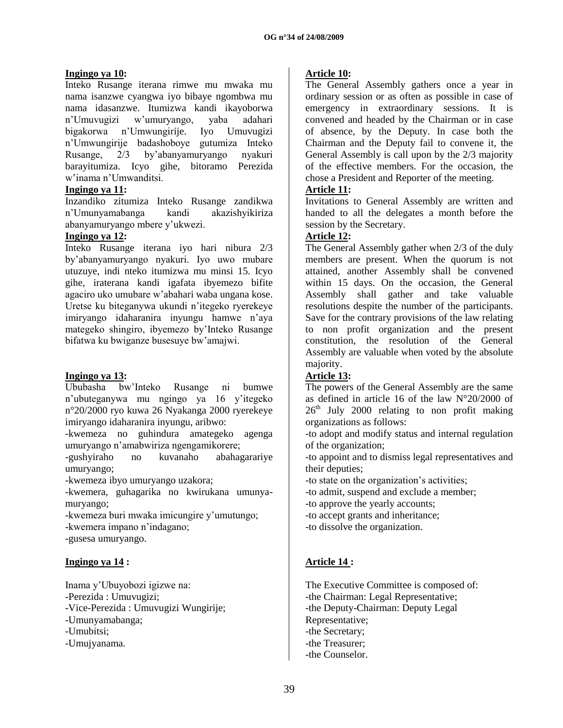**Ingingo ya 10:**

Inteko Rusange iterana rimwe mu mwaka mu nama isanzwe cyangwa iyo bibaye ngombwa mu nama idasanzwe. Itumizwa kandi ikayoborwa n'Umuvugizi w'umuryango, yaba adahari bigakorwa n'Umwungirije. Iyo Umuvugizi n'Umwungirije badashoboye gutumiza Inteko Rusange, 2/3 by'abanyamuryango nyakuri barayitumiza. Icyo gihe, bitoramo Perezida w'inama n'Umwanditsi.

**Ingingo ya 11:**

Inzandiko zitumiza Inteko Rusange zandikwa n'Umunyamabanga kandi akazishyikiriza abanyamuryango mbere y'ukwezi.

**Ingingo ya 12:**

Inteko Rusange iterana iyo hari nibura 2/3 by'abanyamuryango nyakuri. Iyo uwo mubare utuzuye, indi nteko itumizwa mu minsi 15. Icyo gihe, iraterana kandi igafata ibyemezo bifite agaciro uko umubare w'abahari waba ungana kose. Uretse ku biteganywa ukundi n'itegeko ryerekeye imiryango idaharanira inyungu hamwe n'aya mategeko shingiro, ibyemezo by'Inteko Rusange bifatwa ku bwiganze busesuye bw'amajwi.

**Ingingo ya 13:**

Ububasha bw'Inteko Rusange ni bumwe n'ubuteganywa mu ngingo ya 16 y'itegeko n°20/2000 ryo kuwa 26 Nyakanga 2000 ryerekeye imiryango idaharanira inyungu, aribwo:

-kwemeza no guhindura amategeko agenga umuryango n'amabwiriza ngengamikorere;
-gushyiraho no kuvanaho abahagarariye umuryango;
-kwemeza ibyo umuryango uzakora;
-kwemera, guhagarika no kwirukana umunyamuryango;
-kwemeza buri mwaka imicungire y'umutungo;
-kwemera impano n'indagano;
-gusesa umuryango.

**Ingingo ya 14 :**

Inama y'Ubuyobozi igizwe na:
-Perezida : Umuvugizi;
-Vice-Perezida : Umuvugizi Wungirije;
-Umunyamabanga;
-Umubitsi;
-Umujyanama.

**Article 10:**

The General Assembly gathers once a year in ordinary session or as often as possible in case of emergency in extraordinary sessions. It is convened and headed by the Chairman or in case of absence, by the Deputy. In case both the Chairman and the Deputy fail to convene it, the General Assembly is call upon by the 2/3 majority of the effective members. For the occasion, the chose a President and Reporter of the meeting.

**Article 11:**

Invitations to General Assembly are written and handed to all the delegates a month before the session by the Secretary.

**Article 12:**

The General Assembly gather when 2/3 of the duly members are present. When the quorum is not attained, another Assembly shall be convened within 15 days. On the occasion, the General Assembly shall gather and take valuable resolutions despite the number of the participants. Save for the contrary provisions of the law relating to non profit organization and the present constitution, the resolution of the General Assembly are valuable when voted by the absolute majority.

**Article 13:**

The powers of the General Assembly are the same as defined in article 16 of the law N°20/2000 of 26th July 2000 relating to non profit making organizations as follows:

-to adopt and modify status and internal regulation of the organization;
-to appoint and to dismiss legal representatives and their deputies;
-to state on the organization's activities;
-to admit, suspend and exclude a member;
-to approve the yearly accounts;
-to accept grants and inheritance;
-to dissolve the organization.

**Article 14 :**

The Executive Committee is composed of:
-the Chairman: Legal Representative;
-the Deputy-Chairman: Deputy Legal Representative;
-the Secretary;
-the Treasurer;
-the Counselor.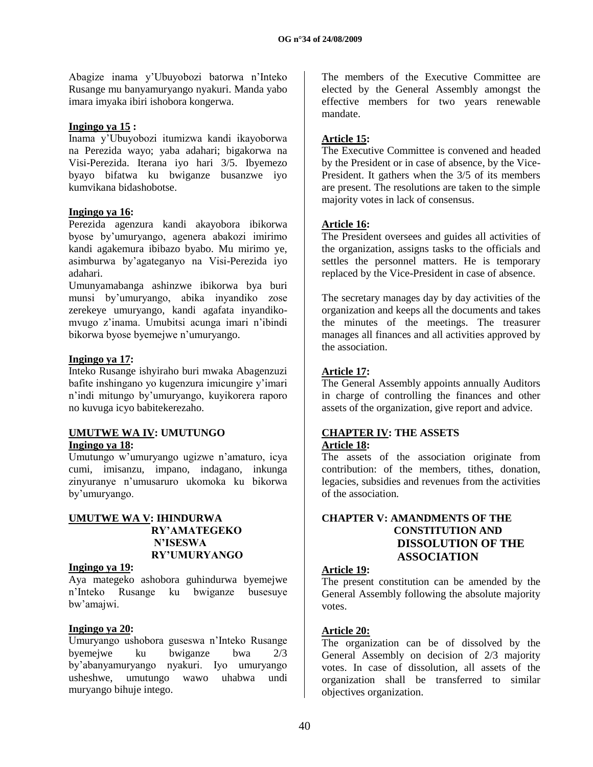Abagize inama y'Ubuyobozi batorwa n'Inteko Rusange mu banyamuryango nyakuri. Manda yabo imara imyaka ibiri ishobora kongerwa.

**Ingingo ya 15 :**
Inama y'Ubuyobozi itumizwa kandi ikayoborwa na Perezida wayo; yaba adahari; bigakorwa na Visi-Perezida. Iterana iyo hari 3/5. Ibyemezo byayo bifatwa ku bwiganze busanzwe iyo kumvikana bidashobotse.

**Ingingo ya 16:**
Perezida agenzura kandi akayobora ibikorwa byose by'umuryango, agenera abakozi imirimo kandi agakemura ibibazo byabo. Mu mirimo ye, asimburwa by'agateganyo na Visi-Perezida iyo adahari.

Umunyamabanga ashinzwe ibikorwa bya buri munsi by'umuryango, abika inyandiko zose zerekeye umuryango, kandi agafata inyandiko-mvugo z'inama. Umubitsi acunga imari n'ibindi bikorwa byose byemejwe n'umuryango.

**Ingingo ya 17:**
Inteko Rusange ishyiraho buri mwaka Abagenzuzi bafite inshingano yo kugenzura imicungire y'imari n'indi mitungo by'umuryango, kuyikorera raporo no kuvuga icyo babitekerezaho.

**UMUTWE WA IV: UMUTUNGO**

**Ingingo ya 18:**
Umutungo w'umuryango ugizwe n'amaturo, icya cumi, imisanzu, impano, indagano, inkunga zinyuranye n'umusaruro ukomoka ku bikorwa by'umuryango.

**UMUTWE WA V: IHINDURWA RY'AMATEGEKO N'ISESWA RY'UMURYANGO**

**Ingingo ya 19:**
Aya mategeko ashobora guhindurwa byemejwe n'Inteko Rusange ku bwiganze busesuye bw'amajwi.

**Ingingo ya 20:**
Umuryango ushobora guseswa n'Inteko Rusange byemejwe ku bwiganze bwa 2/3 by'abanyamuryango nyakuri. Iyo umuryango usheshwe, umutungo wawo uhabwa undi muryango bihuje intego.

The members of the Executive Committee are elected by the General Assembly amongst the effective members for two years renewable mandate.

**Article 15:**
The Executive Committee is convened and headed by the President or in case of absence, by the Vice-President. It gathers when the 3/5 of its members are present. The resolutions are taken to the simple majority votes in lack of consensus.

**Article 16:**
The President oversees and guides all activities of the organization, assigns tasks to the officials and settles the personnel matters. He is temporary replaced by the Vice-President in case of absence.

The secretary manages day by day activities of the organization and keeps all the documents and takes the minutes of the meetings. The treasurer manages all finances and all activities approved by the association.

**Article 17:**
The General Assembly appoints annually Auditors in charge of controlling the finances and other assets of the organization, give report and advice.

**CHAPTER IV: THE ASSETS**

**Article 18:**
The assets of the association originate from contribution: of the members, tithes, donation, legacies, subsidies and revenues from the activities of the association.

**CHAPTER V: AMANDMENTS OF THE CONSTITUTION AND DISSOLUTION OF THE ASSOCIATION**

**Article 19:**
The present constitution can be amended by the General Assembly following the absolute majority votes.

**Article 20:**
The organization can be of dissolved by the General Assembly on decision of 2/3 majority votes. In case of dissolution, all assets of the organization shall be transferred to similar objectives organization.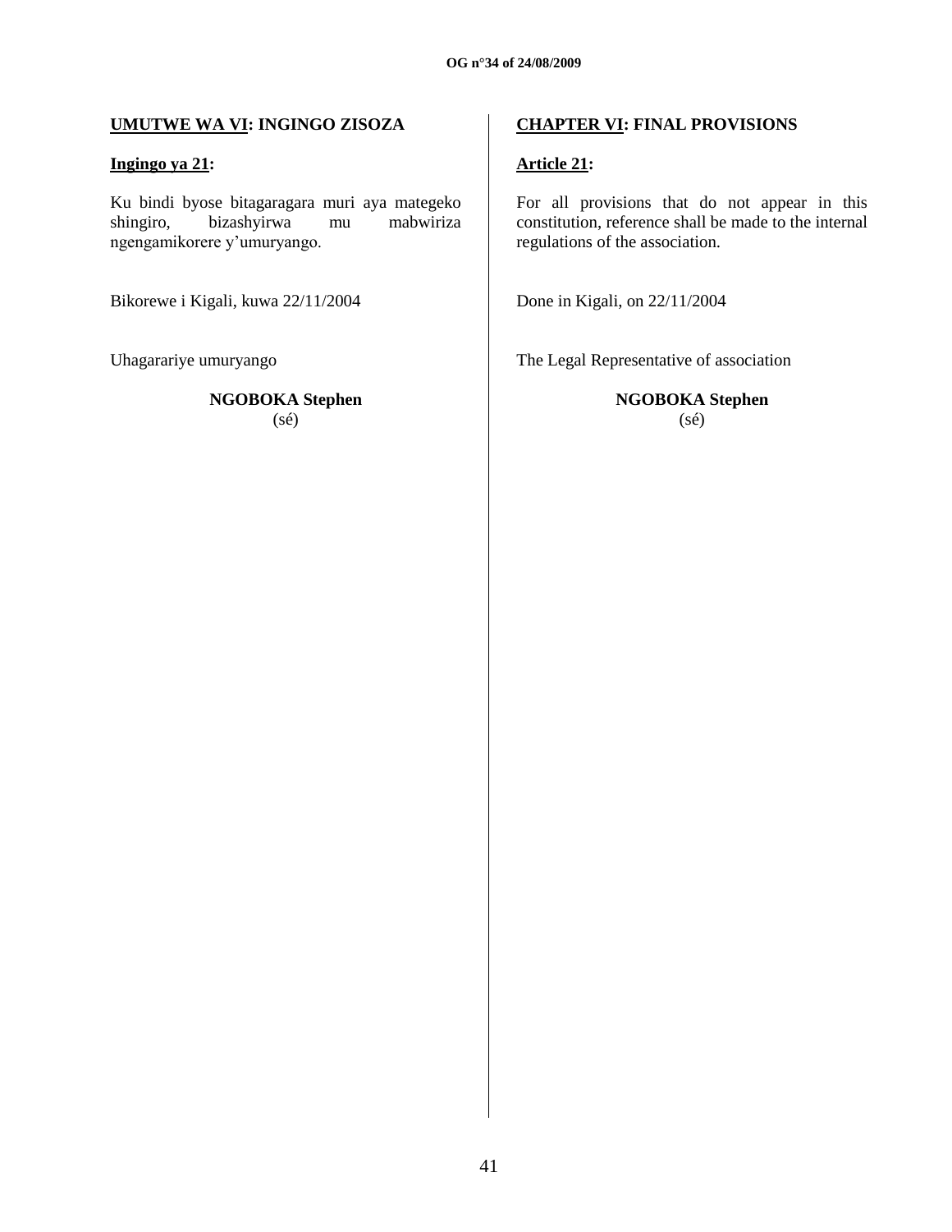**UMUTWE WA VI: INGINGO ZISOZA**

**Ingingo ya 21:**

Ku bindi byose bitagaragara muri aya mategeko shingiro, bizashyirwa mu mabwiriza ngengamikorere y'umuryango.

Bikorewe i Kigali, kuwa 22/11/2004

Uhagarariye umuryango

**NGOBOKA Stephen**
(sé)

**CHAPTER VI: FINAL PROVISIONS**

**Article 21:**

For all provisions that do not appear in this constitution, reference shall be made to the internal regulations of the association.

Done in Kigali, on 22/11/2004

The Legal Representative of association

**NGOBOKA Stephen**
(sé)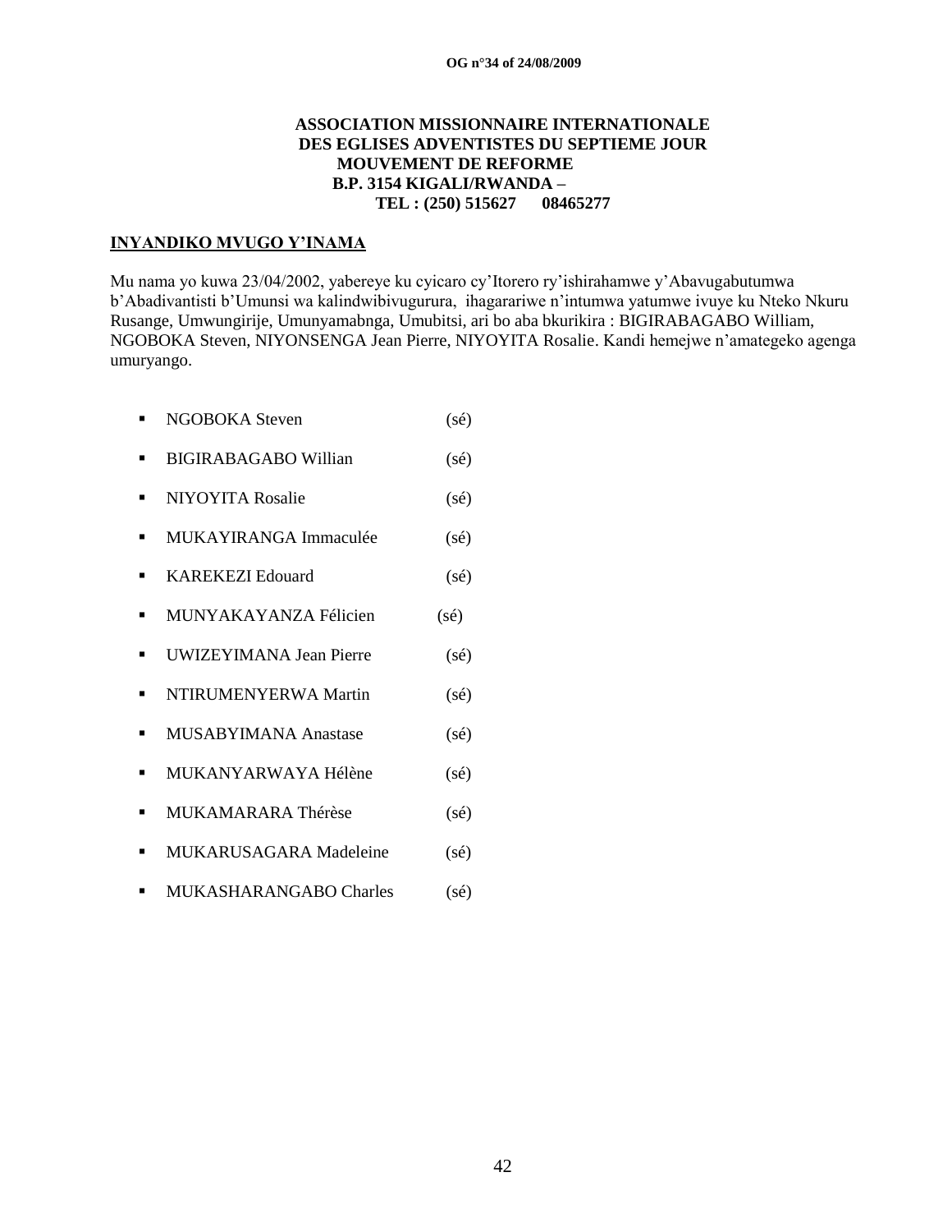**ASSOCIATION MISSIONNAIRE INTERNATIONALE DES EGLISES ADVENTISTES DU SEPTIEME JOUR MOUVEMENT DE REFORME B.P. 3154 KIGALI/RWANDA – TEL : (250) 515627 08465277**

**INYANDIKO MVUGO Y'INAMA**

Mu nama yo kuwa 23/04/2002, yabereye ku cyicaro cy'Itorero ry'ishirahamwe y'Abavugabutumwa b'Abadivantisti b'Umunsi wa kalindwibivugurura, ihagarariwe n'intumwa yatumwe ivuye ku Nteko Nkuru Rusange, Umwungirije, Umunyamabnga, Umubitsi, ari bo aba bkurikira : BIGIRABAGABO William, NGOBOKA Steven, NIYONSENGA Jean Pierre, NIYOYITA Rosalie. Kandi hemejwe n'amategeko agenga umuryango.

- NGOBOKA Steven (sé)
- BIGIRABAGABO Willian (sé)
- NIYOYITA Rosalie (sé)
- MUKAYIRANGA Immaculée (sé)
- KAREKEZI Edouard (sé)
- MUNYAKAYANZA Félicien (sé)
- UWIZEYIMANA Jean Pierre (sé)
- NTIRUMENYERWA Martin (sé)
- MUSABYIMANA Anastase (sé)
- MUKANYARWAYA Hélène (sé)
- MUKAMARARA Thérèse (sé)
- MUKARUSAGARA Madeleine (sé)
- MUKASHARANGABO Charles (sé)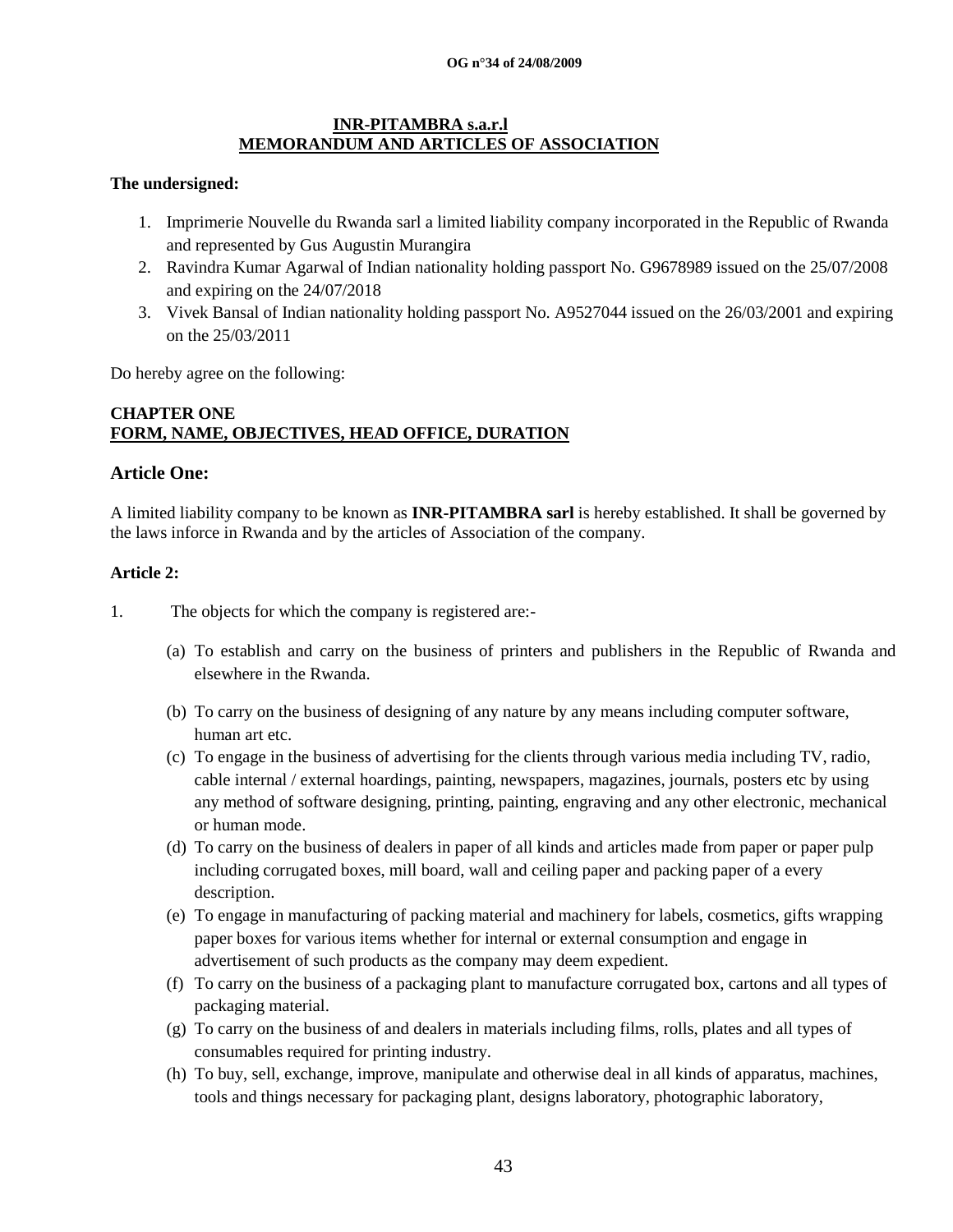**INR-PITAMBRA s.a.r.l**
**MEMORANDUM AND ARTICLES OF ASSOCIATION**

**The undersigned:**

1. Imprimerie Nouvelle du Rwanda sarl a limited liability company incorporated in the Republic of Rwanda and represented by Gus Augustin Murangira
2. Ravindra Kumar Agarwal of Indian nationality holding passport No. G9678989 issued on the 25/07/2008 and expiring on the 24/07/2018
3. Vivek Bansal of Indian nationality holding passport No. A9527044 issued on the 26/03/2001 and expiring on the 25/03/2011

Do hereby agree on the following:

**CHAPTER ONE**
**FORM, NAME, OBJECTIVES, HEAD OFFICE, DURATION**

## Article One:

A limited liability company to be known as **INR-PITAMBRA sarl** is hereby established. It shall be governed by the laws inforce in Rwanda and by the articles of Association of the company.

**Article 2:**

1. The objects for which the company is registered are:-

   (a) To establish and carry on the business of printers and publishers in the Republic of Rwanda and elsewhere in the Rwanda.

   (b) To carry on the business of designing of any nature by any means including computer software, human art etc.

   (c) To engage in the business of advertising for the clients through various media including TV, radio, cable internal / external hoardings, painting, newspapers, magazines, journals, posters etc by using any method of software designing, printing, painting, engraving and any other electronic, mechanical or human mode.

   (d) To carry on the business of dealers in paper of all kinds and articles made from paper or paper pulp including corrugated boxes, mill board, wall and ceiling paper and packing paper of a every description.

   (e) To engage in manufacturing of packing material and machinery for labels, cosmetics, gifts wrapping paper boxes for various items whether for internal or external consumption and engage in advertisement of such products as the company may deem expedient.

   (f) To carry on the business of a packaging plant to manufacture corrugated box, cartons and all types of packaging material.

   (g) To carry on the business of and dealers in materials including films, rolls, plates and all types of consumables required for printing industry.

   (h) To buy, sell, exchange, improve, manipulate and otherwise deal in all kinds of apparatus, machines, tools and things necessary for packaging plant, designs laboratory, photographic laboratory,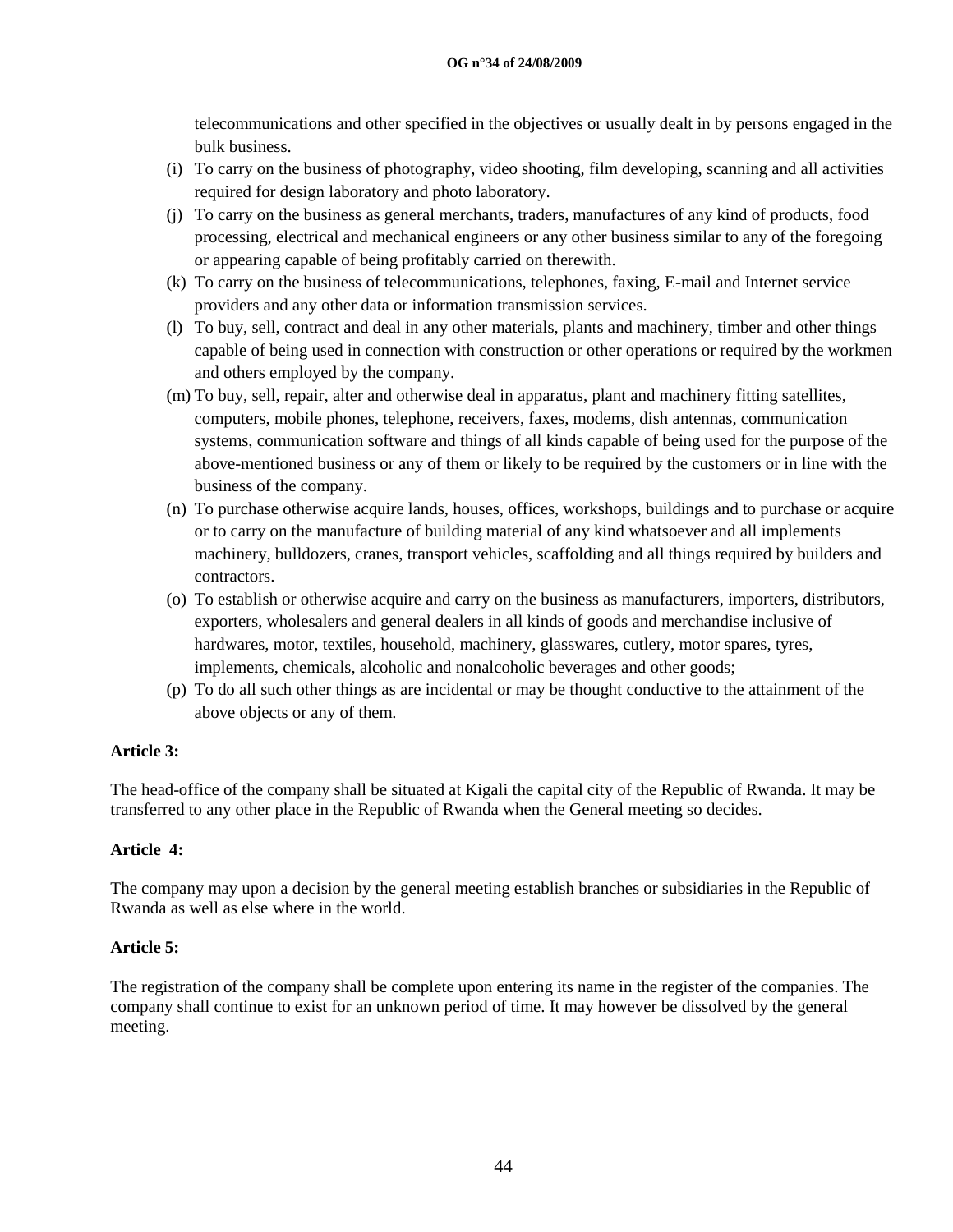telecommunications and other specified in the objectives or usually dealt in by persons engaged in the bulk business.

(i) To carry on the business of photography, video shooting, film developing, scanning and all activities required for design laboratory and photo laboratory.

(j) To carry on the business as general merchants, traders, manufactures of any kind of products, food processing, electrical and mechanical engineers or any other business similar to any of the foregoing or appearing capable of being profitably carried on therewith.

(k) To carry on the business of telecommunications, telephones, faxing, E-mail and Internet service providers and any other data or information transmission services.

(l) To buy, sell, contract and deal in any other materials, plants and machinery, timber and other things capable of being used in connection with construction or other operations or required by the workmen and others employed by the company.

(m) To buy, sell, repair, alter and otherwise deal in apparatus, plant and machinery fitting satellites, computers, mobile phones, telephone, receivers, faxes, modems, dish antennas, communication systems, communication software and things of all kinds capable of being used for the purpose of the above-mentioned business or any of them or likely to be required by the customers or in line with the business of the company.

(n) To purchase otherwise acquire lands, houses, offices, workshops, buildings and to purchase or acquire or to carry on the manufacture of building material of any kind whatsoever and all implements machinery, bulldozers, cranes, transport vehicles, scaffolding and all things required by builders and contractors.

(o) To establish or otherwise acquire and carry on the business as manufacturers, importers, distributors, exporters, wholesalers and general dealers in all kinds of goods and merchandise inclusive of hardwares, motor, textiles, household, machinery, glasswares, cutlery, motor spares, tyres, implements, chemicals, alcoholic and nonalcoholic beverages and other goods;

(p) To do all such other things as are incidental or may be thought conductive to the attainment of the above objects or any of them.

**Article 3:**

The head-office of the company shall be situated at Kigali the capital city of the Republic of Rwanda. It may be transferred to any other place in the Republic of Rwanda when the General meeting so decides.

**Article 4:**

The company may upon a decision by the general meeting establish branches or subsidiaries in the Republic of Rwanda as well as else where in the world.

**Article 5:**

The registration of the company shall be complete upon entering its name in the register of the companies. The company shall continue to exist for an unknown period of time. It may however be dissolved by the general meeting.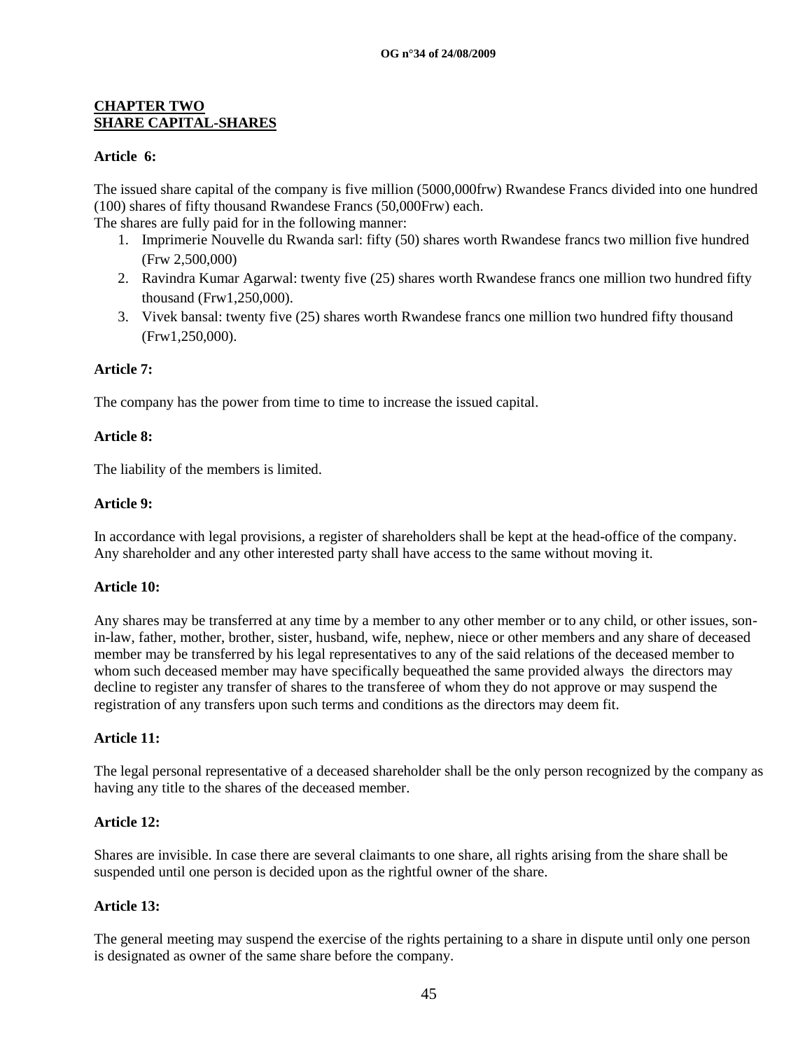## CHAPTER TWO
## SHARE CAPITAL-SHARES

### Article 6:

The issued share capital of the company is five million (5000,000frw) Rwandese Francs divided into one hundred (100) shares of fifty thousand Rwandese Francs (50,000Frw) each.

The shares are fully paid for in the following manner:

1. Imprimerie Nouvelle du Rwanda sarl: fifty (50) shares worth Rwandese francs two million five hundred (Frw 2,500,000)
2. Ravindra Kumar Agarwal: twenty five (25) shares worth Rwandese francs one million two hundred fifty thousand (Frw1,250,000).
3. Vivek bansal: twenty five (25) shares worth Rwandese francs one million two hundred fifty thousand (Frw1,250,000).

### Article 7:

The company has the power from time to time to increase the issued capital.

### Article 8:

The liability of the members is limited.

### Article 9:

In accordance with legal provisions, a register of shareholders shall be kept at the head-office of the company. Any shareholder and any other interested party shall have access to the same without moving it.

### Article 10:

Any shares may be transferred at any time by a member to any other member or to any child, or other issues, son-in-law, father, mother, brother, sister, husband, wife, nephew, niece or other members and any share of deceased member may be transferred by his legal representatives to any of the said relations of the deceased member to whom such deceased member may have specifically bequeathed the same provided always the directors may decline to register any transfer of shares to the transferee of whom they do not approve or may suspend the registration of any transfers upon such terms and conditions as the directors may deem fit.

### Article 11:

The legal personal representative of a deceased shareholder shall be the only person recognized by the company as having any title to the shares of the deceased member.

### Article 12:

Shares are invisible. In case there are several claimants to one share, all rights arising from the share shall be suspended until one person is decided upon as the rightful owner of the share.

### Article 13:

The general meeting may suspend the exercise of the rights pertaining to a share in dispute until only one person is designated as owner of the same share before the company.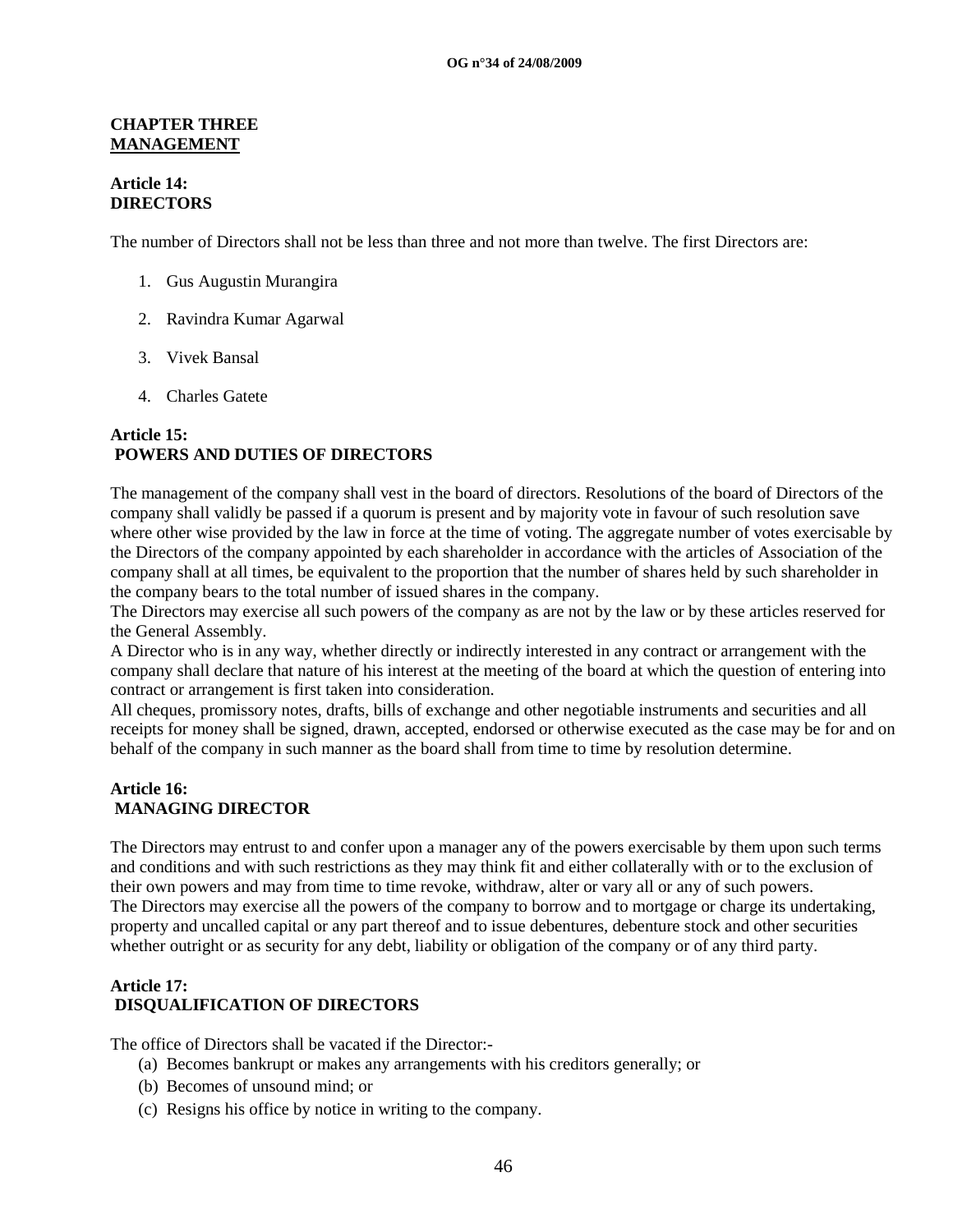## CHAPTER THREE
## MANAGEMENT

### Article 14:
### DIRECTORS

The number of Directors shall not be less than three and not more than twelve. The first Directors are:

1. Gus Augustin Murangira
2. Ravindra Kumar Agarwal
3. Vivek Bansal
4. Charles Gatete

### Article 15:
### POWERS AND DUTIES OF DIRECTORS

The management of the company shall vest in the board of directors. Resolutions of the board of Directors of the company shall validly be passed if a quorum is present and by majority vote in favour of such resolution save where other wise provided by the law in force at the time of voting. The aggregate number of votes exercisable by the Directors of the company appointed by each shareholder in accordance with the articles of Association of the company shall at all times, be equivalent to the proportion that the number of shares held by such shareholder in the company bears to the total number of issued shares in the company.

The Directors may exercise all such powers of the company as are not by the law or by these articles reserved for the General Assembly.

A Director who is in any way, whether directly or indirectly interested in any contract or arrangement with the company shall declare that nature of his interest at the meeting of the board at which the question of entering into contract or arrangement is first taken into consideration.

All cheques, promissory notes, drafts, bills of exchange and other negotiable instruments and securities and all receipts for money shall be signed, drawn, accepted, endorsed or otherwise executed as the case may be for and on behalf of the company in such manner as the board shall from time to time by resolution determine.

### Article 16:
### MANAGING DIRECTOR

The Directors may entrust to and confer upon a manager any of the powers exercisable by them upon such terms and conditions and with such restrictions as they may think fit and either collaterally with or to the exclusion of their own powers and may from time to time revoke, withdraw, alter or vary all or any of such powers.

The Directors may exercise all the powers of the company to borrow and to mortgage or charge its undertaking, property and uncalled capital or any part thereof and to issue debentures, debenture stock and other securities whether outright or as security for any debt, liability or obligation of the company or of any third party.

### Article 17:
### DISQUALIFICATION OF DIRECTORS

The office of Directors shall be vacated if the Director:-

(a) Becomes bankrupt or makes any arrangements with his creditors generally; or
(b) Becomes of unsound mind; or
(c) Resigns his office by notice in writing to the company.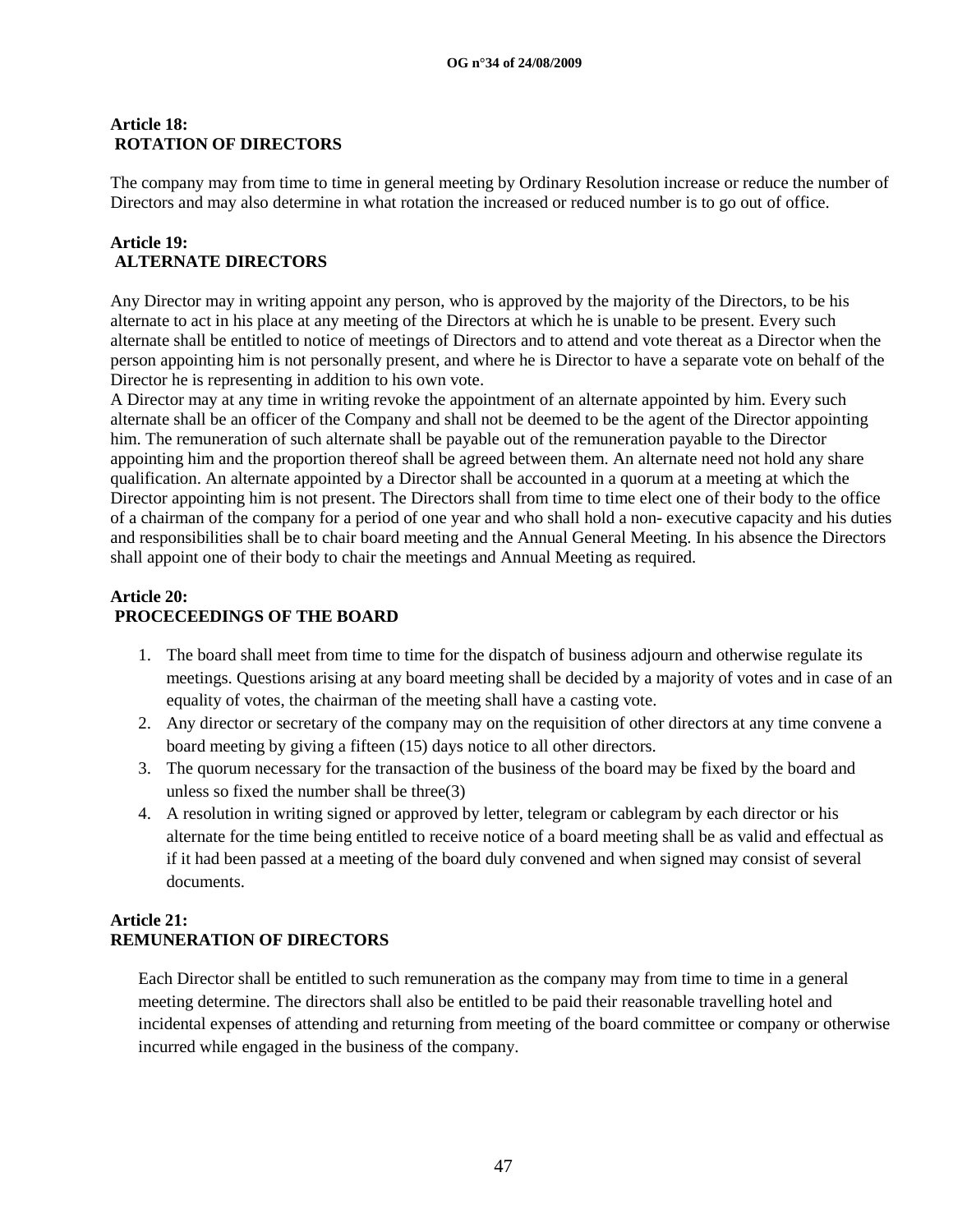**Article 18:**
**ROTATION OF DIRECTORS**

The company may from time to time in general meeting by Ordinary Resolution increase or reduce the number of Directors and may also determine in what rotation the increased or reduced number is to go out of office.

**Article 19:**
**ALTERNATE DIRECTORS**

Any Director may in writing appoint any person, who is approved by the majority of the Directors, to be his alternate to act in his place at any meeting of the Directors at which he is unable to be present. Every such alternate shall be entitled to notice of meetings of Directors and to attend and vote thereat as a Director when the person appointing him is not personally present, and where he is Director to have a separate vote on behalf of the Director he is representing in addition to his own vote.
A Director may at any time in writing revoke the appointment of an alternate appointed by him. Every such alternate shall be an officer of the Company and shall not be deemed to be the agent of the Director appointing him. The remuneration of such alternate shall be payable out of the remuneration payable to the Director appointing him and the proportion thereof shall be agreed between them. An alternate need not hold any share qualification. An alternate appointed by a Director shall be accounted in a quorum at a meeting at which the Director appointing him is not present. The Directors shall from time to time elect one of their body to the office of a chairman of the company for a period of one year and who shall hold a non- executive capacity and his duties and responsibilities shall be to chair board meeting and the Annual General Meeting. In his absence the Directors shall appoint one of their body to chair the meetings and Annual Meeting as required.

**Article 20:**
**PROCECEEDINGS OF THE BOARD**

1. The board shall meet from time to time for the dispatch of business adjourn and otherwise regulate its meetings. Questions arising at any board meeting shall be decided by a majority of votes and in case of an equality of votes, the chairman of the meeting shall have a casting vote.
2. Any director or secretary of the company may on the requisition of other directors at any time convene a board meeting by giving a fifteen (15) days notice to all other directors.
3. The quorum necessary for the transaction of the business of the board may be fixed by the board and unless so fixed the number shall be three(3)
4. A resolution in writing signed or approved by letter, telegram or cablegram by each director or his alternate for the time being entitled to receive notice of a board meeting shall be as valid and effectual as if it had been passed at a meeting of the board duly convened and when signed may consist of several documents.

**Article 21:**
**REMUNERATION OF DIRECTORS**

Each Director shall be entitled to such remuneration as the company may from time to time in a general meeting determine. The directors shall also be entitled to be paid their reasonable travelling hotel and incidental expenses of attending and returning from meeting of the board committee or company or otherwise incurred while engaged in the business of the company.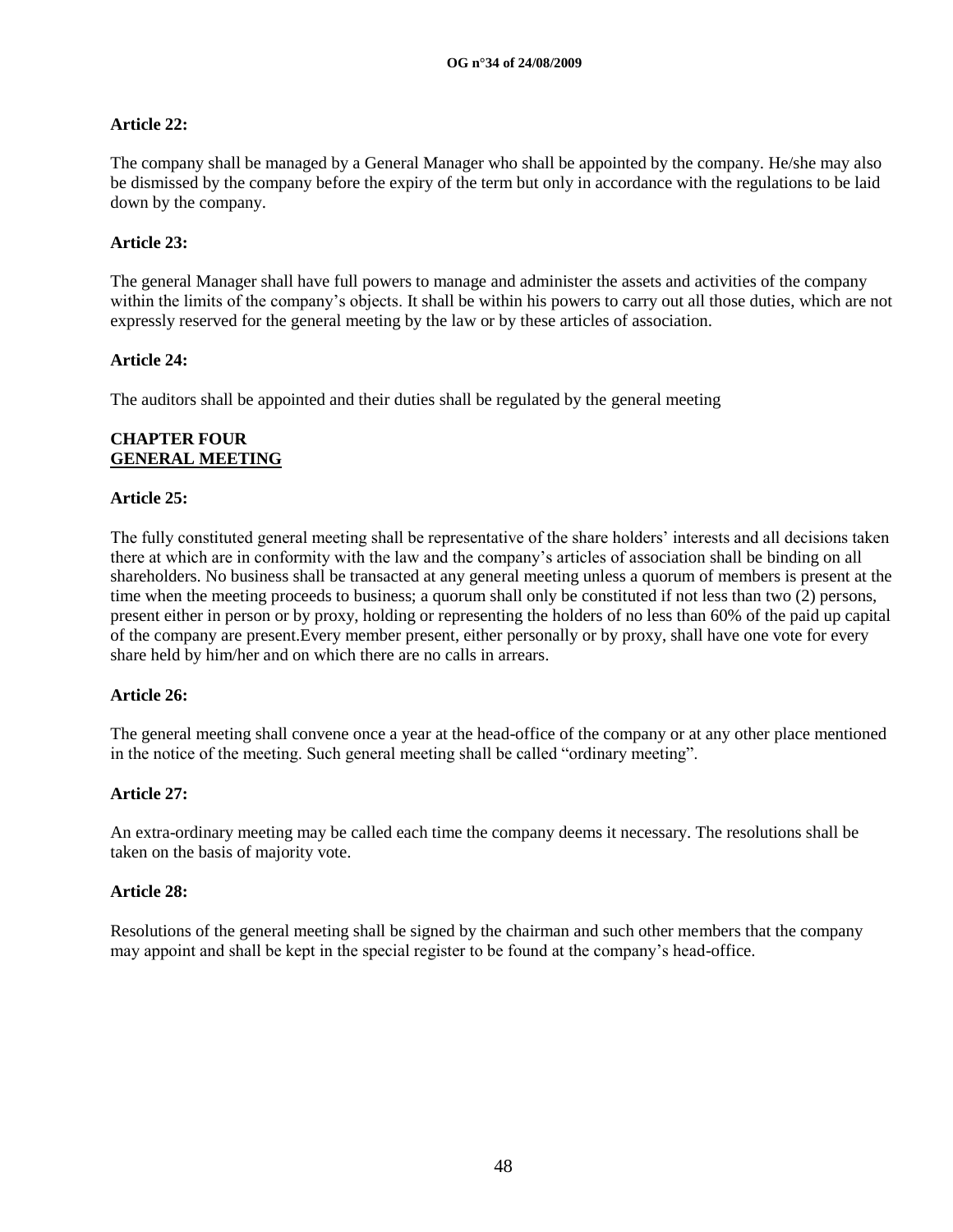**Article 22:**

The company shall be managed by a General Manager who shall be appointed by the company. He/she may also be dismissed by the company before the expiry of the term but only in accordance with the regulations to be laid down by the company.

**Article 23:**

The general Manager shall have full powers to manage and administer the assets and activities of the company within the limits of the company's objects. It shall be within his powers to carry out all those duties, which are not expressly reserved for the general meeting by the law or by these articles of association.

**Article 24:**

The auditors shall be appointed and their duties shall be regulated by the general meeting

**CHAPTER FOUR**
**GENERAL MEETING**

**Article 25:**

The fully constituted general meeting shall be representative of the share holders' interests and all decisions taken there at which are in conformity with the law and the company's articles of association shall be binding on all shareholders. No business shall be transacted at any general meeting unless a quorum of members is present at the time when the meeting proceeds to business; a quorum shall only be constituted if not less than two (2) persons, present either in person or by proxy, holding or representing the holders of no less than 60% of the paid up capital of the company are present.Every member present, either personally or by proxy, shall have one vote for every share held by him/her and on which there are no calls in arrears.

**Article 26:**

The general meeting shall convene once a year at the head-office of the company or at any other place mentioned in the notice of the meeting. Such general meeting shall be called "ordinary meeting".

**Article 27:**

An extra-ordinary meeting may be called each time the company deems it necessary. The resolutions shall be taken on the basis of majority vote.

**Article 28:**

Resolutions of the general meeting shall be signed by the chairman and such other members that the company may appoint and shall be kept in the special register to be found at the company's head-office.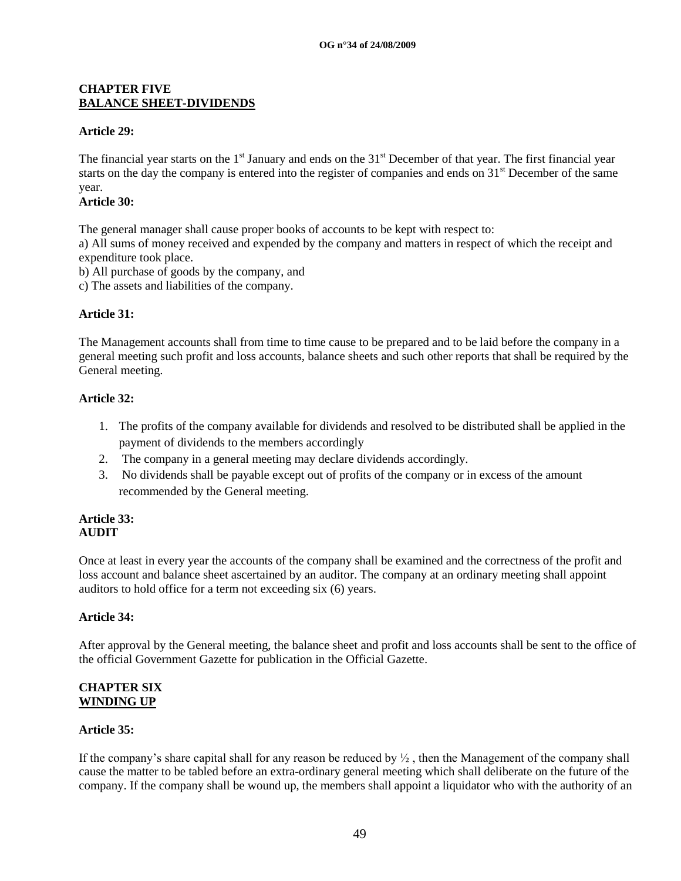## CHAPTER FIVE
## BALANCE SHEET-DIVIDENDS

### Article 29:

The financial year starts on the 1st January and ends on the 31st December of that year. The first financial year starts on the day the company is entered into the register of companies and ends on 31st December of the same year.

### Article 30:

The general manager shall cause proper books of accounts to be kept with respect to:

a) All sums of money received and expended by the company and matters in respect of which the receipt and expenditure took place.

b) All purchase of goods by the company, and

c) The assets and liabilities of the company.

### Article 31:

The Management accounts shall from time to time cause to be prepared and to be laid before the company in a general meeting such profit and loss accounts, balance sheets and such other reports that shall be required by the General meeting.

### Article 32:

1. The profits of the company available for dividends and resolved to be distributed shall be applied in the payment of dividends to the members accordingly
2. The company in a general meeting may declare dividends accordingly.
3. No dividends shall be payable except out of profits of the company or in excess of the amount recommended by the General meeting.

### Article 33:
### AUDIT

Once at least in every year the accounts of the company shall be examined and the correctness of the profit and loss account and balance sheet ascertained by an auditor. The company at an ordinary meeting shall appoint auditors to hold office for a term not exceeding six (6) years.

### Article 34:

After approval by the General meeting, the balance sheet and profit and loss accounts shall be sent to the office of the official Government Gazette for publication in the Official Gazette.

## CHAPTER SIX
## WINDING UP

### Article 35:

If the company's share capital shall for any reason be reduced by ½ , then the Management of the company shall cause the matter to be tabled before an extra-ordinary general meeting which shall deliberate on the future of the company. If the company shall be wound up, the members shall appoint a liquidator who with the authority of an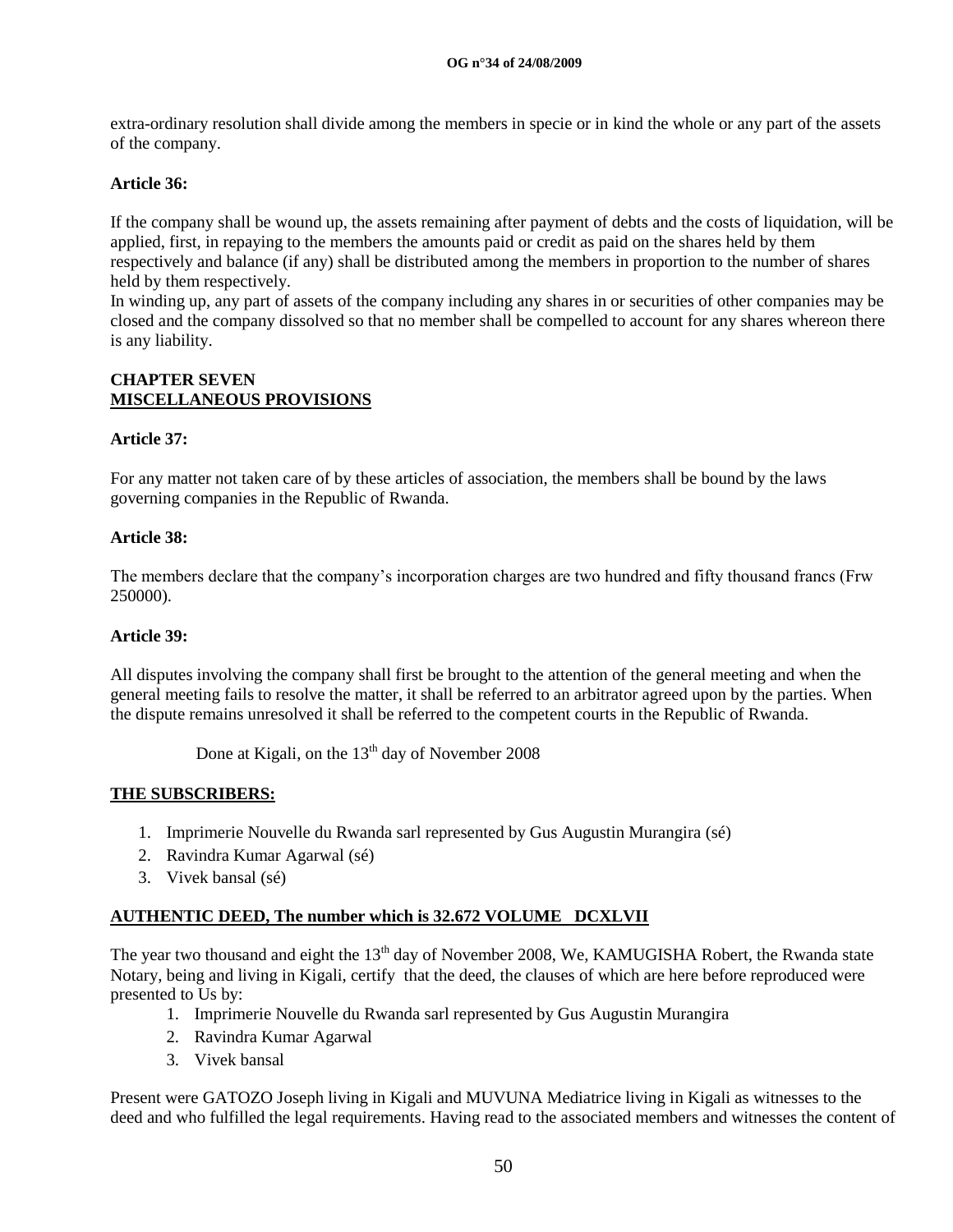extra-ordinary resolution shall divide among the members in specie or in kind the whole or any part of the assets of the company.

**Article 36:**

If the company shall be wound up, the assets remaining after payment of debts and the costs of liquidation, will be applied, first, in repaying to the members the amounts paid or credit as paid on the shares held by them respectively and balance (if any) shall be distributed among the members in proportion to the number of shares held by them respectively.
In winding up, any part of assets of the company including any shares in or securities of other companies may be closed and the company dissolved so that no member shall be compelled to account for any shares whereon there is any liability.

## CHAPTER SEVEN
## MISCELLANEOUS PROVISIONS

**Article 37:**

For any matter not taken care of by these articles of association, the members shall be bound by the laws governing companies in the Republic of Rwanda.

**Article 38:**

The members declare that the company's incorporation charges are two hundred and fifty thousand francs (Frw 250000).

**Article 39:**

All disputes involving the company shall first be brought to the attention of the general meeting and when the general meeting fails to resolve the matter, it shall be referred to an arbitrator agreed upon by the parties. When the dispute remains unresolved it shall be referred to the competent courts in the Republic of Rwanda.

Done at Kigali, on the 13th day of November 2008

**THE SUBSCRIBERS:**

1. Imprimerie Nouvelle du Rwanda sarl represented by Gus Augustin Murangira (sé)
2. Ravindra Kumar Agarwal (sé)
3. Vivek bansal (sé)

**AUTHENTIC DEED, The number which is 32.672 VOLUME DCXLVII**

The year two thousand and eight the 13th day of November 2008, We, KAMUGISHA Robert, the Rwanda state Notary, being and living in Kigali, certify that the deed, the clauses of which are here before reproduced were presented to Us by:

1. Imprimerie Nouvelle du Rwanda sarl represented by Gus Augustin Murangira
2. Ravindra Kumar Agarwal
3. Vivek bansal

Present were GATOZO Joseph living in Kigali and MUVUNA Mediatrice living in Kigali as witnesses to the deed and who fulfilled the legal requirements. Having read to the associated members and witnesses the content of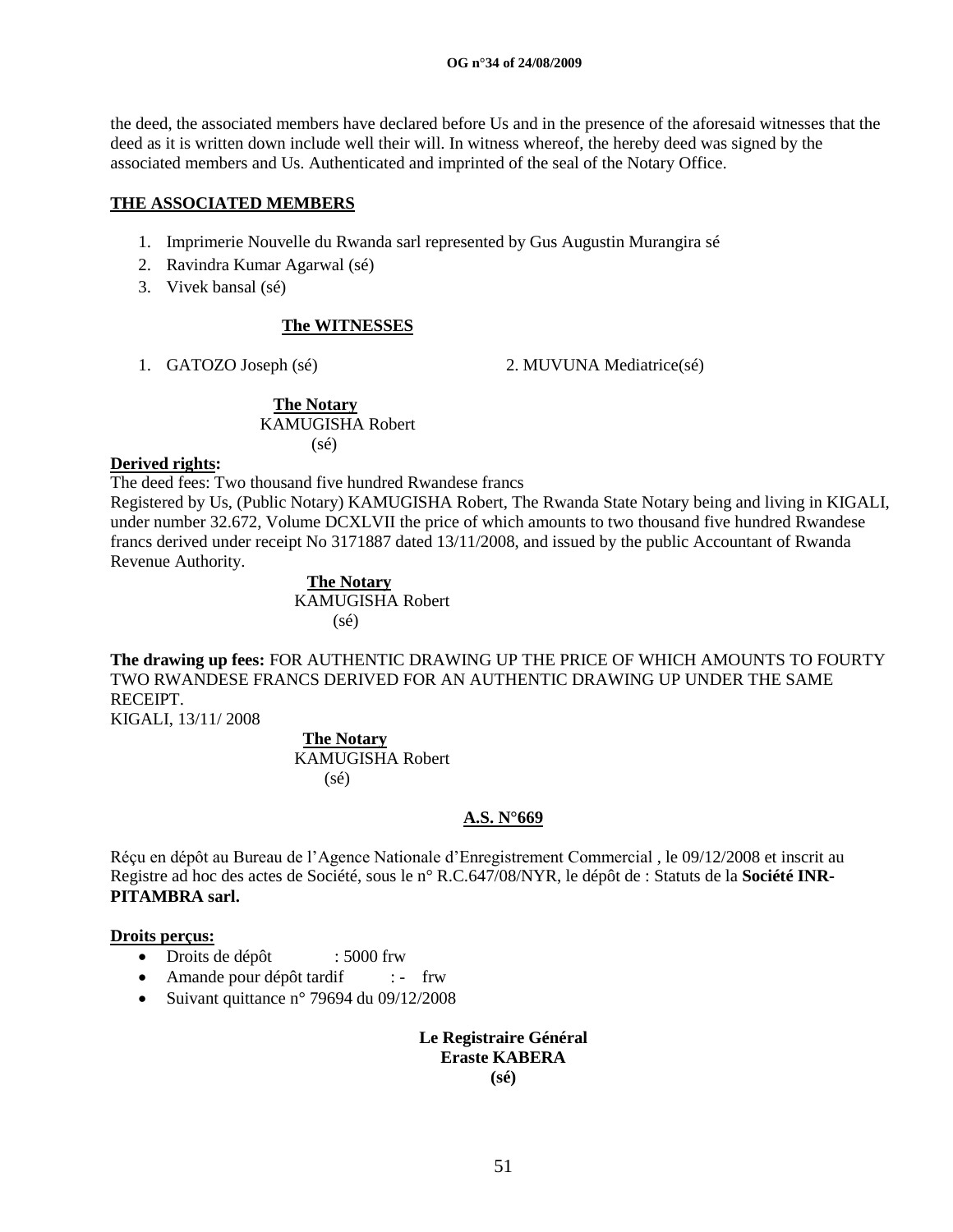the deed, the associated members have declared before Us and in the presence of the aforesaid witnesses that the deed as it is written down include well their will. In witness whereof, the hereby deed was signed by the associated members and Us. Authenticated and imprinted of the seal of the Notary Office.

**THE ASSOCIATED MEMBERS**

1. Imprimerie Nouvelle du Rwanda sarl represented by Gus Augustin Murangira sé
2. Ravindra Kumar Agarwal (sé)
3. Vivek bansal (sé)

**The WITNESSES**

1. GATOZO Joseph (sé) 2. MUVUNA Mediatrice(sé)

**The Notary**
KAMUGISHA Robert
(sé)

**Derived rights:**
The deed fees: Two thousand five hundred Rwandese francs
Registered by Us, (Public Notary) KAMUGISHA Robert, The Rwanda State Notary being and living in KIGALI, under number 32.672, Volume DCXLVII the price of which amounts to two thousand five hundred Rwandese francs derived under receipt No 3171887 dated 13/11/2008, and issued by the public Accountant of Rwanda Revenue Authority.

**The Notary**
KAMUGISHA Robert
(sé)

**The drawing up fees:** FOR AUTHENTIC DRAWING UP THE PRICE OF WHICH AMOUNTS TO FOURTY TWO RWANDESE FRANCS DERIVED FOR AN AUTHENTIC DRAWING UP UNDER THE SAME RECEIPT.
KIGALI, 13/11/ 2008

**The Notary**
KAMUGISHA Robert
(sé)

**A.S. N°669**

Réçu en dépôt au Bureau de l'Agence Nationale d'Enregistrement Commercial , le 09/12/2008 et inscrit au Registre ad hoc des actes de Société, sous le n° R.C.647/08/NYR, le dépôt de : Statuts de la **Société INR-PITAMBRA sarl.**

**Droits perçus:**

- Droits de dépôt : 5000 frw
- Amande pour dépôt tardif : - frw
- Suivant quittance n° 79694 du 09/12/2008

**Le Registraire Général**
**Eraste KABERA**
**(sé)**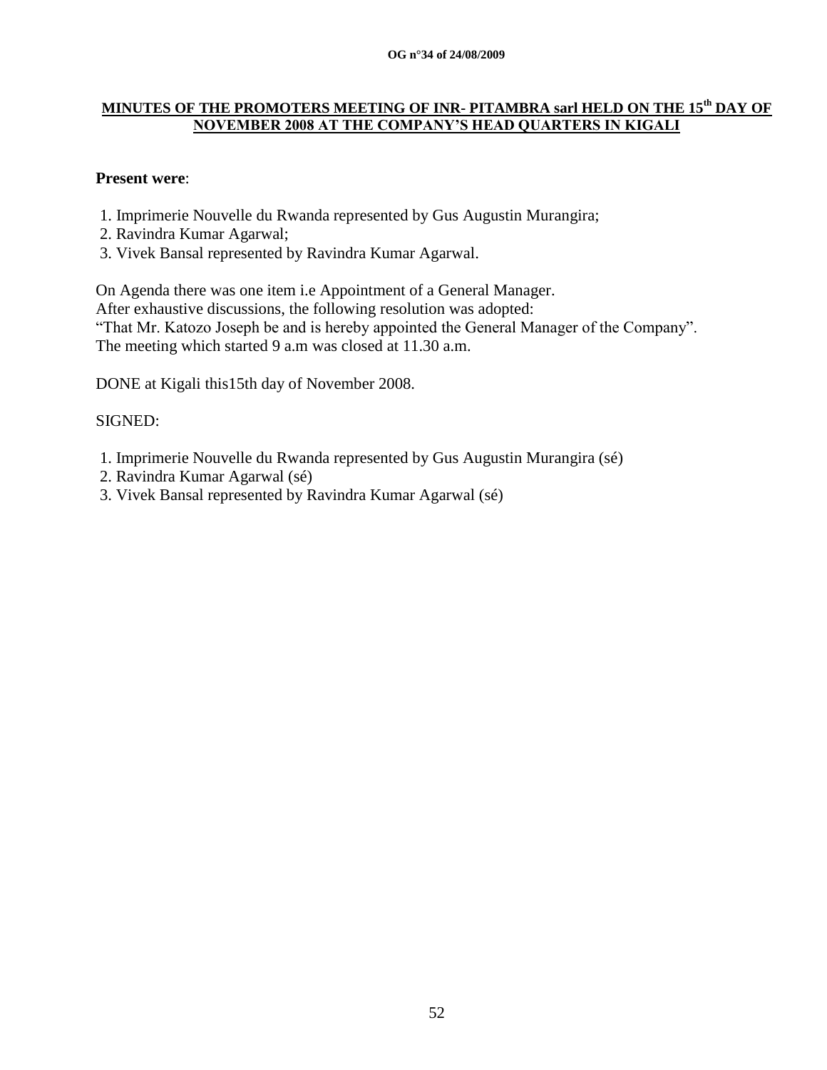**MINUTES OF THE PROMOTERS MEETING OF INR- PITAMBRA sarl HELD ON THE 15th DAY OF NOVEMBER 2008 AT THE COMPANY'S HEAD QUARTERS IN KIGALI**

**Present were**:

1. Imprimerie Nouvelle du Rwanda represented by Gus Augustin Murangira;
2. Ravindra Kumar Agarwal;
3. Vivek Bansal represented by Ravindra Kumar Agarwal.

On Agenda there was one item i.e Appointment of a General Manager.
After exhaustive discussions, the following resolution was adopted:
"That Mr. Katozo Joseph be and is hereby appointed the General Manager of the Company".
The meeting which started 9 a.m was closed at 11.30 a.m.

DONE at Kigali this15th day of November 2008.

SIGNED:

1. Imprimerie Nouvelle du Rwanda represented by Gus Augustin Murangira (sé)
2. Ravindra Kumar Agarwal (sé)
3. Vivek Bansal represented by Ravindra Kumar Agarwal (sé)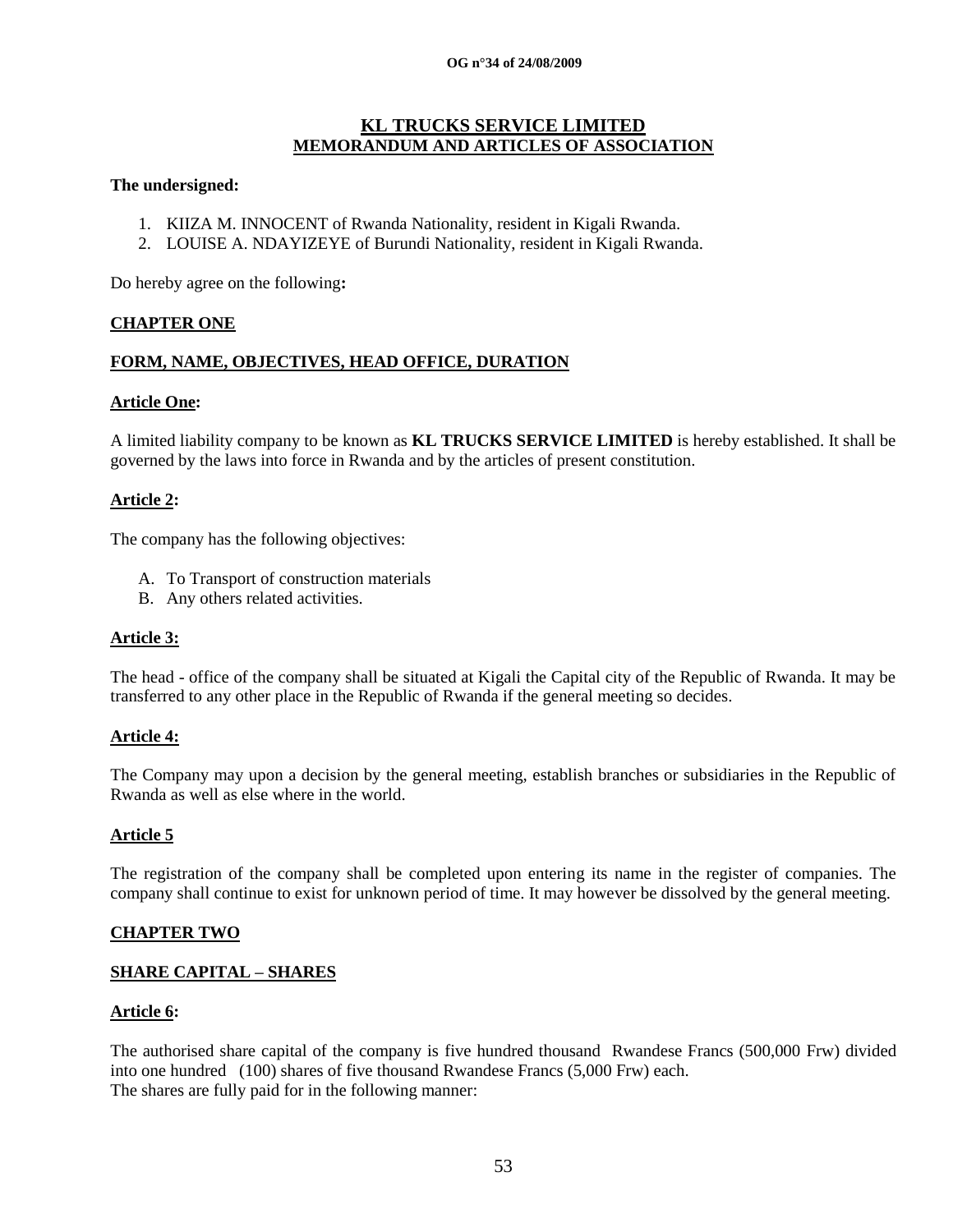# KL TRUCKS SERVICE LIMITED
# MEMORANDUM AND ARTICLES OF ASSOCIATION

**The undersigned:**

1. KIIZA M. INNOCENT of Rwanda Nationality, resident in Kigali Rwanda.
2. LOUISE A. NDAYIZEYE of Burundi Nationality, resident in Kigali Rwanda.

Do hereby agree on the following**:**

## CHAPTER ONE

## FORM, NAME, OBJECTIVES, HEAD OFFICE, DURATION

### Article One:

A limited liability company to be known as **KL TRUCKS SERVICE LIMITED** is hereby established. It shall be governed by the laws into force in Rwanda and by the articles of present constitution.

### Article 2:

The company has the following objectives:

A. To Transport of construction materials
B. Any others related activities.

### Article 3:

The head - office of the company shall be situated at Kigali the Capital city of the Republic of Rwanda. It may be transferred to any other place in the Republic of Rwanda if the general meeting so decides.

### Article 4:

The Company may upon a decision by the general meeting, establish branches or subsidiaries in the Republic of Rwanda as well as else where in the world.

### Article 5

The registration of the company shall be completed upon entering its name in the register of companies. The company shall continue to exist for unknown period of time. It may however be dissolved by the general meeting.

## CHAPTER TWO

## SHARE CAPITAL – SHARES

### Article 6:

The authorised share capital of the company is five hundred thousand Rwandese Francs (500,000 Frw) divided into one hundred (100) shares of five thousand Rwandese Francs (5,000 Frw) each.
The shares are fully paid for in the following manner: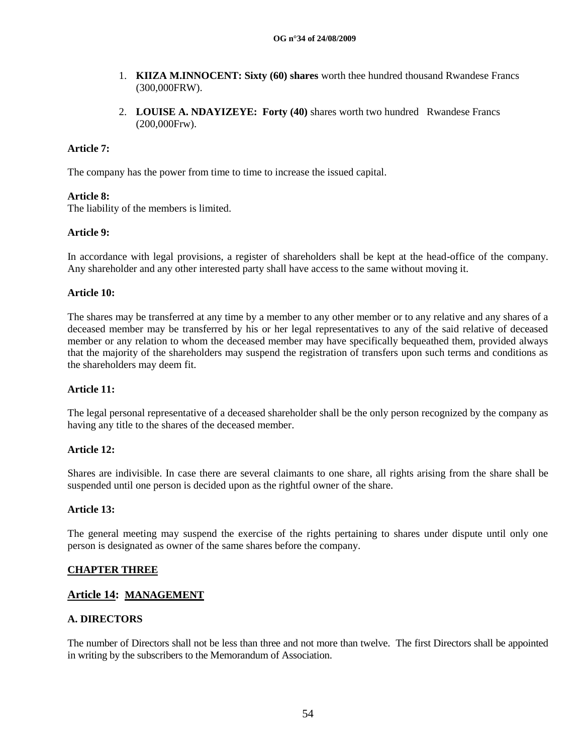1. **KIIZA M.INNOCENT: Sixty (60) shares** worth thee hundred thousand Rwandese Francs (300,000FRW).

2. **LOUISE A. NDAYIZEYE: Forty (40)** shares worth two hundred Rwandese Francs (200,000Frw).

**Article 7:**

The company has the power from time to time to increase the issued capital.

**Article 8:**

The liability of the members is limited.

**Article 9:**

In accordance with legal provisions, a register of shareholders shall be kept at the head-office of the company. Any shareholder and any other interested party shall have access to the same without moving it.

**Article 10:**

The shares may be transferred at any time by a member to any other member or to any relative and any shares of a deceased member may be transferred by his or her legal representatives to any of the said relative of deceased member or any relation to whom the deceased member may have specifically bequeathed them, provided always that the majority of the shareholders may suspend the registration of transfers upon such terms and conditions as the shareholders may deem fit.

**Article 11:**

The legal personal representative of a deceased shareholder shall be the only person recognized by the company as having any title to the shares of the deceased member.

**Article 12:**

Shares are indivisible. In case there are several claimants to one share, all rights arising from the share shall be suspended until one person is decided upon as the rightful owner of the share.

**Article 13:**

The general meeting may suspend the exercise of the rights pertaining to shares under dispute until only one person is designated as owner of the same shares before the company.

## CHAPTER THREE

## Article 14: MANAGEMENT

### A. DIRECTORS

The number of Directors shall not be less than three and not more than twelve. The first Directors shall be appointed in writing by the subscribers to the Memorandum of Association.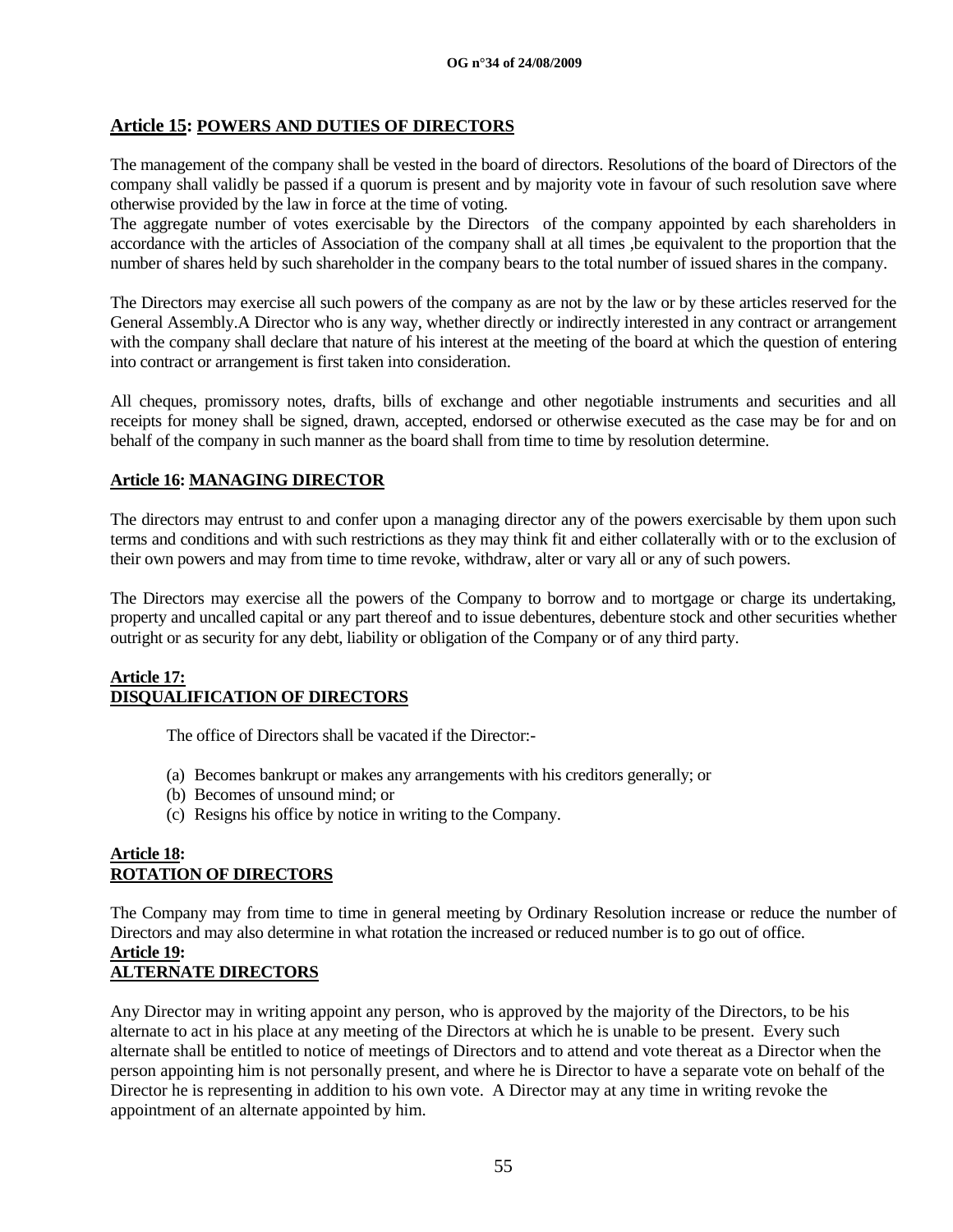## Article 15: POWERS AND DUTIES OF DIRECTORS

The management of the company shall be vested in the board of directors. Resolutions of the board of Directors of the company shall validly be passed if a quorum is present and by majority vote in favour of such resolution save where otherwise provided by the law in force at the time of voting.
The aggregate number of votes exercisable by the Directors of the company appointed by each shareholders in accordance with the articles of Association of the company shall at all times ,be equivalent to the proportion that the number of shares held by such shareholder in the company bears to the total number of issued shares in the company.

The Directors may exercise all such powers of the company as are not by the law or by these articles reserved for the General Assembly.A Director who is any way, whether directly or indirectly interested in any contract or arrangement with the company shall declare that nature of his interest at the meeting of the board at which the question of entering into contract or arrangement is first taken into consideration.

All cheques, promissory notes, drafts, bills of exchange and other negotiable instruments and securities and all receipts for money shall be signed, drawn, accepted, endorsed or otherwise executed as the case may be for and on behalf of the company in such manner as the board shall from time to time by resolution determine.

## Article 16: MANAGING DIRECTOR

The directors may entrust to and confer upon a managing director any of the powers exercisable by them upon such terms and conditions and with such restrictions as they may think fit and either collaterally with or to the exclusion of their own powers and may from time to time revoke, withdraw, alter or vary all or any of such powers.

The Directors may exercise all the powers of the Company to borrow and to mortgage or charge its undertaking, property and uncalled capital or any part thereof and to issue debentures, debenture stock and other securities whether outright or as security for any debt, liability or obligation of the Company or of any third party.

## Article 17: DISQUALIFICATION OF DIRECTORS

The office of Directors shall be vacated if the Director:-

(a) Becomes bankrupt or makes any arrangements with his creditors generally; or
(b) Becomes of unsound mind; or
(c) Resigns his office by notice in writing to the Company.

## Article 18: ROTATION OF DIRECTORS

The Company may from time to time in general meeting by Ordinary Resolution increase or reduce the number of Directors and may also determine in what rotation the increased or reduced number is to go out of office.

## Article 19: ALTERNATE DIRECTORS

Any Director may in writing appoint any person, who is approved by the majority of the Directors, to be his alternate to act in his place at any meeting of the Directors at which he is unable to be present. Every such alternate shall be entitled to notice of meetings of Directors and to attend and vote thereat as a Director when the person appointing him is not personally present, and where he is Director to have a separate vote on behalf of the Director he is representing in addition to his own vote. A Director may at any time in writing revoke the appointment of an alternate appointed by him.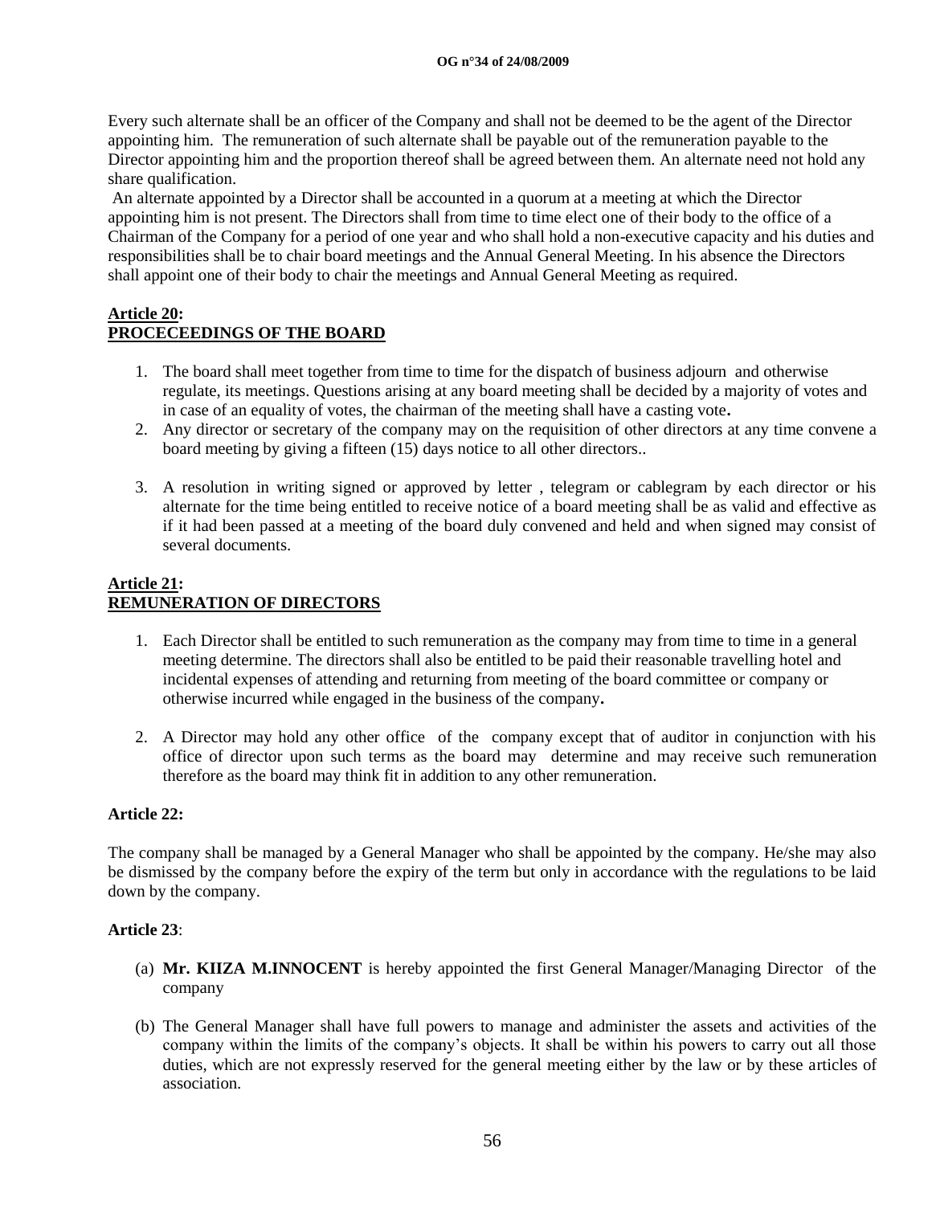Every such alternate shall be an officer of the Company and shall not be deemed to be the agent of the Director appointing him. The remuneration of such alternate shall be payable out of the remuneration payable to the Director appointing him and the proportion thereof shall be agreed between them. An alternate need not hold any share qualification.

An alternate appointed by a Director shall be accounted in a quorum at a meeting at which the Director appointing him is not present. The Directors shall from time to time elect one of their body to the office of a Chairman of the Company for a period of one year and who shall hold a non-executive capacity and his duties and responsibilities shall be to chair board meetings and the Annual General Meeting. In his absence the Directors shall appoint one of their body to chair the meetings and Annual General Meeting as required.

**Article 20:**
**PROCECEEDINGS OF THE BOARD**

1. The board shall meet together from time to time for the dispatch of business adjourn and otherwise regulate, its meetings. Questions arising at any board meeting shall be decided by a majority of votes and in case of an equality of votes, the chairman of the meeting shall have a casting vote**.**
2. Any director or secretary of the company may on the requisition of other directors at any time convene a board meeting by giving a fifteen (15) days notice to all other directors..
3. A resolution in writing signed or approved by letter , telegram or cablegram by each director or his alternate for the time being entitled to receive notice of a board meeting shall be as valid and effective as if it had been passed at a meeting of the board duly convened and held and when signed may consist of several documents.

**Article 21:**
**REMUNERATION OF DIRECTORS**

1. Each Director shall be entitled to such remuneration as the company may from time to time in a general meeting determine. The directors shall also be entitled to be paid their reasonable travelling hotel and incidental expenses of attending and returning from meeting of the board committee or company or otherwise incurred while engaged in the business of the company**.**
2. A Director may hold any other office of the company except that of auditor in conjunction with his office of director upon such terms as the board may determine and may receive such remuneration therefore as the board may think fit in addition to any other remuneration.

**Article 22:**

The company shall be managed by a General Manager who shall be appointed by the company. He/she may also be dismissed by the company before the expiry of the term but only in accordance with the regulations to be laid down by the company.

**Article 23**:

(a) **Mr. KIIZA M.INNOCENT** is hereby appointed the first General Manager/Managing Director of the company

(b) The General Manager shall have full powers to manage and administer the assets and activities of the company within the limits of the company's objects. It shall be within his powers to carry out all those duties, which are not expressly reserved for the general meeting either by the law or by these articles of association.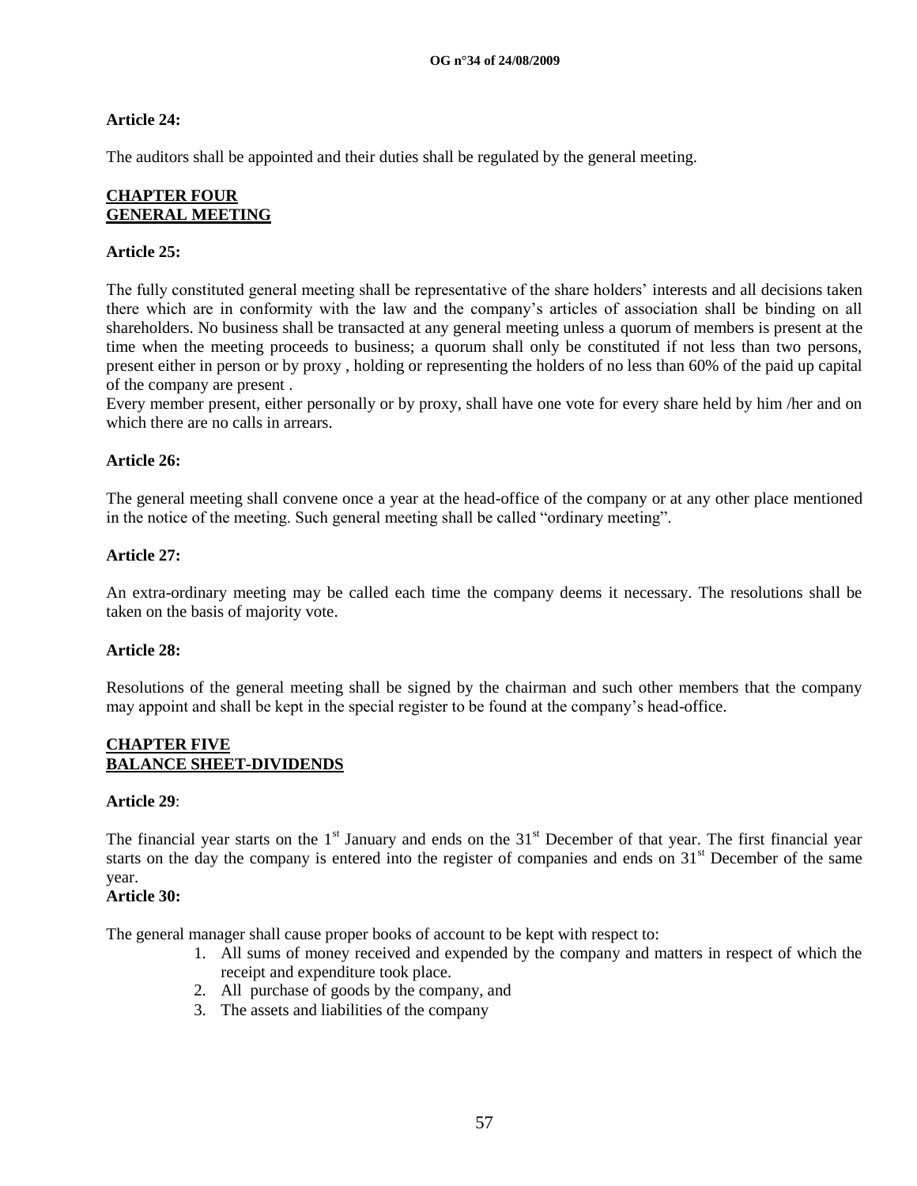**Article 24:**

The auditors shall be appointed and their duties shall be regulated by the general meeting.

## CHAPTER FOUR
## GENERAL MEETING

**Article 25:**

The fully constituted general meeting shall be representative of the share holders' interests and all decisions taken there which are in conformity with the law and the company's articles of association shall be binding on all shareholders. No business shall be transacted at any general meeting unless a quorum of members is present at the time when the meeting proceeds to business; a quorum shall only be constituted if not less than two persons, present either in person or by proxy , holding or representing the holders of no less than 60% of the paid up capital of the company are present .

Every member present, either personally or by proxy, shall have one vote for every share held by him /her and on which there are no calls in arrears.

**Article 26:**

The general meeting shall convene once a year at the head-office of the company or at any other place mentioned in the notice of the meeting. Such general meeting shall be called "ordinary meeting".

**Article 27:**

An extra-ordinary meeting may be called each time the company deems it necessary. The resolutions shall be taken on the basis of majority vote.

**Article 28:**

Resolutions of the general meeting shall be signed by the chairman and such other members that the company may appoint and shall be kept in the special register to be found at the company's head-office.

## CHAPTER FIVE
## BALANCE SHEET-DIVIDENDS

**Article 29**:

The financial year starts on the 1st January and ends on the 31st December of that year. The first financial year starts on the day the company is entered into the register of companies and ends on 31st December of the same year.

**Article 30:**

The general manager shall cause proper books of account to be kept with respect to:

1. All sums of money received and expended by the company and matters in respect of which the receipt and expenditure took place.
2. All purchase of goods by the company, and
3. The assets and liabilities of the company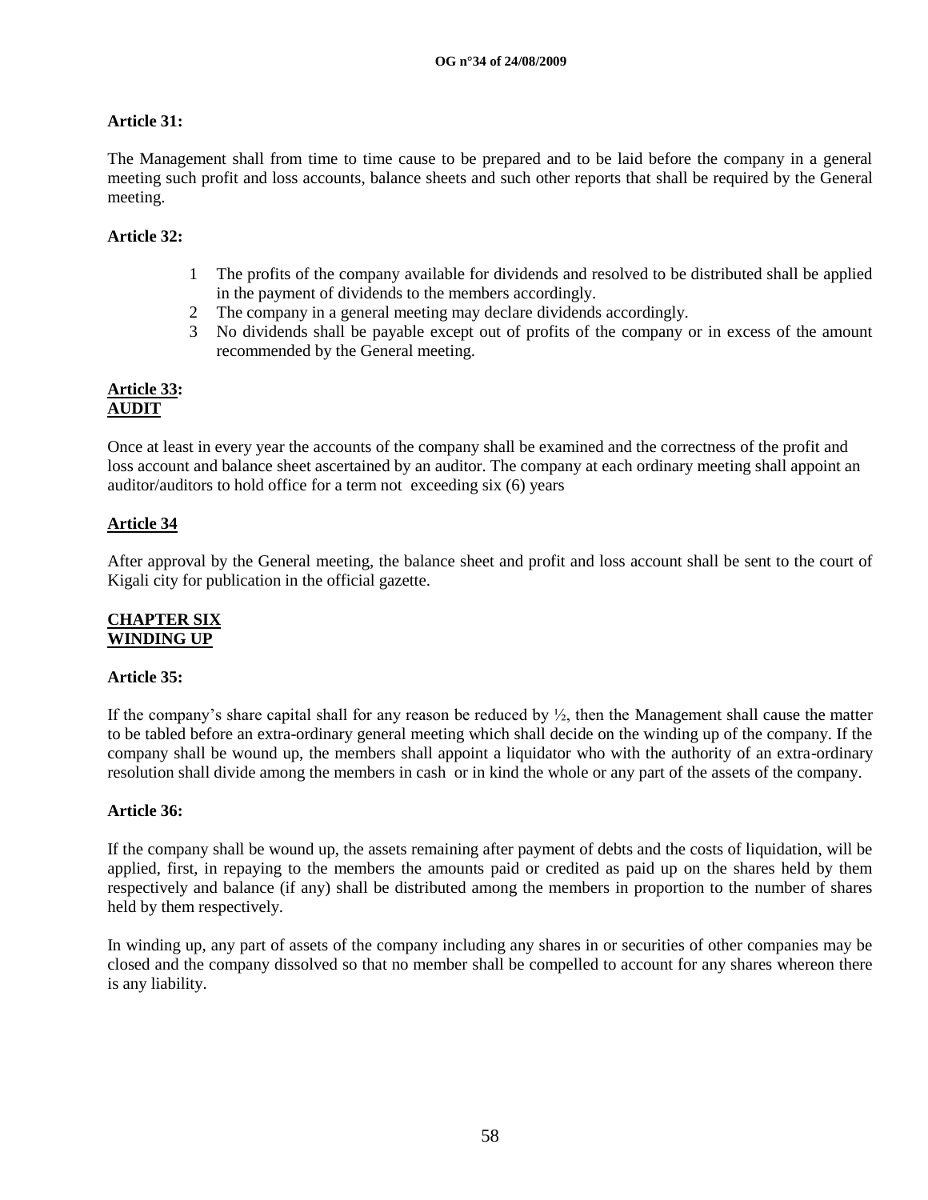**Article 31:**

The Management shall from time to time cause to be prepared and to be laid before the company in a general meeting such profit and loss accounts, balance sheets and such other reports that shall be required by the General meeting.

**Article 32:**

1. The profits of the company available for dividends and resolved to be distributed shall be applied in the payment of dividends to the members accordingly.
2. The company in a general meeting may declare dividends accordingly.
3. No dividends shall be payable except out of profits of the company or in excess of the amount recommended by the General meeting.

**Article 33:**
**AUDIT**

Once at least in every year the accounts of the company shall be examined and the correctness of the profit and loss account and balance sheet ascertained by an auditor. The company at each ordinary meeting shall appoint an auditor/auditors to hold office for a term not exceeding six (6) years

**Article 34**

After approval by the General meeting, the balance sheet and profit and loss account shall be sent to the court of Kigali city for publication in the official gazette.

## CHAPTER SIX
## WINDING UP

**Article 35:**

If the company's share capital shall for any reason be reduced by ½, then the Management shall cause the matter to be tabled before an extra-ordinary general meeting which shall decide on the winding up of the company. If the company shall be wound up, the members shall appoint a liquidator who with the authority of an extra-ordinary resolution shall divide among the members in cash or in kind the whole or any part of the assets of the company.

**Article 36:**

If the company shall be wound up, the assets remaining after payment of debts and the costs of liquidation, will be applied, first, in repaying to the members the amounts paid or credited as paid up on the shares held by them respectively and balance (if any) shall be distributed among the members in proportion to the number of shares held by them respectively.

In winding up, any part of assets of the company including any shares in or securities of other companies may be closed and the company dissolved so that no member shall be compelled to account for any shares whereon there is any liability.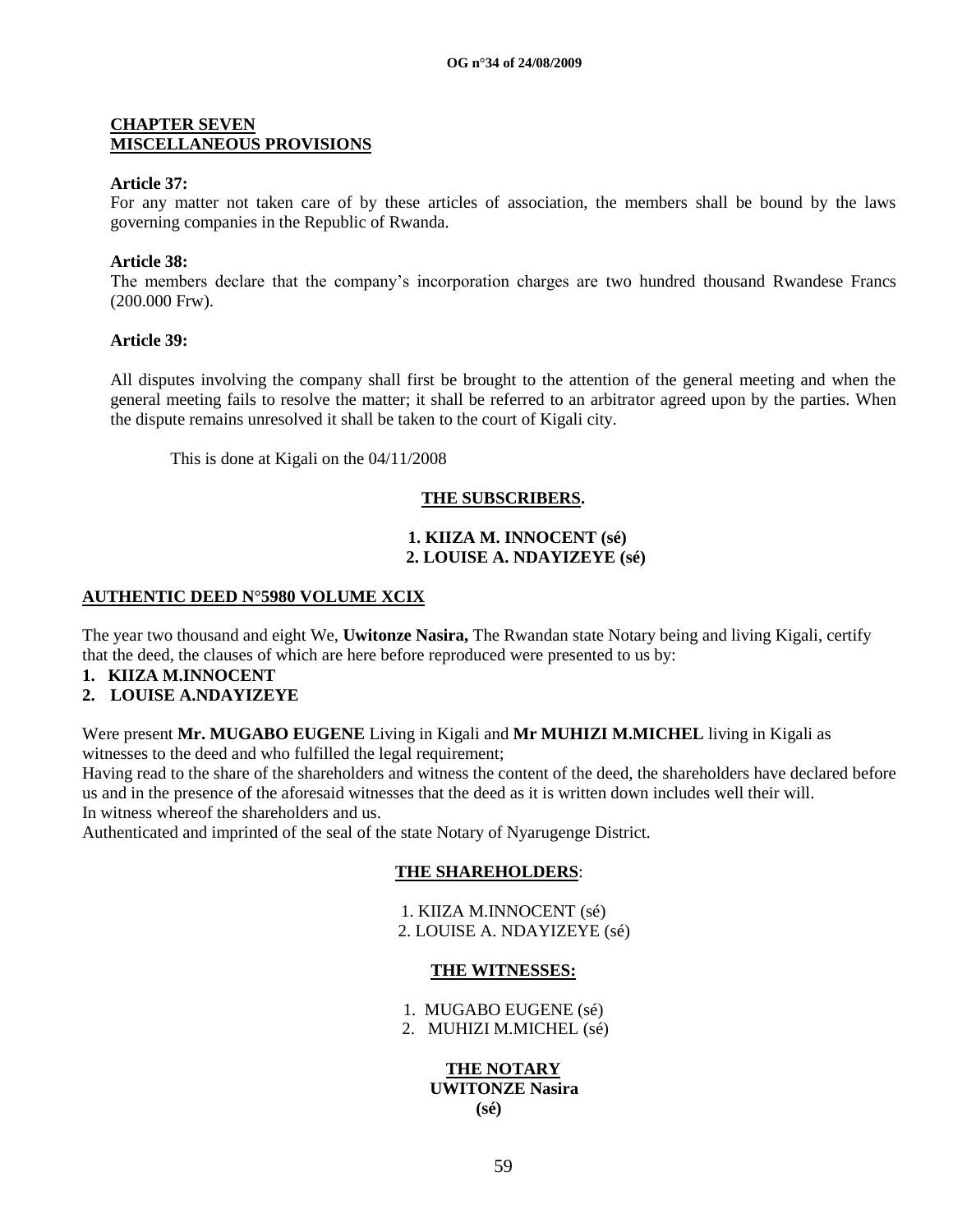## CHAPTER SEVEN
## MISCELLANEOUS PROVISIONS

**Article 37:**

For any matter not taken care of by these articles of association, the members shall be bound by the laws governing companies in the Republic of Rwanda.

**Article 38:**

The members declare that the company's incorporation charges are two hundred thousand Rwandese Francs (200.000 Frw).

**Article 39:**

All disputes involving the company shall first be brought to the attention of the general meeting and when the general meeting fails to resolve the matter; it shall be referred to an arbitrator agreed upon by the parties. When the dispute remains unresolved it shall be taken to the court of Kigali city.

This is done at Kigali on the 04/11/2008

**THE SUBSCRIBERS.**

**1. KIIZA M. INNOCENT (sé)**
**2. LOUISE A. NDAYIZEYE (sé)**

**AUTHENTIC DEED N°5980 VOLUME XCIX**

The year two thousand and eight We, **Uwitonze Nasira,** The Rwandan state Notary being and living Kigali, certify that the deed, the clauses of which are here before reproduced were presented to us by:

1. **KIIZA M.INNOCENT**
2. **LOUISE A.NDAYIZEYE**

Were present **Mr. MUGABO EUGENE** Living in Kigali and **Mr MUHIZI M.MICHEL** living in Kigali as witnesses to the deed and who fulfilled the legal requirement;

Having read to the share of the shareholders and witness the content of the deed, the shareholders have declared before us and in the presence of the aforesaid witnesses that the deed as it is written down includes well their will.

In witness whereof the shareholders and us.

Authenticated and imprinted of the seal of the state Notary of Nyarugenge District.

**THE SHAREHOLDERS**:

1. KIIZA M.INNOCENT (sé)
2. LOUISE A. NDAYIZEYE (sé)

**THE WITNESSES:**

1. MUGABO EUGENE (sé)
2. MUHIZI M.MICHEL (sé)

**THE NOTARY**
**UWITONZE Nasira**
**(sé)**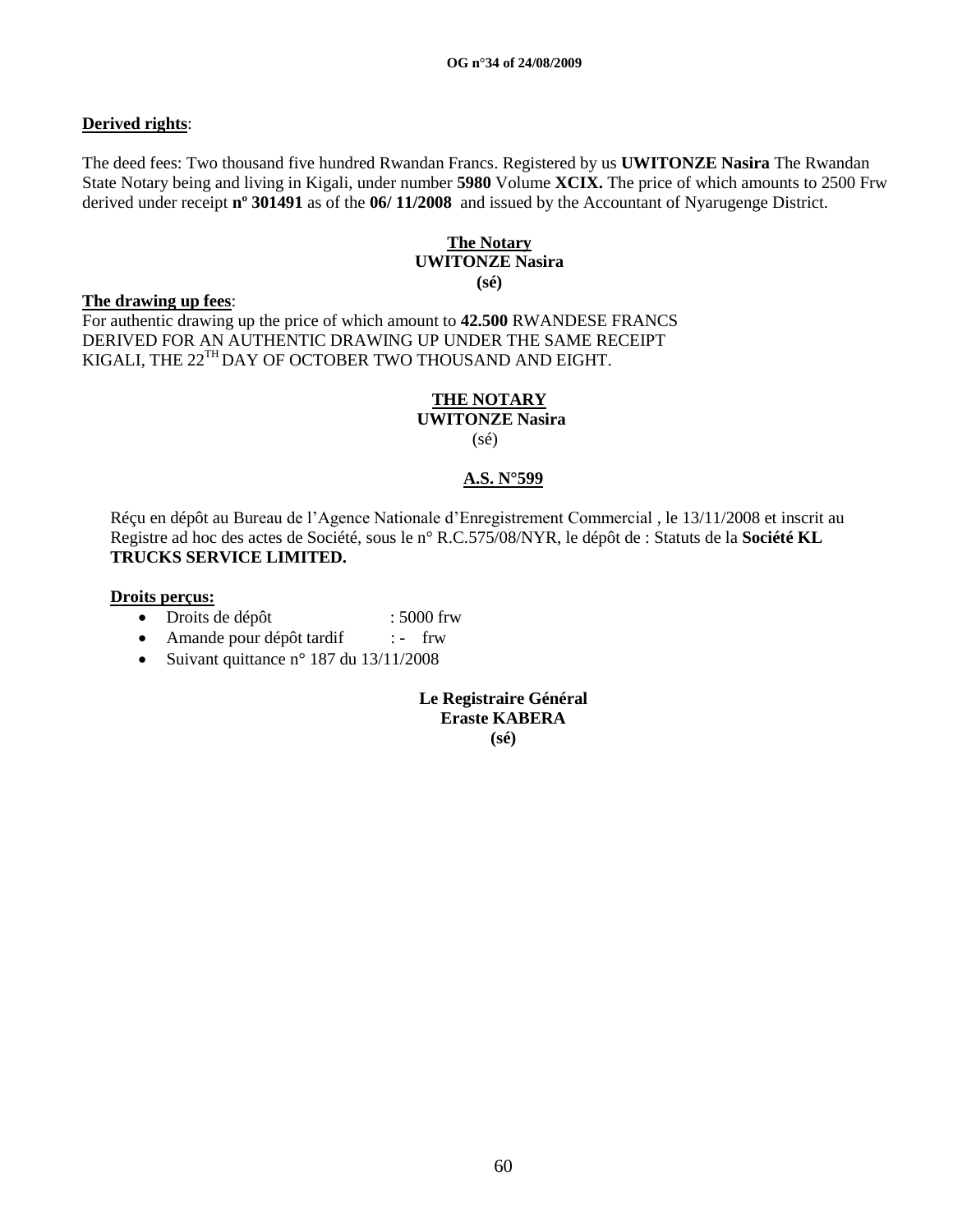**Derived rights**:

The deed fees: Two thousand five hundred Rwandan Francs. Registered by us **UWITONZE Nasira** The Rwandan State Notary being and living in Kigali, under number **5980** Volume **XCIX.** The price of which amounts to 2500 Frw derived under receipt **nº 301491** as of the **06/ 11/2008** and issued by the Accountant of Nyarugenge District.

**The Notary**
**UWITONZE Nasira**
**(sé)**

**The drawing up fees**:
For authentic drawing up the price of which amount to **42.500** RWANDESE FRANCS DERIVED FOR AN AUTHENTIC DRAWING UP UNDER THE SAME RECEIPT KIGALI, THE 22[TH] DAY OF OCTOBER TWO THOUSAND AND EIGHT.

**THE NOTARY**
**UWITONZE Nasira**
(sé)

**A.S. N°599**

Réçu en dépôt au Bureau de l'Agence Nationale d'Enregistrement Commercial , le 13/11/2008 et inscrit au Registre ad hoc des actes de Société, sous le n° R.C.575/08/NYR, le dépôt de : Statuts de la **Société KL TRUCKS SERVICE LIMITED.**

**Droits perçus:**

- Droits de dépôt : 5000 frw
- Amande pour dépôt tardif : - frw
- Suivant quittance n° 187 du 13/11/2008

**Le Registraire Général**
**Eraste KABERA**
**(sé)**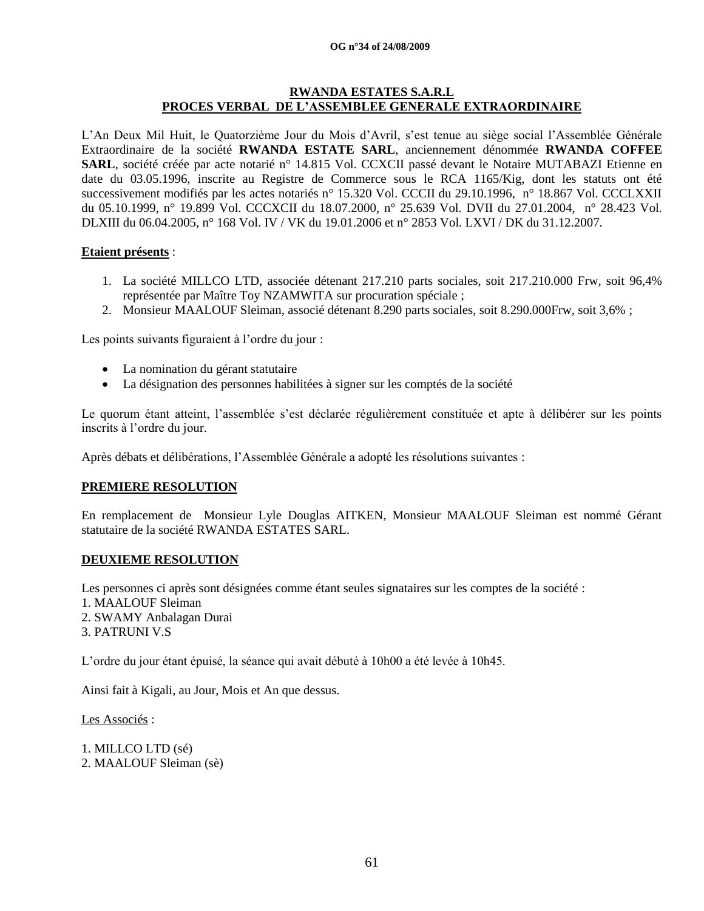**RWANDA ESTATES S.A.R.L**
**PROCES VERBAL DE L'ASSEMBLEE GENERALE EXTRAORDINAIRE**

L'An Deux Mil Huit, le Quatorzième Jour du Mois d'Avril, s'est tenue au siège social l'Assemblée Générale Extraordinaire de la société **RWANDA ESTATE SARL**, anciennement dénommée **RWANDA COFFEE SARL**, société créée par acte notarié n° 14.815 Vol. CCXCII passé devant le Notaire MUTABAZI Etienne en date du 03.05.1996, inscrite au Registre de Commerce sous le RCA 1165/Kig, dont les statuts ont été successivement modifiés par les actes notariés n° 15.320 Vol. CCCII du 29.10.1996, n° 18.867 Vol. CCCLXXII du 05.10.1999, n° 19.899 Vol. CCCXCII du 18.07.2000, n° 25.639 Vol. DVII du 27.01.2004, n° 28.423 Vol. DLXIII du 06.04.2005, n° 168 Vol. IV / VK du 19.01.2006 et n° 2853 Vol. LXVI / DK du 31.12.2007.

**Etaient présents** :

1. La société MILLCO LTD, associée détenant 217.210 parts sociales, soit 217.210.000 Frw, soit 96,4% représentée par Maître Toy NZAMWITA sur procuration spéciale ;
2. Monsieur MAALOUF Sleiman, associé détenant 8.290 parts sociales, soit 8.290.000Frw, soit 3,6% ;

Les points suivants figuraient à l'ordre du jour :

- La nomination du gérant statutaire
- La désignation des personnes habilitées à signer sur les comptés de la société

Le quorum étant atteint, l'assemblée s'est déclarée régulièrement constituée et apte à délibérer sur les points inscrits à l'ordre du jour.

Après débats et délibérations, l'Assemblée Générale a adopté les résolutions suivantes :

**PREMIERE RESOLUTION**

En remplacement de Monsieur Lyle Douglas AITKEN, Monsieur MAALOUF Sleiman est nommé Gérant statutaire de la société RWANDA ESTATES SARL.

**DEUXIEME RESOLUTION**

Les personnes ci après sont désignées comme étant seules signataires sur les comptes de la société :
1. MAALOUF Sleiman
2. SWAMY Anbalagan Durai
3. PATRUNI V.S

L'ordre du jour étant épuisé, la séance qui avait débuté à 10h00 a été levée à 10h45.

Ainsi fait à Kigali, au Jour, Mois et An que dessus.

Les Associés :

1. MILLCO LTD (sé)
2. MAALOUF Sleiman (sè)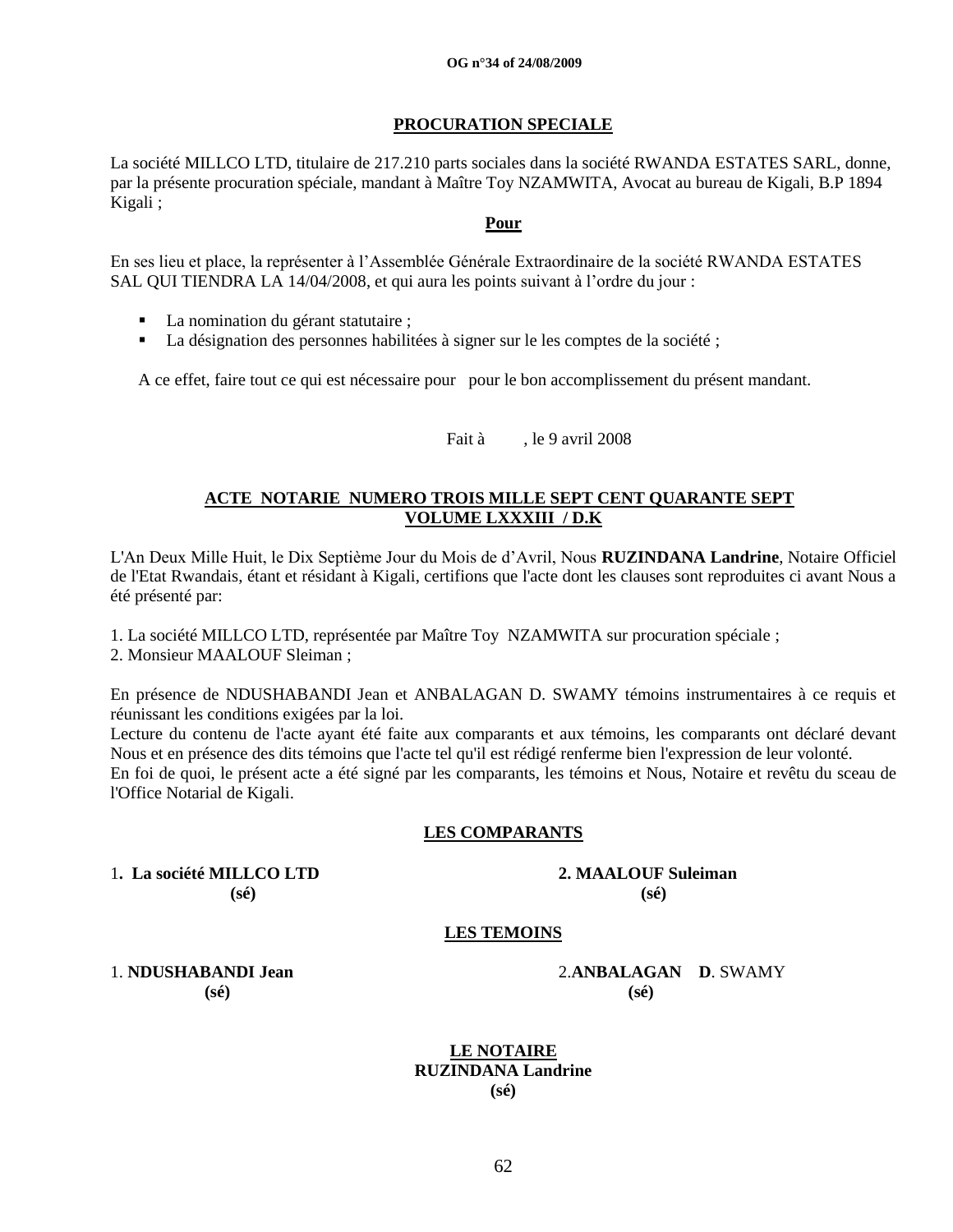## PROCURATION SPECIALE

La société MILLCO LTD, titulaire de 217.210 parts sociales dans la société RWANDA ESTATES SARL, donne, par la présente procuration spéciale, mandant à Maître Toy NZAMWITA, Avocat au bureau de Kigali, B.P 1894 Kigali ;

**Pour**

En ses lieu et place, la représenter à l'Assemblée Générale Extraordinaire de la société RWANDA ESTATES SAL QUI TIENDRA LA 14/04/2008, et qui aura les points suivant à l'ordre du jour :

- La nomination du gérant statutaire ;
- La désignation des personnes habilitées à signer sur le les comptes de la société ;

A ce effet, faire tout ce qui est nécessaire pour pour le bon accomplissement du présent mandant.

Fait à , le 9 avril 2008

## ACTE NOTARIE NUMERO TROIS MILLE SEPT CENT QUARANTE SEPT VOLUME LXXXIII / D.K

L'An Deux Mille Huit, le Dix Septième Jour du Mois de d'Avril, Nous **RUZINDANA Landrine**, Notaire Officiel de l'Etat Rwandais, étant et résidant à Kigali, certifions que l'acte dont les clauses sont reproduites ci avant Nous a été présenté par:

1. La société MILLCO LTD, représentée par Maître Toy NZAMWITA sur procuration spéciale ;
2. Monsieur MAALOUF Sleiman ;

En présence de NDUSHABANDI Jean et ANBALAGAN D. SWAMY témoins instrumentaires à ce requis et réunissant les conditions exigées par la loi.
Lecture du contenu de l'acte ayant été faite aux comparants et aux témoins, les comparants ont déclaré devant Nous et en présence des dits témoins que l'acte tel qu'il est rédigé renferme bien l'expression de leur volonté.
En foi de quoi, le présent acte a été signé par les comparants, les témoins et Nous, Notaire et revêtu du sceau de l'Office Notarial de Kigali.

**LES COMPARANTS**

1**. La société MILLCO LTD**
**(sé)**

**2. MAALOUF Suleiman**
**(sé)**

**LES TEMOINS**

1. **NDUSHABANDI Jean**
**(sé)**

2.**ANBALAGAN D**. SWAMY
**(sé)**

**LE NOTAIRE**
**RUZINDANA Landrine**
**(sé)**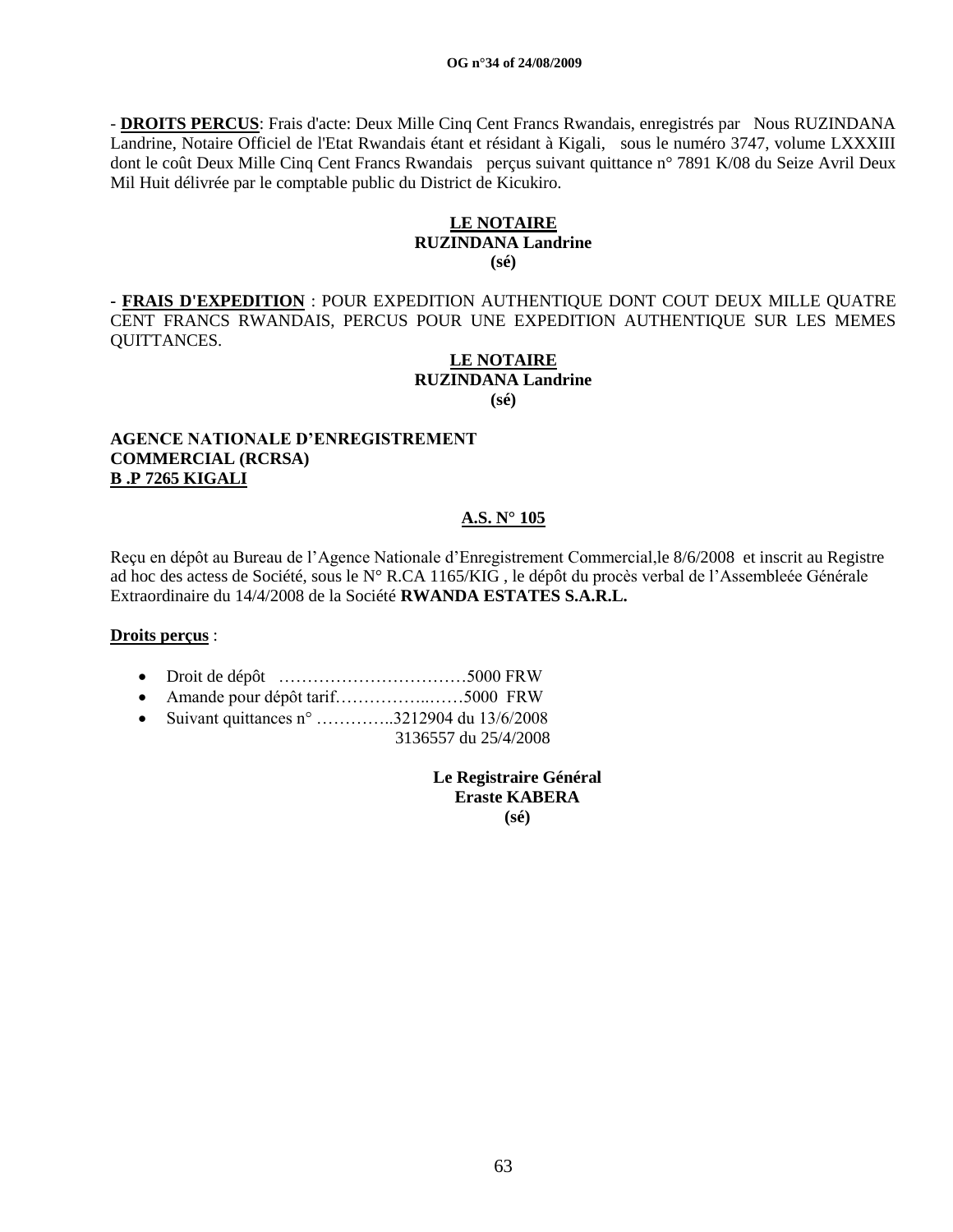- **DROITS PERCUS**: Frais d'acte: Deux Mille Cinq Cent Francs Rwandais, enregistrés par Nous RUZINDANA Landrine, Notaire Officiel de l'Etat Rwandais étant et résidant à Kigali, sous le numéro 3747, volume LXXXIII dont le coût Deux Mille Cinq Cent Francs Rwandais perçus suivant quittance n° 7891 K/08 du Seize Avril Deux Mil Huit délivrée par le comptable public du District de Kicukiro.

**LE NOTAIRE**
**RUZINDANA Landrine**
**(sé)**

- **FRAIS D'EXPEDITION** : POUR EXPEDITION AUTHENTIQUE DONT COUT DEUX MILLE QUATRE CENT FRANCS RWANDAIS, PERCUS POUR UNE EXPEDITION AUTHENTIQUE SUR LES MEMES QUITTANCES.

**LE NOTAIRE**
**RUZINDANA Landrine**
**(sé)**

**AGENCE NATIONALE D'ENREGISTREMENT COMMERCIAL (RCRSA)**
**B .P 7265 KIGALI**

**A.S. N° 105**

Reçu en dépôt au Bureau de l'Agence Nationale d'Enregistrement Commercial,le 8/6/2008 et inscrit au Registre ad hoc des actess de Société, sous le N° R.CA 1165/KIG , le dépôt du procès verbal de l'Assembleée Générale Extraordinaire du 14/4/2008 de la Société **RWANDA ESTATES S.A.R.L.**

**Droits perçus** :

- Droit de dépôt ……………………………5000 FRW
- Amande pour dépôt tarif……………..……5000 FRW
- Suivant quittances n° …………..3212904 du 13/6/2008
  3136557 du 25/4/2008

**Le Registraire Général**
**Eraste KABERA**
**(sé)**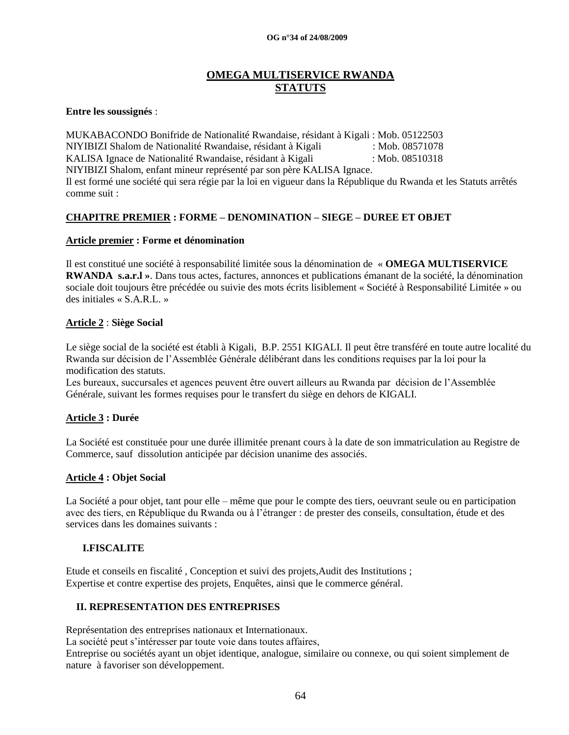# OMEGA MULTISERVICE RWANDA
# STATUTS

**Entre les soussignés** :

MUKABACONDO Bonifride de Nationalité Rwandaise, résidant à Kigali : Mob. 05122503
NIYIBIZI Shalom de Nationalité Rwandaise, résidant à Kigali : Mob. 08571078
KALISA Ignace de Nationalité Rwandaise, résidant à Kigali : Mob. 08510318
NIYIBIZI Shalom, enfant mineur représenté par son père KALISA Ignace.
Il est formé une société qui sera régie par la loi en vigueur dans la République du Rwanda et les Statuts arrêtés comme suit :

## CHAPITRE PREMIER : FORME – DENOMINATION – SIEGE – DUREE ET OBJET

### Article premier : Forme et dénomination

Il est constitué une société à responsabilité limitée sous la dénomination de « **OMEGA MULTISERVICE RWANDA s.a.r.l »**. Dans tous actes, factures, annonces et publications émanant de la société, la dénomination sociale doit toujours être précédée ou suivie des mots écrits lisiblement « Société à Responsabilité Limitée » ou des initiales « S.A.R.L. »

### Article 2 : Siège Social

Le siège social de la société est établi à Kigali, B.P. 2551 KIGALI. Il peut être transféré en toute autre localité du Rwanda sur décision de l'Assemblée Générale délibérant dans les conditions requises par la loi pour la modification des statuts.
Les bureaux, succursales et agences peuvent être ouvert ailleurs au Rwanda par décision de l'Assemblée Générale, suivant les formes requises pour le transfert du siège en dehors de KIGALI.

### Article 3 : Durée

La Société est constituée pour une durée illimitée prenant cours à la date de son immatriculation au Registre de Commerce, sauf dissolution anticipée par décision unanime des associés.

### Article 4 : Objet Social

La Société a pour objet, tant pour elle – même que pour le compte des tiers, oeuvrant seule ou en participation avec des tiers, en République du Rwanda ou à l'étranger : de prester des conseils, consultation, étude et des services dans les domaines suivants :

**I.FISCALITE**

Etude et conseils en fiscalité , Conception et suivi des projets,Audit des Institutions ;
Expertise et contre expertise des projets, Enquêtes, ainsi que le commerce général.

**II. REPRESENTATION DES ENTREPRISES**

Représentation des entreprises nationaux et Internationaux.
La société peut s'intéresser par toute voie dans toutes affaires,
Entreprise ou sociétés ayant un objet identique, analogue, similaire ou connexe, ou qui soient simplement de nature à favoriser son développement.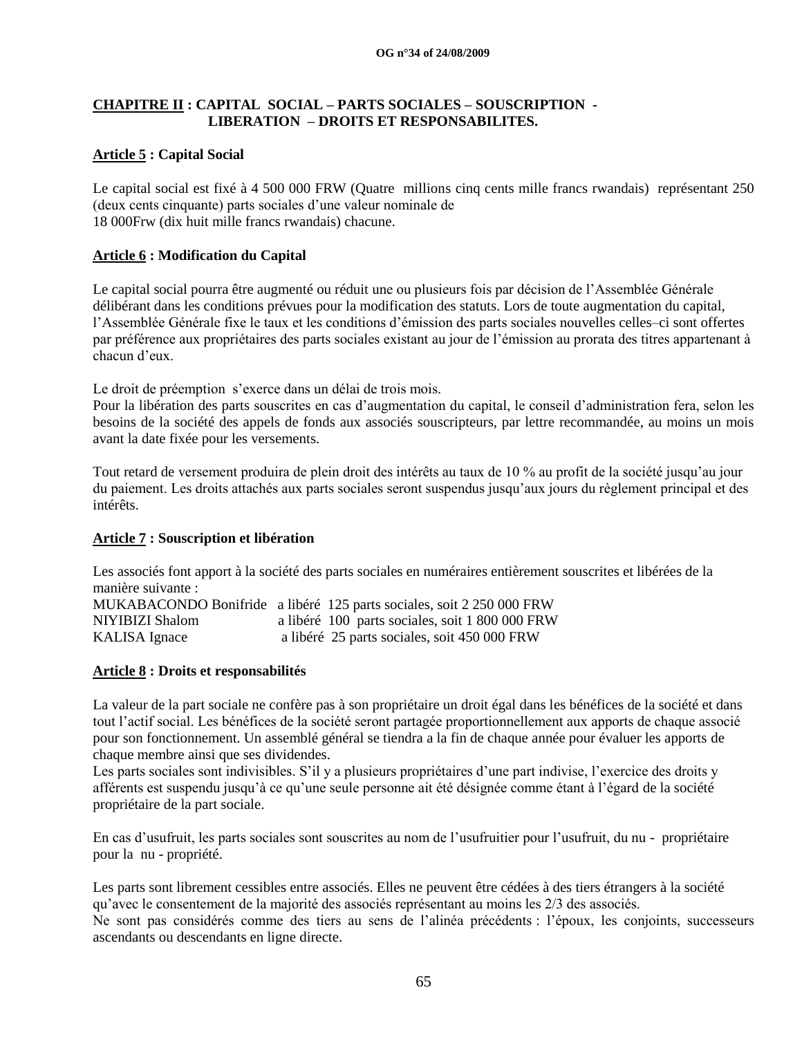## CHAPITRE II : CAPITAL SOCIAL – PARTS SOCIALES – SOUSCRIPTION - LIBERATION – DROITS ET RESPONSABILITES.

### Article 5 : Capital Social

Le capital social est fixé à 4 500 000 FRW (Quatre millions cinq cents mille francs rwandais) représentant 250 (deux cents cinquante) parts sociales d'une valeur nominale de 18 000Frw (dix huit mille francs rwandais) chacune.

### Article 6 : Modification du Capital

Le capital social pourra être augmenté ou réduit une ou plusieurs fois par décision de l'Assemblée Générale délibérant dans les conditions prévues pour la modification des statuts. Lors de toute augmentation du capital, l'Assemblée Générale fixe le taux et les conditions d'émission des parts sociales nouvelles celles–ci sont offertes par préférence aux propriétaires des parts sociales existant au jour de l'émission au prorata des titres appartenant à chacun d'eux.

Le droit de préemption s'exerce dans un délai de trois mois.
Pour la libération des parts souscrites en cas d'augmentation du capital, le conseil d'administration fera, selon les besoins de la société des appels de fonds aux associés souscripteurs, par lettre recommandée, au moins un mois avant la date fixée pour les versements.

Tout retard de versement produira de plein droit des intérêts au taux de 10 % au profit de la société jusqu'au jour du paiement. Les droits attachés aux parts sociales seront suspendus jusqu'aux jours du règlement principal et des intérêts.

### Article 7 : Souscription et libération

Les associés font apport à la société des parts sociales en numéraires entièrement souscrites et libérées de la manière suivante :

| | |
|---|---|
| MUKABACONDO Bonifride | a libéré 125 parts sociales, soit 2 250 000 FRW |
| NIYIBIZI Shalom | a libéré 100 parts sociales, soit 1 800 000 FRW |
| KALISA Ignace | a libéré 25 parts sociales, soit 450 000 FRW |

### Article 8 : Droits et responsabilités

La valeur de la part sociale ne confère pas à son propriétaire un droit égal dans les bénéfices de la société et dans tout l'actif social. Les bénéfices de la société seront partagée proportionnellement aux apports de chaque associé pour son fonctionnement. Un assemblé général se tiendra a la fin de chaque année pour évaluer les apports de chaque membre ainsi que ses dividendes.
Les parts sociales sont indivisibles. S'il y a plusieurs propriétaires d'une part indivise, l'exercice des droits y afférents est suspendu jusqu'à ce qu'une seule personne ait été désignée comme étant à l'égard de la société propriétaire de la part sociale.

En cas d'usufruit, les parts sociales sont souscrites au nom de l'usufruitier pour l'usufruit, du nu - propriétaire pour la nu - propriété.

Les parts sont librement cessibles entre associés. Elles ne peuvent être cédées à des tiers étrangers à la société qu'avec le consentement de la majorité des associés représentant au moins les 2/3 des associés.
Ne sont pas considérés comme des tiers au sens de l'alinéa précédents : l'époux, les conjoints, successeurs ascendants ou descendants en ligne directe.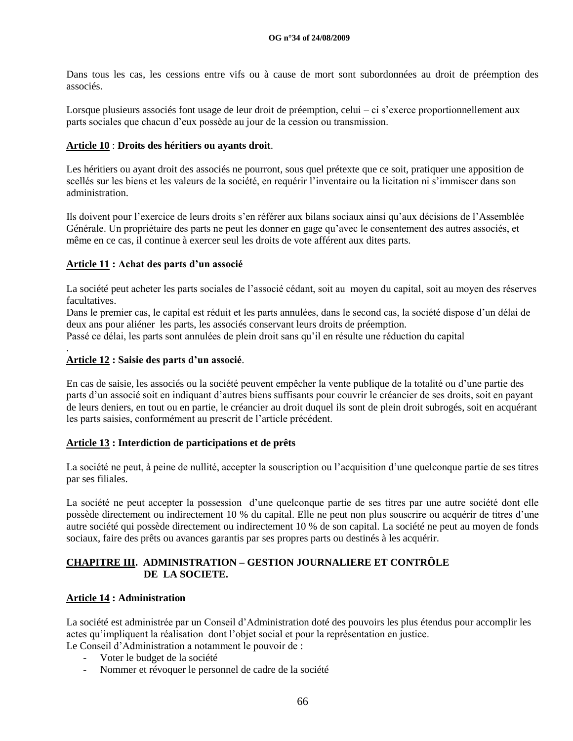Dans tous les cas, les cessions entre vifs ou à cause de mort sont subordonnées au droit de préemption des associés.

Lorsque plusieurs associés font usage de leur droit de préemption, celui – ci s'exerce proportionnellement aux parts sociales que chacun d'eux possède au jour de la cession ou transmission.

**Article 10** : **Droits des héritiers ou ayants droit**.

Les héritiers ou ayant droit des associés ne pourront, sous quel prétexte que ce soit, pratiquer une apposition de scellés sur les biens et les valeurs de la société, en requérir l'inventaire ou la licitation ni s'immiscer dans son administration.

Ils doivent pour l'exercice de leurs droits s'en référer aux bilans sociaux ainsi qu'aux décisions de l'Assemblée Générale. Un propriétaire des parts ne peut les donner en gage qu'avec le consentement des autres associés, et même en ce cas, il continue à exercer seul les droits de vote afférent aux dites parts.

**Article 11 : Achat des parts d'un associé**

La société peut acheter les parts sociales de l'associé cédant, soit au moyen du capital, soit au moyen des réserves facultatives.
Dans le premier cas, le capital est réduit et les parts annulées, dans le second cas, la société dispose d'un délai de deux ans pour aliéner les parts, les associés conservant leurs droits de préemption.
Passé ce délai, les parts sont annulées de plein droit sans qu'il en résulte une réduction du capital
.

**Article 12 : Saisie des parts d'un associé**.

En cas de saisie, les associés ou la société peuvent empêcher la vente publique de la totalité ou d'une partie des parts d'un associé soit en indiquant d'autres biens suffisants pour couvrir le créancier de ses droits, soit en payant de leurs deniers, en tout ou en partie, le créancier au droit duquel ils sont de plein droit subrogés, soit en acquérant les parts saisies, conformément au prescrit de l'article précédent.

**Article 13 : Interdiction de participations et de prêts**

La société ne peut, à peine de nullité, accepter la souscription ou l'acquisition d'une quelconque partie de ses titres par ses filiales.

La société ne peut accepter la possession d'une quelconque partie de ses titres par une autre société dont elle possède directement ou indirectement 10 % du capital. Elle ne peut non plus souscrire ou acquérir de titres d'une autre société qui possède directement ou indirectement 10 % de son capital. La société ne peut au moyen de fonds sociaux, faire des prêts ou avances garantis par ses propres parts ou destinés à les acquérir.

## CHAPITRE III. ADMINISTRATION – GESTION JOURNALIERE ET CONTRÔLE DE LA SOCIETE.

**Article 14 : Administration**

La société est administrée par un Conseil d'Administration doté des pouvoirs les plus étendus pour accomplir les actes qu'impliquent la réalisation dont l'objet social et pour la représentation en justice.
Le Conseil d'Administration a notamment le pouvoir de :

- Voter le budget de la société
- Nommer et révoquer le personnel de cadre de la société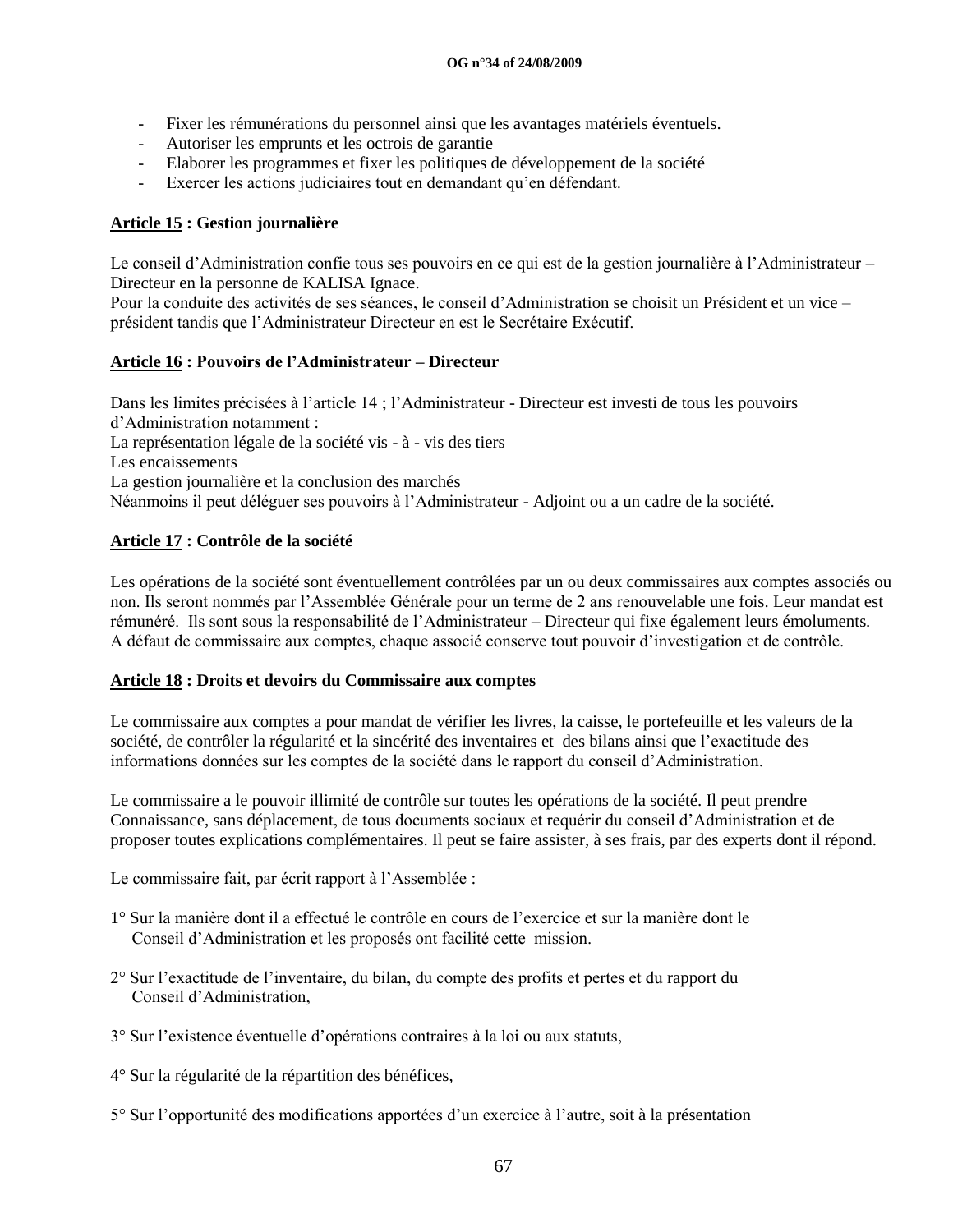- Fixer les rémunérations du personnel ainsi que les avantages matériels éventuels.
- Autoriser les emprunts et les octrois de garantie
- Elaborer les programmes et fixer les politiques de développement de la société
- Exercer les actions judiciaires tout en demandant qu'en défendant.

**Article 15 : Gestion journalière**

Le conseil d'Administration confie tous ses pouvoirs en ce qui est de la gestion journalière à l'Administrateur – Directeur en la personne de KALISA Ignace.
Pour la conduite des activités de ses séances, le conseil d'Administration se choisit un Président et un vice – président tandis que l'Administrateur Directeur en est le Secrétaire Exécutif.

**Article 16 : Pouvoirs de l'Administrateur – Directeur**

Dans les limites précisées à l'article 14 ; l'Administrateur - Directeur est investi de tous les pouvoirs d'Administration notamment :
La représentation légale de la société vis - à - vis des tiers
Les encaissements
La gestion journalière et la conclusion des marchés
Néanmoins il peut déléguer ses pouvoirs à l'Administrateur - Adjoint ou a un cadre de la société.

**Article 17 : Contrôle de la société**

Les opérations de la société sont éventuellement contrôlées par un ou deux commissaires aux comptes associés ou non. Ils seront nommés par l'Assemblée Générale pour un terme de 2 ans renouvelable une fois. Leur mandat est rémunéré. Ils sont sous la responsabilité de l'Administrateur – Directeur qui fixe également leurs émoluments.
A défaut de commissaire aux comptes, chaque associé conserve tout pouvoir d'investigation et de contrôle.

**Article 18 : Droits et devoirs du Commissaire aux comptes**

Le commissaire aux comptes a pour mandat de vérifier les livres, la caisse, le portefeuille et les valeurs de la société, de contrôler la régularité et la sincérité des inventaires et des bilans ainsi que l'exactitude des informations données sur les comptes de la société dans le rapport du conseil d'Administration.

Le commissaire a le pouvoir illimité de contrôle sur toutes les opérations de la société. Il peut prendre Connaissance, sans déplacement, de tous documents sociaux et requérir du conseil d'Administration et de proposer toutes explications complémentaires. Il peut se faire assister, à ses frais, par des experts dont il répond.

Le commissaire fait, par écrit rapport à l'Assemblée :

1° Sur la manière dont il a effectué le contrôle en cours de l'exercice et sur la manière dont le Conseil d'Administration et les proposés ont facilité cette mission.

2° Sur l'exactitude de l'inventaire, du bilan, du compte des profits et pertes et du rapport du Conseil d'Administration,

3° Sur l'existence éventuelle d'opérations contraires à la loi ou aux statuts,

4° Sur la régularité de la répartition des bénéfices,

5° Sur l'opportunité des modifications apportées d'un exercice à l'autre, soit à la présentation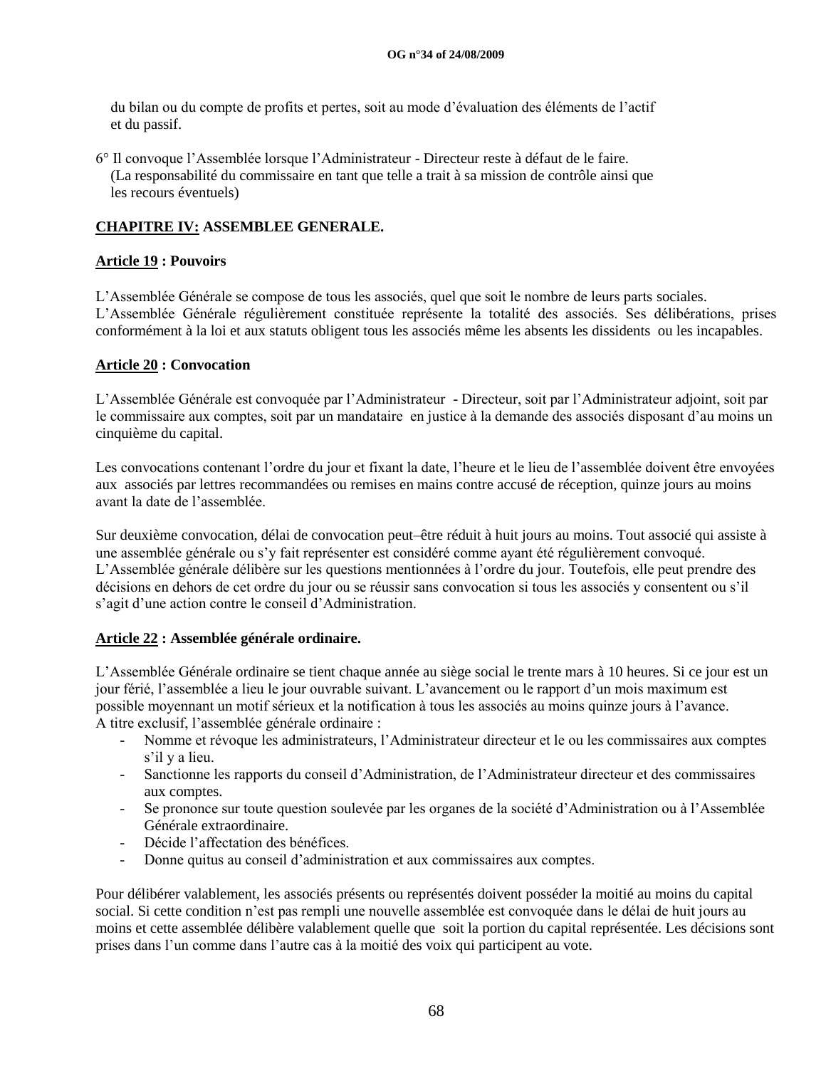du bilan ou du compte de profits et pertes, soit au mode d'évaluation des éléments de l'actif et du passif.

6° Il convoque l'Assemblée lorsque l'Administrateur - Directeur reste à défaut de le faire. (La responsabilité du commissaire en tant que telle a trait à sa mission de contrôle ainsi que les recours éventuels)

## **CHAPITRE IV: ASSEMBLEE GENERALE.**

### **Article 19 : Pouvoirs**

L'Assemblée Générale se compose de tous les associés, quel que soit le nombre de leurs parts sociales. L'Assemblée Générale régulièrement constituée représente la totalité des associés. Ses délibérations, prises conformément à la loi et aux statuts obligent tous les associés même les absents les dissidents ou les incapables.

### **Article 20 : Convocation**

L'Assemblée Générale est convoquée par l'Administrateur - Directeur, soit par l'Administrateur adjoint, soit par le commissaire aux comptes, soit par un mandataire en justice à la demande des associés disposant d'au moins un cinquième du capital.

Les convocations contenant l'ordre du jour et fixant la date, l'heure et le lieu de l'assemblée doivent être envoyées aux associés par lettres recommandées ou remises en mains contre accusé de réception, quinze jours au moins avant la date de l'assemblée.

Sur deuxième convocation, délai de convocation peut–être réduit à huit jours au moins. Tout associé qui assiste à une assemblée générale ou s'y fait représenter est considéré comme ayant été régulièrement convoqué. L'Assemblée générale délibère sur les questions mentionnées à l'ordre du jour. Toutefois, elle peut prendre des décisions en dehors de cet ordre du jour ou se réussir sans convocation si tous les associés y consentent ou s'il s'agit d'une action contre le conseil d'Administration.

### **Article 22 : Assemblée générale ordinaire.**

L'Assemblée Générale ordinaire se tient chaque année au siège social le trente mars à 10 heures. Si ce jour est un jour férié, l'assemblée a lieu le jour ouvrable suivant. L'avancement ou le rapport d'un mois maximum est possible moyennant un motif sérieux et la notification à tous les associés au moins quinze jours à l'avance. A titre exclusif, l'assemblée générale ordinaire :

- Nomme et révoque les administrateurs, l'Administrateur directeur et le ou les commissaires aux comptes s'il y a lieu.
- Sanctionne les rapports du conseil d'Administration, de l'Administrateur directeur et des commissaires aux comptes.
- Se prononce sur toute question soulevée par les organes de la société d'Administration ou à l'Assemblée Générale extraordinaire.
- Décide l'affectation des bénéfices.
- Donne quitus au conseil d'administration et aux commissaires aux comptes.

Pour délibérer valablement, les associés présents ou représentés doivent posséder la moitié au moins du capital social. Si cette condition n'est pas rempli une nouvelle assemblée est convoquée dans le délai de huit jours au moins et cette assemblée délibère valablement quelle que soit la portion du capital représentée. Les décisions sont prises dans l'un comme dans l'autre cas à la moitié des voix qui participent au vote.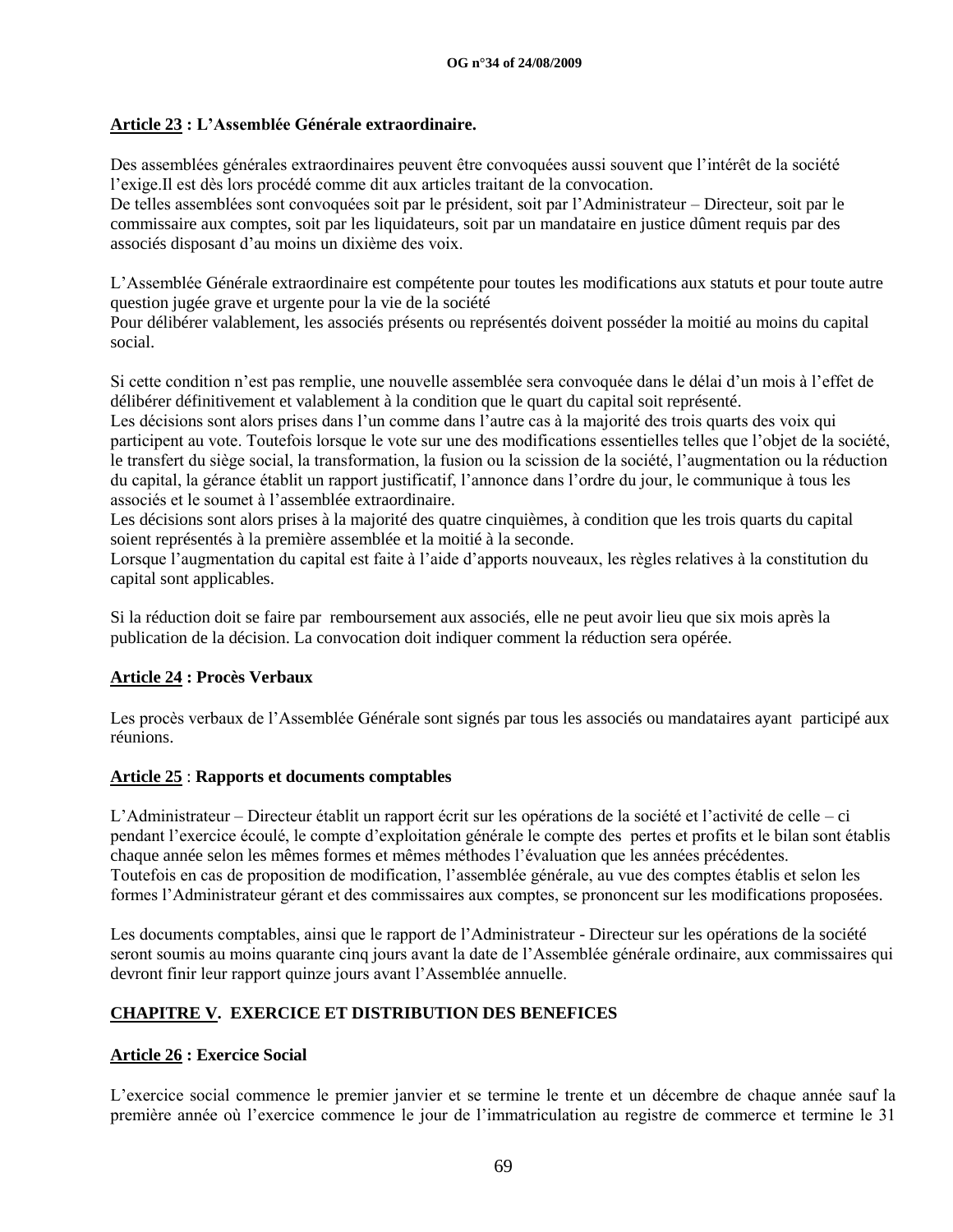**Article 23 : L'Assemblée Générale extraordinaire.**

Des assemblées générales extraordinaires peuvent être convoquées aussi souvent que l'intérêt de la société l'exige.Il est dès lors procédé comme dit aux articles traitant de la convocation.
De telles assemblées sont convoquées soit par le président, soit par l'Administrateur – Directeur, soit par le commissaire aux comptes, soit par les liquidateurs, soit par un mandataire en justice dûment requis par des associés disposant d'au moins un dixième des voix.

L'Assemblée Générale extraordinaire est compétente pour toutes les modifications aux statuts et pour toute autre question jugée grave et urgente pour la vie de la société
Pour délibérer valablement, les associés présents ou représentés doivent posséder la moitié au moins du capital social.

Si cette condition n'est pas remplie, une nouvelle assemblée sera convoquée dans le délai d'un mois à l'effet de délibérer définitivement et valablement à la condition que le quart du capital soit représenté.
Les décisions sont alors prises dans l'un comme dans l'autre cas à la majorité des trois quarts des voix qui participent au vote. Toutefois lorsque le vote sur une des modifications essentielles telles que l'objet de la société, le transfert du siège social, la transformation, la fusion ou la scission de la société, l'augmentation ou la réduction du capital, la gérance établit un rapport justificatif, l'annonce dans l'ordre du jour, le communique à tous les associés et le soumet à l'assemblée extraordinaire.
Les décisions sont alors prises à la majorité des quatre cinquièmes, à condition que les trois quarts du capital soient représentés à la première assemblée et la moitié à la seconde.
Lorsque l'augmentation du capital est faite à l'aide d'apports nouveaux, les règles relatives à la constitution du capital sont applicables.

Si la réduction doit se faire par remboursement aux associés, elle ne peut avoir lieu que six mois après la publication de la décision. La convocation doit indiquer comment la réduction sera opérée.

**Article 24 : Procès Verbaux**

Les procès verbaux de l'Assemblée Générale sont signés par tous les associés ou mandataires ayant participé aux réunions.

**Article 25 : Rapports et documents comptables**

L'Administrateur – Directeur établit un rapport écrit sur les opérations de la société et l'activité de celle – ci pendant l'exercice écoulé, le compte d'exploitation générale le compte des pertes et profits et le bilan sont établis chaque année selon les mêmes formes et mêmes méthodes l'évaluation que les années précédentes.
Toutefois en cas de proposition de modification, l'assemblée générale, au vue des comptes établis et selon les formes l'Administrateur gérant et des commissaires aux comptes, se prononcent sur les modifications proposées.

Les documents comptables, ainsi que le rapport de l'Administrateur - Directeur sur les opérations de la société seront soumis au moins quarante cinq jours avant la date de l'Assemblée générale ordinaire, aux commissaires qui devront finir leur rapport quinze jours avant l'Assemblée annuelle.

## CHAPITRE V. EXERCICE ET DISTRIBUTION DES BENEFICES

**Article 26 : Exercice Social**

L'exercice social commence le premier janvier et se termine le trente et un décembre de chaque année sauf la première année où l'exercice commence le jour de l'immatriculation au registre de commerce et termine le 31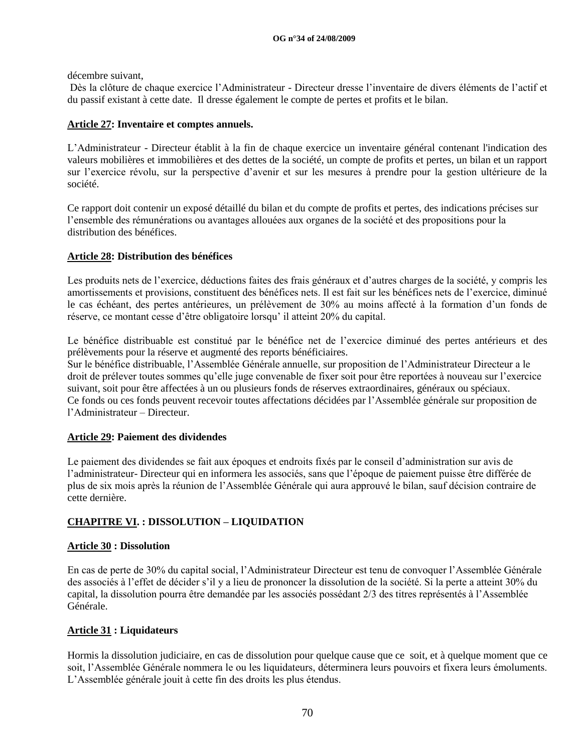décembre suivant,

Dès la clôture de chaque exercice l'Administrateur - Directeur dresse l'inventaire de divers éléments de l'actif et du passif existant à cette date. Il dresse également le compte de pertes et profits et le bilan.

**Article 27: Inventaire et comptes annuels.**

L'Administrateur - Directeur établit à la fin de chaque exercice un inventaire général contenant l'indication des valeurs mobilières et immobilières et des dettes de la société, un compte de profits et pertes, un bilan et un rapport sur l'exercice révolu, sur la perspective d'avenir et sur les mesures à prendre pour la gestion ultérieure de la société.

Ce rapport doit contenir un exposé détaillé du bilan et du compte de profits et pertes, des indications précises sur l'ensemble des rémunérations ou avantages allouées aux organes de la société et des propositions pour la distribution des bénéfices.

**Article 28: Distribution des bénéfices**

Les produits nets de l'exercice, déductions faites des frais généraux et d'autres charges de la société, y compris les amortissements et provisions, constituent des bénéfices nets. Il est fait sur les bénéfices nets de l'exercice, diminué le cas échéant, des pertes antérieures, un prélèvement de 30% au moins affecté à la formation d'un fonds de réserve, ce montant cesse d'être obligatoire lorsqu' il atteint 20% du capital.

Le bénéfice distribuable est constitué par le bénéfice net de l'exercice diminué des pertes antérieurs et des prélèvements pour la réserve et augmenté des reports bénéficiaires.
Sur le bénéfice distribuable, l'Assemblée Générale annuelle, sur proposition de l'Administrateur Directeur a le droit de prélever toutes sommes qu'elle juge convenable de fixer soit pour être reportées à nouveau sur l'exercice suivant, soit pour être affectées à un ou plusieurs fonds de réserves extraordinaires, généraux ou spéciaux.
Ce fonds ou ces fonds peuvent recevoir toutes affectations décidées par l'Assemblée générale sur proposition de l'Administrateur – Directeur.

**Article 29: Paiement des dividendes**

Le paiement des dividendes se fait aux époques et endroits fixés par le conseil d'administration sur avis de l'administrateur- Directeur qui en informera les associés, sans que l'époque de paiement puisse être différée de plus de six mois après la réunion de l'Assemblée Générale qui aura approuvé le bilan, sauf décision contraire de cette dernière.

**CHAPITRE VI. : DISSOLUTION – LIQUIDATION**

**Article 30 : Dissolution**

En cas de perte de 30% du capital social, l'Administrateur Directeur est tenu de convoquer l'Assemblée Générale des associés à l'effet de décider s'il y a lieu de prononcer la dissolution de la société. Si la perte a atteint 30% du capital, la dissolution pourra être demandée par les associés possédant 2/3 des titres représentés à l'Assemblée Générale.

**Article 31 : Liquidateurs**

Hormis la dissolution judiciaire, en cas de dissolution pour quelque cause que ce soit, et à quelque moment que ce soit, l'Assemblée Générale nommera le ou les liquidateurs, déterminera leurs pouvoirs et fixera leurs émoluments. L'Assemblée générale jouit à cette fin des droits les plus étendus.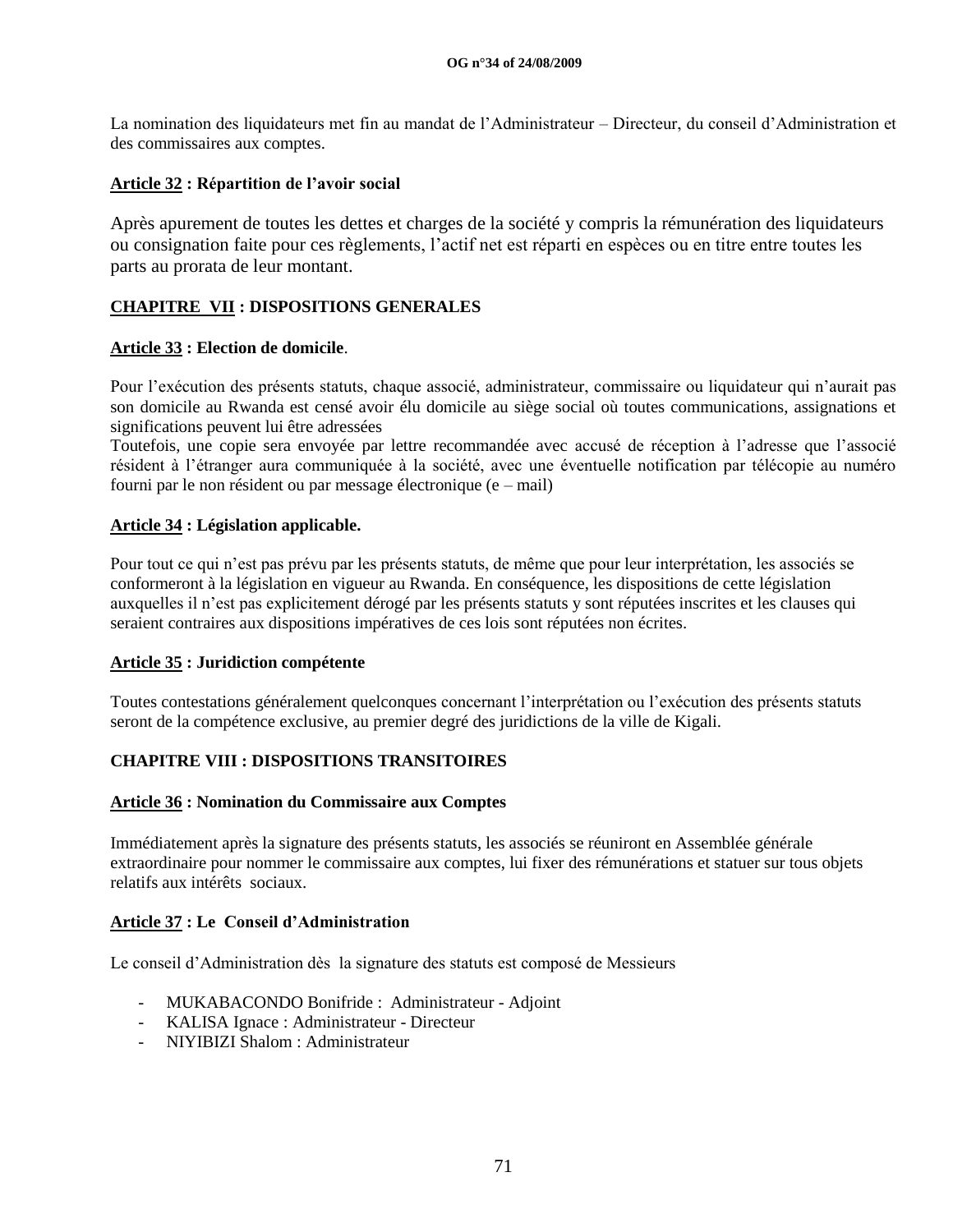La nomination des liquidateurs met fin au mandat de l'Administrateur – Directeur, du conseil d'Administration et des commissaires aux comptes.

**Article 32 : Répartition de l'avoir social**

Après apurement de toutes les dettes et charges de la société y compris la rémunération des liquidateurs ou consignation faite pour ces règlements, l'actif net est réparti en espèces ou en titre entre toutes les parts au prorata de leur montant.

## CHAPITRE VII : DISPOSITIONS GENERALES

**Article 33 : Election de domicile**.

Pour l'exécution des présents statuts, chaque associé, administrateur, commissaire ou liquidateur qui n'aurait pas son domicile au Rwanda est censé avoir élu domicile au siège social où toutes communications, assignations et significations peuvent lui être adressées

Toutefois, une copie sera envoyée par lettre recommandée avec accusé de réception à l'adresse que l'associé résident à l'étranger aura communiquée à la société, avec une éventuelle notification par télécopie au numéro fourni par le non résident ou par message électronique (e – mail)

**Article 34 : Législation applicable.**

Pour tout ce qui n'est pas prévu par les présents statuts, de même que pour leur interprétation, les associés se conformeront à la législation en vigueur au Rwanda. En conséquence, les dispositions de cette législation auxquelles il n'est pas explicitement dérogé par les présents statuts y sont réputées inscrites et les clauses qui seraient contraires aux dispositions impératives de ces lois sont réputées non écrites.

**Article 35 : Juridiction compétente**

Toutes contestations généralement quelconques concernant l'interprétation ou l'exécution des présents statuts seront de la compétence exclusive, au premier degré des juridictions de la ville de Kigali.

## CHAPITRE VIII : DISPOSITIONS TRANSITOIRES

**Article 36 : Nomination du Commissaire aux Comptes**

Immédiatement après la signature des présents statuts, les associés se réuniront en Assemblée générale extraordinaire pour nommer le commissaire aux comptes, lui fixer des rémunérations et statuer sur tous objets relatifs aux intérêts sociaux.

**Article 37 : Le Conseil d'Administration**

Le conseil d'Administration dès la signature des statuts est composé de Messieurs

- MUKABACONDO Bonifride : Administrateur - Adjoint
- KALISA Ignace : Administrateur - Directeur
- NIYIBIZI Shalom : Administrateur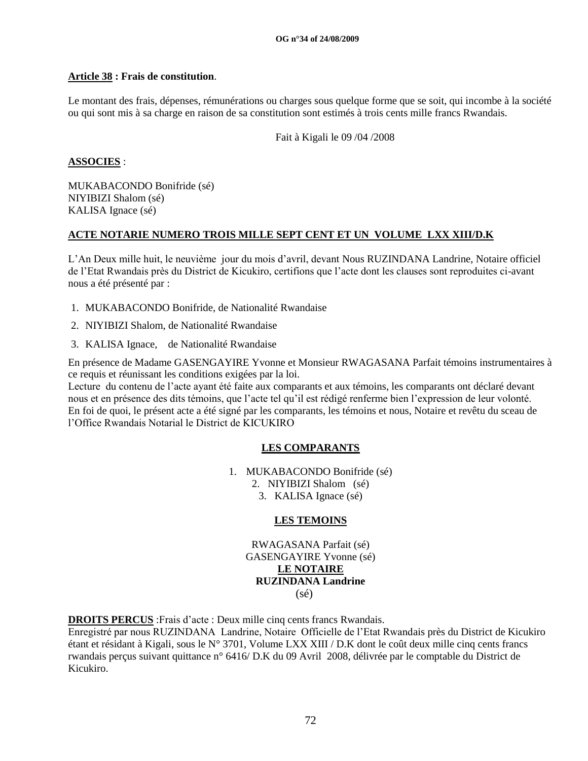**Article 38 : Frais de constitution**.

Le montant des frais, dépenses, rémunérations ou charges sous quelque forme que se soit, qui incombe à la société ou qui sont mis à sa charge en raison de sa constitution sont estimés à trois cents mille francs Rwandais.

Fait à Kigali le 09 /04 /2008

**ASSOCIES** :

MUKABACONDO Bonifride (sé)
NIYIBIZI Shalom (sé)
KALISA Ignace (sé)

**ACTE NOTARIE NUMERO TROIS MILLE SEPT CENT ET UN VOLUME LXX XIII/D.K**

L'An Deux mille huit, le neuvième jour du mois d'avril, devant Nous RUZINDANA Landrine, Notaire officiel de l'Etat Rwandais près du District de Kicukiro, certifions que l'acte dont les clauses sont reproduites ci-avant nous a été présenté par :

1. MUKABACONDO Bonifride, de Nationalité Rwandaise
2. NIYIBIZI Shalom, de Nationalité Rwandaise
3. KALISA Ignace, de Nationalité Rwandaise

En présence de Madame GASENGAYIRE Yvonne et Monsieur RWAGASANA Parfait témoins instrumentaires à ce requis et réunissant les conditions exigées par la loi.
Lecture du contenu de l'acte ayant été faite aux comparants et aux témoins, les comparants ont déclaré devant nous et en présence des dits témoins, que l'acte tel qu'il est rédigé renferme bien l'expression de leur volonté.
En foi de quoi, le présent acte a été signé par les comparants, les témoins et nous, Notaire et revêtu du sceau de l'Office Rwandais Notarial le District de KICUKIRO

**LES COMPARANTS**

1. MUKABACONDO Bonifride (sé)
2. NIYIBIZI Shalom (sé)
3. KALISA Ignace (sé)

**LES TEMOINS**

RWAGASANA Parfait (sé)
GASENGAYIRE Yvonne (sé)
**LE NOTAIRE**
**RUZINDANA Landrine**
(sé)

**DROITS PERCUS** :Frais d'acte : Deux mille cinq cents francs Rwandais.
Enregistré par nous RUZINDANA Landrine, Notaire Officielle de l'Etat Rwandais près du District de Kicukiro étant et résidant à Kigali, sous le N° 3701, Volume LXX XIII / D.K dont le coût deux mille cinq cents francs rwandais perçus suivant quittance n° 6416/ D.K du 09 Avril 2008, délivrée par le comptable du District de Kicukiro.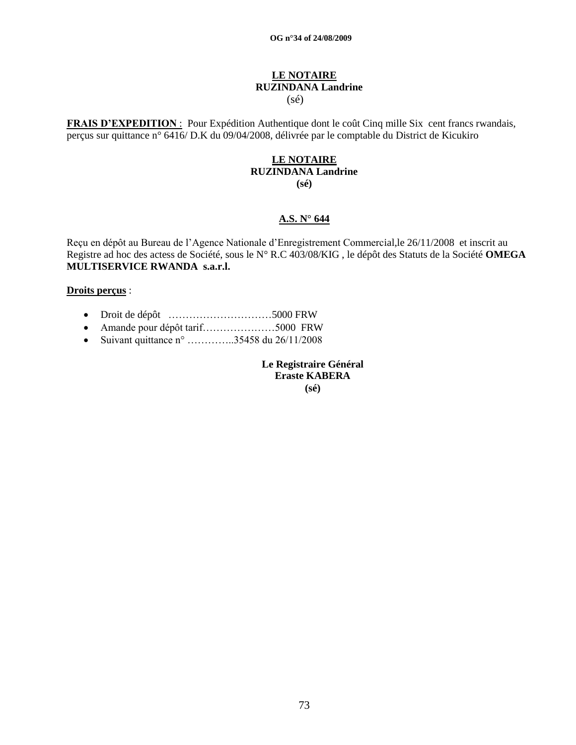**LE NOTAIRE**
**RUZINDANA Landrine**
(sé)

**FRAIS D'EXPEDITION** : Pour Expédition Authentique dont le coût Cinq mille Six cent francs rwandais, perçus sur quittance n° 6416/ D.K du 09/04/2008, délivrée par le comptable du District de Kicukiro

**LE NOTAIRE**
**RUZINDANA Landrine**
**(sé)**

**A.S. N° 644**

Reçu en dépôt au Bureau de l'Agence Nationale d'Enregistrement Commercial,le 26/11/2008 et inscrit au Registre ad hoc des actess de Société, sous le N° R.C 403/08/KIG , le dépôt des Statuts de la Société **OMEGA MULTISERVICE RWANDA s.a.r.l.**

**Droits perçus** :

- Droit de dépôt …………………………5000 FRW
- Amande pour dépôt tarif…………………5000 FRW
- Suivant quittance n° …………..35458 du 26/11/2008

**Le Registraire Général**
**Eraste KABERA**
**(sé)**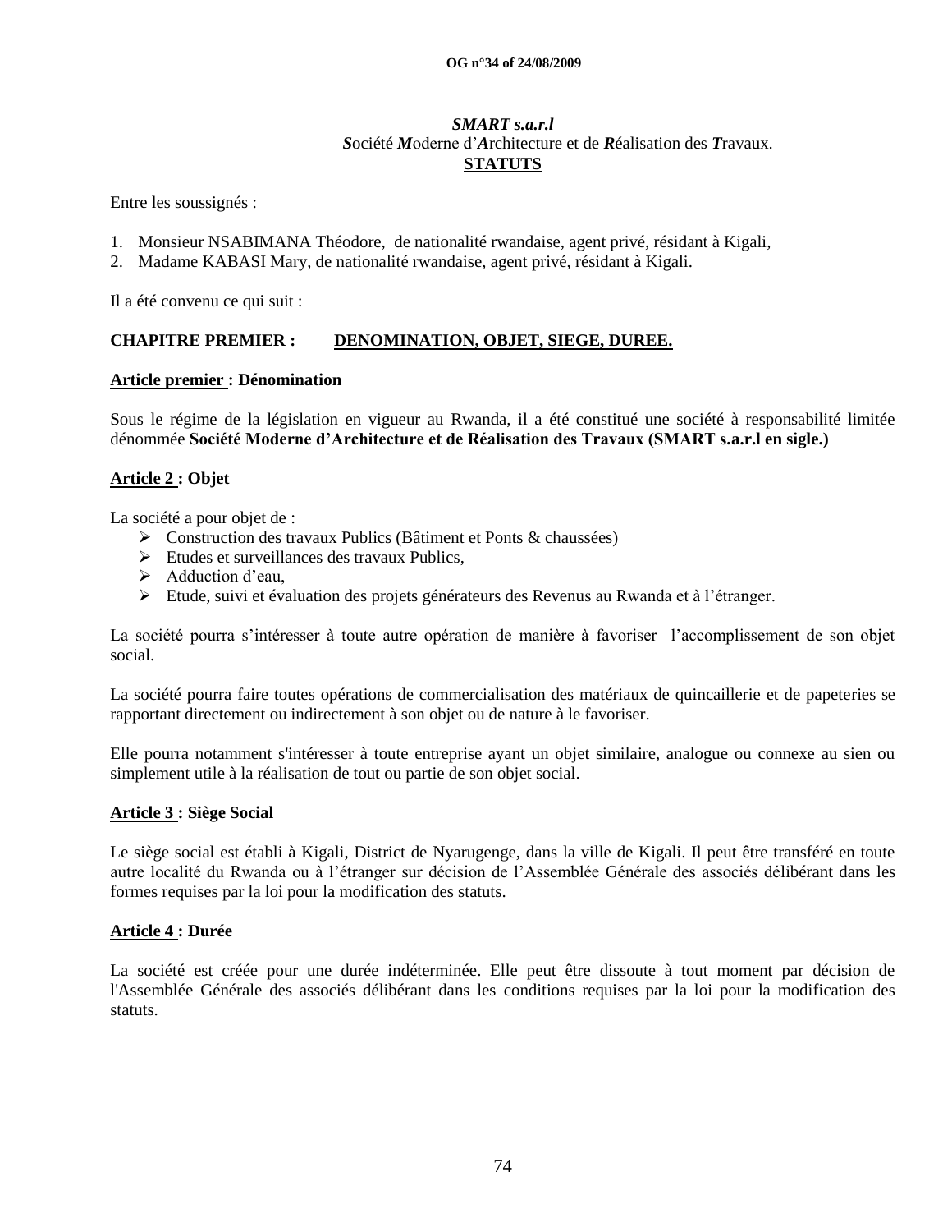***SMART s.a.r.l***

***S**ociété **M**oderne d'**A**rchitecture et de **R**éalisation des **T**ravaux.*

**STATUTS**

Entre les soussignés :

1. Monsieur NSABIMANA Théodore, de nationalité rwandaise, agent privé, résidant à Kigali,
2. Madame KABASI Mary, de nationalité rwandaise, agent privé, résidant à Kigali.

Il a été convenu ce qui suit :

## CHAPITRE PREMIER : DENOMINATION, OBJET, SIEGE, DUREE.

### Article premier : Dénomination

Sous le régime de la législation en vigueur au Rwanda, il a été constitué une société à responsabilité limitée dénommée **Société Moderne d'Architecture et de Réalisation des Travaux (SMART s.a.r.l en sigle.)**

### Article 2 : Objet

La société a pour objet de :

- Construction des travaux Publics (Bâtiment et Ponts & chaussées)
- Etudes et surveillances des travaux Publics,
- Adduction d'eau,
- Etude, suivi et évaluation des projets générateurs des Revenus au Rwanda et à l'étranger.

La société pourra s'intéresser à toute autre opération de manière à favoriser l'accomplissement de son objet social.

La société pourra faire toutes opérations de commercialisation des matériaux de quincaillerie et de papeteries se rapportant directement ou indirectement à son objet ou de nature à le favoriser.

Elle pourra notamment s'intéresser à toute entreprise ayant un objet similaire, analogue ou connexe au sien ou simplement utile à la réalisation de tout ou partie de son objet social.

### Article 3 : Siège Social

Le siège social est établi à Kigali, District de Nyarugenge, dans la ville de Kigali. Il peut être transféré en toute autre localité du Rwanda ou à l'étranger sur décision de l'Assemblée Générale des associés délibérant dans les formes requises par la loi pour la modification des statuts.

### Article 4 : Durée

La société est créée pour une durée indéterminée. Elle peut être dissoute à tout moment par décision de l'Assemblée Générale des associés délibérant dans les conditions requises par la loi pour la modification des statuts.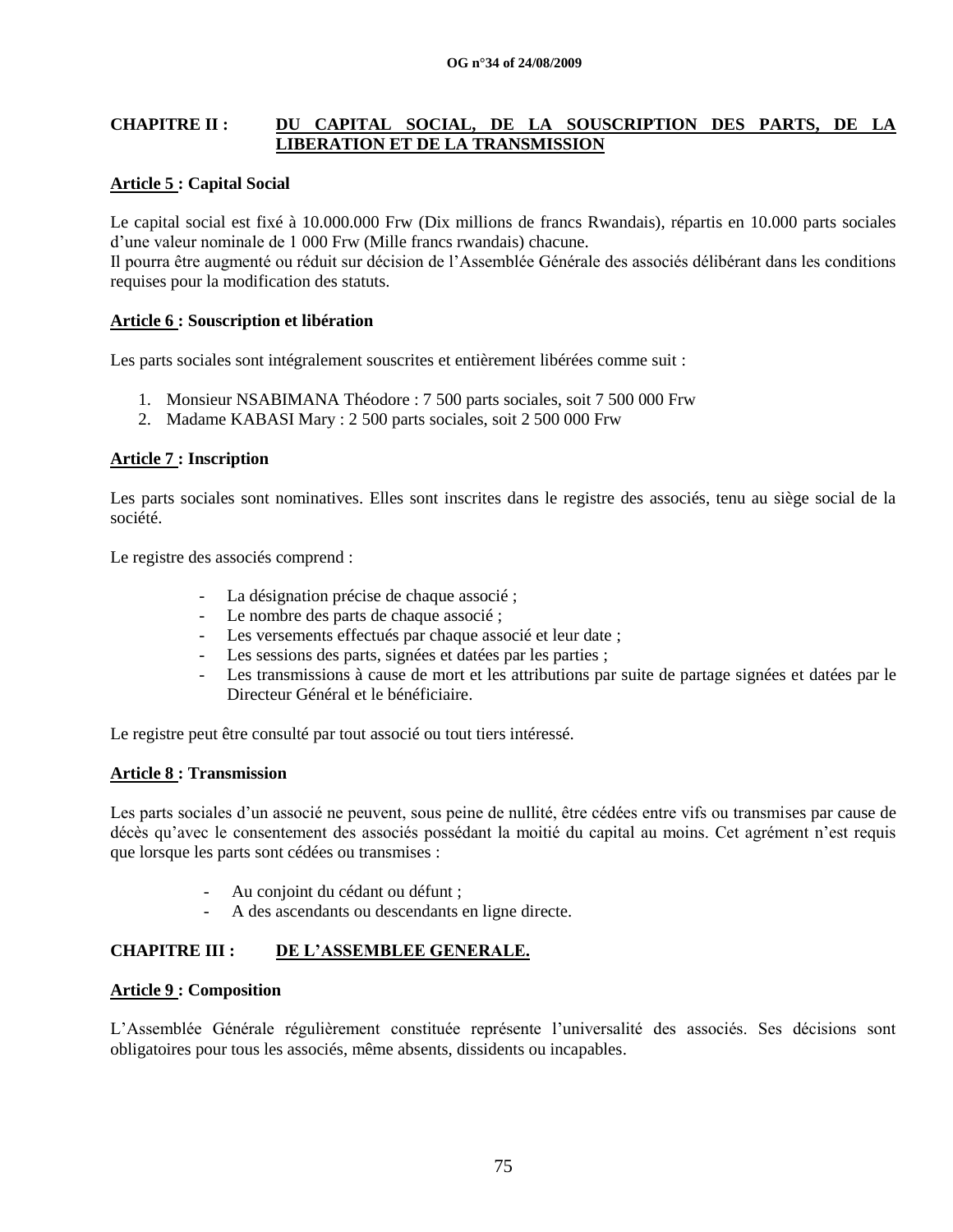## CHAPITRE II : DU CAPITAL SOCIAL, DE LA SOUSCRIPTION DES PARTS, DE LA LIBERATION ET DE LA TRANSMISSION

### Article 5 : Capital Social

Le capital social est fixé à 10.000.000 Frw (Dix millions de francs Rwandais), répartis en 10.000 parts sociales d'une valeur nominale de 1 000 Frw (Mille francs rwandais) chacune.
Il pourra être augmenté ou réduit sur décision de l'Assemblée Générale des associés délibérant dans les conditions requises pour la modification des statuts.

### Article 6 : Souscription et libération

Les parts sociales sont intégralement souscrites et entièrement libérées comme suit :

1. Monsieur NSABIMANA Théodore : 7 500 parts sociales, soit 7 500 000 Frw
2. Madame KABASI Mary : 2 500 parts sociales, soit 2 500 000 Frw

### Article 7 : Inscription

Les parts sociales sont nominatives. Elles sont inscrites dans le registre des associés, tenu au siège social de la société.

Le registre des associés comprend :

- La désignation précise de chaque associé ;
- Le nombre des parts de chaque associé ;
- Les versements effectués par chaque associé et leur date ;
- Les sessions des parts, signées et datées par les parties ;
- Les transmissions à cause de mort et les attributions par suite de partage signées et datées par le Directeur Général et le bénéficiaire.

Le registre peut être consulté par tout associé ou tout tiers intéressé.

### Article 8 : Transmission

Les parts sociales d'un associé ne peuvent, sous peine de nullité, être cédées entre vifs ou transmises par cause de décès qu'avec le consentement des associés possédant la moitié du capital au moins. Cet agrément n'est requis que lorsque les parts sont cédées ou transmises :

- Au conjoint du cédant ou défunt ;
- A des ascendants ou descendants en ligne directe.

## CHAPITRE III : DE L'ASSEMBLEE GENERALE.

### Article 9 : Composition

L'Assemblée Générale régulièrement constituée représente l'universalité des associés. Ses décisions sont obligatoires pour tous les associés, même absents, dissidents ou incapables.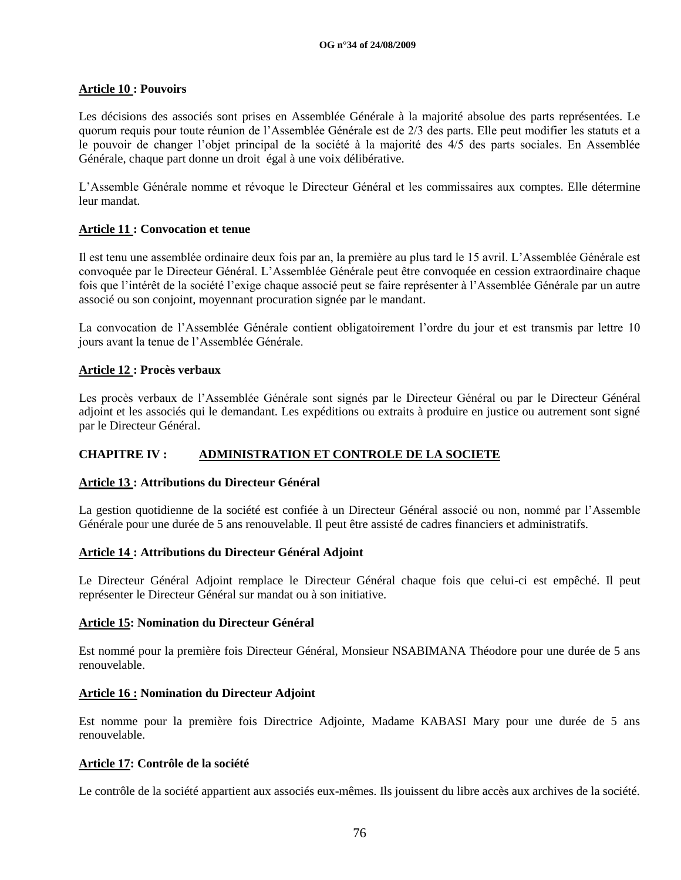**Article 10 : Pouvoirs**

Les décisions des associés sont prises en Assemblée Générale à la majorité absolue des parts représentées. Le quorum requis pour toute réunion de l'Assemblée Générale est de 2/3 des parts. Elle peut modifier les statuts et a le pouvoir de changer l'objet principal de la société à la majorité des 4/5 des parts sociales. En Assemblée Générale, chaque part donne un droit égal à une voix délibérative.

L'Assemble Générale nomme et révoque le Directeur Général et les commissaires aux comptes. Elle détermine leur mandat.

**Article 11 : Convocation et tenue**

Il est tenu une assemblée ordinaire deux fois par an, la première au plus tard le 15 avril. L'Assemblée Générale est convoquée par le Directeur Général. L'Assemblée Générale peut être convoquée en cession extraordinaire chaque fois que l'intérêt de la société l'exige chaque associé peut se faire représenter à l'Assemblée Générale par un autre associé ou son conjoint, moyennant procuration signée par le mandant.

La convocation de l'Assemblée Générale contient obligatoirement l'ordre du jour et est transmis par lettre 10 jours avant la tenue de l'Assemblée Générale.

**Article 12 : Procès verbaux**

Les procès verbaux de l'Assemblée Générale sont signés par le Directeur Général ou par le Directeur Général adjoint et les associés qui le demandant. Les expéditions ou extraits à produire en justice ou autrement sont signé par le Directeur Général.

## CHAPITRE IV : ADMINISTRATION ET CONTROLE DE LA SOCIETE

**Article 13 : Attributions du Directeur Général**

La gestion quotidienne de la société est confiée à un Directeur Général associé ou non, nommé par l'Assemble Générale pour une durée de 5 ans renouvelable. Il peut être assisté de cadres financiers et administratifs.

**Article 14 : Attributions du Directeur Général Adjoint**

Le Directeur Général Adjoint remplace le Directeur Général chaque fois que celui-ci est empêché. Il peut représenter le Directeur Général sur mandat ou à son initiative.

**Article 15: Nomination du Directeur Général**

Est nommé pour la première fois Directeur Général, Monsieur NSABIMANA Théodore pour une durée de 5 ans renouvelable.

**Article 16 : Nomination du Directeur Adjoint**

Est nomme pour la première fois Directrice Adjointe, Madame KABASI Mary pour une durée de 5 ans renouvelable.

**Article 17: Contrôle de la société**

Le contrôle de la société appartient aux associés eux-mêmes. Ils jouissent du libre accès aux archives de la société.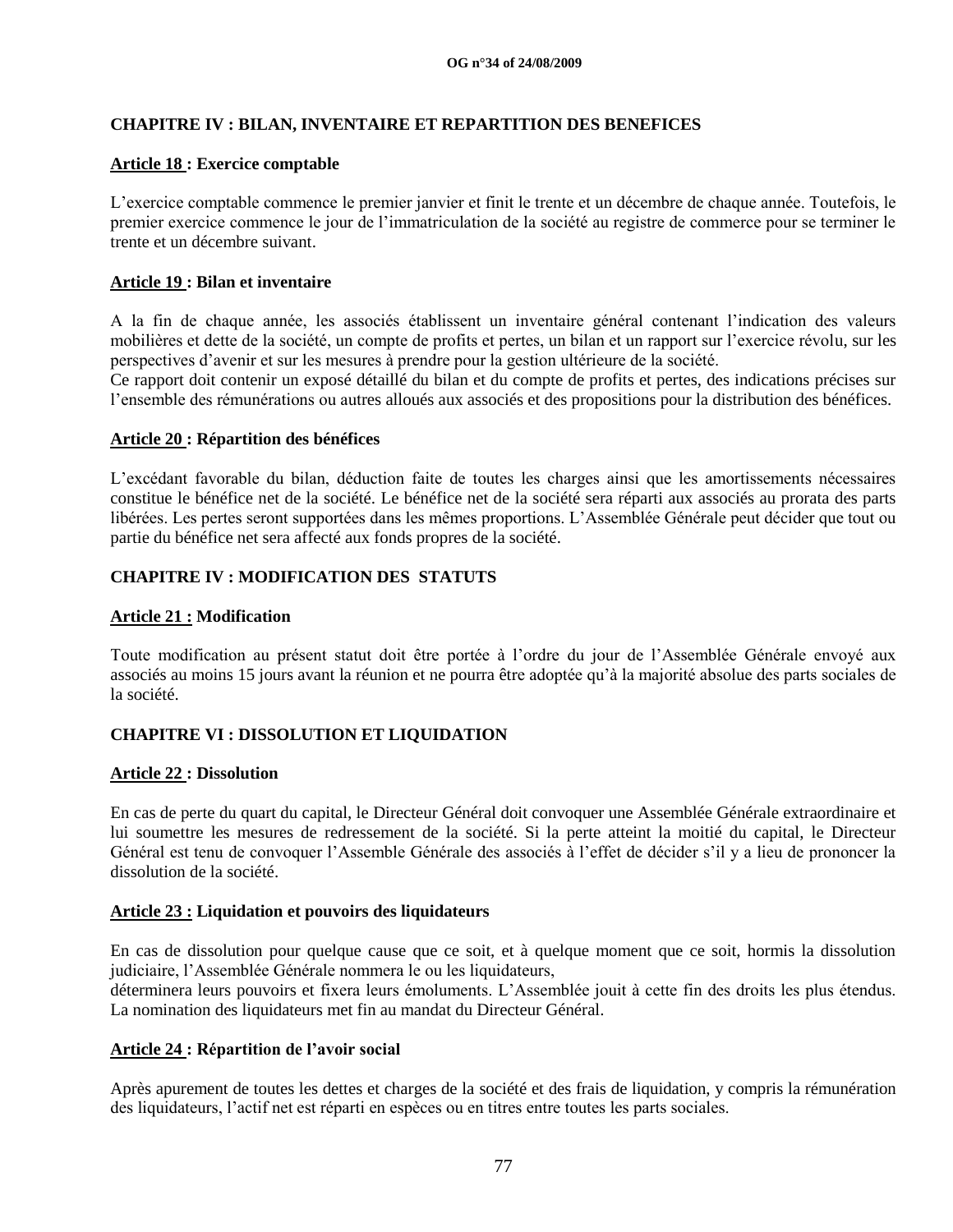## CHAPITRE IV : BILAN, INVENTAIRE ET REPARTITION DES BENEFICES

**Article 18 : Exercice comptable**

L'exercice comptable commence le premier janvier et finit le trente et un décembre de chaque année. Toutefois, le premier exercice commence le jour de l'immatriculation de la société au registre de commerce pour se terminer le trente et un décembre suivant.

**Article 19 : Bilan et inventaire**

A la fin de chaque année, les associés établissent un inventaire général contenant l'indication des valeurs mobilières et dette de la société, un compte de profits et pertes, un bilan et un rapport sur l'exercice révolu, sur les perspectives d'avenir et sur les mesures à prendre pour la gestion ultérieure de la société.
Ce rapport doit contenir un exposé détaillé du bilan et du compte de profits et pertes, des indications précises sur l'ensemble des rémunérations ou autres alloués aux associés et des propositions pour la distribution des bénéfices.

**Article 20 : Répartition des bénéfices**

L'excédant favorable du bilan, déduction faite de toutes les charges ainsi que les amortissements nécessaires constitue le bénéfice net de la société. Le bénéfice net de la société sera réparti aux associés au prorata des parts libérées. Les pertes seront supportées dans les mêmes proportions. L'Assemblée Générale peut décider que tout ou partie du bénéfice net sera affecté aux fonds propres de la société.

## CHAPITRE IV : MODIFICATION DES STATUTS

**Article 21 : Modification**

Toute modification au présent statut doit être portée à l'ordre du jour de l'Assemblée Générale envoyé aux associés au moins 15 jours avant la réunion et ne pourra être adoptée qu'à la majorité absolue des parts sociales de la société.

## CHAPITRE VI : DISSOLUTION ET LIQUIDATION

**Article 22 : Dissolution**

En cas de perte du quart du capital, le Directeur Général doit convoquer une Assemblée Générale extraordinaire et lui soumettre les mesures de redressement de la société. Si la perte atteint la moitié du capital, le Directeur Général est tenu de convoquer l'Assemble Générale des associés à l'effet de décider s'il y a lieu de prononcer la dissolution de la société.

**Article 23 : Liquidation et pouvoirs des liquidateurs**

En cas de dissolution pour quelque cause que ce soit, et à quelque moment que ce soit, hormis la dissolution judiciaire, l'Assemblée Générale nommera le ou les liquidateurs,
déterminera leurs pouvoirs et fixera leurs émoluments. L'Assemblée jouit à cette fin des droits les plus étendus. La nomination des liquidateurs met fin au mandat du Directeur Général.

**Article 24 : Répartition de l'avoir social**

Après apurement de toutes les dettes et charges de la société et des frais de liquidation, y compris la rémunération des liquidateurs, l'actif net est réparti en espèces ou en titres entre toutes les parts sociales.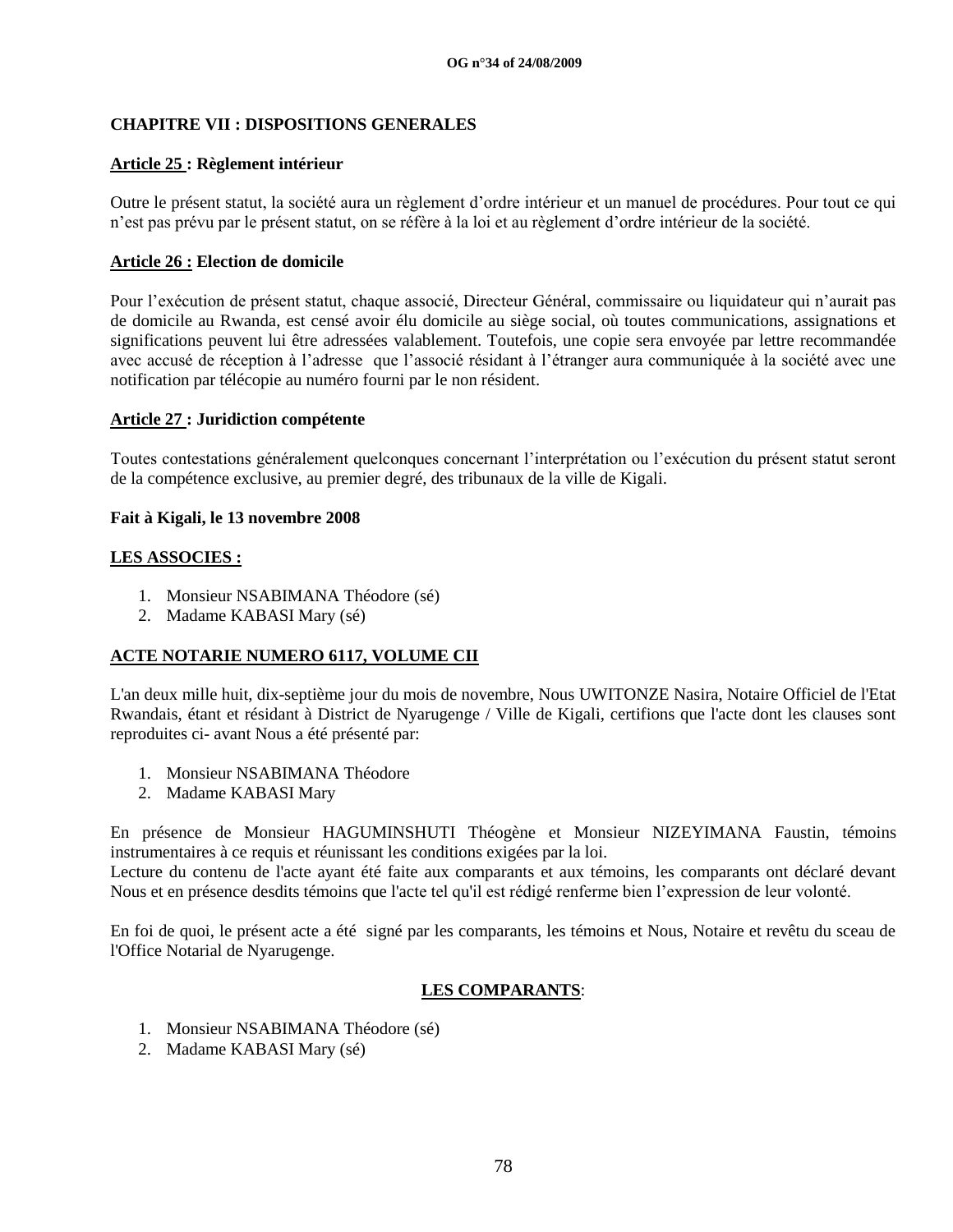## CHAPITRE VII : DISPOSITIONS GENERALES

**Article 25 : Règlement intérieur**

Outre le présent statut, la société aura un règlement d'ordre intérieur et un manuel de procédures. Pour tout ce qui n'est pas prévu par le présent statut, on se réfère à la loi et au règlement d'ordre intérieur de la société.

**Article 26 : Election de domicile**

Pour l'exécution de présent statut, chaque associé, Directeur Général, commissaire ou liquidateur qui n'aurait pas de domicile au Rwanda, est censé avoir élu domicile au siège social, où toutes communications, assignations et significations peuvent lui être adressées valablement. Toutefois, une copie sera envoyée par lettre recommandée avec accusé de réception à l'adresse que l'associé résidant à l'étranger aura communiquée à la société avec une notification par télécopie au numéro fourni par le non résident.

**Article 27 : Juridiction compétente**

Toutes contestations généralement quelconques concernant l'interprétation ou l'exécution du présent statut seront de la compétence exclusive, au premier degré, des tribunaux de la ville de Kigali.

**Fait à Kigali, le 13 novembre 2008**

**LES ASSOCIES :**

1. Monsieur NSABIMANA Théodore (sé)
2. Madame KABASI Mary (sé)

**ACTE NOTARIE NUMERO 6117, VOLUME CII**

L'an deux mille huit, dix-septième jour du mois de novembre, Nous UWITONZE Nasira, Notaire Officiel de l'Etat Rwandais, étant et résidant à District de Nyarugenge / Ville de Kigali, certifions que l'acte dont les clauses sont reproduites ci- avant Nous a été présenté par:

1. Monsieur NSABIMANA Théodore
2. Madame KABASI Mary

En présence de Monsieur HAGUMINSHUTI Théogène et Monsieur NIZEYIMANA Faustin, témoins instrumentaires à ce requis et réunissant les conditions exigées par la loi.
Lecture du contenu de l'acte ayant été faite aux comparants et aux témoins, les comparants ont déclaré devant Nous et en présence desdits témoins que l'acte tel qu'il est rédigé renferme bien l'expression de leur volonté.

En foi de quoi, le présent acte a été signé par les comparants, les témoins et Nous, Notaire et revêtu du sceau de l'Office Notarial de Nyarugenge.

**LES COMPARANTS**:

1. Monsieur NSABIMANA Théodore (sé)
2. Madame KABASI Mary (sé)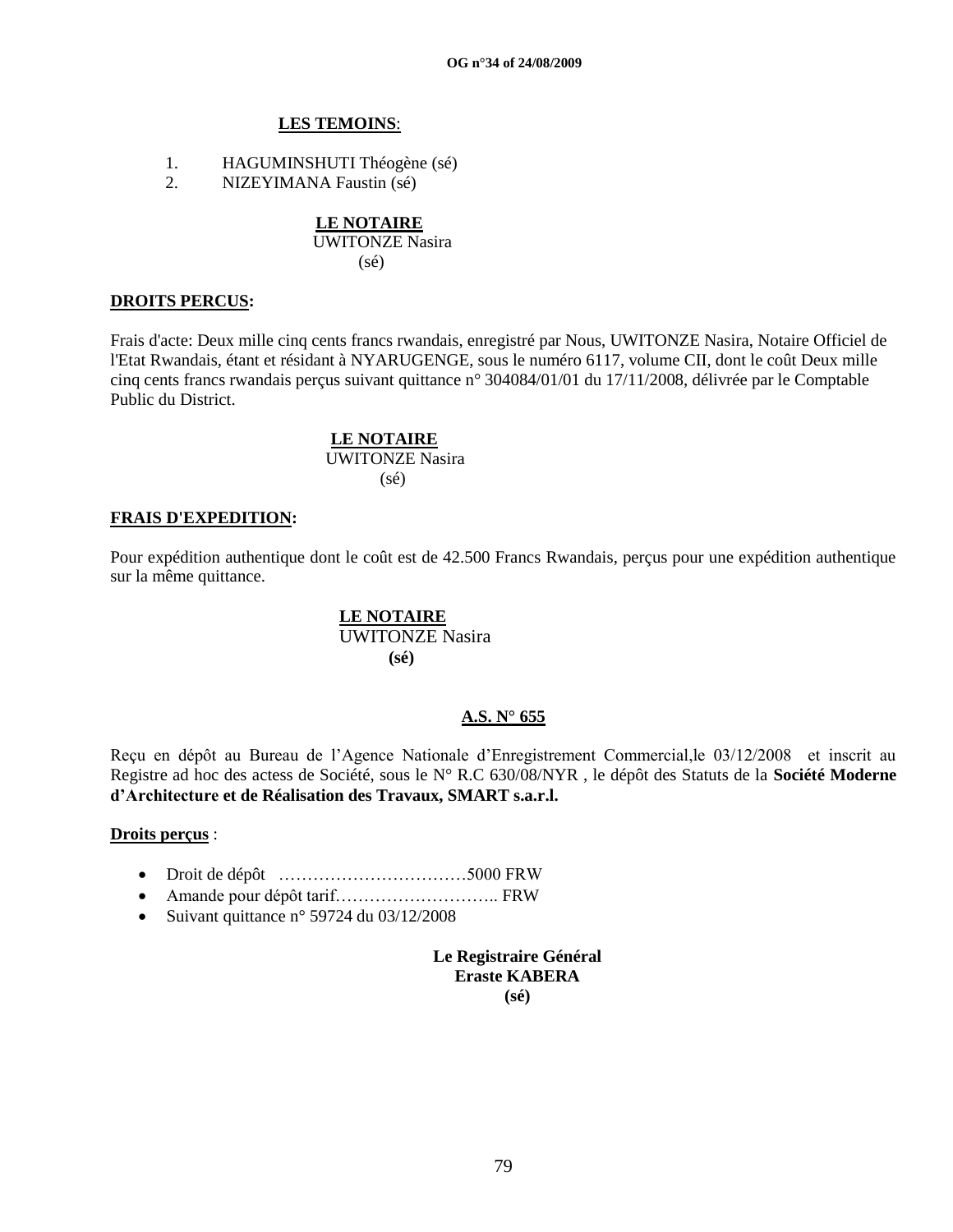**LES TEMOINS**:

1. HAGUMINSHUTI Théogène (sé)
2. NIZEYIMANA Faustin (sé)

**LE NOTAIRE**
UWITONZE Nasira
(sé)

**DROITS PERCUS:**

Frais d'acte: Deux mille cinq cents francs rwandais, enregistré par Nous, UWITONZE Nasira, Notaire Officiel de l'Etat Rwandais, étant et résidant à NYARUGENGE, sous le numéro 6117, volume CII, dont le coût Deux mille cinq cents francs rwandais perçus suivant quittance n° 304084/01/01 du 17/11/2008, délivrée par le Comptable Public du District.

**LE NOTAIRE**
UWITONZE Nasira
(sé)

**FRAIS D'EXPEDITION:**

Pour expédition authentique dont le coût est de 42.500 Francs Rwandais, perçus pour une expédition authentique sur la même quittance.

**LE NOTAIRE**
UWITONZE Nasira
**(sé)**

**A.S. N° 655**

Reçu en dépôt au Bureau de l'Agence Nationale d'Enregistrement Commercial,le 03/12/2008 et inscrit au Registre ad hoc des actess de Société, sous le N° R.C 630/08/NYR , le dépôt des Statuts de la **Société Moderne d'Architecture et de Réalisation des Travaux, SMART s.a.r.l.**

**Droits perçus** :

- Droit de dépôt ……………………………5000 FRW
- Amande pour dépôt tarif……………………….. FRW
- Suivant quittance n° 59724 du 03/12/2008

**Le Registraire Général**
**Eraste KABERA**
**(sé)**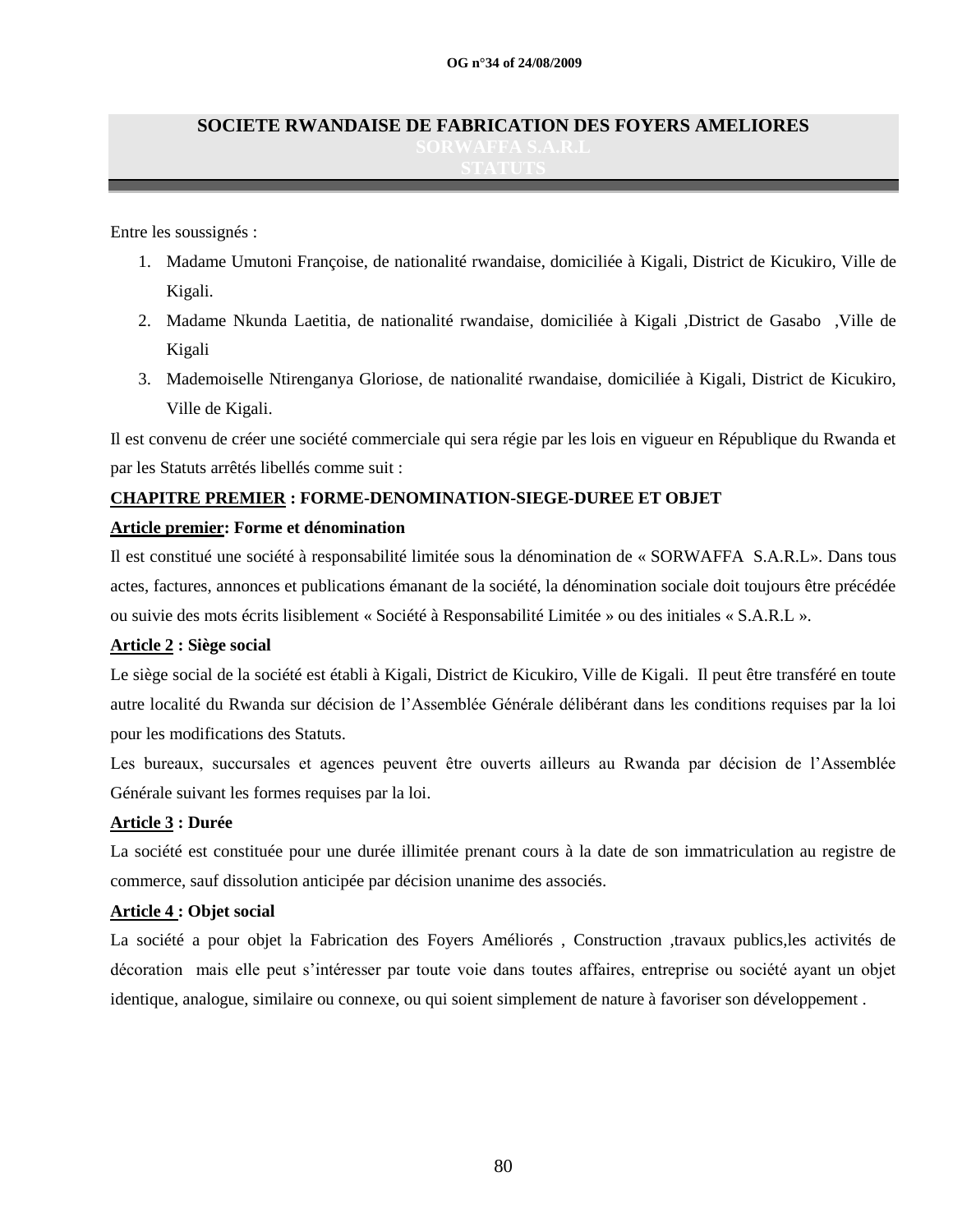# SOCIETE RWANDAISE DE FABRICATION DES FOYERS AMELIORES

## SORWAFFA S.A.R.L

## STATUTS

Entre les soussignés :

1. Madame Umutoni Françoise, de nationalité rwandaise, domiciliée à Kigali, District de Kicukiro, Ville de Kigali.
2. Madame Nkunda Laetitia, de nationalité rwandaise, domiciliée à Kigali ,District de Gasabo ,Ville de Kigali
3. Mademoiselle Ntirenganya Gloriose, de nationalité rwandaise, domiciliée à Kigali, District de Kicukiro, Ville de Kigali.

Il est convenu de créer une société commerciale qui sera régie par les lois en vigueur en République du Rwanda et par les Statuts arrêtés libellés comme suit :

**CHAPITRE PREMIER : FORME-DENOMINATION-SIEGE-DUREE ET OBJET**

**Article premier: Forme et dénomination**

Il est constitué une société à responsabilité limitée sous la dénomination de « SORWAFFA S.A.R.L». Dans tous actes, factures, annonces et publications émanant de la société, la dénomination sociale doit toujours être précédée ou suivie des mots écrits lisiblement « Société à Responsabilité Limitée » ou des initiales « S.A.R.L ».

**Article 2 : Siège social**

Le siège social de la société est établi à Kigali, District de Kicukiro, Ville de Kigali. Il peut être transféré en toute autre localité du Rwanda sur décision de l'Assemblée Générale délibérant dans les conditions requises par la loi pour les modifications des Statuts.

Les bureaux, succursales et agences peuvent être ouverts ailleurs au Rwanda par décision de l'Assemblée Générale suivant les formes requises par la loi.

**Article 3 : Durée**

La société est constituée pour une durée illimitée prenant cours à la date de son immatriculation au registre de commerce, sauf dissolution anticipée par décision unanime des associés.

**Article 4 : Objet social**

La société a pour objet la Fabrication des Foyers Améliorés , Construction ,travaux publics,les activités de décoration mais elle peut s'intéresser par toute voie dans toutes affaires, entreprise ou société ayant un objet identique, analogue, similaire ou connexe, ou qui soient simplement de nature à favoriser son développement .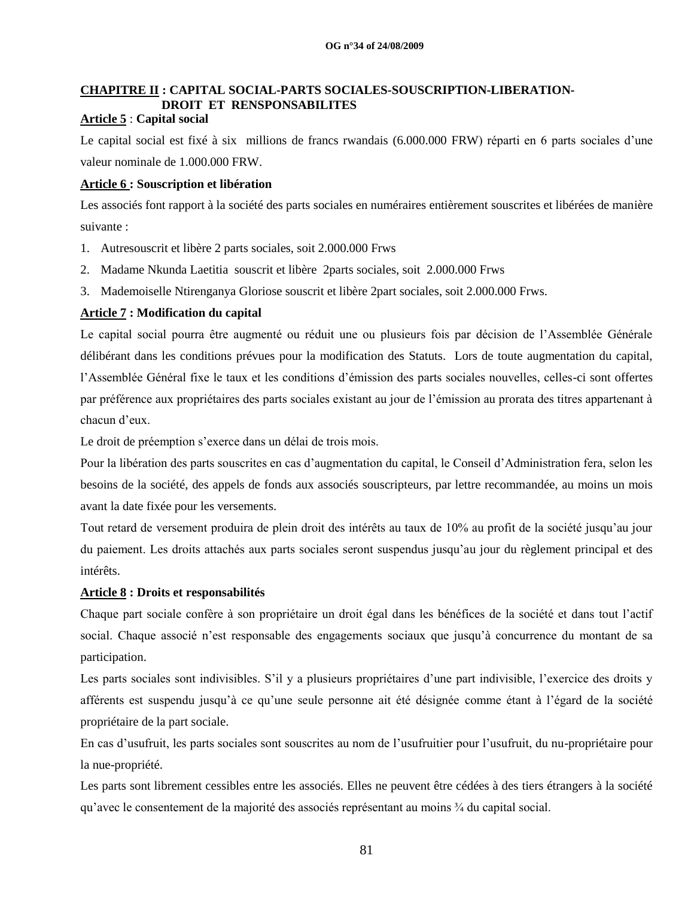**CHAPITRE II : CAPITAL SOCIAL-PARTS SOCIALES-SOUSCRIPTION-LIBERATION-DROIT ET RENSPONSABILITES**

**Article 5 : Capital social**

Le capital social est fixé à six millions de francs rwandais (6.000.000 FRW) réparti en 6 parts sociales d'une valeur nominale de 1.000.000 FRW.

**Article 6 : Souscription et libération**

Les associés font rapport à la société des parts sociales en numéraires entièrement souscrites et libérées de manière suivante :

1. Autresouscrit et libère 2 parts sociales, soit 2.000.000 Frws
2. Madame Nkunda Laetitia souscrit et libère 2parts sociales, soit 2.000.000 Frws
3. Mademoiselle Ntirenganya Gloriose souscrit et libère 2part sociales, soit 2.000.000 Frws.

**Article 7 : Modification du capital**

Le capital social pourra être augmenté ou réduit une ou plusieurs fois par décision de l'Assemblée Générale délibérant dans les conditions prévues pour la modification des Statuts. Lors de toute augmentation du capital, l'Assemblée Général fixe le taux et les conditions d'émission des parts sociales nouvelles, celles-ci sont offertes par préférence aux propriétaires des parts sociales existant au jour de l'émission au prorata des titres appartenant à chacun d'eux.

Le droit de préemption s'exerce dans un délai de trois mois.

Pour la libération des parts souscrites en cas d'augmentation du capital, le Conseil d'Administration fera, selon les besoins de la société, des appels de fonds aux associés souscripteurs, par lettre recommandée, au moins un mois avant la date fixée pour les versements.

Tout retard de versement produira de plein droit des intérêts au taux de 10% au profit de la société jusqu'au jour du paiement. Les droits attachés aux parts sociales seront suspendus jusqu'au jour du règlement principal et des intérêts.

**Article 8 : Droits et responsabilités**

Chaque part sociale confère à son propriétaire un droit égal dans les bénéfices de la société et dans tout l'actif social. Chaque associé n'est responsable des engagements sociaux que jusqu'à concurrence du montant de sa participation.

Les parts sociales sont indivisibles. S'il y a plusieurs propriétaires d'une part indivisible, l'exercice des droits y afférents est suspendu jusqu'à ce qu'une seule personne ait été désignée comme étant à l'égard de la société propriétaire de la part sociale.

En cas d'usufruit, les parts sociales sont souscrites au nom de l'usufruitier pour l'usufruit, du nu-propriétaire pour la nue-propriété.

Les parts sont librement cessibles entre les associés. Elles ne peuvent être cédées à des tiers étrangers à la société qu'avec le consentement de la majorité des associés représentant au moins ¾ du capital social.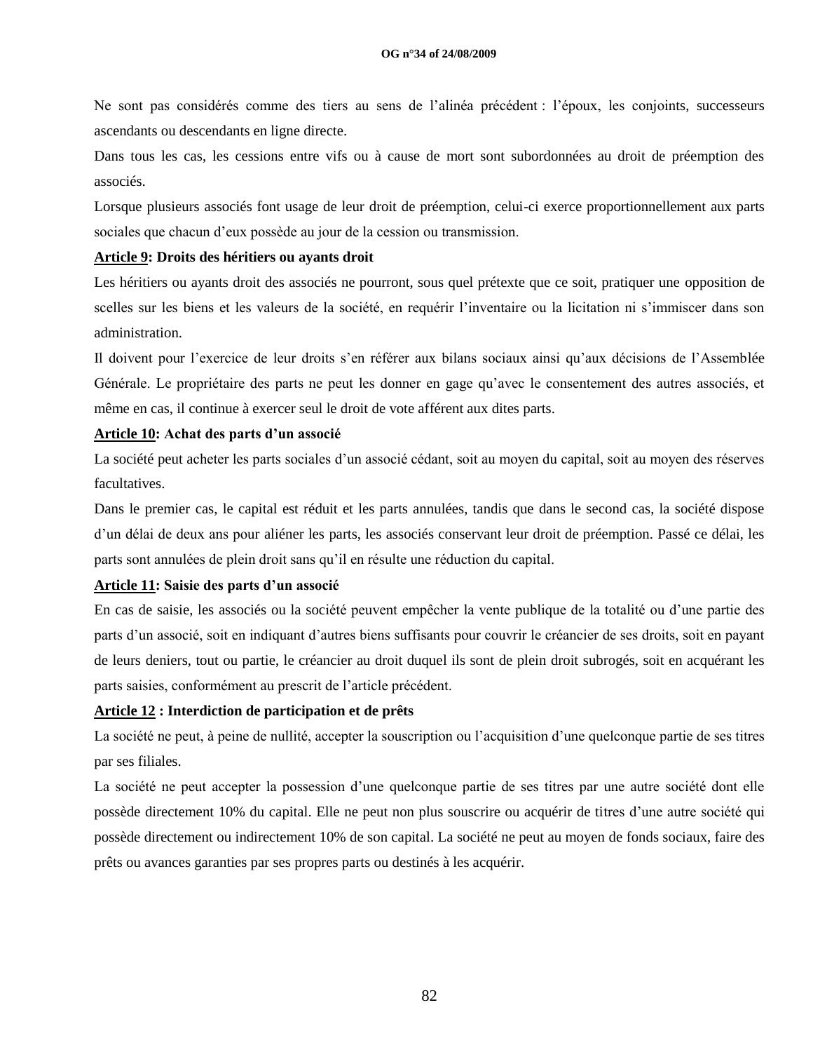Ne sont pas considérés comme des tiers au sens de l'alinéa précédent : l'époux, les conjoints, successeurs ascendants ou descendants en ligne directe.

Dans tous les cas, les cessions entre vifs ou à cause de mort sont subordonnées au droit de préemption des associés.

Lorsque plusieurs associés font usage de leur droit de préemption, celui-ci exerce proportionnellement aux parts sociales que chacun d'eux possède au jour de la cession ou transmission.

**Article 9: Droits des héritiers ou ayants droit**

Les héritiers ou ayants droit des associés ne pourront, sous quel prétexte que ce soit, pratiquer une opposition de scelles sur les biens et les valeurs de la société, en requérir l'inventaire ou la licitation ni s'immiscer dans son administration.

Il doivent pour l'exercice de leur droits s'en référer aux bilans sociaux ainsi qu'aux décisions de l'Assemblée Générale. Le propriétaire des parts ne peut les donner en gage qu'avec le consentement des autres associés, et même en cas, il continue à exercer seul le droit de vote afférent aux dites parts.

**Article 10: Achat des parts d'un associé**

La société peut acheter les parts sociales d'un associé cédant, soit au moyen du capital, soit au moyen des réserves facultatives.

Dans le premier cas, le capital est réduit et les parts annulées, tandis que dans le second cas, la société dispose d'un délai de deux ans pour aliéner les parts, les associés conservant leur droit de préemption. Passé ce délai, les parts sont annulées de plein droit sans qu'il en résulte une réduction du capital.

**Article 11: Saisie des parts d'un associé**

En cas de saisie, les associés ou la société peuvent empêcher la vente publique de la totalité ou d'une partie des parts d'un associé, soit en indiquant d'autres biens suffisants pour couvrir le créancier de ses droits, soit en payant de leurs deniers, tout ou partie, le créancier au droit duquel ils sont de plein droit subrogés, soit en acquérant les parts saisies, conformément au prescrit de l'article précédent.

**Article 12 : Interdiction de participation et de prêts**

La société ne peut, à peine de nullité, accepter la souscription ou l'acquisition d'une quelconque partie de ses titres par ses filiales.

La société ne peut accepter la possession d'une quelconque partie de ses titres par une autre société dont elle possède directement 10% du capital. Elle ne peut non plus souscrire ou acquérir de titres d'une autre société qui possède directement ou indirectement 10% de son capital. La société ne peut au moyen de fonds sociaux, faire des prêts ou avances garanties par ses propres parts ou destinés à les acquérir.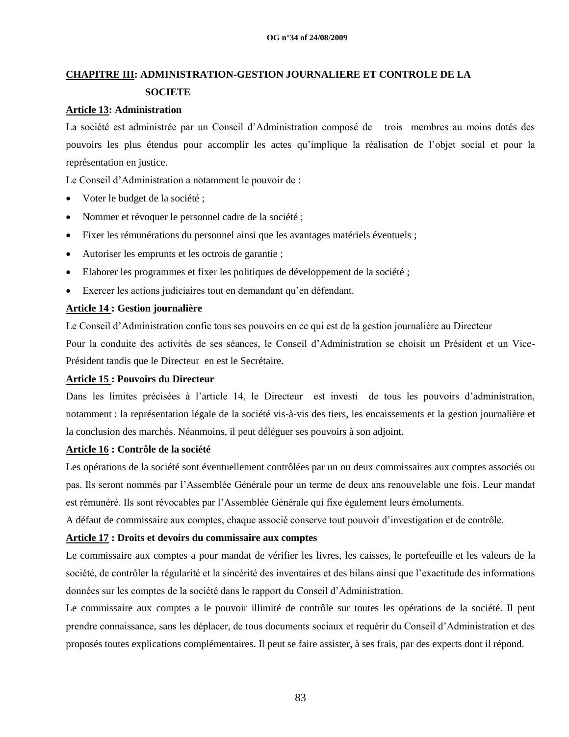## CHAPITRE III: ADMINISTRATION-GESTION JOURNALIERE ET CONTROLE DE LA SOCIETE

### Article 13: Administration

La société est administrée par un Conseil d'Administration composé de trois membres au moins dotés des pouvoirs les plus étendus pour accomplir les actes qu'implique la réalisation de l'objet social et pour la représentation en justice.

Le Conseil d'Administration a notamment le pouvoir de :

- Voter le budget de la société ;
- Nommer et révoquer le personnel cadre de la société ;
- Fixer les rémunérations du personnel ainsi que les avantages matériels éventuels ;
- Autoriser les emprunts et les octrois de garantie ;
- Elaborer les programmes et fixer les politiques de développement de la société ;
- Exercer les actions judiciaires tout en demandant qu'en défendant.

### Article 14 : Gestion journalière

Le Conseil d'Administration confie tous ses pouvoirs en ce qui est de la gestion journalière au Directeur

Pour la conduite des activités de ses séances, le Conseil d'Administration se choisit un Président et un Vice-Président tandis que le Directeur en est le Secrétaire.

### Article 15 : Pouvoirs du Directeur

Dans les limites précisées à l'article 14, le Directeur est investi de tous les pouvoirs d'administration, notamment : la représentation légale de la société vis-à-vis des tiers, les encaissements et la gestion journalière et la conclusion des marchés. Néanmoins, il peut déléguer ses pouvoirs à son adjoint.

### Article 16 : Contrôle de la société

Les opérations de la société sont éventuellement contrôlées par un ou deux commissaires aux comptes associés ou pas. Ils seront nommés par l'Assemblée Générale pour un terme de deux ans renouvelable une fois. Leur mandat est rémunéré. Ils sont révocables par l'Assemblée Générale qui fixe également leurs émoluments.

A défaut de commissaire aux comptes, chaque associé conserve tout pouvoir d'investigation et de contrôle.

### Article 17 : Droits et devoirs du commissaire aux comptes

Le commissaire aux comptes a pour mandat de vérifier les livres, les caisses, le portefeuille et les valeurs de la société, de contrôler la régularité et la sincérité des inventaires et des bilans ainsi que l'exactitude des informations données sur les comptes de la société dans le rapport du Conseil d'Administration.

Le commissaire aux comptes a le pouvoir illimité de contrôle sur toutes les opérations de la société. Il peut prendre connaissance, sans les déplacer, de tous documents sociaux et requérir du Conseil d'Administration et des proposés toutes explications complémentaires. Il peut se faire assister, à ses frais, par des experts dont il répond.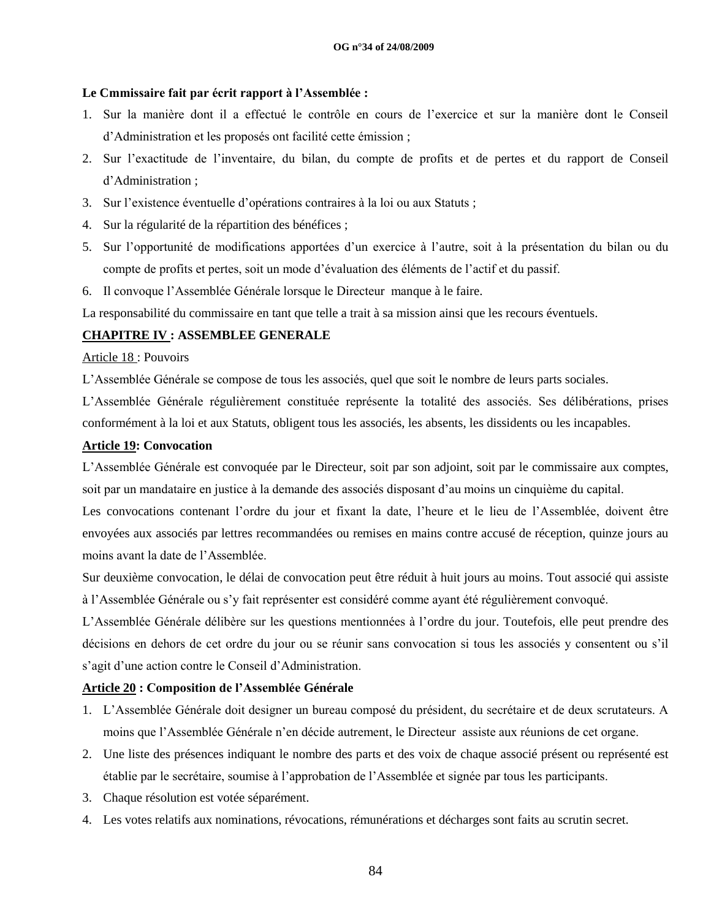**Le Cmmissaire fait par écrit rapport à l'Assemblée :**

1. Sur la manière dont il a effectué le contrôle en cours de l'exercice et sur la manière dont le Conseil d'Administration et les proposés ont facilité cette émission ;
2. Sur l'exactitude de l'inventaire, du bilan, du compte de profits et de pertes et du rapport de Conseil d'Administration ;
3. Sur l'existence éventuelle d'opérations contraires à la loi ou aux Statuts ;
4. Sur la régularité de la répartition des bénéfices ;
5. Sur l'opportunité de modifications apportées d'un exercice à l'autre, soit à la présentation du bilan ou du compte de profits et pertes, soit un mode d'évaluation des éléments de l'actif et du passif.
6. Il convoque l'Assemblée Générale lorsque le Directeur manque à le faire.

La responsabilité du commissaire en tant que telle a trait à sa mission ainsi que les recours éventuels.

## CHAPITRE IV : ASSEMBLEE GENERALE

Article 18 : Pouvoirs

L'Assemblée Générale se compose de tous les associés, quel que soit le nombre de leurs parts sociales.

L'Assemblée Générale régulièrement constituée représente la totalité des associés. Ses délibérations, prises conformément à la loi et aux Statuts, obligent tous les associés, les absents, les dissidents ou les incapables.

**Article 19: Convocation**

L'Assemblée Générale est convoquée par le Directeur, soit par son adjoint, soit par le commissaire aux comptes, soit par un mandataire en justice à la demande des associés disposant d'au moins un cinquième du capital.

Les convocations contenant l'ordre du jour et fixant la date, l'heure et le lieu de l'Assemblée, doivent être envoyées aux associés par lettres recommandées ou remises en mains contre accusé de réception, quinze jours au moins avant la date de l'Assemblée.

Sur deuxième convocation, le délai de convocation peut être réduit à huit jours au moins. Tout associé qui assiste à l'Assemblée Générale ou s'y fait représenter est considéré comme ayant été régulièrement convoqué.

L'Assemblée Générale délibère sur les questions mentionnées à l'ordre du jour. Toutefois, elle peut prendre des décisions en dehors de cet ordre du jour ou se réunir sans convocation si tous les associés y consentent ou s'il s'agit d'une action contre le Conseil d'Administration.

**Article 20 : Composition de l'Assemblée Générale**

1. L'Assemblée Générale doit designer un bureau composé du président, du secrétaire et de deux scrutateurs. A moins que l'Assemblée Générale n'en décide autrement, le Directeur assiste aux réunions de cet organe.
2. Une liste des présences indiquant le nombre des parts et des voix de chaque associé présent ou représenté est établie par le secrétaire, soumise à l'approbation de l'Assemblée et signée par tous les participants.
3. Chaque résolution est votée séparément.
4. Les votes relatifs aux nominations, révocations, rémunérations et décharges sont faits au scrutin secret.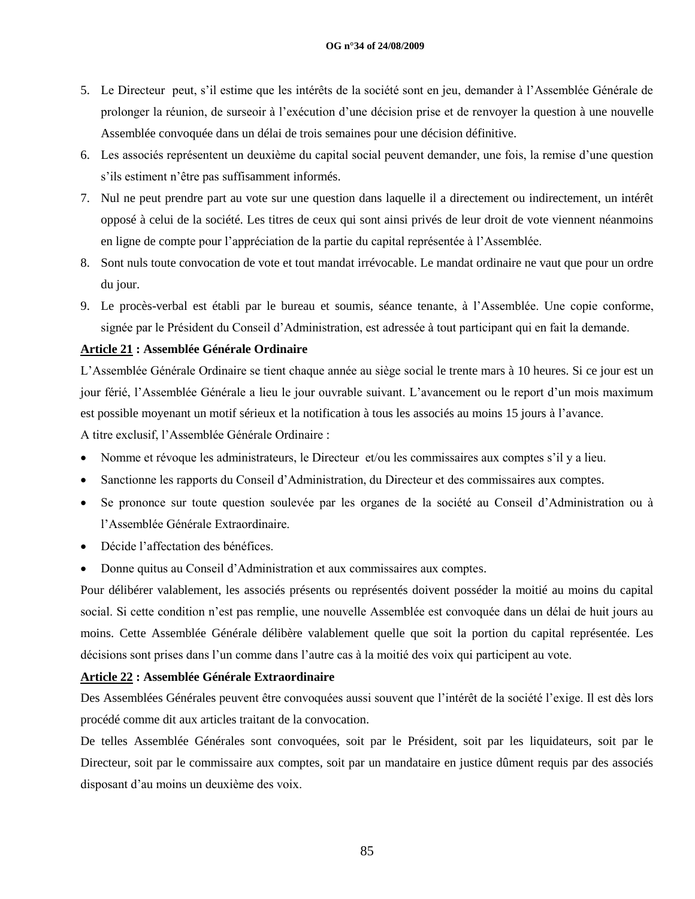5. Le Directeur peut, s'il estime que les intérêts de la société sont en jeu, demander à l'Assemblée Générale de prolonger la réunion, de surseoir à l'exécution d'une décision prise et de renvoyer la question à une nouvelle Assemblée convoquée dans un délai de trois semaines pour une décision définitive.
6. Les associés représentent un deuxième du capital social peuvent demander, une fois, la remise d'une question s'ils estiment n'être pas suffisamment informés.
7. Nul ne peut prendre part au vote sur une question dans laquelle il a directement ou indirectement, un intérêt opposé à celui de la société. Les titres de ceux qui sont ainsi privés de leur droit de vote viennent néanmoins en ligne de compte pour l'appréciation de la partie du capital représentée à l'Assemblée.
8. Sont nuls toute convocation de vote et tout mandat irrévocable. Le mandat ordinaire ne vaut que pour un ordre du jour.
9. Le procès-verbal est établi par le bureau et soumis, séance tenante, à l'Assemblée. Une copie conforme, signée par le Président du Conseil d'Administration, est adressée à tout participant qui en fait la demande.

**Article 21 : Assemblée Générale Ordinaire**

L'Assemblée Générale Ordinaire se tient chaque année au siège social le trente mars à 10 heures. Si ce jour est un jour férié, l'Assemblée Générale a lieu le jour ouvrable suivant. L'avancement ou le report d'un mois maximum est possible moyenant un motif sérieux et la notification à tous les associés au moins 15 jours à l'avance.

A titre exclusif, l'Assemblée Générale Ordinaire :

- Nomme et révoque les administrateurs, le Directeur et/ou les commissaires aux comptes s'il y a lieu.
- Sanctionne les rapports du Conseil d'Administration, du Directeur et des commissaires aux comptes.
- Se prononce sur toute question soulevée par les organes de la société au Conseil d'Administration ou à l'Assemblée Générale Extraordinaire.
- Décide l'affectation des bénéfices.
- Donne quitus au Conseil d'Administration et aux commissaires aux comptes.

Pour délibérer valablement, les associés présents ou représentés doivent posséder la moitié au moins du capital social. Si cette condition n'est pas remplie, une nouvelle Assemblée est convoquée dans un délai de huit jours au moins. Cette Assemblée Générale délibère valablement quelle que soit la portion du capital représentée. Les décisions sont prises dans l'un comme dans l'autre cas à la moitié des voix qui participent au vote.

**Article 22 : Assemblée Générale Extraordinaire**

Des Assemblées Générales peuvent être convoquées aussi souvent que l'intérêt de la société l'exige. Il est dès lors procédé comme dit aux articles traitant de la convocation.

De telles Assemblée Générales sont convoquées, soit par le Président, soit par les liquidateurs, soit par le Directeur, soit par le commissaire aux comptes, soit par un mandataire en justice dûment requis par des associés disposant d'au moins un deuxième des voix.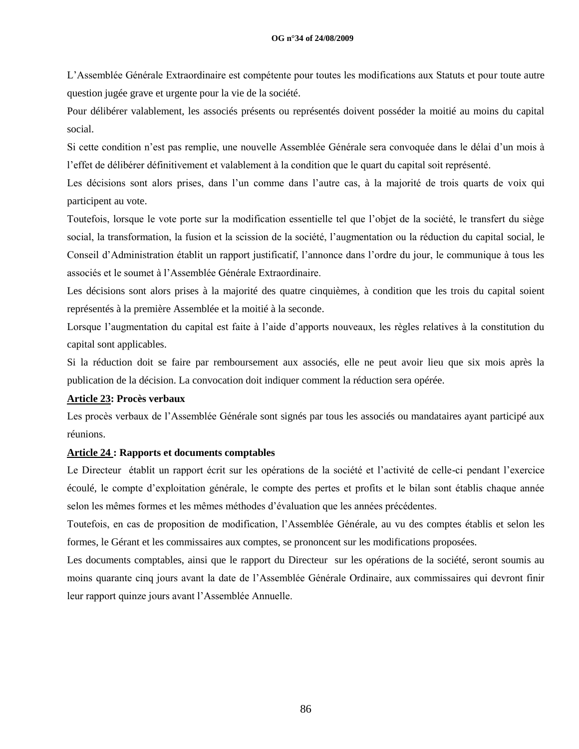L'Assemblée Générale Extraordinaire est compétente pour toutes les modifications aux Statuts et pour toute autre question jugée grave et urgente pour la vie de la société.

Pour délibérer valablement, les associés présents ou représentés doivent posséder la moitié au moins du capital social.

Si cette condition n'est pas remplie, une nouvelle Assemblée Générale sera convoquée dans le délai d'un mois à l'effet de délibérer définitivement et valablement à la condition que le quart du capital soit représenté.

Les décisions sont alors prises, dans l'un comme dans l'autre cas, à la majorité de trois quarts de voix qui participent au vote.

Toutefois, lorsque le vote porte sur la modification essentielle tel que l'objet de la société, le transfert du siège social, la transformation, la fusion et la scission de la société, l'augmentation ou la réduction du capital social, le Conseil d'Administration établit un rapport justificatif, l'annonce dans l'ordre du jour, le communique à tous les associés et le soumet à l'Assemblée Générale Extraordinaire.

Les décisions sont alors prises à la majorité des quatre cinquièmes, à condition que les trois du capital soient représentés à la première Assemblée et la moitié à la seconde.

Lorsque l'augmentation du capital est faite à l'aide d'apports nouveaux, les règles relatives à la constitution du capital sont applicables.

Si la réduction doit se faire par remboursement aux associés, elle ne peut avoir lieu que six mois après la publication de la décision. La convocation doit indiquer comment la réduction sera opérée.

**Article 23: Procès verbaux**

Les procès verbaux de l'Assemblée Générale sont signés par tous les associés ou mandataires ayant participé aux réunions.

**Article 24 : Rapports et documents comptables**

Le Directeur établit un rapport écrit sur les opérations de la société et l'activité de celle-ci pendant l'exercice écoulé, le compte d'exploitation générale, le compte des pertes et profits et le bilan sont établis chaque année selon les mêmes formes et les mêmes méthodes d'évaluation que les années précédentes.

Toutefois, en cas de proposition de modification, l'Assemblée Générale, au vu des comptes établis et selon les formes, le Gérant et les commissaires aux comptes, se prononcent sur les modifications proposées.

Les documents comptables, ainsi que le rapport du Directeur sur les opérations de la société, seront soumis au moins quarante cinq jours avant la date de l'Assemblée Générale Ordinaire, aux commissaires qui devront finir leur rapport quinze jours avant l'Assemblée Annuelle.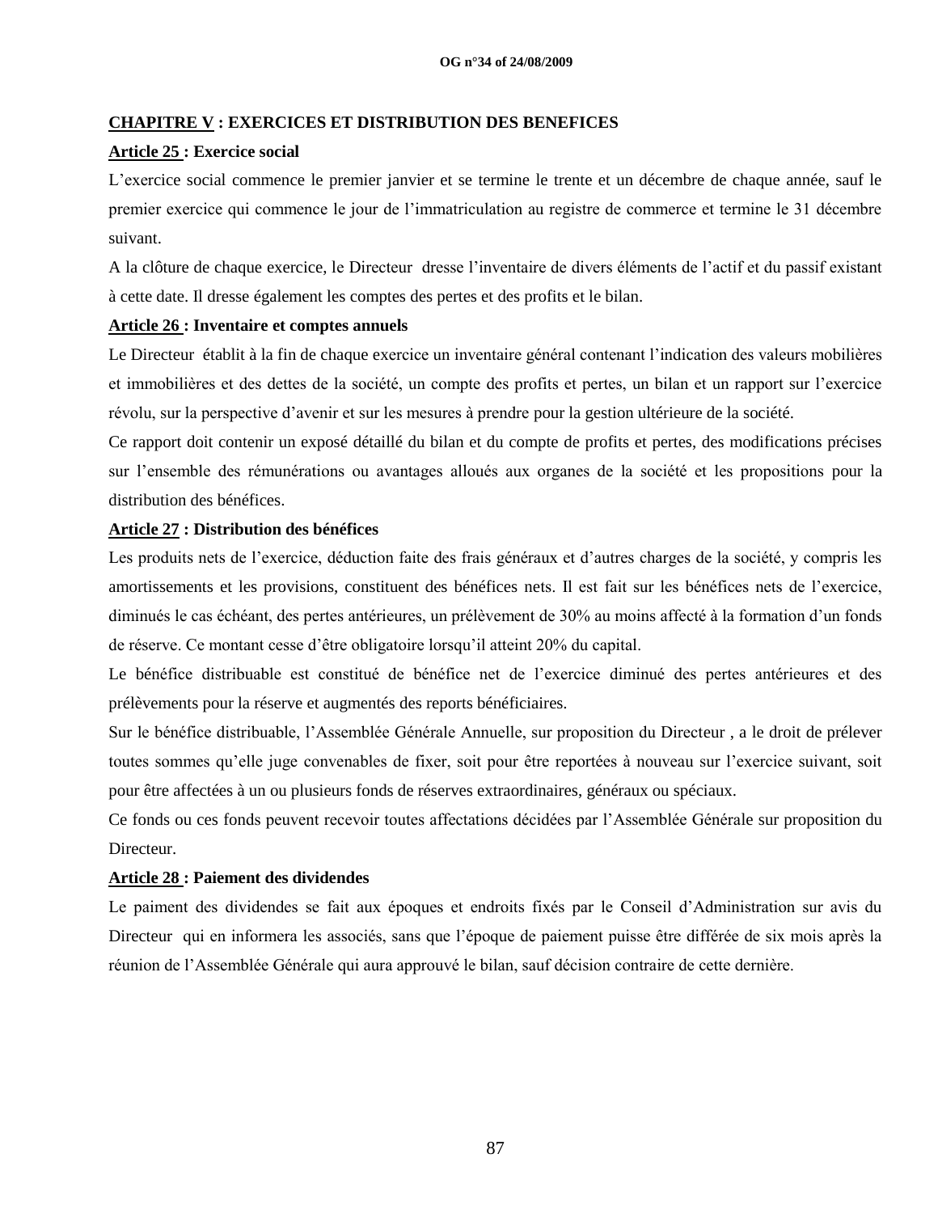## CHAPITRE V : EXERCICES ET DISTRIBUTION DES BENEFICES

### Article 25 : Exercice social

L'exercice social commence le premier janvier et se termine le trente et un décembre de chaque année, sauf le premier exercice qui commence le jour de l'immatriculation au registre de commerce et termine le 31 décembre suivant.

A la clôture de chaque exercice, le Directeur dresse l'inventaire de divers éléments de l'actif et du passif existant à cette date. Il dresse également les comptes des pertes et des profits et le bilan.

### Article 26 : Inventaire et comptes annuels

Le Directeur établit à la fin de chaque exercice un inventaire général contenant l'indication des valeurs mobilières et immobilières et des dettes de la société, un compte des profits et pertes, un bilan et un rapport sur l'exercice révolu, sur la perspective d'avenir et sur les mesures à prendre pour la gestion ultérieure de la société.

Ce rapport doit contenir un exposé détaillé du bilan et du compte de profits et pertes, des modifications précises sur l'ensemble des rémunérations ou avantages alloués aux organes de la société et les propositions pour la distribution des bénéfices.

### Article 27 : Distribution des bénéfices

Les produits nets de l'exercice, déduction faite des frais généraux et d'autres charges de la société, y compris les amortissements et les provisions, constituent des bénéfices nets. Il est fait sur les bénéfices nets de l'exercice, diminués le cas échéant, des pertes antérieures, un prélèvement de 30% au moins affecté à la formation d'un fonds de réserve. Ce montant cesse d'être obligatoire lorsqu'il atteint 20% du capital.

Le bénéfice distribuable est constitué de bénéfice net de l'exercice diminué des pertes antérieures et des prélèvements pour la réserve et augmentés des reports bénéficiaires.

Sur le bénéfice distribuable, l'Assemblée Générale Annuelle, sur proposition du Directeur , a le droit de prélever toutes sommes qu'elle juge convenables de fixer, soit pour être reportées à nouveau sur l'exercice suivant, soit pour être affectées à un ou plusieurs fonds de réserves extraordinaires, généraux ou spéciaux.

Ce fonds ou ces fonds peuvent recevoir toutes affectations décidées par l'Assemblée Générale sur proposition du Directeur.

### Article 28 : Paiement des dividendes

Le paiment des dividendes se fait aux époques et endroits fixés par le Conseil d'Administration sur avis du Directeur qui en informera les associés, sans que l'époque de paiement puisse être différée de six mois après la réunion de l'Assemblée Générale qui aura approuvé le bilan, sauf décision contraire de cette dernière.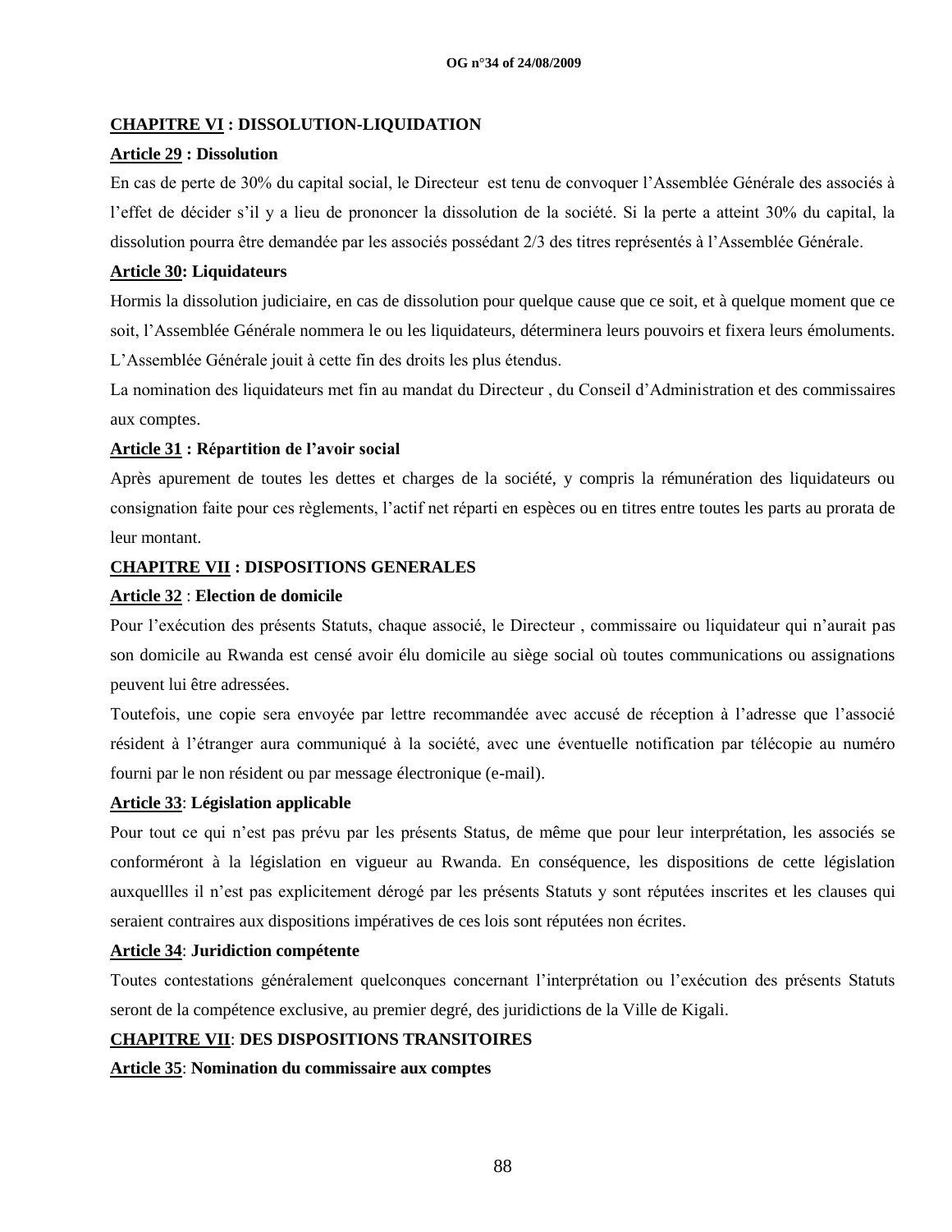## CHAPITRE VI : DISSOLUTION-LIQUIDATION

### Article 29 : Dissolution

En cas de perte de 30% du capital social, le Directeur est tenu de convoquer l'Assemblée Générale des associés à l'effet de décider s'il y a lieu de prononcer la dissolution de la société. Si la perte a atteint 30% du capital, la dissolution pourra être demandée par les associés possédant 2/3 des titres représentés à l'Assemblée Générale.

### Article 30: Liquidateurs

Hormis la dissolution judiciaire, en cas de dissolution pour quelque cause que ce soit, et à quelque moment que ce soit, l'Assemblée Générale nommera le ou les liquidateurs, déterminera leurs pouvoirs et fixera leurs émoluments. L'Assemblée Générale jouit à cette fin des droits les plus étendus.

La nomination des liquidateurs met fin au mandat du Directeur , du Conseil d'Administration et des commissaires aux comptes.

### Article 31 : Répartition de l'avoir social

Après apurement de toutes les dettes et charges de la société, y compris la rémunération des liquidateurs ou consignation faite pour ces règlements, l'actif net réparti en espèces ou en titres entre toutes les parts au prorata de leur montant.

## CHAPITRE VII : DISPOSITIONS GENERALES

### Article 32 : Election de domicile

Pour l'exécution des présents Statuts, chaque associé, le Directeur , commissaire ou liquidateur qui n'aurait pas son domicile au Rwanda est censé avoir élu domicile au siège social où toutes communications ou assignations peuvent lui être adressées.

Toutefois, une copie sera envoyée par lettre recommandée avec accusé de réception à l'adresse que l'associé résident à l'étranger aura communiqué à la société, avec une éventuelle notification par télécopie au numéro fourni par le non résident ou par message électronique (e-mail).

### Article 33: Législation applicable

Pour tout ce qui n'est pas prévu par les présents Status, de même que pour leur interprétation, les associés se conforméront à la législation en vigueur au Rwanda. En conséquence, les dispositions de cette législation auxquellles il n'est pas explicitement dérogé par les présents Statuts y sont réputées inscrites et les clauses qui seraient contraires aux dispositions impératives de ces lois sont réputées non écrites.

### Article 34: Juridiction compétente

Toutes contestations généralement quelconques concernant l'interprétation ou l'exécution des présents Statuts seront de la compétence exclusive, au premier degré, des juridictions de la Ville de Kigali.

## CHAPITRE VII: DES DISPOSITIONS TRANSITOIRES

### Article 35: Nomination du commissaire aux comptes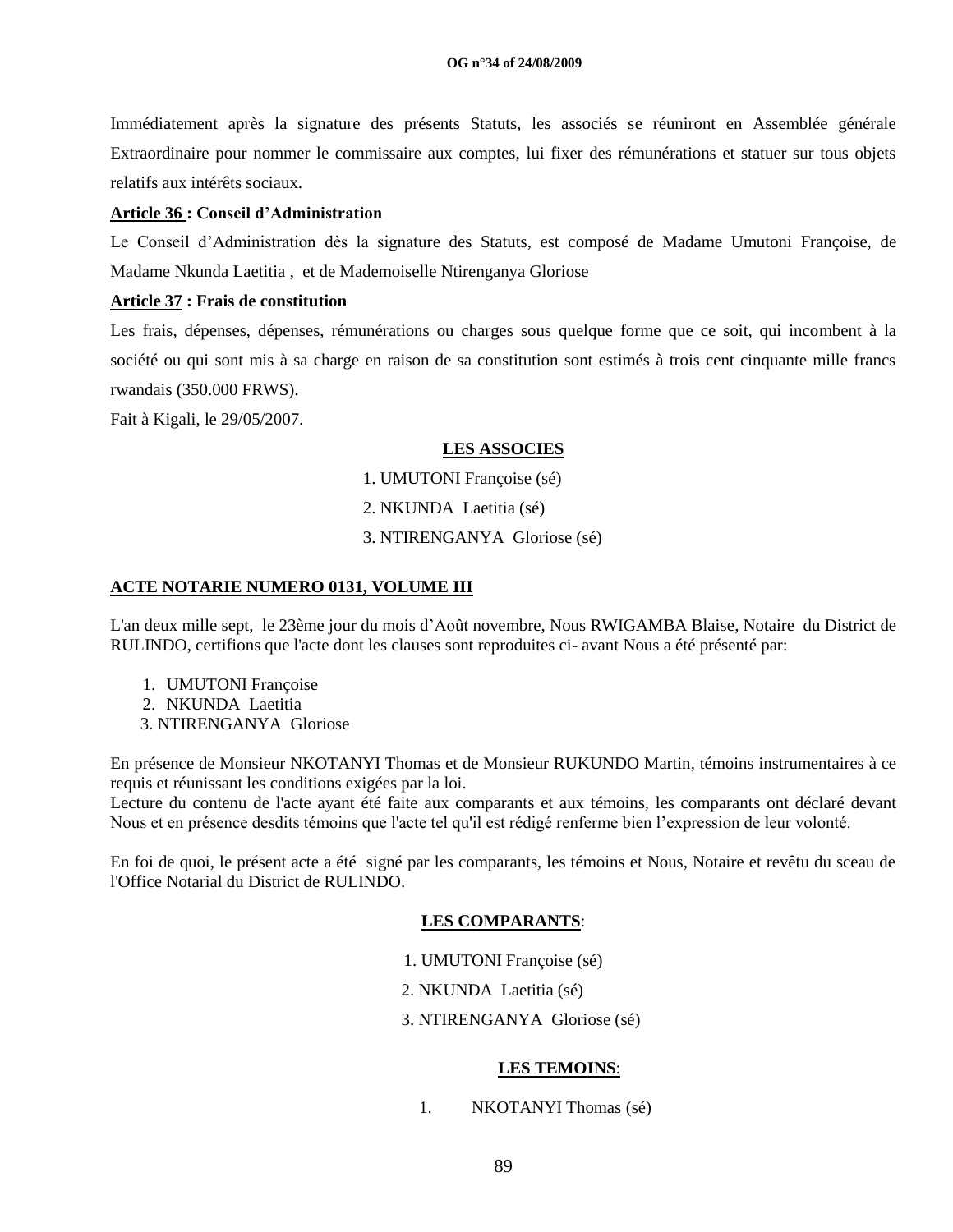Immédiatement après la signature des présents Statuts, les associés se réuniront en Assemblée générale Extraordinaire pour nommer le commissaire aux comptes, lui fixer des rémunérations et statuer sur tous objets relatifs aux intérêts sociaux.

**Article 36 : Conseil d'Administration**

Le Conseil d'Administration dès la signature des Statuts, est composé de Madame Umutoni Françoise, de Madame Nkunda Laetitia , et de Mademoiselle Ntirenganya Gloriose

**Article 37 : Frais de constitution**

Les frais, dépenses, dépenses, rémunérations ou charges sous quelque forme que ce soit, qui incombent à la société ou qui sont mis à sa charge en raison de sa constitution sont estimés à trois cent cinquante mille francs rwandais (350.000 FRWS).

Fait à Kigali, le 29/05/2007.

**LES ASSOCIES**

1. UMUTONI Françoise (sé)
2. NKUNDA Laetitia (sé)
3. NTIRENGANYA Gloriose (sé)

**ACTE NOTARIE NUMERO 0131, VOLUME III**

L'an deux mille sept, le 23ème jour du mois d'Août novembre, Nous RWIGAMBA Blaise, Notaire du District de RULINDO, certifions que l'acte dont les clauses sont reproduites ci- avant Nous a été présenté par:

1. UMUTONI Françoise
2. NKUNDA Laetitia
3. NTIRENGANYA Gloriose

En présence de Monsieur NKOTANYI Thomas et de Monsieur RUKUNDO Martin, témoins instrumentaires à ce requis et réunissant les conditions exigées par la loi.
Lecture du contenu de l'acte ayant été faite aux comparants et aux témoins, les comparants ont déclaré devant Nous et en présence desdits témoins que l'acte tel qu'il est rédigé renferme bien l'expression de leur volonté.

En foi de quoi, le présent acte a été signé par les comparants, les témoins et Nous, Notaire et revêtu du sceau de l'Office Notarial du District de RULINDO.

**LES COMPARANTS**:

1. UMUTONI Françoise (sé)
2. NKUNDA Laetitia (sé)
3. NTIRENGANYA Gloriose (sé)

**LES TEMOINS**:

1. NKOTANYI Thomas (sé)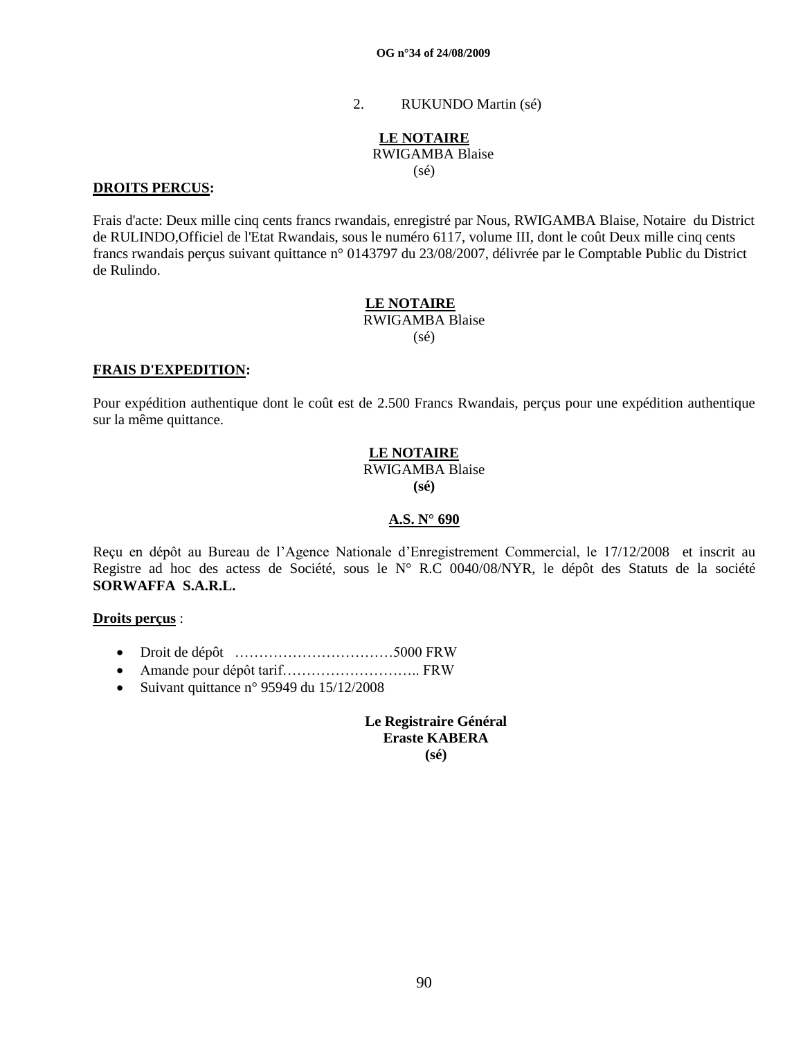2. RUKUNDO Martin (sé)

**LE NOTAIRE**
RWIGAMBA Blaise
(sé)

**DROITS PERCUS:**

Frais d'acte: Deux mille cinq cents francs rwandais, enregistré par Nous, RWIGAMBA Blaise, Notaire du District de RULINDO,Officiel de l'Etat Rwandais, sous le numéro 6117, volume III, dont le coût Deux mille cinq cents francs rwandais perçus suivant quittance n° 0143797 du 23/08/2007, délivrée par le Comptable Public du District de Rulindo.

**LE NOTAIRE**
RWIGAMBA Blaise
(sé)

**FRAIS D'EXPEDITION:**

Pour expédition authentique dont le coût est de 2.500 Francs Rwandais, perçus pour une expédition authentique sur la même quittance.

**LE NOTAIRE**
RWIGAMBA Blaise
**(sé)**

**A.S. N° 690**

Reçu en dépôt au Bureau de l'Agence Nationale d'Enregistrement Commercial, le 17/12/2008 et inscrit au Registre ad hoc des actess de Société, sous le N° R.C 0040/08/NYR, le dépôt des Statuts de la société **SORWAFFA S.A.R.L.**

**Droits perçus** :

- Droit de dépôt ……………………………5000 FRW
- Amande pour dépôt tarif……………………….. FRW
- Suivant quittance n° 95949 du 15/12/2008

**Le Registraire Général**
**Eraste KABERA**
**(sé)**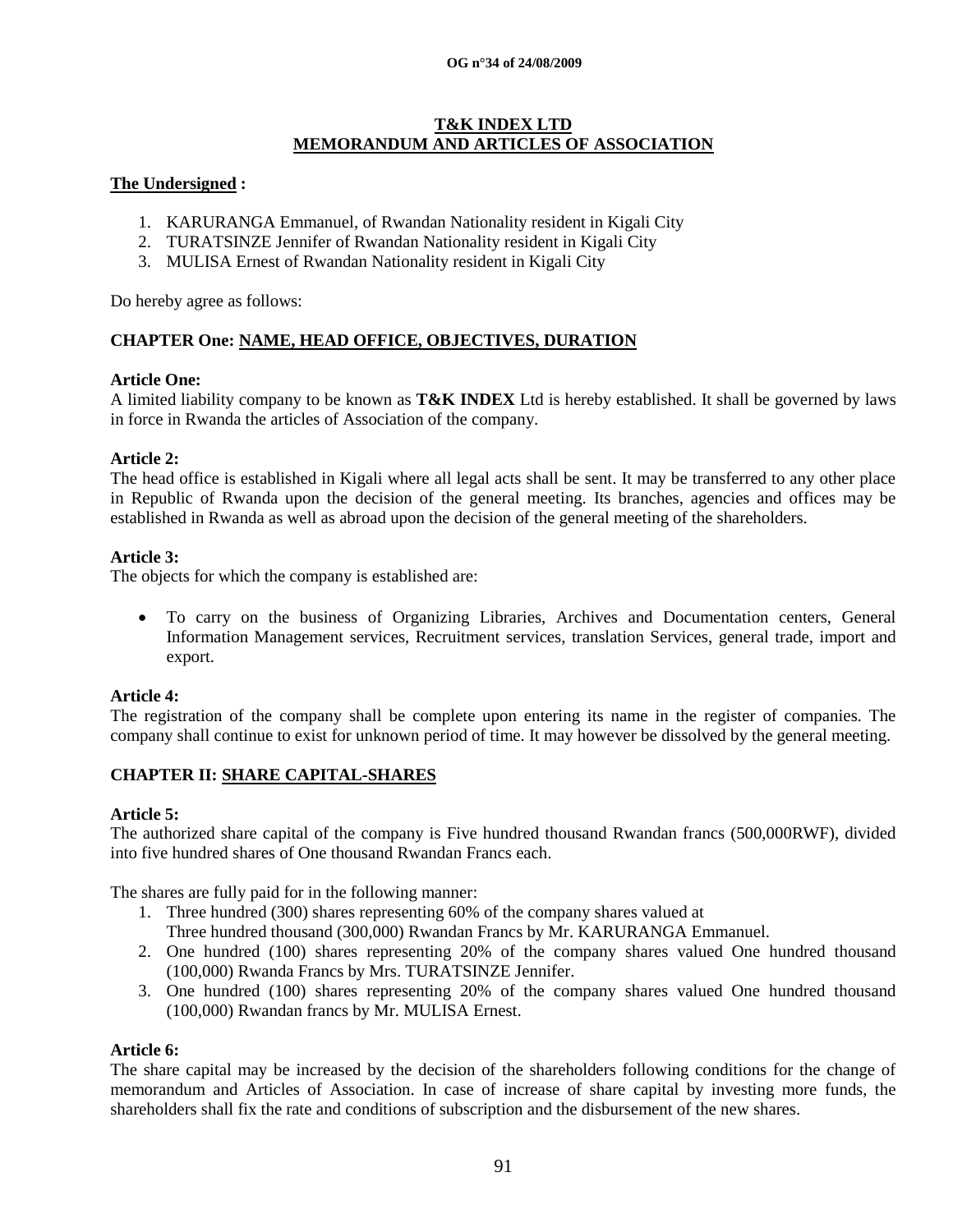## T&K INDEX LTD
## MEMORANDUM AND ARTICLES OF ASSOCIATION

**The Undersigned :**

1. KARURANGA Emmanuel, of Rwandan Nationality resident in Kigali City
2. TURATSINZE Jennifer of Rwandan Nationality resident in Kigali City
3. MULISA Ernest of Rwandan Nationality resident in Kigali City

Do hereby agree as follows:

### CHAPTER One: NAME, HEAD OFFICE, OBJECTIVES, DURATION

**Article One:**

A limited liability company to be known as **T&K INDEX** Ltd is hereby established. It shall be governed by laws in force in Rwanda the articles of Association of the company.

**Article 2:**

The head office is established in Kigali where all legal acts shall be sent. It may be transferred to any other place in Republic of Rwanda upon the decision of the general meeting. Its branches, agencies and offices may be established in Rwanda as well as abroad upon the decision of the general meeting of the shareholders.

**Article 3:**

The objects for which the company is established are:

- To carry on the business of Organizing Libraries, Archives and Documentation centers, General Information Management services, Recruitment services, translation Services, general trade, import and export.

**Article 4:**

The registration of the company shall be complete upon entering its name in the register of companies. The company shall continue to exist for unknown period of time. It may however be dissolved by the general meeting.

### CHAPTER II: SHARE CAPITAL-SHARES

**Article 5:**

The authorized share capital of the company is Five hundred thousand Rwandan francs (500,000RWF), divided into five hundred shares of One thousand Rwandan Francs each.

The shares are fully paid for in the following manner:

1. Three hundred (300) shares representing 60% of the company shares valued at Three hundred thousand (300,000) Rwandan Francs by Mr. KARURANGA Emmanuel.
2. One hundred (100) shares representing 20% of the company shares valued One hundred thousand (100,000) Rwanda Francs by Mrs. TURATSINZE Jennifer.
3. One hundred (100) shares representing 20% of the company shares valued One hundred thousand (100,000) Rwandan francs by Mr. MULISA Ernest.

**Article 6:**

The share capital may be increased by the decision of the shareholders following conditions for the change of memorandum and Articles of Association. In case of increase of share capital by investing more funds, the shareholders shall fix the rate and conditions of subscription and the disbursement of the new shares.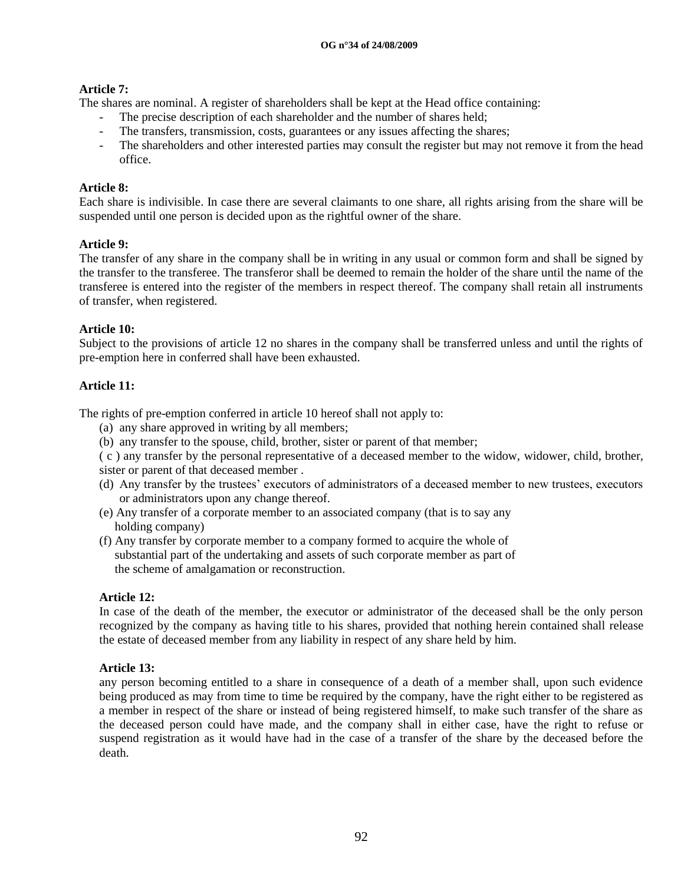**Article 7:**
The shares are nominal. A register of shareholders shall be kept at the Head office containing:

- The precise description of each shareholder and the number of shares held;
- The transfers, transmission, costs, guarantees or any issues affecting the shares;
- The shareholders and other interested parties may consult the register but may not remove it from the head office.

**Article 8:**
Each share is indivisible. In case there are several claimants to one share, all rights arising from the share will be suspended until one person is decided upon as the rightful owner of the share.

**Article 9:**
The transfer of any share in the company shall be in writing in any usual or common form and shall be signed by the transfer to the transferee. The transferor shall be deemed to remain the holder of the share until the name of the transferee is entered into the register of the members in respect thereof. The company shall retain all instruments of transfer, when registered.

**Article 10:**
Subject to the provisions of article 12 no shares in the company shall be transferred unless and until the rights of pre-emption here in conferred shall have been exhausted.

**Article 11:**

The rights of pre-emption conferred in article 10 hereof shall not apply to:

(a) any share approved in writing by all members;
(b) any transfer to the spouse, child, brother, sister or parent of that member;
( c ) any transfer by the personal representative of a deceased member to the widow, widower, child, brother, sister or parent of that deceased member .
(d) Any transfer by the trustees' executors of administrators of a deceased member to new trustees, executors or administrators upon any change thereof.
(e) Any transfer of a corporate member to an associated company (that is to say any holding company)
(f) Any transfer by corporate member to a company formed to acquire the whole of substantial part of the undertaking and assets of such corporate member as part of the scheme of amalgamation or reconstruction.

**Article 12:**
In case of the death of the member, the executor or administrator of the deceased shall be the only person recognized by the company as having title to his shares, provided that nothing herein contained shall release the estate of deceased member from any liability in respect of any share held by him.

**Article 13:**
any person becoming entitled to a share in consequence of a death of a member shall, upon such evidence being produced as may from time to time be required by the company, have the right either to be registered as a member in respect of the share or instead of being registered himself, to make such transfer of the share as the deceased person could have made, and the company shall in either case, have the right to refuse or suspend registration as it would have had in the case of a transfer of the share by the deceased before the death.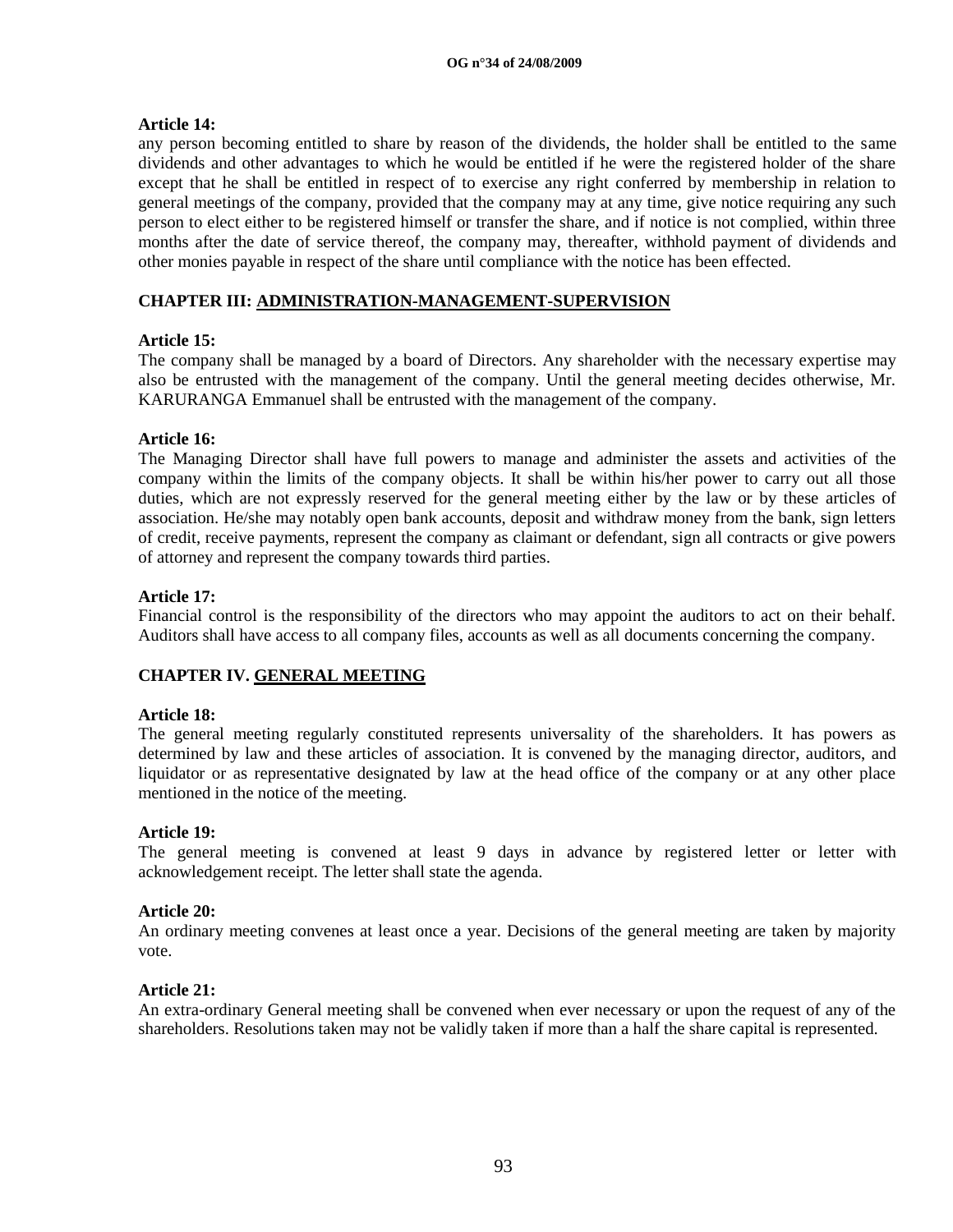**Article 14:**

any person becoming entitled to share by reason of the dividends, the holder shall be entitled to the same dividends and other advantages to which he would be entitled if he were the registered holder of the share except that he shall be entitled in respect of to exercise any right conferred by membership in relation to general meetings of the company, provided that the company may at any time, give notice requiring any such person to elect either to be registered himself or transfer the share, and if notice is not complied, within three months after the date of service thereof, the company may, thereafter, withhold payment of dividends and other monies payable in respect of the share until compliance with the notice has been effected.

## CHAPTER III: ADMINISTRATION-MANAGEMENT-SUPERVISION

**Article 15:**

The company shall be managed by a board of Directors. Any shareholder with the necessary expertise may also be entrusted with the management of the company. Until the general meeting decides otherwise, Mr. KARURANGA Emmanuel shall be entrusted with the management of the company.

**Article 16:**

The Managing Director shall have full powers to manage and administer the assets and activities of the company within the limits of the company objects. It shall be within his/her power to carry out all those duties, which are not expressly reserved for the general meeting either by the law or by these articles of association. He/she may notably open bank accounts, deposit and withdraw money from the bank, sign letters of credit, receive payments, represent the company as claimant or defendant, sign all contracts or give powers of attorney and represent the company towards third parties.

**Article 17:**

Financial control is the responsibility of the directors who may appoint the auditors to act on their behalf. Auditors shall have access to all company files, accounts as well as all documents concerning the company.

## CHAPTER IV. GENERAL MEETING

**Article 18:**

The general meeting regularly constituted represents universality of the shareholders. It has powers as determined by law and these articles of association. It is convened by the managing director, auditors, and liquidator or as representative designated by law at the head office of the company or at any other place mentioned in the notice of the meeting.

**Article 19:**

The general meeting is convened at least 9 days in advance by registered letter or letter with acknowledgement receipt. The letter shall state the agenda.

**Article 20:**

An ordinary meeting convenes at least once a year. Decisions of the general meeting are taken by majority vote.

**Article 21:**

An extra-ordinary General meeting shall be convened when ever necessary or upon the request of any of the shareholders. Resolutions taken may not be validly taken if more than a half the share capital is represented.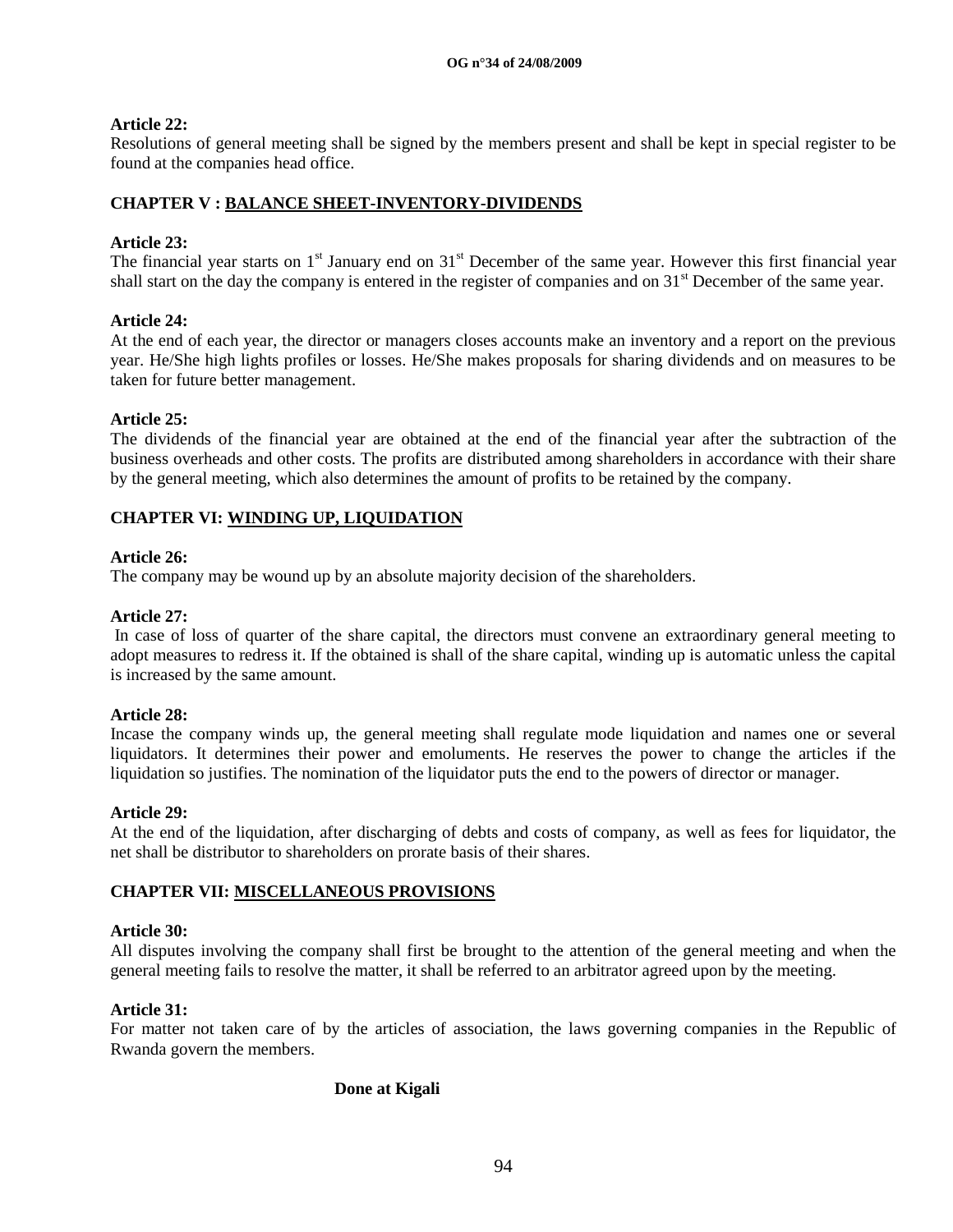**Article 22:**
Resolutions of general meeting shall be signed by the members present and shall be kept in special register to be found at the companies head office.

## CHAPTER V : BALANCE SHEET-INVENTORY-DIVIDENDS

**Article 23:**
The financial year starts on 1st January end on 31st December of the same year. However this first financial year shall start on the day the company is entered in the register of companies and on 31st December of the same year.

**Article 24:**
At the end of each year, the director or managers closes accounts make an inventory and a report on the previous year. He/She high lights profiles or losses. He/She makes proposals for sharing dividends and on measures to be taken for future better management.

**Article 25:**
The dividends of the financial year are obtained at the end of the financial year after the subtraction of the business overheads and other costs. The profits are distributed among shareholders in accordance with their share by the general meeting, which also determines the amount of profits to be retained by the company.

## CHAPTER VI: WINDING UP, LIQUIDATION

**Article 26:**
The company may be wound up by an absolute majority decision of the shareholders.

**Article 27:**
In case of loss of quarter of the share capital, the directors must convene an extraordinary general meeting to adopt measures to redress it. If the obtained is shall of the share capital, winding up is automatic unless the capital is increased by the same amount.

**Article 28:**
Incase the company winds up, the general meeting shall regulate mode liquidation and names one or several liquidators. It determines their power and emoluments. He reserves the power to change the articles if the liquidation so justifies. The nomination of the liquidator puts the end to the powers of director or manager.

**Article 29:**
At the end of the liquidation, after discharging of debts and costs of company, as well as fees for liquidator, the net shall be distributor to shareholders on prorate basis of their shares.

## CHAPTER VII: MISCELLANEOUS PROVISIONS

**Article 30:**
All disputes involving the company shall first be brought to the attention of the general meeting and when the general meeting fails to resolve the matter, it shall be referred to an arbitrator agreed upon by the meeting.

**Article 31:**
For matter not taken care of by the articles of association, the laws governing companies in the Republic of Rwanda govern the members.

**Done at Kigali**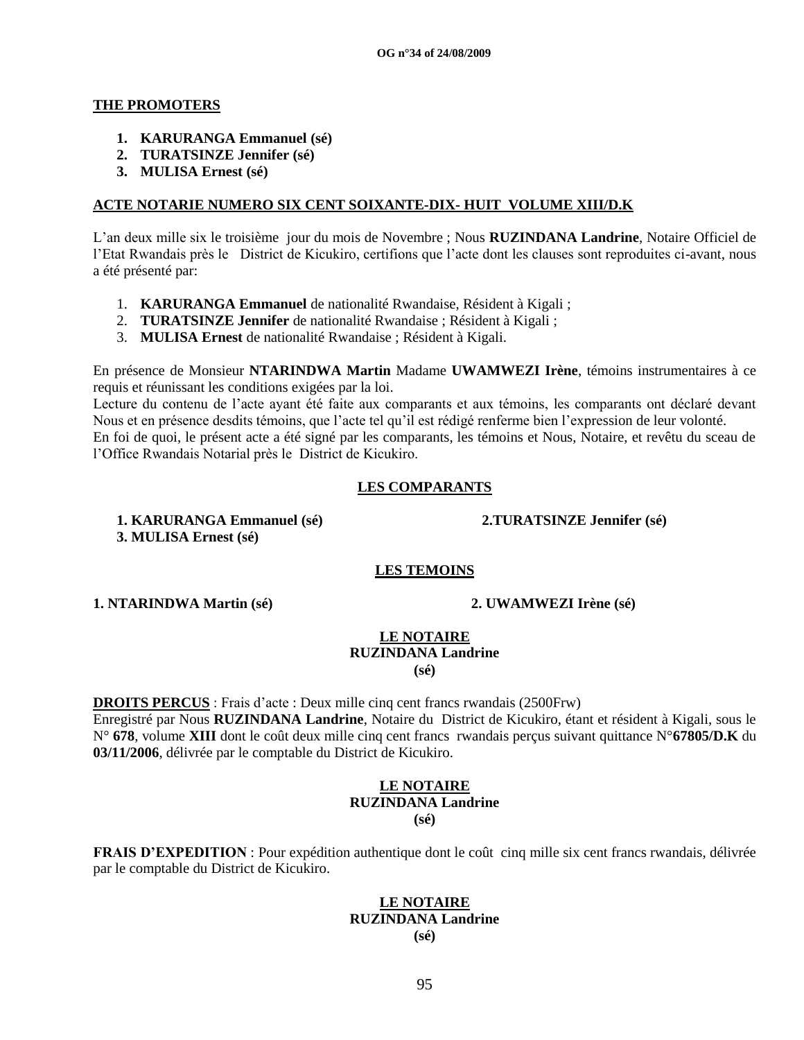**THE PROMOTERS**

1. **KARURANGA Emmanuel (sé)**
2. **TURATSINZE Jennifer (sé)**
3. **MULISA Ernest (sé)**

**ACTE NOTARIE NUMERO SIX CENT SOIXANTE-DIX- HUIT VOLUME XIII/D.K**

L'an deux mille six le troisième jour du mois de Novembre ; Nous **RUZINDANA Landrine**, Notaire Officiel de l'Etat Rwandais près le District de Kicukiro, certifions que l'acte dont les clauses sont reproduites ci-avant, nous a été présenté par:

1. **KARURANGA Emmanuel** de nationalité Rwandaise, Résident à Kigali ;
2. **TURATSINZE Jennifer** de nationalité Rwandaise ; Résident à Kigali ;
3. **MULISA Ernest** de nationalité Rwandaise ; Résident à Kigali.

En présence de Monsieur **NTARINDWA Martin** Madame **UWAMWEZI Irène**, témoins instrumentaires à ce requis et réunissant les conditions exigées par la loi.
Lecture du contenu de l'acte ayant été faite aux comparants et aux témoins, les comparants ont déclaré devant Nous et en présence desdits témoins, que l'acte tel qu'il est rédigé renferme bien l'expression de leur volonté.
En foi de quoi, le présent acte a été signé par les comparants, les témoins et Nous, Notaire, et revêtu du sceau de l'Office Rwandais Notarial près le District de Kicukiro.

**LES COMPARANTS**

**1. KARURANGA Emmanuel (sé)** **2.TURATSINZE Jennifer (sé)**
**3. MULISA Ernest (sé)**

**LES TEMOINS**

**1. NTARINDWA Martin (sé)** **2. UWAMWEZI Irène (sé)**

**LE NOTAIRE**
**RUZINDANA Landrine**
**(sé)**

**DROITS PERCUS** : Frais d'acte : Deux mille cinq cent francs rwandais (2500Frw)
Enregistré par Nous **RUZINDANA Landrine**, Notaire du District de Kicukiro, étant et résident à Kigali, sous le N° **678**, volume **XIII** dont le coût deux mille cinq cent francs rwandais perçus suivant quittance N°**67805/D.K** du **03/11/2006**, délivrée par le comptable du District de Kicukiro.

**LE NOTAIRE**
**RUZINDANA Landrine**
**(sé)**

**FRAIS D'EXPEDITION** : Pour expédition authentique dont le coût cinq mille six cent francs rwandais, délivrée par le comptable du District de Kicukiro.

**LE NOTAIRE**
**RUZINDANA Landrine**
**(sé)**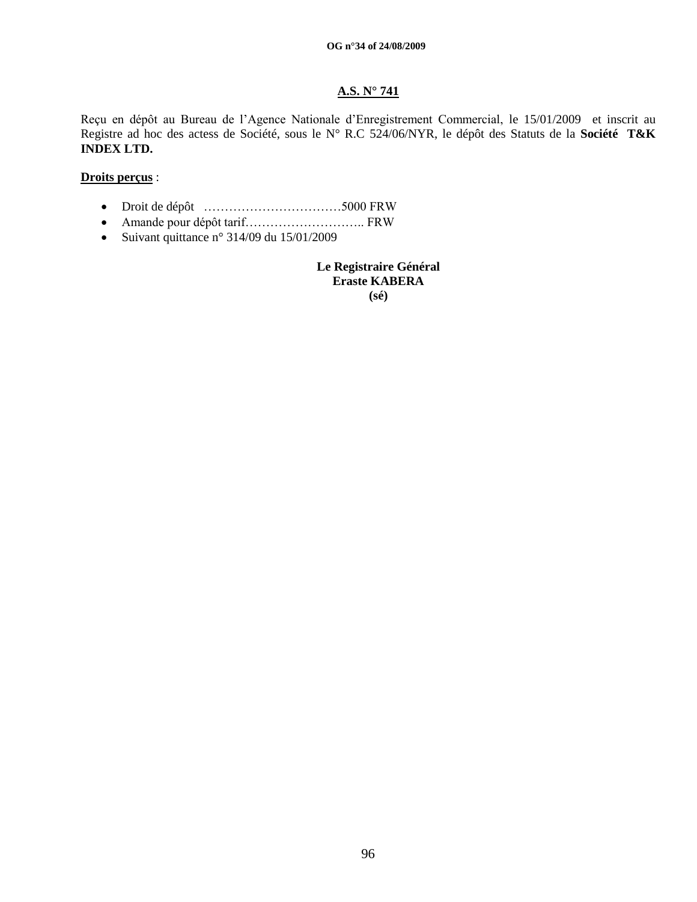**A.S. N° 741**

Reçu en dépôt au Bureau de l'Agence Nationale d'Enregistrement Commercial, le 15/01/2009 et inscrit au Registre ad hoc des actess de Société, sous le N° R.C 524/06/NYR, le dépôt des Statuts de la **Société T&K INDEX LTD.**

**Droits perçus** :

- Droit de dépôt ……………………………5000 FRW
- Amande pour dépôt tarif……………………….. FRW
- Suivant quittance n° 314/09 du 15/01/2009

**Le Registraire Général**
**Eraste KABERA**
**(sé)**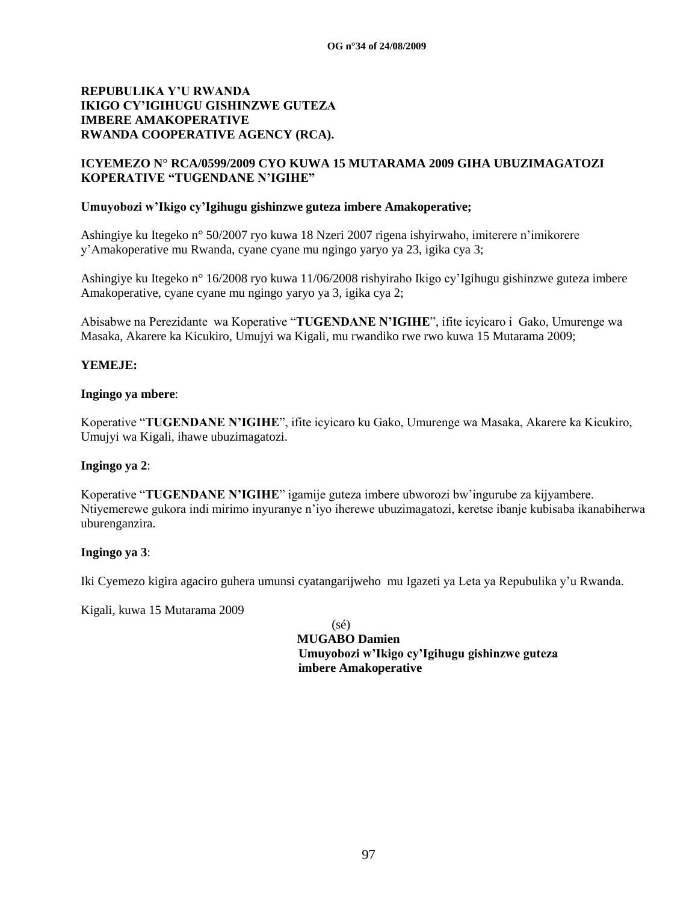**REPUBULIKA Y'U RWANDA**
**IKIGO CY'IGIHUGU GISHINZWE GUTEZA IMBERE AMAKOPERATIVE**
**RWANDA COOPERATIVE AGENCY (RCA).**

**ICYEMEZO N° RCA/0599/2009 CYO KUWA 15 MUTARAMA 2009 GIHA UBUZIMAGATOZI KOPERATIVE "TUGENDANE N'IGIHE"**

**Umuyobozi w'Ikigo cy'Igihugu gishinzwe guteza imbere Amakoperative;**

Ashingiye ku Itegeko n° 50/2007 ryo kuwa 18 Nzeri 2007 rigena ishyirwaho, imiterere n'imikorere y'Amakoperative mu Rwanda, cyane cyane mu ngingo yaryo ya 23, igika cya 3;

Ashingiye ku Itegeko n° 16/2008 ryo kuwa 11/06/2008 rishyiraho Ikigo cy'Igihugu gishinzwe guteza imbere Amakoperative, cyane cyane mu ngingo yaryo ya 3, igika cya 2;

Abisabwe na Perezidante wa Koperative "**TUGENDANE N'IGIHE**", ifite icyicaro i Gako, Umurenge wa Masaka, Akarere ka Kicukiro, Umujyi wa Kigali, mu rwandiko rwe rwo kuwa 15 Mutarama 2009;

**YEMEJE:**

**Ingingo ya mbere**:

Koperative "**TUGENDANE N'IGIHE**", ifite icyicaro ku Gako, Umurenge wa Masaka, Akarere ka Kicukiro, Umujyi wa Kigali, ihawe ubuzimagatozi.

**Ingingo ya 2**:

Koperative "**TUGENDANE N'IGIHE**" igamije guteza imbere ubworozi bw'ingurube za kijyambere. Ntiyemerewe gukora indi mirimo inyuranye n'iyo iherewe ubuzimagatozi, keretse ibanje kubisaba ikanabiherwa uburenganzira.

**Ingingo ya 3**:

Iki Cyemezo kigira agaciro guhera umunsi cyatangarijweho mu Igazeti ya Leta ya Repubulika y'u Rwanda.

Kigali, kuwa 15 Mutarama 2009

(sé)
**MUGABO Damien**
**Umuyobozi w'Ikigo cy'Igihugu gishinzwe guteza imbere Amakoperative**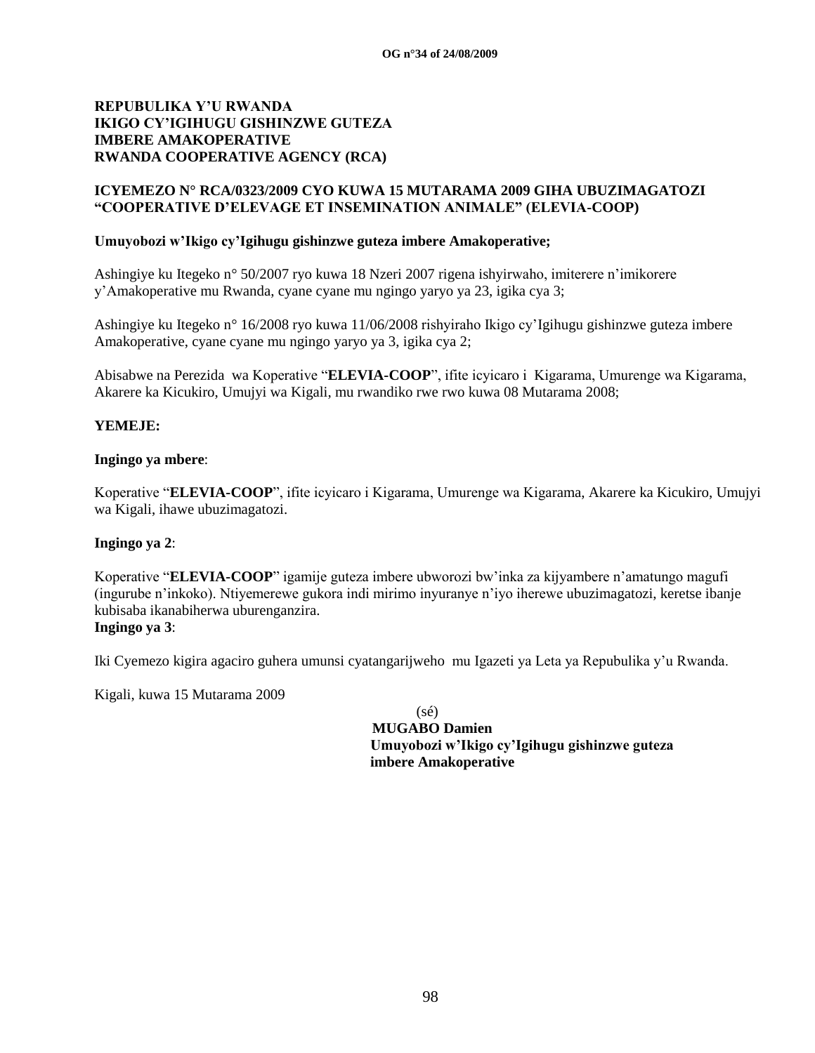**REPUBULIKA Y'U RWANDA**
**IKIGO CY'IGIHUGU GISHINZWE GUTEZA IMBERE AMAKOPERATIVE**
**RWANDA COOPERATIVE AGENCY (RCA)**

**ICYEMEZO N° RCA/0323/2009 CYO KUWA 15 MUTARAMA 2009 GIHA UBUZIMAGATOZI "COOPERATIVE D'ELEVAGE ET INSEMINATION ANIMALE" (ELEVIA-COOP)**

**Umuyobozi w'Ikigo cy'Igihugu gishinzwe guteza imbere Amakoperative;**

Ashingiye ku Itegeko n° 50/2007 ryo kuwa 18 Nzeri 2007 rigena ishyirwaho, imiterere n'imikorere y'Amakoperative mu Rwanda, cyane cyane mu ngingo yaryo ya 23, igika cya 3;

Ashingiye ku Itegeko n° 16/2008 ryo kuwa 11/06/2008 rishyiraho Ikigo cy'Igihugu gishinzwe guteza imbere Amakoperative, cyane cyane mu ngingo yaryo ya 3, igika cya 2;

Abisabwe na Perezida wa Koperative "**ELEVIA-COOP**", ifite icyicaro i Kigarama, Umurenge wa Kigarama, Akarere ka Kicukiro, Umujyi wa Kigali, mu rwandiko rwe rwo kuwa 08 Mutarama 2008;

**YEMEJE:**

**Ingingo ya mbere**:

Koperative "**ELEVIA-COOP**", ifite icyicaro i Kigarama, Umurenge wa Kigarama, Akarere ka Kicukiro, Umujyi wa Kigali, ihawe ubuzimagatozi.

**Ingingo ya 2**:

Koperative "**ELEVIA-COOP**" igamije guteza imbere ubworozi bw'inka za kijyambere n'amatungo magufi (ingurube n'inkoko). Ntiyemerewe gukora indi mirimo inyuranye n'iyo iherewe ubuzimagatozi, keretse ibanje kubisaba ikanabiherwa uburenganzira.

**Ingingo ya 3**:

Iki Cyemezo kigira agaciro guhera umunsi cyatangarijweho mu Igazeti ya Leta ya Repubulika y'u Rwanda.

Kigali, kuwa 15 Mutarama 2009

(sé)
**MUGABO Damien**
**Umuyobozi w'Ikigo cy'Igihugu gishinzwe guteza imbere Amakoperative**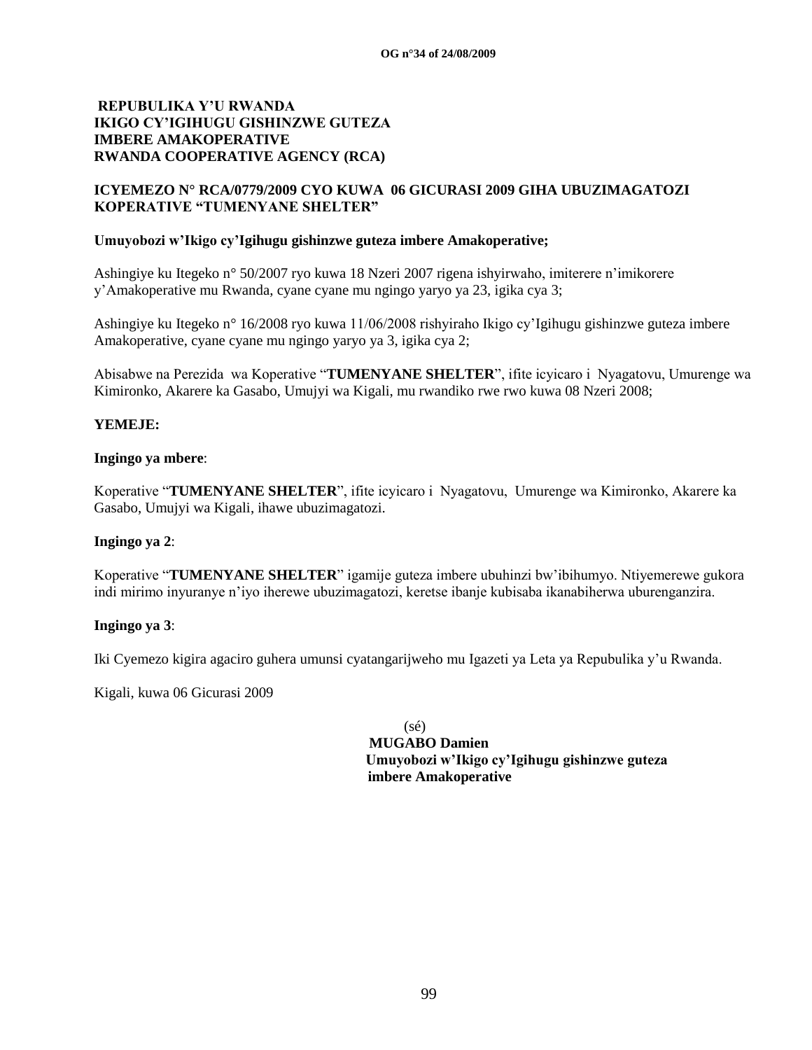**REPUBLIKA Y'U RWANDA**
**IKIGO CY'IGIHUGU GISHINZWE GUTEZA IMBERE AMAKOPERATIVE**
**RWANDA COOPERATIVE AGENCY (RCA)**

**ICYEMEZO N° RCA/0779/2009 CYO KUWA 06 GICURASI 2009 GIHA UBUZIMAGATOZI KOPERATIVE "TUMENYANE SHELTER"**

**Umuyobozi w'Ikigo cy'Igihugu gishinzwe guteza imbere Amakoperative;**

Ashingiye ku Itegeko n° 50/2007 ryo kuwa 18 Nzeri 2007 rigena ishyirwaho, imiterere n'imikorere y'Amakoperative mu Rwanda, cyane cyane mu ngingo yaryo ya 23, igika cya 3;

Ashingiye ku Itegeko n° 16/2008 ryo kuwa 11/06/2008 rishyiraho Ikigo cy'Igihugu gishinzwe guteza imbere Amakoperative, cyane cyane mu ngingo yaryo ya 3, igika cya 2;

Abisabwe na Perezida wa Koperative "**TUMENYANE SHELTER**", ifite icyicaro i Nyagatovu, Umurenge wa Kimironko, Akarere ka Gasabo, Umujyi wa Kigali, mu rwandiko rwe rwo kuwa 08 Nzeri 2008;

**YEMEJE:**

**Ingingo ya mbere**:

Koperative "**TUMENYANE SHELTER**", ifite icyicaro i Nyagatovu, Umurenge wa Kimironko, Akarere ka Gasabo, Umujyi wa Kigali, ihawe ubuzimagatozi.

**Ingingo ya 2**:

Koperative "**TUMENYANE SHELTER**" igamije guteza imbere ubuhinzi bw'ibihumyo. Ntiyemerewe gukora indi mirimo inyuranye n'iyo iherewe ubuzimagatozi, keretse ibanje kubisaba ikanabiherwa uburenganzira.

**Ingingo ya 3**:

Iki Cyemezo kigira agaciro guhera umunsi cyatangarijweho mu Igazeti ya Leta ya Repubulika y'u Rwanda.

Kigali, kuwa 06 Gicurasi 2009

(sé)
**MUGABO Damien**
**Umuyobozi w'Ikigo cy'Igihugu gishinzwe guteza imbere Amakoperative**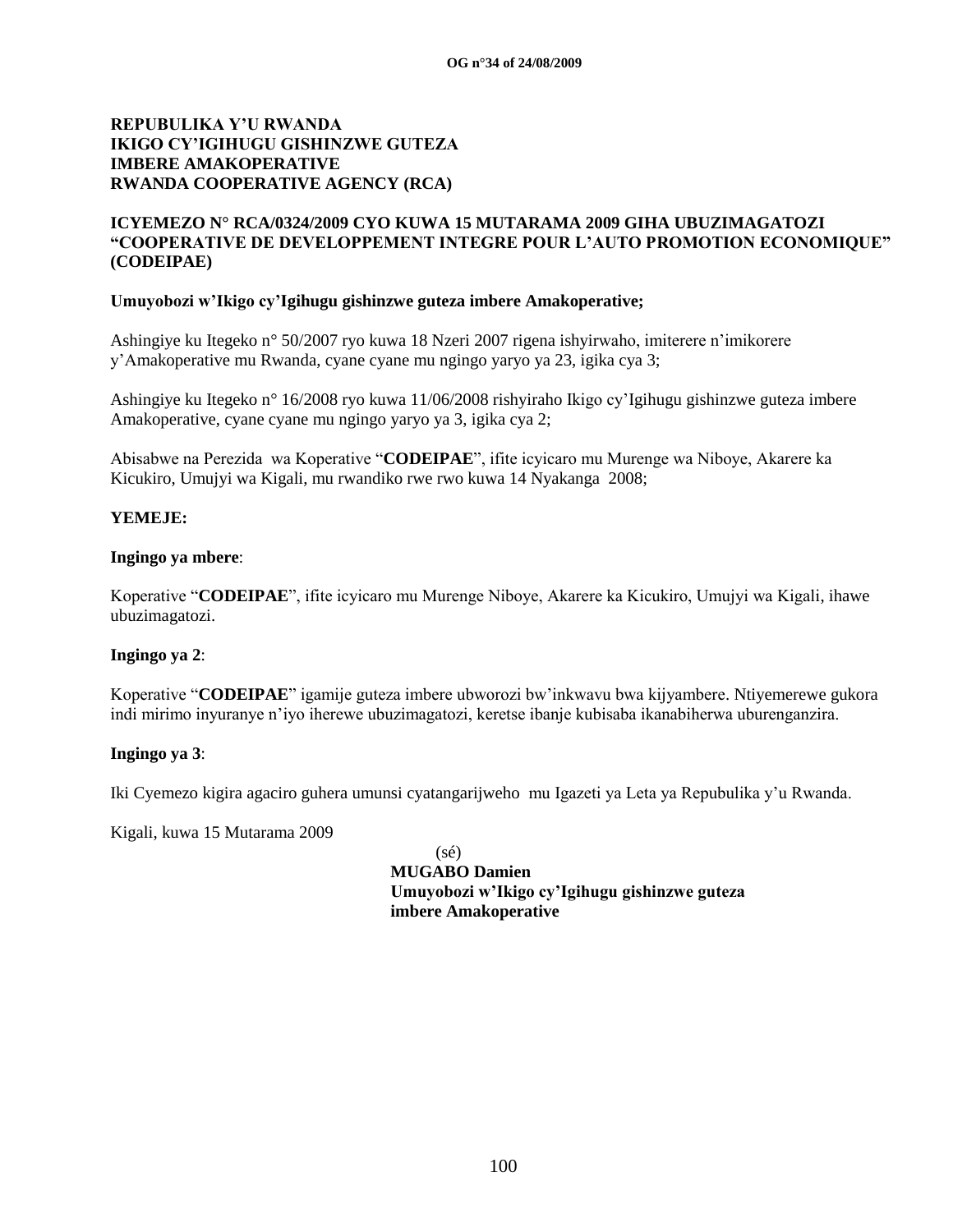**REPUBULIKA Y'U RWANDA**
**IKIGO CY'IGIHUGU GISHINZWE GUTEZA IMBERE AMAKOPERATIVE**
**RWANDA COOPERATIVE AGENCY (RCA)**

**ICYEMEZO N° RCA/0324/2009 CYO KUWA 15 MUTARAMA 2009 GIHA UBUZIMAGATOZI "COOPERATIVE DE DEVELOPPEMENT INTEGRE POUR L'AUTO PROMOTION ECONOMIQUE" (CODEIPAE)**

**Umuyobozi w'Ikigo cy'Igihugu gishinzwe guteza imbere Amakoperative;**

Ashingiye ku Itegeko n° 50/2007 ryo kuwa 18 Nzeri 2007 rigena ishyirwaho, imiterere n'imikorere y'Amakoperative mu Rwanda, cyane cyane mu ngingo yaryo ya 23, igika cya 3;

Ashingiye ku Itegeko n° 16/2008 ryo kuwa 11/06/2008 rishyiraho Ikigo cy'Igihugu gishinzwe guteza imbere Amakoperative, cyane cyane mu ngingo yaryo ya 3, igika cya 2;

Abisabwe na Perezida wa Koperative "**CODEIPAE**", ifite icyicaro mu Murenge wa Niboye, Akarere ka Kicukiro, Umujyi wa Kigali, mu rwandiko rwe rwo kuwa 14 Nyakanga 2008;

**YEMEJE:**

**Ingingo ya mbere**:

Koperative "**CODEIPAE**", ifite icyicaro mu Murenge Niboye, Akarere ka Kicukiro, Umujyi wa Kigali, ihawe ubuzimagatozi.

**Ingingo ya 2**:

Koperative "**CODEIPAE**" igamije guteza imbere ubworozi bw'inkwavu bwa kijyambere. Ntiyemerewe gukora indi mirimo inyuranye n'iyo iherewe ubuzimagatozi, keretse ibanje kubisaba ikanabiherwa uburenganzira.

**Ingingo ya 3**:

Iki Cyemezo kigira agaciro guhera umunsi cyatangarijweho mu Igazeti ya Leta ya Repubulika y'u Rwanda.

Kigali, kuwa 15 Mutarama 2009

(sé)
**MUGABO Damien**
**Umuyobozi w'Ikigo cy'Igihugu gishinzwe guteza imbere Amakoperative**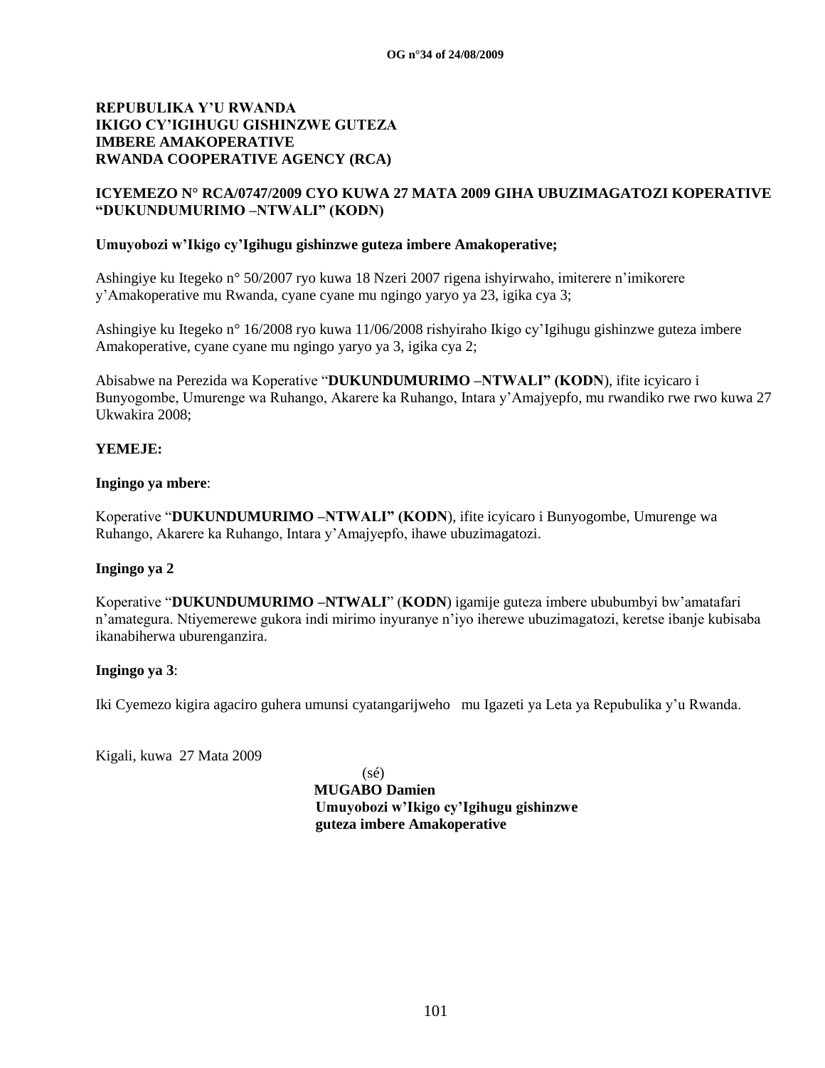**REPUBULIKA Y'U RWANDA**
**IKIGO CY'IGIHUGU GISHINZWE GUTEZA IMBERE AMAKOPERATIVE**
**RWANDA COOPERATIVE AGENCY (RCA)**

**ICYEMEZO N° RCA/0747/2009 CYO KUWA 27 MATA 2009 GIHA UBUZIMAGATOZI KOPERATIVE "DUKUNDUMURIMO –NTWALI" (KODN)**

**Umuyobozi w'Ikigo cy'Igihugu gishinzwe guteza imbere Amakoperative;**

Ashingiye ku Itegeko n° 50/2007 ryo kuwa 18 Nzeri 2007 rigena ishyirwaho, imiterere n'imikorere y'Amakoperative mu Rwanda, cyane cyane mu ngingo yaryo ya 23, igika cya 3;

Ashingiye ku Itegeko n° 16/2008 ryo kuwa 11/06/2008 rishyiraho Ikigo cy'Igihugu gishinzwe guteza imbere Amakoperative, cyane cyane mu ngingo yaryo ya 3, igika cya 2;

Abisabwe na Perezida wa Koperative "**DUKUNDUMURIMO –NTWALI" (KODN**), ifite icyicaro i Bunyogombe, Umurenge wa Ruhango, Akarere ka Ruhango, Intara y'Amajyepfo, mu rwandiko rwe rwo kuwa 27 Ukwakira 2008;

**YEMEJE:**

**Ingingo ya mbere**:

Koperative "**DUKUNDUMURIMO –NTWALI" (KODN**), ifite icyicaro i Bunyogombe, Umurenge wa Ruhango, Akarere ka Ruhango, Intara y'Amajyepfo, ihawe ubuzimagatozi.

**Ingingo ya 2**

Koperative "**DUKUNDUMURIMO –NTWALI**" (**KODN**) igamije guteza imbere ububumbyi bw'amatafari n'amategura. Ntiyemerewe gukora indi mirimo inyuranye n'iyo iherewe ubuzimagatozi, keretse ibanje kubisaba ikanabiherwa uburenganzira.

**Ingingo ya 3**:

Iki Cyemezo kigira agaciro guhera umunsi cyatangarijweho mu Igazeti ya Leta ya Repubulika y'u Rwanda.

Kigali, kuwa 27 Mata 2009

(sé)
**MUGABO Damien**
**Umuyobozi w'Ikigo cy'Igihugu gishinzwe guteza imbere Amakoperative**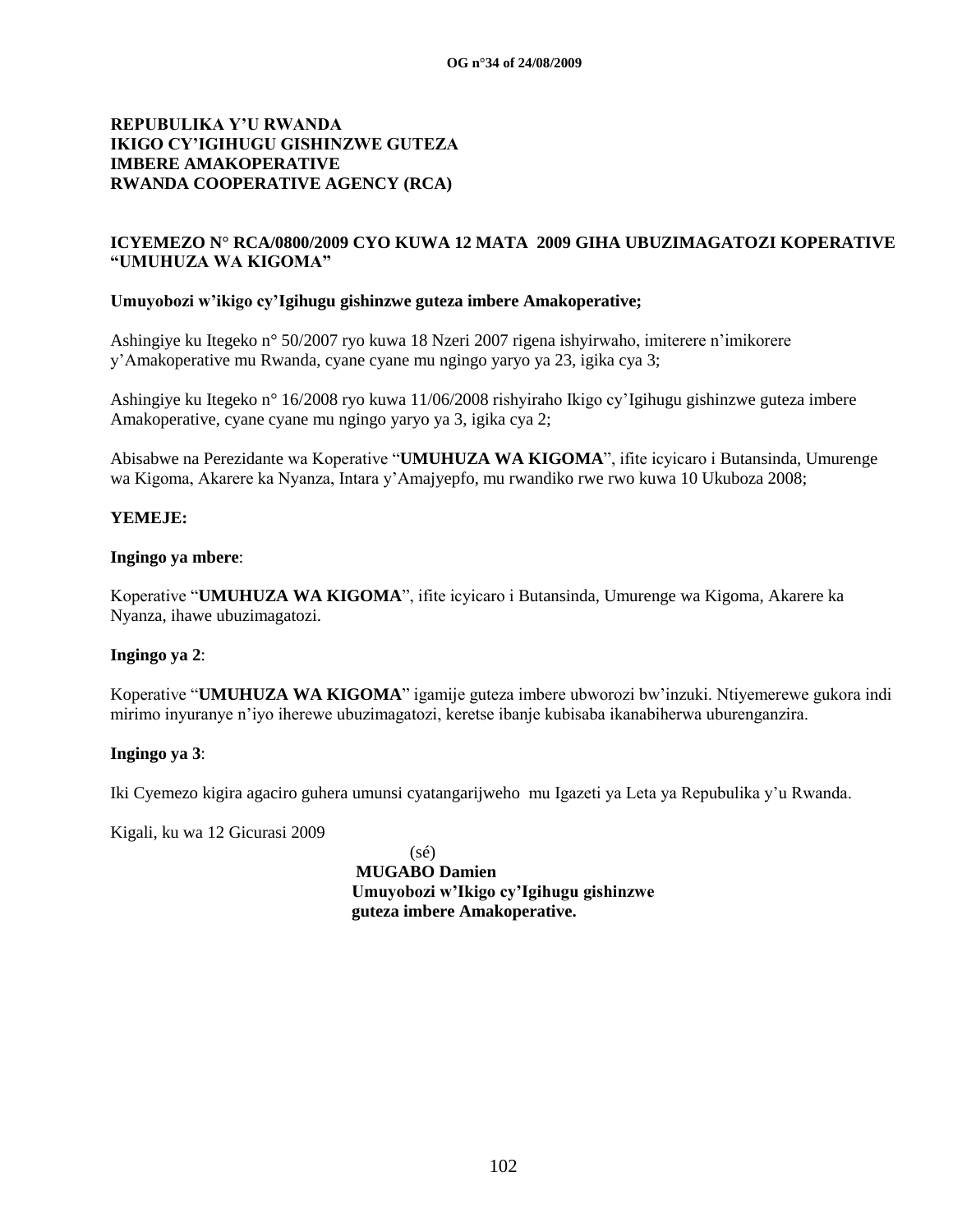**REPUBULIKA Y'U RWANDA**
**IKIGO CY'IGIHUGU GISHINZWE GUTEZA IMBERE AMAKOPERATIVE**
**RWANDA COOPERATIVE AGENCY (RCA)**

**ICYEMEZO N° RCA/0800/2009 CYO KUWA 12 MATA 2009 GIHA UBUZIMAGATOZI KOPERATIVE "UMUHUZA WA KIGOMA"**

**Umuyobozi w'ikigo cy'Igihugu gishinzwe guteza imbere Amakoperative;**

Ashingiye ku Itegeko n° 50/2007 ryo kuwa 18 Nzeri 2007 rigena ishyirwaho, imiterere n'imikorere y'Amakoperative mu Rwanda, cyane cyane mu ngingo yaryo ya 23, igika cya 3;

Ashingiye ku Itegeko n° 16/2008 ryo kuwa 11/06/2008 rishyiraho Ikigo cy'Igihugu gishinzwe guteza imbere Amakoperative, cyane cyane mu ngingo yaryo ya 3, igika cya 2;

Abisabwe na Perezidante wa Koperative "**UMUHUZA WA KIGOMA**", ifite icyicaro i Butansinda, Umurenge wa Kigoma, Akarere ka Nyanza, Intara y'Amajyepfo, mu rwandiko rwe rwo kuwa 10 Ukuboza 2008;

**YEMEJE:**

**Ingingo ya mbere**:

Koperative "**UMUHUZA WA KIGOMA**", ifite icyicaro i Butansinda, Umurenge wa Kigoma, Akarere ka Nyanza, ihawe ubuzimagatozi.

**Ingingo ya 2**:

Koperative "**UMUHUZA WA KIGOMA**" igamije guteza imbere ubworozi bw'inzuki. Ntiyemerewe gukora indi mirimo inyuranye n'iyo iherewe ubuzimagatozi, keretse ibanje kubisaba ikanabiherwa uburenganzira.

**Ingingo ya 3**:

Iki Cyemezo kigira agaciro guhera umunsi cyatangarijweho mu Igazeti ya Leta ya Repubulika y'u Rwanda.

Kigali, ku wa 12 Gicurasi 2009

(sé)
**MUGABO Damien**
**Umuyobozi w'Ikigo cy'Igihugu gishinzwe guteza imbere Amakoperative.**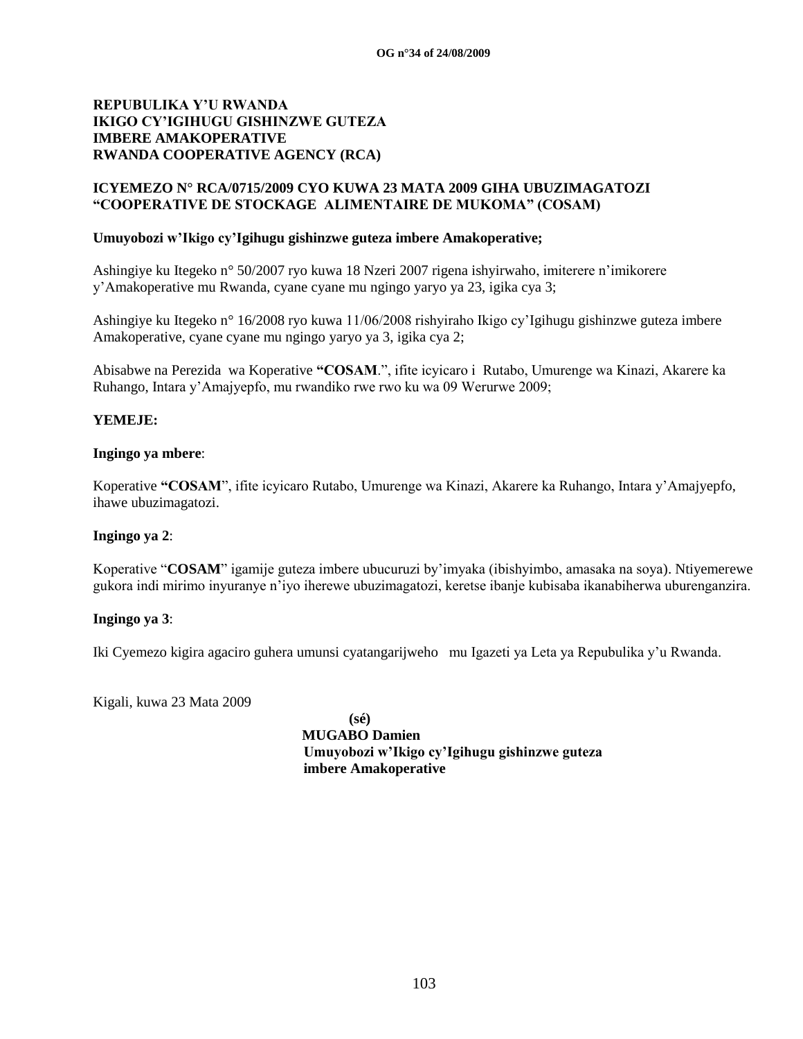**REPUBULIKA Y'U RWANDA**
**IKIGO CY'IGIHUGU GISHINZWE GUTEZA IMBERE AMAKOPERATIVE**
**RWANDA COOPERATIVE AGENCY (RCA)**

**ICYEMEZO N° RCA/0715/2009 CYO KUWA 23 MATA 2009 GIHA UBUZIMAGATOZI "COOPERATIVE DE STOCKAGE ALIMENTAIRE DE MUKOMA" (COSAM)**

**Umuyobozi w'Ikigo cy'Igihugu gishinzwe guteza imbere Amakoperative;**

Ashingiye ku Itegeko n° 50/2007 ryo kuwa 18 Nzeri 2007 rigena ishyirwaho, imiterere n'imikorere y'Amakoperative mu Rwanda, cyane cyane mu ngingo yaryo ya 23, igika cya 3;

Ashingiye ku Itegeko n° 16/2008 ryo kuwa 11/06/2008 rishyiraho Ikigo cy'Igihugu gishinzwe guteza imbere Amakoperative, cyane cyane mu ngingo yaryo ya 3, igika cya 2;

Abisabwe na Perezida wa Koperative **"COSAM**.", ifite icyicaro i Rutabo, Umurenge wa Kinazi, Akarere ka Ruhango, Intara y'Amajyepfo, mu rwandiko rwe rwo ku wa 09 Werurwe 2009;

**YEMEJE:**

**Ingingo ya mbere**:

Koperative **"COSAM**", ifite icyicaro Rutabo, Umurenge wa Kinazi, Akarere ka Ruhango, Intara y'Amajyepfo, ihawe ubuzimagatozi.

**Ingingo ya 2**:

Koperative "**COSAM**" igamije guteza imbere ubucuruzi by'imyaka (ibishyimbo, amasaka na soya). Ntiyemerewe gukora indi mirimo inyuranye n'iyo iherewe ubuzimagatozi, keretse ibanje kubisaba ikanabiherwa uburenganzira.

**Ingingo ya 3**:

Iki Cyemezo kigira agaciro guhera umunsi cyatangarijweho mu Igazeti ya Leta ya Repubulika y'u Rwanda.

Kigali, kuwa 23 Mata 2009

**(sé)**
**MUGABO Damien**
**Umuyobozi w'Ikigo cy'Igihugu gishinzwe guteza imbere Amakoperative**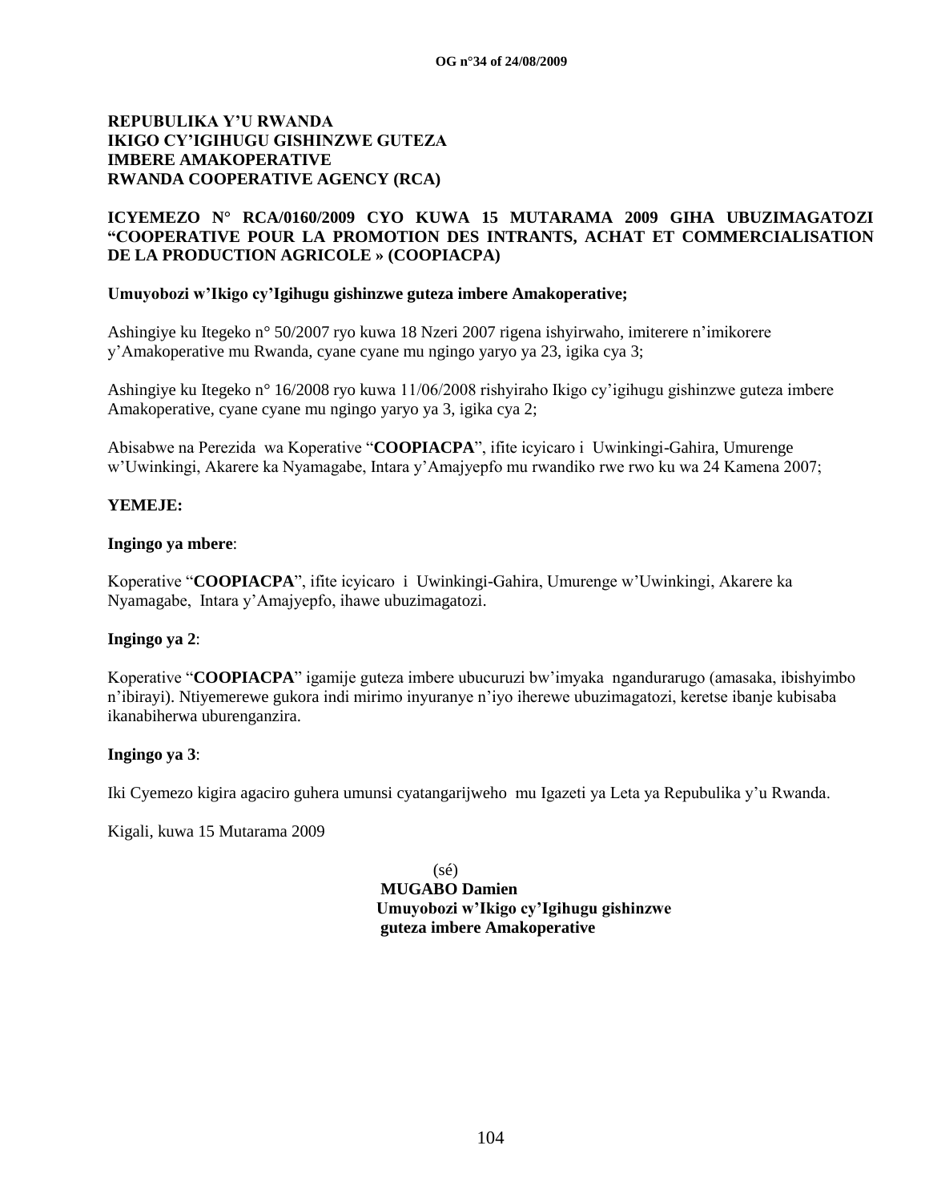**REPUBULIKA Y'U RWANDA**
**IKIGO CY'IGIHUGU GISHINZWE GUTEZA IMBERE AMAKOPERATIVE**
**RWANDA COOPERATIVE AGENCY (RCA)**

**ICYEMEZO N° RCA/0160/2009 CYO KUWA 15 MUTARAMA 2009 GIHA UBUZIMAGATOZI "COOPERATIVE POUR LA PROMOTION DES INTRANTS, ACHAT ET COMMERCIALISATION DE LA PRODUCTION AGRICOLE » (COOPIACPA)**

**Umuyobozi w'Ikigo cy'Igihugu gishinzwe guteza imbere Amakoperative;**

Ashingiye ku Itegeko n° 50/2007 ryo kuwa 18 Nzeri 2007 rigena ishyirwaho, imiterere n'imikorere y'Amakoperative mu Rwanda, cyane cyane mu ngingo yaryo ya 23, igika cya 3;

Ashingiye ku Itegeko n° 16/2008 ryo kuwa 11/06/2008 rishyiraho Ikigo cy'igihugu gishinzwe guteza imbere Amakoperative, cyane cyane mu ngingo yaryo ya 3, igika cya 2;

Abisabwe na Perezida wa Koperative "**COOPIACPA**", ifite icyicaro i Uwinkingi-Gahira, Umurenge w'Uwinkingi, Akarere ka Nyamagabe, Intara y'Amajyepfo mu rwandiko rwe rwo ku wa 24 Kamena 2007;

**YEMEJE:**

**Ingingo ya mbere**:

Koperative "**COOPIACPA**", ifite icyicaro i Uwinkingi-Gahira, Umurenge w'Uwinkingi, Akarere ka Nyamagabe, Intara y'Amajyepfo, ihawe ubuzimagatozi.

**Ingingo ya 2**:

Koperative "**COOPIACPA**" igamije guteza imbere ubucuruzi bw'imyaka ngandurarugo (amasaka, ibishyimbo n'ibirayi). Ntiyemerewe gukora indi mirimo inyuranye n'iyo iherewe ubuzimagatozi, keretse ibanje kubisaba ikanabiherwa uburenganzira.

**Ingingo ya 3**:

Iki Cyemezo kigira agaciro guhera umunsi cyatangarijweho mu Igazeti ya Leta ya Repubulika y'u Rwanda.

Kigali, kuwa 15 Mutarama 2009

(sé)
**MUGABO Damien**
**Umuyobozi w'Ikigo cy'Igihugu gishinzwe guteza imbere Amakoperative**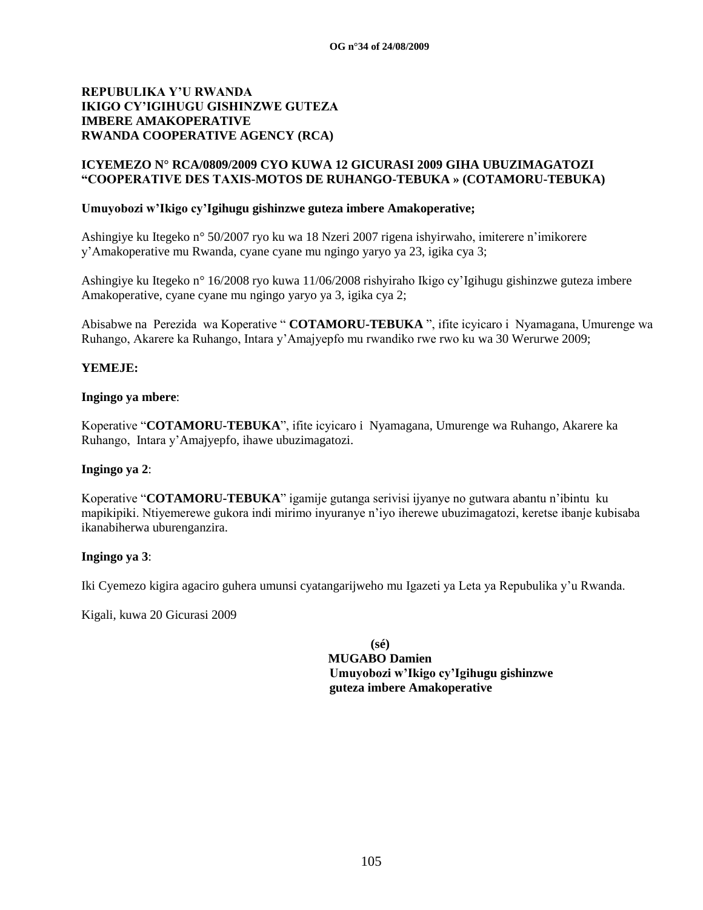**REPUBULIKA Y'U RWANDA**
**IKIGO CY'IGIHUGU GISHINZWE GUTEZA IMBERE AMAKOPERATIVE**
**RWANDA COOPERATIVE AGENCY (RCA)**

**ICYEMEZO N° RCA/0809/2009 CYO KUWA 12 GICURASI 2009 GIHA UBUZIMAGATOZI "COOPERATIVE DES TAXIS-MOTOS DE RUHANGO-TEBUKA » (COTAMORU-TEBUKA)**

**Umuyobozi w'Ikigo cy'Igihugu gishinzwe guteza imbere Amakoperative;**

Ashingiye ku Itegeko n° 50/2007 ryo ku wa 18 Nzeri 2007 rigena ishyirwaho, imiterere n'imikorere y'Amakoperative mu Rwanda, cyane cyane mu ngingo yaryo ya 23, igika cya 3;

Ashingiye ku Itegeko n° 16/2008 ryo kuwa 11/06/2008 rishyiraho Ikigo cy'Igihugu gishinzwe guteza imbere Amakoperative, cyane cyane mu ngingo yaryo ya 3, igika cya 2;

Abisabwe na Perezida wa Koperative " **COTAMORU-TEBUKA** ", ifite icyicaro i Nyamagana, Umurenge wa Ruhango, Akarere ka Ruhango, Intara y'Amajyepfo mu rwandiko rwe rwo ku wa 30 Werurwe 2009;

**YEMEJE:**

**Ingingo ya mbere**:

Koperative "**COTAMORU-TEBUKA**", ifite icyicaro i Nyamagana, Umurenge wa Ruhango, Akarere ka Ruhango, Intara y'Amajyepfo, ihawe ubuzimagatozi.

**Ingingo ya 2**:

Koperative "**COTAMORU-TEBUKA**" igamije gutanga serivisi ijyanye no gutwara abantu n'ibintu ku mapikipiki. Ntiyemerewe gukora indi mirimo inyuranye n'iyo iherewe ubuzimagatozi, keretse ibanje kubisaba ikanabiherwa uburenganzira.

**Ingingo ya 3**:

Iki Cyemezo kigira agaciro guhera umunsi cyatangarijweho mu Igazeti ya Leta ya Repubulika y'u Rwanda.

Kigali, kuwa 20 Gicurasi 2009

**(sé)**
**MUGABO Damien**
**Umuyobozi w'Ikigo cy'Igihugu gishinzwe guteza imbere Amakoperative**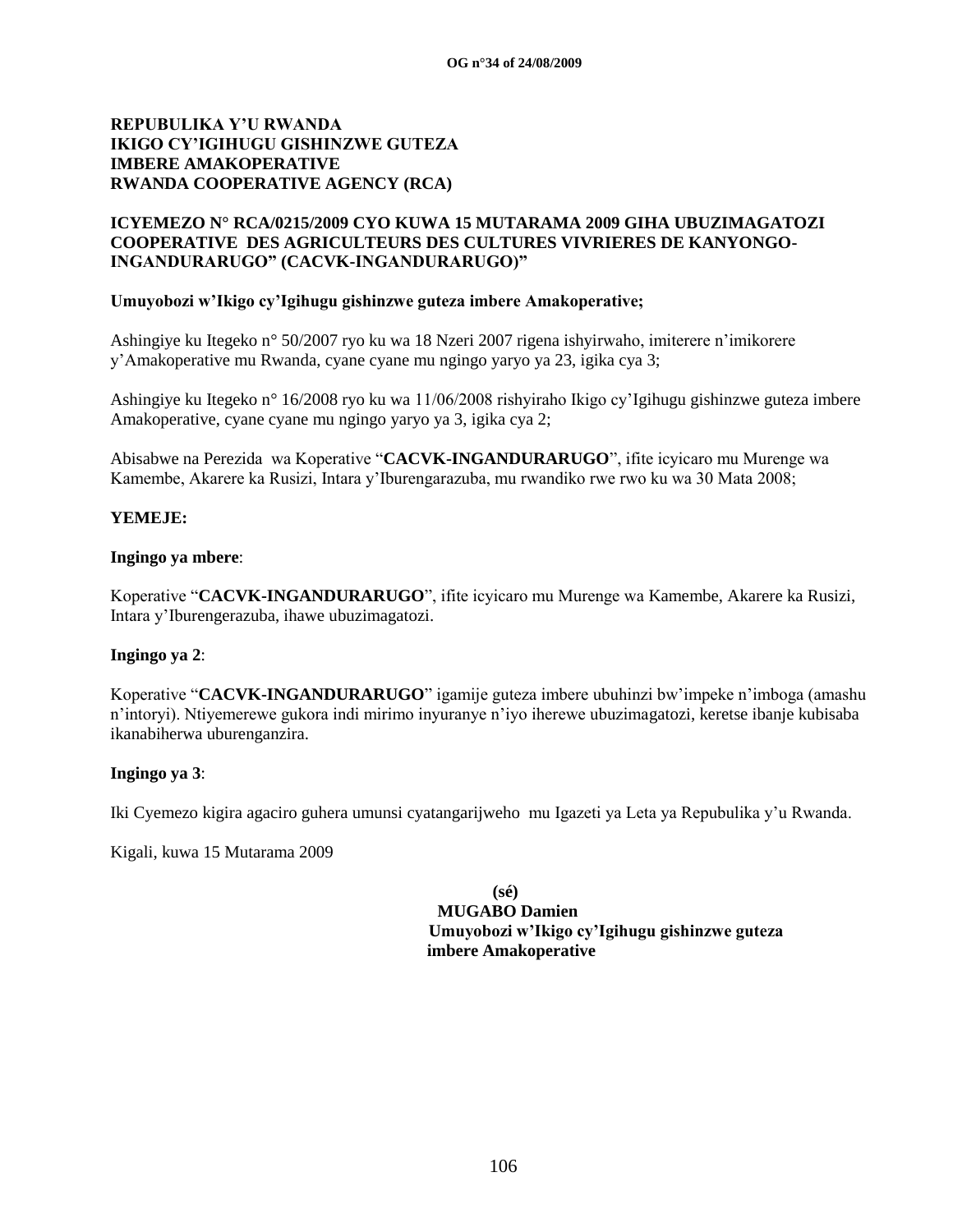**REPUBULIKA Y'U RWANDA**
**IKIGO CY'IGIHUGU GISHINZWE GUTEZA IMBERE AMAKOPERATIVE**
**RWANDA COOPERATIVE AGENCY (RCA)**

**ICYEMEZO N° RCA/0215/2009 CYO KUWA 15 MUTARAMA 2009 GIHA UBUZIMAGATOZI COOPERATIVE DES AGRICULTEURS DES CULTURES VIVRIERES DE KANYONGO-INGANDURARUGO" (CACVK-INGANDURARUGO)"**

**Umuyobozi w'Ikigo cy'Igihugu gishinzwe guteza imbere Amakoperative;**

Ashingiye ku Itegeko n° 50/2007 ryo ku wa 18 Nzeri 2007 rigena ishyirwaho, imiterere n'imikorere y'Amakoperative mu Rwanda, cyane cyane mu ngingo yaryo ya 23, igika cya 3;

Ashingiye ku Itegeko n° 16/2008 ryo ku wa 11/06/2008 rishyiraho Ikigo cy'Igihugu gishinzwe guteza imbere Amakoperative, cyane cyane mu ngingo yaryo ya 3, igika cya 2;

Abisabwe na Perezida wa Koperative "**CACVK-INGANDURARUGO**", ifite icyicaro mu Murenge wa Kamembe, Akarere ka Rusizi, Intara y'Iburengarazuba, mu rwandiko rwe rwo ku wa 30 Mata 2008;

**YEMEJE:**

**Ingingo ya mbere**:

Koperative "**CACVK-INGANDURARUGO**", ifite icyicaro mu Murenge wa Kamembe, Akarere ka Rusizi, Intara y'Iburengerazuba, ihawe ubuzimagatozi.

**Ingingo ya 2**:

Koperative "**CACVK-INGANDURARUGO**" igamije guteza imbere ubuhinzi bw'impeke n'imboga (amashu n'intoryi). Ntiyemerewe gukora indi mirimo inyuranye n'iyo iherewe ubuzimagatozi, keretse ibanje kubisaba ikanabiherwa uburenganzira.

**Ingingo ya 3**:

Iki Cyemezo kigira agaciro guhera umunsi cyatangarijweho mu Igazeti ya Leta ya Repubulika y'u Rwanda.

Kigali, kuwa 15 Mutarama 2009

**(sé)**
**MUGABO Damien**
**Umuyobozi w'Ikigo cy'Igihugu gishinzwe guteza imbere Amakoperative**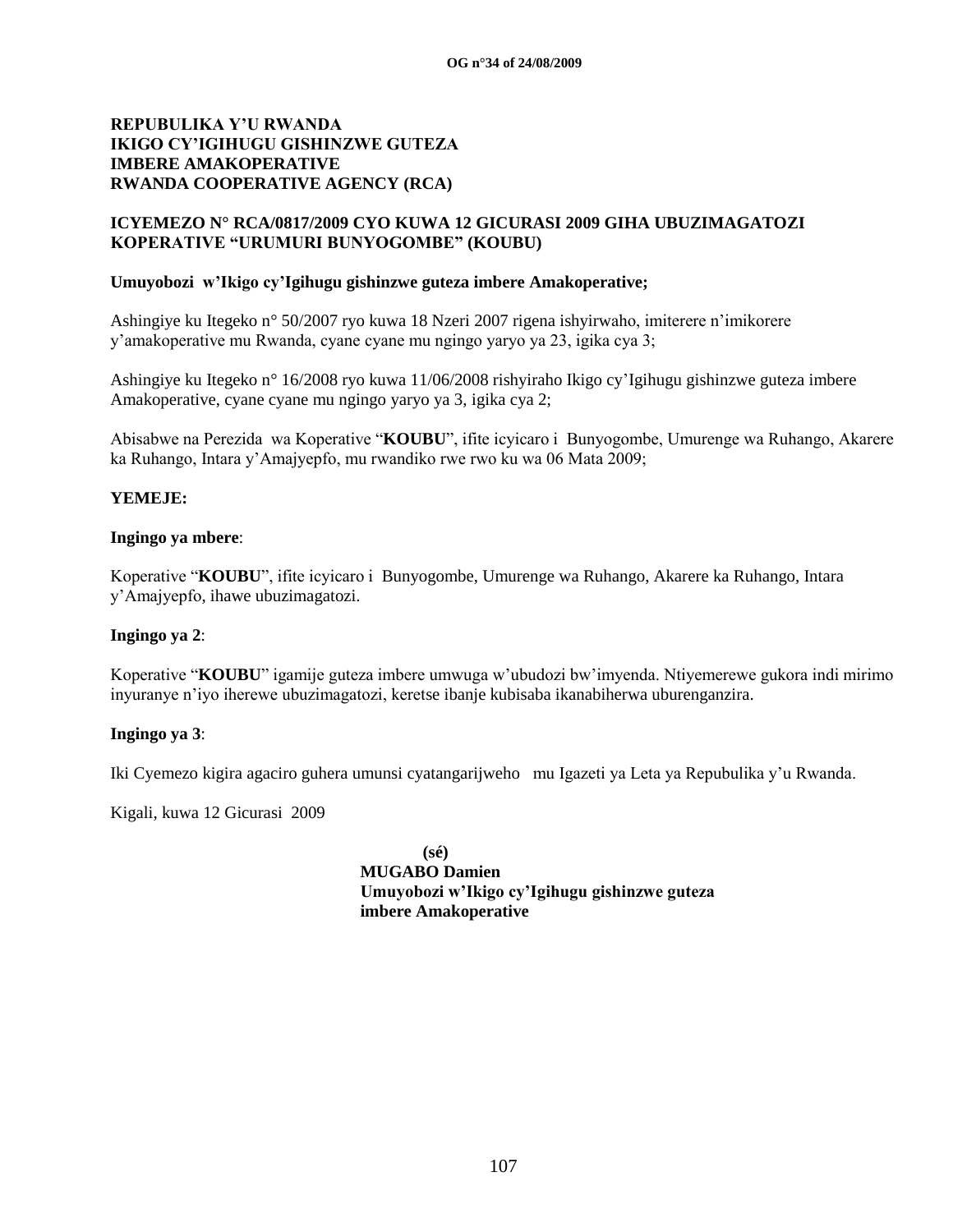**REPUBULIKA Y'U RWANDA**
**IKIGO CY'IGIHUGU GISHINZWE GUTEZA IMBERE AMAKOPERATIVE**
**RWANDA COOPERATIVE AGENCY (RCA)**

**ICYEMEZO N° RCA/0817/2009 CYO KUWA 12 GICURASI 2009 GIHA UBUZIMAGATOZI KOPERATIVE "URUMURI BUNYOGOMBE" (KOUBU)**

**Umuyobozi w'Ikigo cy'Igihugu gishinzwe guteza imbere Amakoperative;**

Ashingiye ku Itegeko n° 50/2007 ryo kuwa 18 Nzeri 2007 rigena ishyirwaho, imiterere n'imikorere y'amakoperative mu Rwanda, cyane cyane mu ngingo yaryo ya 23, igika cya 3;

Ashingiye ku Itegeko n° 16/2008 ryo kuwa 11/06/2008 rishyiraho Ikigo cy'Igihugu gishinzwe guteza imbere Amakoperative, cyane cyane mu ngingo yaryo ya 3, igika cya 2;

Abisabwe na Perezida wa Koperative "**KOUBU**", ifite icyicaro i Bunyogombe, Umurenge wa Ruhango, Akarere ka Ruhango, Intara y'Amajyepfo, mu rwandiko rwe rwo ku wa 06 Mata 2009;

**YEMEJE:**

**Ingingo ya mbere**:

Koperative "**KOUBU**", ifite icyicaro i Bunyogombe, Umurenge wa Ruhango, Akarere ka Ruhango, Intara y'Amajyepfo, ihawe ubuzimagatozi.

**Ingingo ya 2**:

Koperative "**KOUBU**" igamije guteza imbere umwuga w'ubudozi bw'imyenda. Ntiyemerewe gukora indi mirimo inyuranye n'iyo iherewe ubuzimagatozi, keretse ibanje kubisaba ikanabiherwa uburenganzira.

**Ingingo ya 3**:

Iki Cyemezo kigira agaciro guhera umunsi cyatangarijweho mu Igazeti ya Leta ya Repubulika y'u Rwanda.

Kigali, kuwa 12 Gicurasi 2009

**(sé)**
**MUGABO Damien**
**Umuyobozi w'Ikigo cy'Igihugu gishinzwe guteza imbere Amakoperative**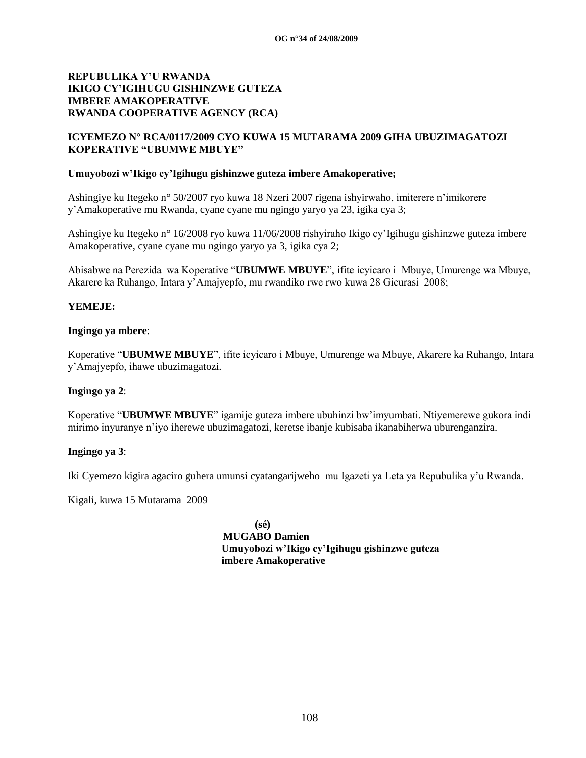**REPUBULIKA Y'U RWANDA**
**IKIGO CY'IGIHUGU GISHINZWE GUTEZA IMBERE AMAKOPERATIVE**
**RWANDA COOPERATIVE AGENCY (RCA)**

**ICYEMEZO N° RCA/0117/2009 CYO KUWA 15 MUTARAMA 2009 GIHA UBUZIMAGATOZI KOPERATIVE "UBUMWE MBUYE"**

**Umuyobozi w'Ikigo cy'Igihugu gishinzwe guteza imbere Amakoperative;**

Ashingiye ku Itegeko n° 50/2007 ryo kuwa 18 Nzeri 2007 rigena ishyirwaho, imiterere n'imikorere y'Amakoperative mu Rwanda, cyane cyane mu ngingo yaryo ya 23, igika cya 3;

Ashingiye ku Itegeko n° 16/2008 ryo kuwa 11/06/2008 rishyiraho Ikigo cy'Igihugu gishinzwe guteza imbere Amakoperative, cyane cyane mu ngingo yaryo ya 3, igika cya 2;

Abisabwe na Perezida wa Koperative "**UBUMWE MBUYE**", ifite icyicaro i Mbuye, Umurenge wa Mbuye, Akarere ka Ruhango, Intara y'Amajyepfo, mu rwandiko rwe rwo kuwa 28 Gicurasi 2008;

**YEMEJE:**

**Ingingo ya mbere**:

Koperative "**UBUMWE MBUYE**", ifite icyicaro i Mbuye, Umurenge wa Mbuye, Akarere ka Ruhango, Intara y'Amajyepfo, ihawe ubuzimagatozi.

**Ingingo ya 2**:

Koperative "**UBUMWE MBUYE**" igamije guteza imbere ubuhinzi bw'imyumbati. Ntiyemerewe gukora indi mirimo inyuranye n'iyo iherewe ubuzimagatozi, keretse ibanje kubisaba ikanabiherwa uburenganzira.

**Ingingo ya 3**:

Iki Cyemezo kigira agaciro guhera umunsi cyatangarijweho mu Igazeti ya Leta ya Repubulika y'u Rwanda.

Kigali, kuwa 15 Mutarama 2009

**(sé)**
**MUGABO Damien**
**Umuyobozi w'Ikigo cy'Igihugu gishinzwe guteza imbere Amakoperative**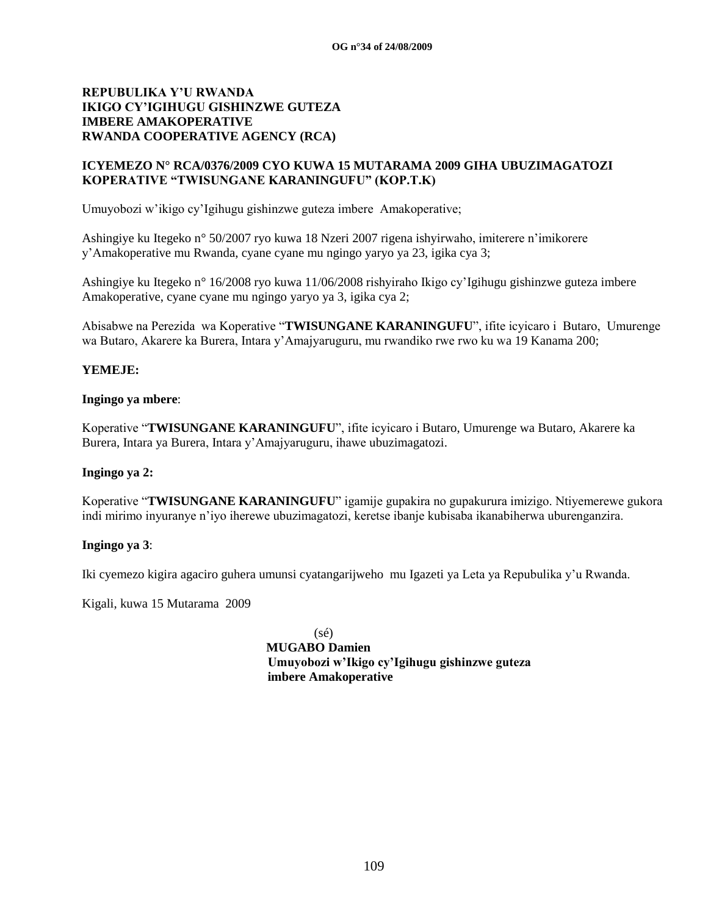**REPUBULIKA Y'U RWANDA**
**IKIGO CY'IGIHUGU GISHINZWE GUTEZA IMBERE AMAKOPERATIVE**
**RWANDA COOPERATIVE AGENCY (RCA)**

**ICYEMEZO N° RCA/0376/2009 CYO KUWA 15 MUTARAMA 2009 GIHA UBUZIMAGATOZI KOPERATIVE "TWISUNGANE KARANINGUFU" (KOP.T.K)**

Umuyobozi w'ikigo cy'Igihugu gishinzwe guteza imbere Amakoperative;

Ashingiye ku Itegeko n° 50/2007 ryo kuwa 18 Nzeri 2007 rigena ishyirwaho, imiterere n'imikorere y'Amakoperative mu Rwanda, cyane cyane mu ngingo yaryo ya 23, igika cya 3;

Ashingiye ku Itegeko n° 16/2008 ryo kuwa 11/06/2008 rishyiraho Ikigo cy'Igihugu gishinzwe guteza imbere Amakoperative, cyane cyane mu ngingo yaryo ya 3, igika cya 2;

Abisabwe na Perezida wa Koperative "**TWISUNGANE KARANINGUFU**", ifite icyicaro i Butaro, Umurenge wa Butaro, Akarere ka Burera, Intara y'Amajyaruguru, mu rwandiko rwe rwo ku wa 19 Kanama 200;

**YEMEJE:**

**Ingingo ya mbere**:

Koperative "**TWISUNGANE KARANINGUFU**", ifite icyicaro i Butaro, Umurenge wa Butaro, Akarere ka Burera, Intara ya Burera, Intara y'Amajyaruguru, ihawe ubuzimagatozi.

**Ingingo ya 2:**

Koperative "**TWISUNGANE KARANINGUFU**" igamije gupakira no gupakurura imizigo. Ntiyemerewe gukora indi mirimo inyuranye n'iyo iherewe ubuzimagatozi, keretse ibanje kubisaba ikanabiherwa uburenganzira.

**Ingingo ya 3**:

Iki cyemezo kigira agaciro guhera umunsi cyatangarijweho mu Igazeti ya Leta ya Repubulika y'u Rwanda.

Kigali, kuwa 15 Mutarama 2009

(sé)
**MUGABO Damien**
**Umuyobozi w'Ikigo cy'Igihugu gishinzwe guteza imbere Amakoperative**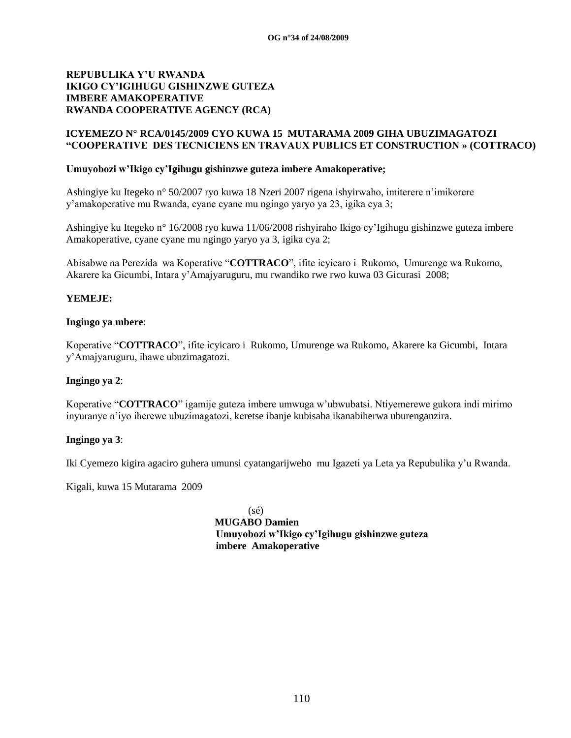**REPUBULIKA Y'U RWANDA**
**IKIGO CY'IGIHUGU GISHINZWE GUTEZA IMBERE AMAKOPERATIVE**
**RWANDA COOPERATIVE AGENCY (RCA)**

**ICYEMEZO N° RCA/0145/2009 CYO KUWA 15 MUTARAMA 2009 GIHA UBUZIMAGATOZI "COOPERATIVE DES TECNICIENS EN TRAVAUX PUBLICS ET CONSTRUCTION » (COTTRACO)**

**Umuyobozi w'Ikigo cy'Igihugu gishinzwe guteza imbere Amakoperative;**

Ashingiye ku Itegeko n° 50/2007 ryo kuwa 18 Nzeri 2007 rigena ishyirwaho, imiterere n'imikorere y'amakoperative mu Rwanda, cyane cyane mu ngingo yaryo ya 23, igika cya 3;

Ashingiye ku Itegeko n° 16/2008 ryo kuwa 11/06/2008 rishyiraho Ikigo cy'Igihugu gishinzwe guteza imbere Amakoperative, cyane cyane mu ngingo yaryo ya 3, igika cya 2;

Abisabwe na Perezida wa Koperative "**COTTRACO**", ifite icyicaro i Rukomo, Umurenge wa Rukomo, Akarere ka Gicumbi, Intara y'Amajyaruguru, mu rwandiko rwe rwo kuwa 03 Gicurasi 2008;

**YEMEJE:**

**Ingingo ya mbere**:

Koperative "**COTTRACO**", ifite icyicaro i Rukomo, Umurenge wa Rukomo, Akarere ka Gicumbi, Intara y'Amajyaruguru, ihawe ubuzimagatozi.

**Ingingo ya 2**:

Koperative "**COTTRACO**" igamije guteza imbere umwuga w'ubwubatsi. Ntiyemerewe gukora indi mirimo inyuranye n'iyo iherewe ubuzimagatozi, keretse ibanje kubisaba ikanabiherwa uburenganzira.

**Ingingo ya 3**:

Iki Cyemezo kigira agaciro guhera umunsi cyatangarijweho mu Igazeti ya Leta ya Repubulika y'u Rwanda.

Kigali, kuwa 15 Mutarama 2009

(sé)
**MUGABO Damien**
**Umuyobozi w'Ikigo cy'Igihugu gishinzwe guteza imbere Amakoperative**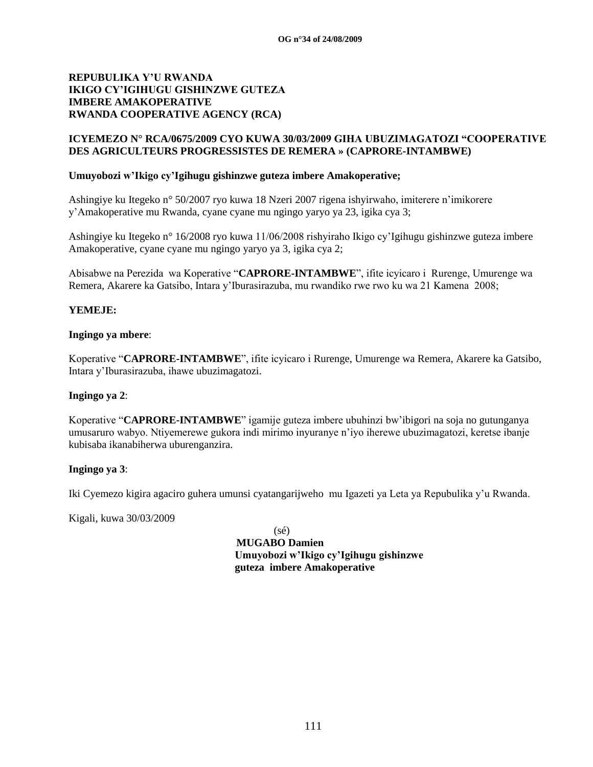**REPUBULIKA Y'U RWANDA**
**IKIGO CY'IGIHUGU GISHINZWE GUTEZA IMBERE AMAKOPERATIVE**
**RWANDA COOPERATIVE AGENCY (RCA)**

**ICYEMEZO N° RCA/0675/2009 CYO KUWA 30/03/2009 GIHA UBUZIMAGATOZI "COOPERATIVE DES AGRICULTEURS PROGRESSISTES DE REMERA » (CAPRORE-INTAMBWE)**

**Umuyobozi w'Ikigo cy'Igihugu gishinzwe guteza imbere Amakoperative;**

Ashingiye ku Itegeko n° 50/2007 ryo kuwa 18 Nzeri 2007 rigena ishyirwaho, imiterere n'imikorere y'Amakoperative mu Rwanda, cyane cyane mu ngingo yaryo ya 23, igika cya 3;

Ashingiye ku Itegeko n° 16/2008 ryo kuwa 11/06/2008 rishyiraho Ikigo cy'Igihugu gishinzwe guteza imbere Amakoperative, cyane cyane mu ngingo yaryo ya 3, igika cya 2;

Abisabwe na Perezida wa Koperative "**CAPRORE-INTAMBWE**", ifite icyicaro i Rurenge, Umurenge wa Remera, Akarere ka Gatsibo, Intara y'Iburasirazuba, mu rwandiko rwe rwo ku wa 21 Kamena 2008;

**YEMEJE:**

**Ingingo ya mbere**:

Koperative "**CAPRORE-INTAMBWE**", ifite icyicaro i Rurenge, Umurenge wa Remera, Akarere ka Gatsibo, Intara y'Iburasirazuba, ihawe ubuzimagatozi.

**Ingingo ya 2**:

Koperative "**CAPRORE-INTAMBWE**" igamije guteza imbere ubuhinzi bw'ibigori na soja no gutunganya umusaruro wabyo. Ntiyemerewe gukora indi mirimo inyuranye n'iyo iherewe ubuzimagatozi, keretse ibanje kubisaba ikanabiherwa uburenganzira.

**Ingingo ya 3**:

Iki Cyemezo kigira agaciro guhera umunsi cyatangarijweho mu Igazeti ya Leta ya Repubulika y'u Rwanda.

Kigali, kuwa 30/03/2009

(sé)
**MUGABO Damien**
**Umuyobozi w'Ikigo cy'Igihugu gishinzwe guteza imbere Amakoperative**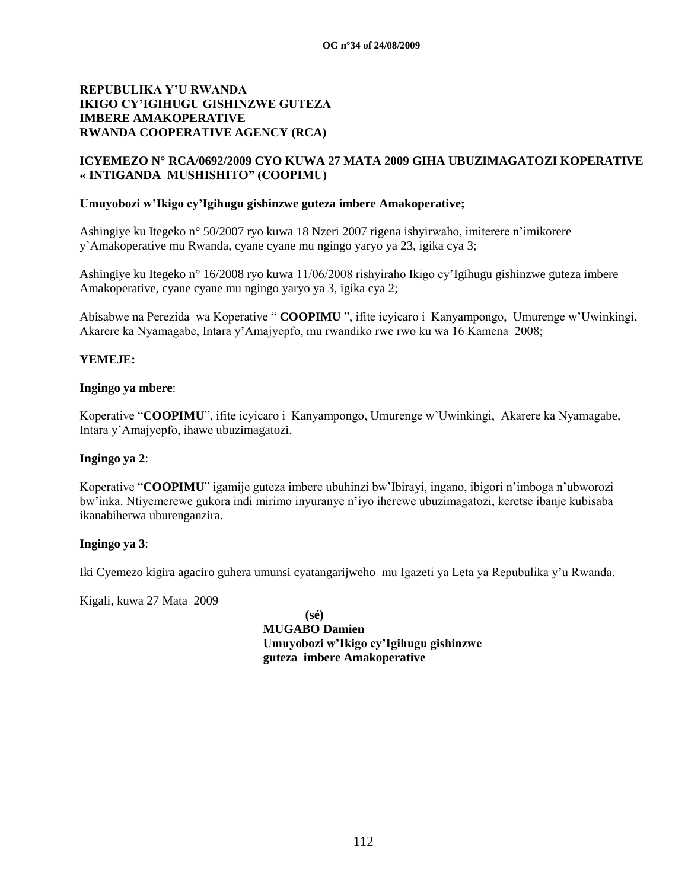**REPUBULIKA Y'U RWANDA**
**IKIGO CY'IGIHUGU GISHINZWE GUTEZA IMBERE AMAKOPERATIVE**
**RWANDA COOPERATIVE AGENCY (RCA)**

**ICYEMEZO N° RCA/0692/2009 CYO KUWA 27 MATA 2009 GIHA UBUZIMAGATOZI KOPERATIVE « INTIGANDA MUSHISHITO" (COOPIMU)**

**Umuyobozi w'Ikigo cy'Igihugu gishinzwe guteza imbere Amakoperative;**

Ashingiye ku Itegeko n° 50/2007 ryo kuwa 18 Nzeri 2007 rigena ishyirwaho, imiterere n'imikorere y'Amakoperative mu Rwanda, cyane cyane mu ngingo yaryo ya 23, igika cya 3;

Ashingiye ku Itegeko n° 16/2008 ryo kuwa 11/06/2008 rishyiraho Ikigo cy'Igihugu gishinzwe guteza imbere Amakoperative, cyane cyane mu ngingo yaryo ya 3, igika cya 2;

Abisabwe na Perezida wa Koperative " **COOPIMU** ", ifite icyicaro i Kanyampongo, Umurenge w'Uwinkingi, Akarere ka Nyamagabe, Intara y'Amajyepfo, mu rwandiko rwe rwo ku wa 16 Kamena 2008;

**YEMEJE:**

**Ingingo ya mbere**:

Koperative "**COOPIMU**", ifite icyicaro i Kanyampongo, Umurenge w'Uwinkingi, Akarere ka Nyamagabe, Intara y'Amajyepfo, ihawe ubuzimagatozi.

**Ingingo ya 2**:

Koperative "**COOPIMU**" igamije guteza imbere ubuhinzi bw'Ibirayi, ingano, ibigori n'imboga n'ubworozi bw'inka. Ntiyemerewe gukora indi mirimo inyuranye n'iyo iherewe ubuzimagatozi, keretse ibanje kubisaba ikanabiherwa uburenganzira.

**Ingingo ya 3**:

Iki Cyemezo kigira agaciro guhera umunsi cyatangarijweho mu Igazeti ya Leta ya Repubulika y'u Rwanda.

Kigali, kuwa 27 Mata 2009

**(sé)**
**MUGABO Damien**
**Umuyobozi w'Ikigo cy'Igihugu gishinzwe guteza imbere Amakoperative**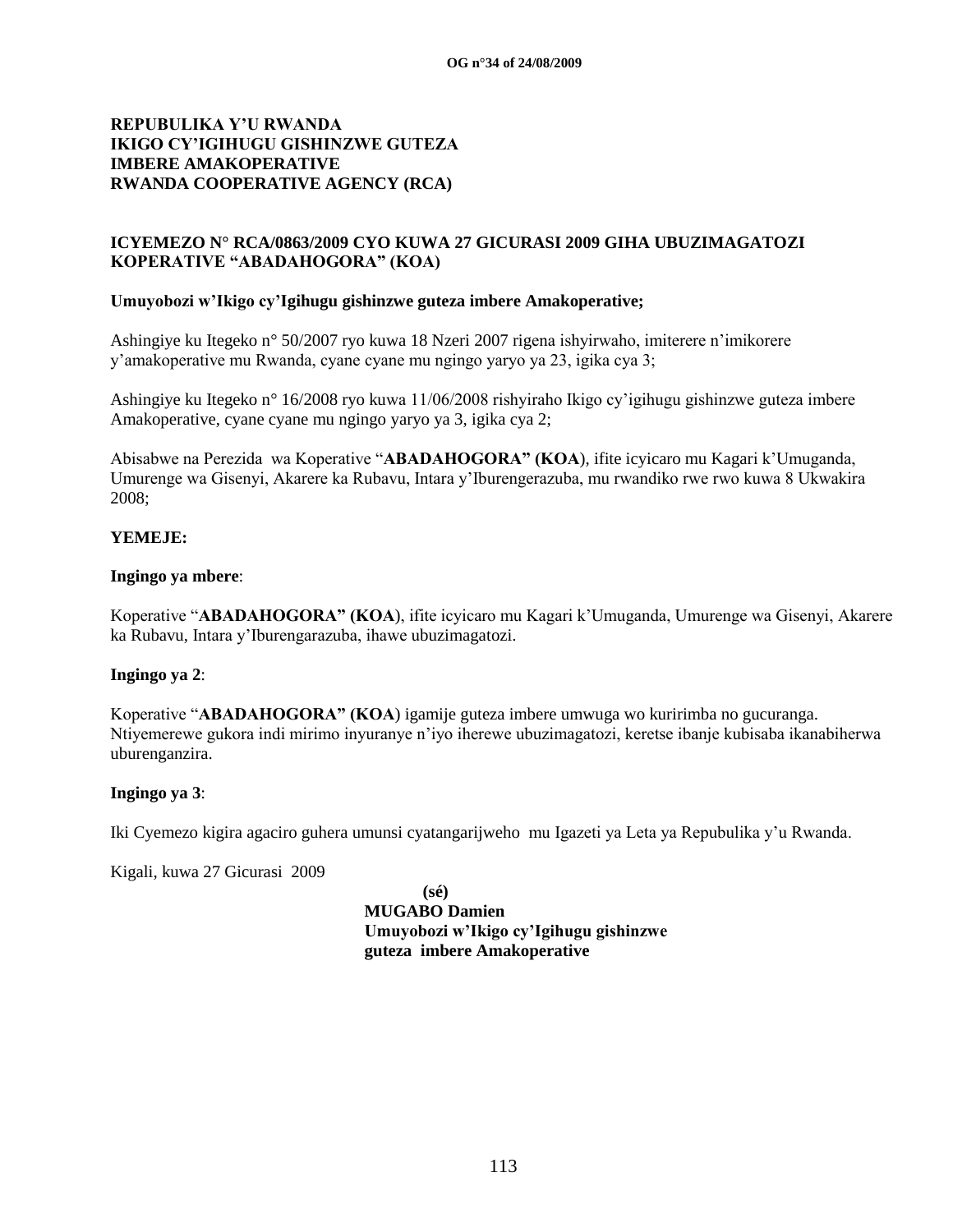**REPUBULIKA Y'U RWANDA**
**IKIGO CY'IGIHUGU GISHINZWE GUTEZA IMBERE AMAKOPERATIVE**
**RWANDA COOPERATIVE AGENCY (RCA)**

**ICYEMEZO N° RCA/0863/2009 CYO KUWA 27 GICURASI 2009 GIHA UBUZIMAGATOZI KOPERATIVE "ABADAHOGORA" (KOA)**

**Umuyobozi w'Ikigo cy'Igihugu gishinzwe guteza imbere Amakoperative;**

Ashingiye ku Itegeko n° 50/2007 ryo kuwa 18 Nzeri 2007 rigena ishyirwaho, imiterere n'imikorere y'amakoperative mu Rwanda, cyane cyane mu ngingo yaryo ya 23, igika cya 3;

Ashingiye ku Itegeko n° 16/2008 ryo kuwa 11/06/2008 rishyiraho Ikigo cy'igihugu gishinzwe guteza imbere Amakoperative, cyane cyane mu ngingo yaryo ya 3, igika cya 2;

Abisabwe na Perezida wa Koperative "**ABADAHOGORA" (KOA**), ifite icyicaro mu Kagari k'Umuganda, Umurenge wa Gisenyi, Akarere ka Rubavu, Intara y'Iburengerazuba, mu rwandiko rwe rwo kuwa 8 Ukwakira 2008;

**YEMEJE:**

**Ingingo ya mbere**:

Koperative "**ABADAHOGORA" (KOA**), ifite icyicaro mu Kagari k'Umuganda, Umurenge wa Gisenyi, Akarere ka Rubavu, Intara y'Iburengarazuba, ihawe ubuzimagatozi.

**Ingingo ya 2**:

Koperative "**ABADAHOGORA" (KOA**) igamije guteza imbere umwuga wo kuririmba no gucuranga. Ntiyemerewe gukora indi mirimo inyuranye n'iyo iherewe ubuzimagatozi, keretse ibanje kubisaba ikanabiherwa uburenganzira.

**Ingingo ya 3**:

Iki Cyemezo kigira agaciro guhera umunsi cyatangarijweho mu Igazeti ya Leta ya Repubulika y'u Rwanda.

Kigali, kuwa 27 Gicurasi 2009

**(sé)**
**MUGABO Damien**
**Umuyobozi w'Ikigo cy'Igihugu gishinzwe guteza imbere Amakoperative**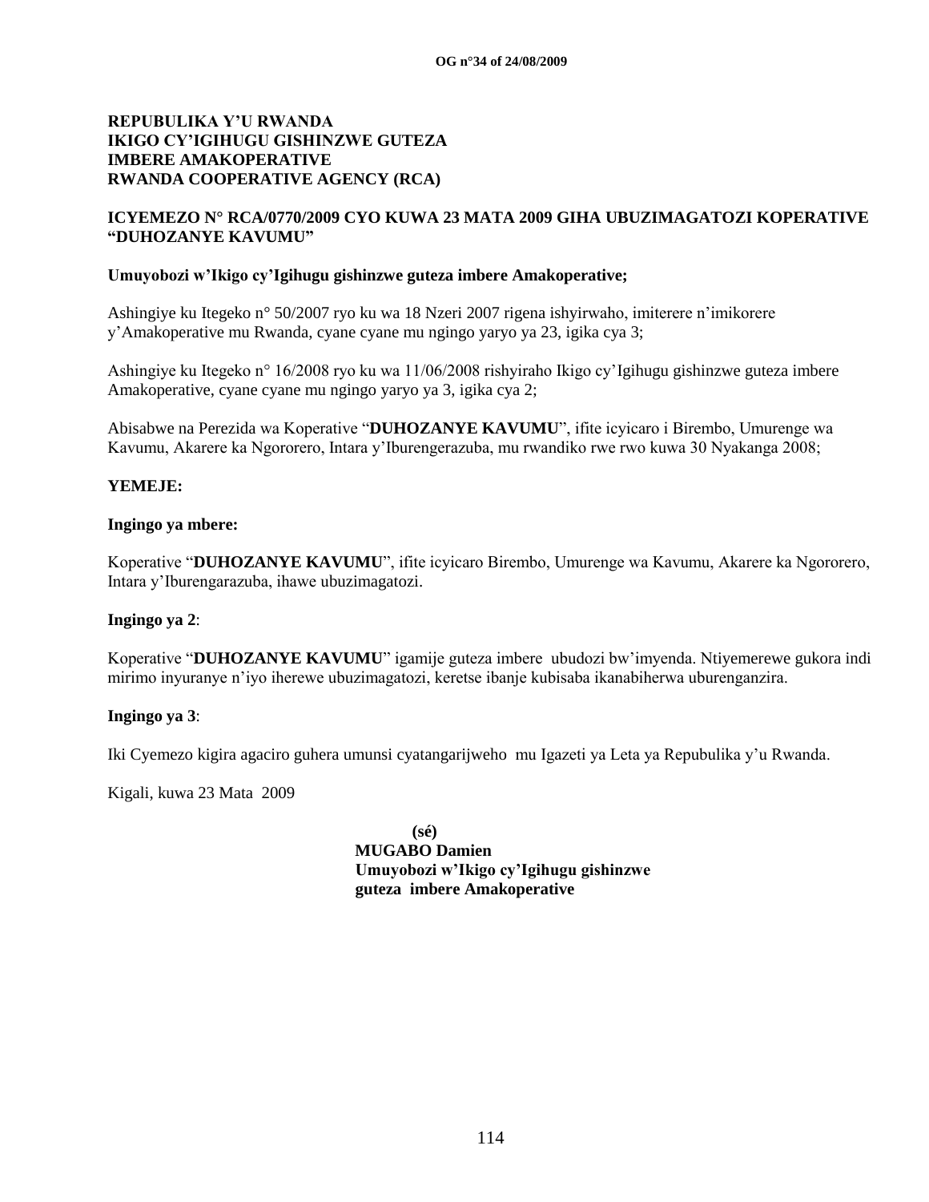**REPUBULIKA Y'U RWANDA**
**IKIGO CY'IGIHUGU GISHINZWE GUTEZA IMBERE AMAKOPERATIVE**
**RWANDA COOPERATIVE AGENCY (RCA)**

**ICYEMEZO N° RCA/0770/2009 CYO KUWA 23 MATA 2009 GIHA UBUZIMAGATOZI KOPERATIVE "DUHOZANYE KAVUMU"**

**Umuyobozi w'Ikigo cy'Igihugu gishinzwe guteza imbere Amakoperative;**

Ashingiye ku Itegeko n° 50/2007 ryo ku wa 18 Nzeri 2007 rigena ishyirwaho, imiterere n'imikorere y'Amakoperative mu Rwanda, cyane cyane mu ngingo yaryo ya 23, igika cya 3;

Ashingiye ku Itegeko n° 16/2008 ryo ku wa 11/06/2008 rishyiraho Ikigo cy'Igihugu gishinzwe guteza imbere Amakoperative, cyane cyane mu ngingo yaryo ya 3, igika cya 2;

Abisabwe na Perezida wa Koperative "**DUHOZANYE KAVUMU**", ifite icyicaro i Birembo, Umurenge wa Kavumu, Akarere ka Ngororero, Intara y'Iburengerazuba, mu rwandiko rwe rwo kuwa 30 Nyakanga 2008;

**YEMEJE:**

**Ingingo ya mbere:**

Koperative "**DUHOZANYE KAVUMU**", ifite icyicaro Birembo, Umurenge wa Kavumu, Akarere ka Ngororero, Intara y'Iburengarazuba, ihawe ubuzimagatozi.

**Ingingo ya 2**:

Koperative "**DUHOZANYE KAVUMU**" igamije guteza imbere ubudozi bw'imyenda. Ntiyemerewe gukora indi mirimo inyuranye n'iyo iherewe ubuzimagatozi, keretse ibanje kubisaba ikanabiherwa uburenganzira.

**Ingingo ya 3**:

Iki Cyemezo kigira agaciro guhera umunsi cyatangarijweho mu Igazeti ya Leta ya Repubulika y'u Rwanda.

Kigali, kuwa 23 Mata 2009

**(sé)**
**MUGABO Damien**
**Umuyobozi w'Ikigo cy'Igihugu gishinzwe guteza imbere Amakoperative**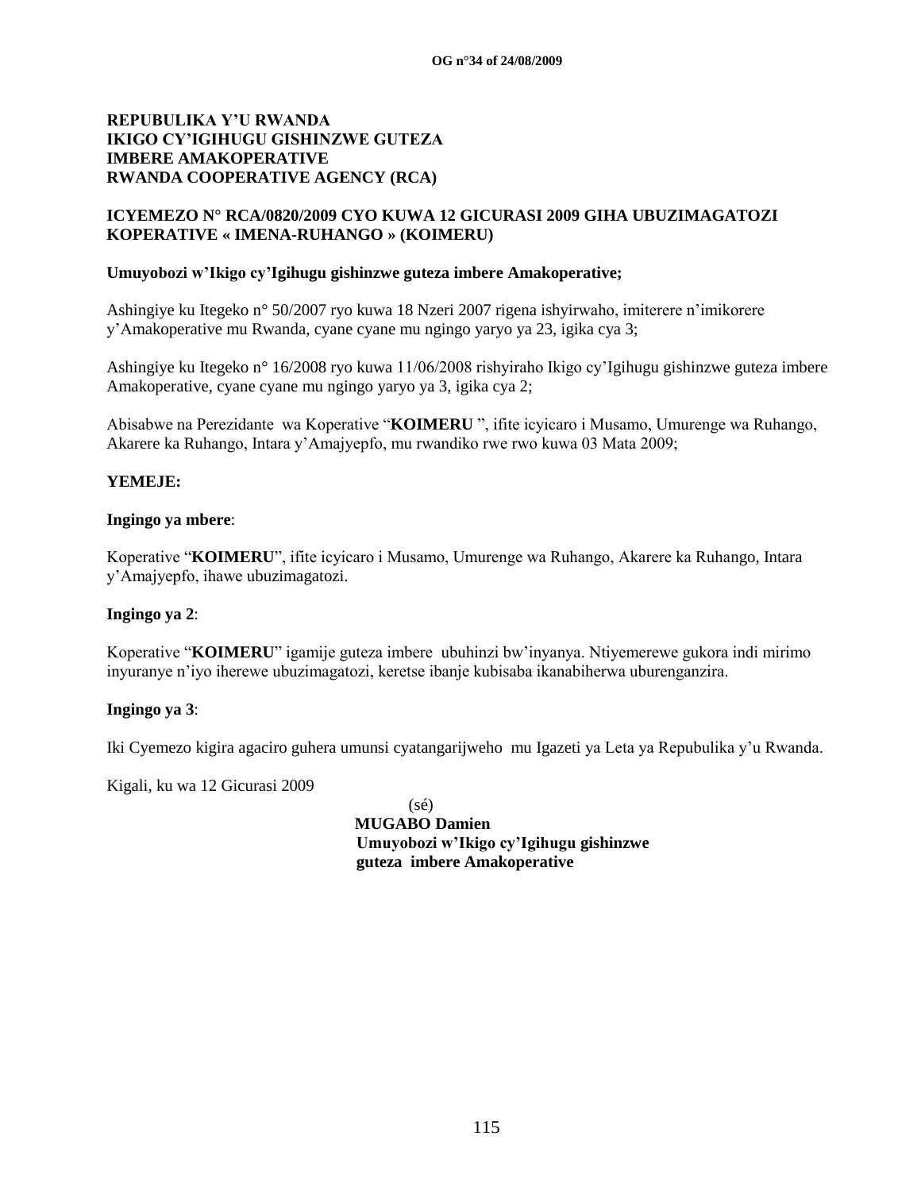**REPUBULIKA Y'U RWANDA**
**IKIGO CY'IGIHUGU GISHINZWE GUTEZA IMBERE AMAKOPERATIVE**
**RWANDA COOPERATIVE AGENCY (RCA)**

**ICYEMEZO N° RCA/0820/2009 CYO KUWA 12 GICURASI 2009 GIHA UBUZIMAGATOZI KOPERATIVE « IMENA-RUHANGO » (KOIMERU)**

**Umuyobozi w'Ikigo cy'Igihugu gishinzwe guteza imbere Amakoperative;**

Ashingiye ku Itegeko n° 50/2007 ryo kuwa 18 Nzeri 2007 rigena ishyirwaho, imiterere n'imikorere y'Amakoperative mu Rwanda, cyane cyane mu ngingo yaryo ya 23, igika cya 3;

Ashingiye ku Itegeko n° 16/2008 ryo kuwa 11/06/2008 rishyiraho Ikigo cy'Igihugu gishinzwe guteza imbere Amakoperative, cyane cyane mu ngingo yaryo ya 3, igika cya 2;

Abisabwe na Perezidante wa Koperative "**KOIMERU** ", ifite icyicaro i Musamo, Umurenge wa Ruhango, Akarere ka Ruhango, Intara y'Amajyepfo, mu rwandiko rwe rwo kuwa 03 Mata 2009;

**YEMEJE:**

**Ingingo ya mbere**:

Koperative "**KOIMERU**", ifite icyicaro i Musamo, Umurenge wa Ruhango, Akarere ka Ruhango, Intara y'Amajyepfo, ihawe ubuzimagatozi.

**Ingingo ya 2**:

Koperative "**KOIMERU**" igamije guteza imbere ubuhinzi bw'inyanya. Ntiyemerewe gukora indi mirimo inyuranye n'iyo iherewe ubuzimagatozi, keretse ibanje kubisaba ikanabiherwa uburenganzira.

**Ingingo ya 3**:

Iki Cyemezo kigira agaciro guhera umunsi cyatangarijweho mu Igazeti ya Leta ya Repubulika y'u Rwanda.

Kigali, ku wa 12 Gicurasi 2009

(sé)
**MUGABO Damien**
**Umuyobozi w'Ikigo cy'Igihugu gishinzwe guteza imbere Amakoperative**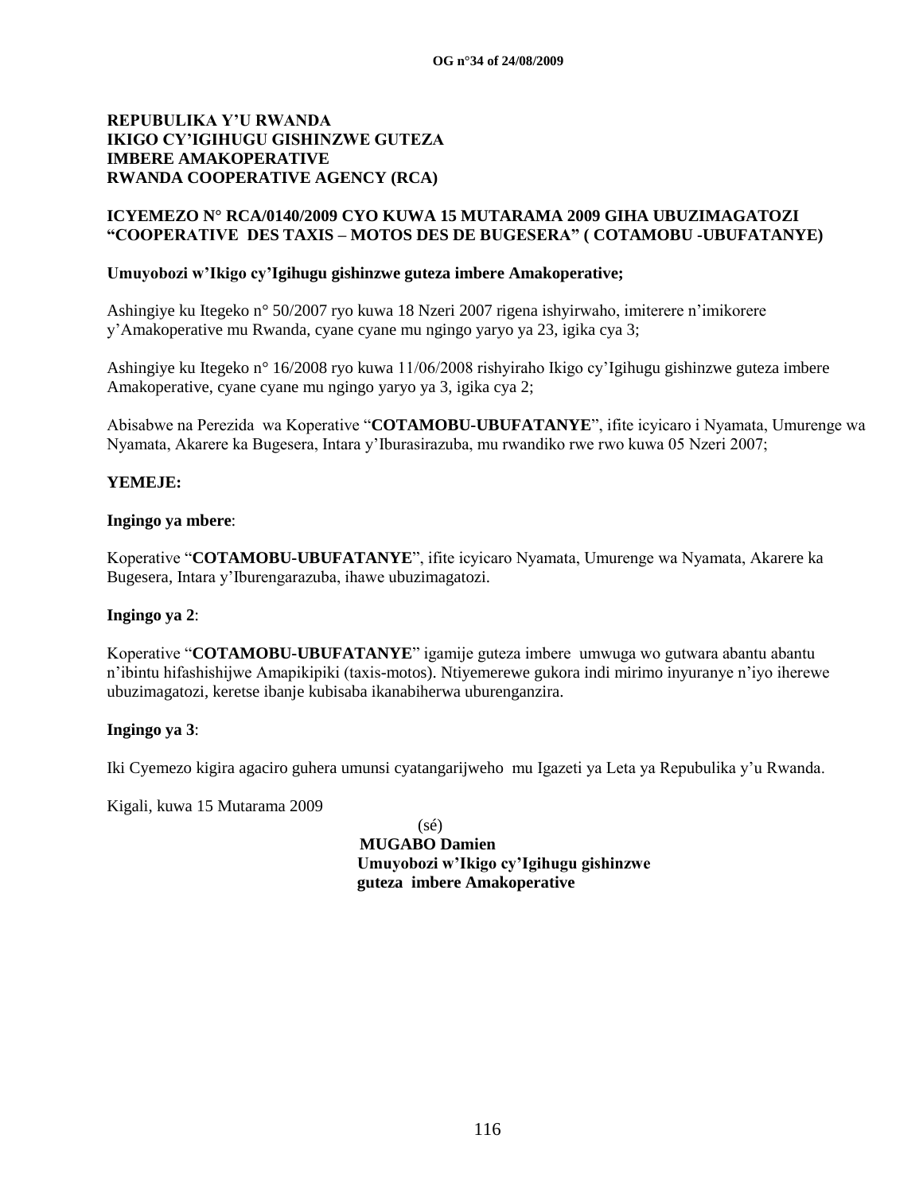**REPUBULIKA Y'U RWANDA**
**IKIGO CY'IGIHUGU GISHINZWE GUTEZA IMBERE AMAKOPERATIVE**
**RWANDA COOPERATIVE AGENCY (RCA)**

**ICYEMEZO N° RCA/0140/2009 CYO KUWA 15 MUTARAMA 2009 GIHA UBUZIMAGATOZI "COOPERATIVE DES TAXIS – MOTOS DES DE BUGESERA" ( COTAMOBU -UBUFATANYE)**

**Umuyobozi w'Ikigo cy'Igihugu gishinzwe guteza imbere Amakoperative;**

Ashingiye ku Itegeko n° 50/2007 ryo kuwa 18 Nzeri 2007 rigena ishyirwaho, imiterere n'imikorere y'Amakoperative mu Rwanda, cyane cyane mu ngingo yaryo ya 23, igika cya 3;

Ashingiye ku Itegeko n° 16/2008 ryo kuwa 11/06/2008 rishyiraho Ikigo cy'Igihugu gishinzwe guteza imbere Amakoperative, cyane cyane mu ngingo yaryo ya 3, igika cya 2;

Abisabwe na Perezida wa Koperative "**COTAMOBU-UBUFATANYE**", ifite icyicaro i Nyamata, Umurenge wa Nyamata, Akarere ka Bugesera, Intara y'Iburasirazuba, mu rwandiko rwe rwo kuwa 05 Nzeri 2007;

**YEMEJE:**

**Ingingo ya mbere**:

Koperative "**COTAMOBU-UBUFATANYE**", ifite icyicaro Nyamata, Umurenge wa Nyamata, Akarere ka Bugesera, Intara y'Iburengarazuba, ihawe ubuzimagatozi.

**Ingingo ya 2**:

Koperative "**COTAMOBU-UBUFATANYE**" igamije guteza imbere umwuga wo gutwara abantu abantu n'ibintu hifashishijwe Amapikipiki (taxis-motos). Ntiyemerewe gukora indi mirimo inyuranye n'iyo iherewe ubuzimagatozi, keretse ibanje kubisaba ikanabiherwa uburenganzira.

**Ingingo ya 3**:

Iki Cyemezo kigira agaciro guhera umunsi cyatangarijweho mu Igazeti ya Leta ya Repubulika y'u Rwanda.

Kigali, kuwa 15 Mutarama 2009

(sé)
**MUGABO Damien**
**Umuyobozi w'Ikigo cy'Igihugu gishinzwe guteza imbere Amakoperative**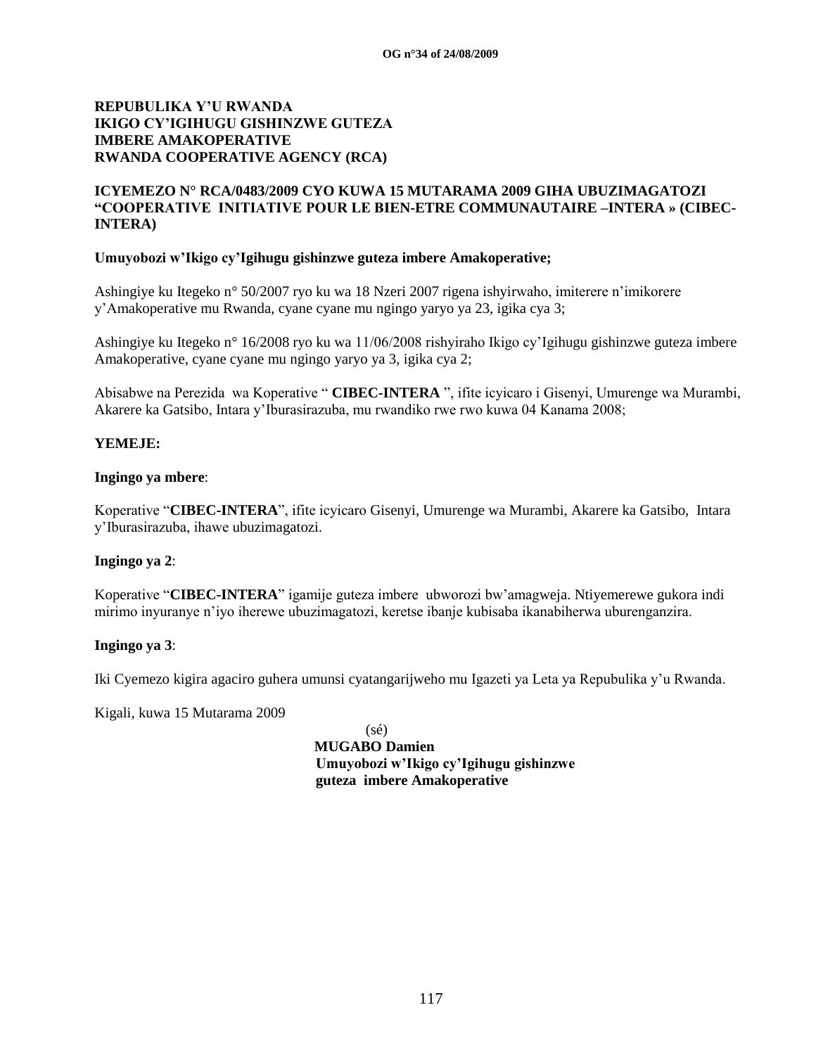**REPUBULIKA Y'U RWANDA**
**IKIGO CY'IGIHUGU GISHINZWE GUTEZA IMBERE AMAKOPERATIVE**
**RWANDA COOPERATIVE AGENCY (RCA)**

**ICYEMEZO N° RCA/0483/2009 CYO KUWA 15 MUTARAMA 2009 GIHA UBUZIMAGATOZI "COOPERATIVE INITIATIVE POUR LE BIEN-ETRE COMMUNAUTAIRE –INTERA » (CIBEC-INTERA)**

**Umuyobozi w'Ikigo cy'Igihugu gishinzwe guteza imbere Amakoperative;**

Ashingiye ku Itegeko n° 50/2007 ryo ku wa 18 Nzeri 2007 rigena ishyirwaho, imiterere n'imikorere y'Amakoperative mu Rwanda, cyane cyane mu ngingo yaryo ya 23, igika cya 3;

Ashingiye ku Itegeko n° 16/2008 ryo ku wa 11/06/2008 rishyiraho Ikigo cy'Igihugu gishinzwe guteza imbere Amakoperative, cyane cyane mu ngingo yaryo ya 3, igika cya 2;

Abisabwe na Perezida wa Koperative " **CIBEC-INTERA** ", ifite icyicaro i Gisenyi, Umurenge wa Murambi, Akarere ka Gatsibo, Intara y'Iburasirazuba, mu rwandiko rwe rwo kuwa 04 Kanama 2008;

**YEMEJE:**

**Ingingo ya mbere**:

Koperative "**CIBEC-INTERA**", ifite icyicaro Gisenyi, Umurenge wa Murambi, Akarere ka Gatsibo, Intara y'Iburasirazuba, ihawe ubuzimagatozi.

**Ingingo ya 2**:

Koperative "**CIBEC-INTERA**" igamije guteza imbere ubworozi bw'amagweja. Ntiyemerewe gukora indi mirimo inyuranye n'iyo iherewe ubuzimagatozi, keretse ibanje kubisaba ikanabiherwa uburenganzira.

**Ingingo ya 3**:

Iki Cyemezo kigira agaciro guhera umunsi cyatangarijweho mu Igazeti ya Leta ya Repubulika y'u Rwanda.

Kigali, kuwa 15 Mutarama 2009

(sé)
**MUGABO Damien**
**Umuyobozi w'Ikigo cy'Igihugu gishinzwe guteza imbere Amakoperative**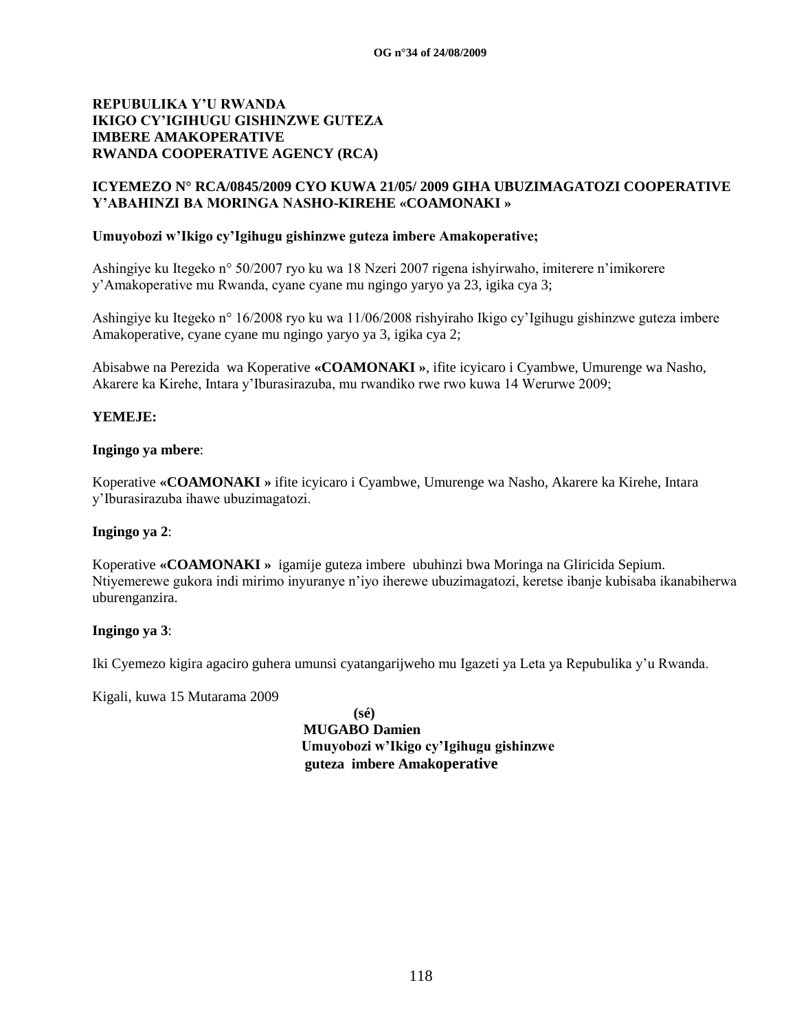**REPUBULIKA Y'U RWANDA**
**IKIGO CY'IGIHUGU GISHINZWE GUTEZA IMBERE AMAKOPERATIVE**
**RWANDA COOPERATIVE AGENCY (RCA)**

**ICYEMEZO N° RCA/0845/2009 CYO KUWA 21/05/ 2009 GIHA UBUZIMAGATOZI COOPERATIVE Y'ABAHINZI BA MORINGA NASHO-KIREHE «COAMONAKI »**

**Umuyobozi w'Ikigo cy'Igihugu gishinzwe guteza imbere Amakoperative;**

Ashingiye ku Itegeko n° 50/2007 ryo ku wa 18 Nzeri 2007 rigena ishyirwaho, imiterere n'imikorere y'Amakoperative mu Rwanda, cyane cyane mu ngingo yaryo ya 23, igika cya 3;

Ashingiye ku Itegeko n° 16/2008 ryo ku wa 11/06/2008 rishyiraho Ikigo cy'Igihugu gishinzwe guteza imbere Amakoperative, cyane cyane mu ngingo yaryo ya 3, igika cya 2;

Abisabwe na Perezida wa Koperative **«COAMONAKI »**, ifite icyicaro i Cyambwe, Umurenge wa Nasho, Akarere ka Kirehe, Intara y'Iburasirazuba, mu rwandiko rwe rwo kuwa 14 Werurwe 2009;

**YEMEJE:**

**Ingingo ya mbere**:

Koperative **«COAMONAKI »** ifite icyicaro i Cyambwe, Umurenge wa Nasho, Akarere ka Kirehe, Intara y'Iburasirazuba ihawe ubuzimagatozi.

**Ingingo ya 2**:

Koperative **«COAMONAKI »** igamije guteza imbere ubuhinzi bwa Moringa na Gliricida Sepium. Ntiyemerewe gukora indi mirimo inyuranye n'iyo iherewe ubuzimagatozi, keretse ibanje kubisaba ikanabiherwa uburenganzira.

**Ingingo ya 3**:

Iki Cyemezo kigira agaciro guhera umunsi cyatangarijweho mu Igazeti ya Leta ya Repubulika y'u Rwanda.

Kigali, kuwa 15 Mutarama 2009

**(sé)**
**MUGABO Damien**
**Umuyobozi w'Ikigo cy'Igihugu gishinzwe guteza imbere Amakoperative**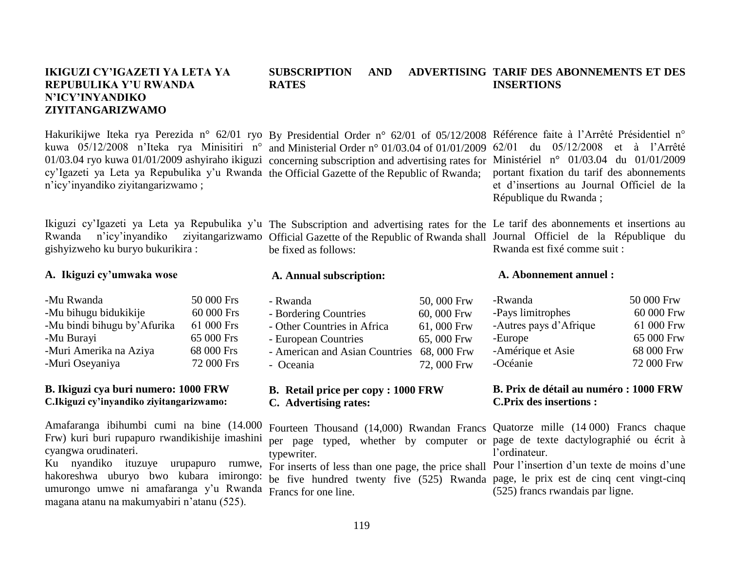## IKIGUZI CY'IGAZETI YA LETA YA REPUBULIKA Y'U RWANDA N'ICY'INYANDIKO ZIYITANGARIZWAMO

Hakurikijwe Iteka rya Perezida n° 62/01 ryo kuwa 05/12/2008 n'Iteka rya Minisitiri n° 01/03.04 ryo kuwa 01/01/2009 ashyiraho ikiguzi cy'Igazeti ya Leta ya Repubulika y'u Rwanda n'icy'inyandiko ziyitangarizwamo ;

Ikiguzi cy'Igazeti ya Leta ya Repubulika y'u Rwanda n'icy'inyandiko ziyitangarizwamo gishyizweho ku buryo bukurikira :

**A. Ikiguzi cy'umwaka wose**

| | |
|---|---|
| -Mu Rwanda | 50 000 Frs |
| -Mu bihugu bidukikije | 60 000 Frs |
| -Mu bindi bihugu by'Afurika | 61 000 Frs |
| -Mu Burayi | 65 000 Frs |
| -Muri Amerika na Aziya | 68 000 Frs |
| -Muri Oseyaniya | 72 000 Frs |

**B. Ikiguzi cya buri numero: 1000 FRW**

**C.Ikiguzi cy'inyandiko ziyitangarizwamo:**

Amafaranga ibihumbi cumi na bine (14.000 Frw) kuri buri rupapuro rwandikishije imashini cyangwa orudinateri.

Ku nyandiko ituzuye urupapuro rumwe, hakoreshwa uburyo bwo kubara imirongo: umurongo umwe ni amafaranga y'u Rwanda magana atanu na makumyabiri n'atanu (525).

## SUBSCRIPTION AND ADVERTISING RATES

By Presidential Order n° 62/01 of 05/12/2008 and Ministerial Order n° 01/03.04 of 01/01/2009 concerning subscription and advertising rates for the Official Gazette of the Republic of Rwanda;

The Subscription and advertising rates for the Official Gazette of the Republic of Rwanda shall be fixed as follows:

**A. Annual subscription:**

| | |
|---|---|
| - Rwanda | 50, 000 Frw |
| - Bordering Countries | 60, 000 Frw |
| - Other Countries in Africa | 61, 000 Frw |
| - European Countries | 65, 000 Frw |
| - American and Asian Countries | 68, 000 Frw |
| - Oceania | 72, 000 Frw |

**B. Retail price per copy : 1000 FRW**

**C. Advertising rates:**

Fourteen Thousand (14,000) Rwandan Francs per page typed, whether by computer or typewriter.

For inserts of less than one page, the price shall be five hundred twenty five (525) Rwanda Francs for one line.

## TARIF DES ABONNEMENTS ET DES INSERTIONS

Référence faite à l'Arrêté Présidentiel n° 62/01 du 05/12/2008 et à l'Arrêté Ministériel n° 01/03.04 du 01/01/2009 portant fixation du tarif des abonnements et d'insertions au Journal Officiel de la République du Rwanda ;

Le tarif des abonnements et insertions au Journal Officiel de la République du Rwanda est fixé comme suit :

**A. Abonnement annuel :**

| | |
|---|---|
| -Rwanda | 50 000 Frw |
| -Pays limitrophes | 60 000 Frw |
| -Autres pays d'Afrique | 61 000 Frw |
| -Europe | 65 000 Frw |
| -Amérique et Asie | 68 000 Frw |
| -Océanie | 72 000 Frw |

**B. Prix de détail au numéro : 1000 FRW**

**C.Prix des insertions :**

Quatorze mille (14 000) Francs chaque page de texte dactylographié ou écrit à l'ordinateur.

Pour l'insertion d'un texte de moins d'une page, le prix est de cinq cent vingt-cinq (525) francs rwandais par ligne.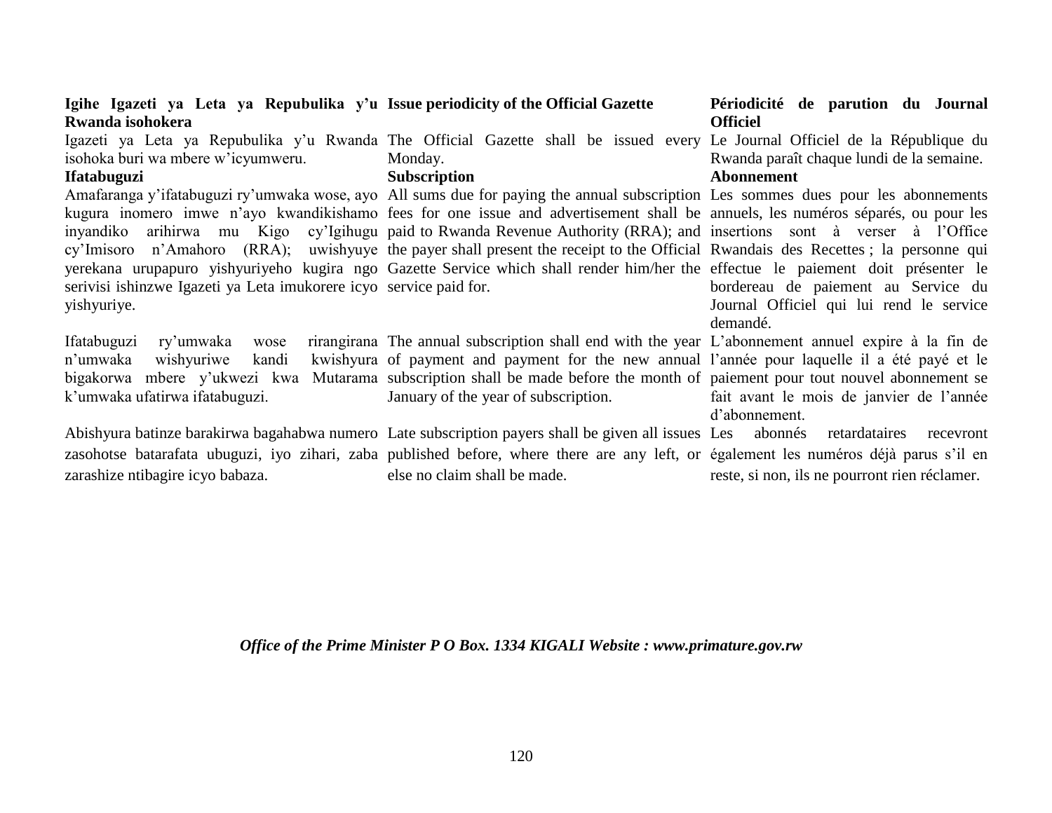**Igihe Igazeti ya Leta ya Repubulika y'u Rwanda isohokera**

Igazeti ya Leta ya Repubulika y'u Rwanda isohoka buri wa mbere w'icyumweru.

**Ifatabuguzi**

Amafaranga y'ifatabuguzi ry'umwaka wose, ayo kugura inomero imwe n'ayo kwandikishamo inyandiko arihirwa mu Kigo cy'Igihugu cy'Imisoro n'Amahoro (RRA); uwishyuye yerekana urupapuro yishyuriyeho kugira ngo serivisi ishinzwe Igazeti ya Leta imukorere icyo yishyuriye.

Ifatabuguzi ry'umwaka wose rirangirana n'umwaka wishyuriwe kandi kwishyura bigakorwa mbere y'ukwezi kwa Mutarama k'umwaka ufatirwa ifatabuguzi.

Abishyura batinze barakirwa bagahabwa numero zasohotse batarafata ubuguzi, iyo zihari, zaba zarashize ntibagire icyo babaza.

**Issue periodicity of the Official Gazette**

The Official Gazette shall be issued every Monday.

**Subscription**

All sums due for paying the annual subscription fees for one issue and advertisement shall be paid to Rwanda Revenue Authority (RRA); and the payer shall present the receipt to the Official Gazette Service which shall render him/her the service paid for.

The annual subscription shall end with the year of payment and payment for the new annual subscription shall be made before the month of January of the year of subscription.

Late subscription payers shall be given all issues published before, where there are any left, or else no claim shall be made.

**Périodicité de parution du Journal Officiel**

Le Journal Officiel de la République du Rwanda paraît chaque lundi de la semaine.

**Abonnement**

Les sommes dues pour les abonnements annuels, les numéros séparés, ou pour les insertions sont à verser à l'Office Rwandais des Recettes ; la personne qui effectue le paiement doit présenter le bordereau de paiement au Service du Journal Officiel qui lui rend le service demandé.

L'abonnement annuel expire à la fin de l'année pour laquelle il a été payé et le paiement pour tout nouvel abonnement se fait avant le mois de janvier de l'année d'abonnement.

Les abonnés retardataires recevront également les numéros déjà parus s'il en reste, si non, ils ne pourront rien réclamer.

***Office of the Prime Minister P O Box. 1334 KIGALI Website : www.primature.gov.rw***